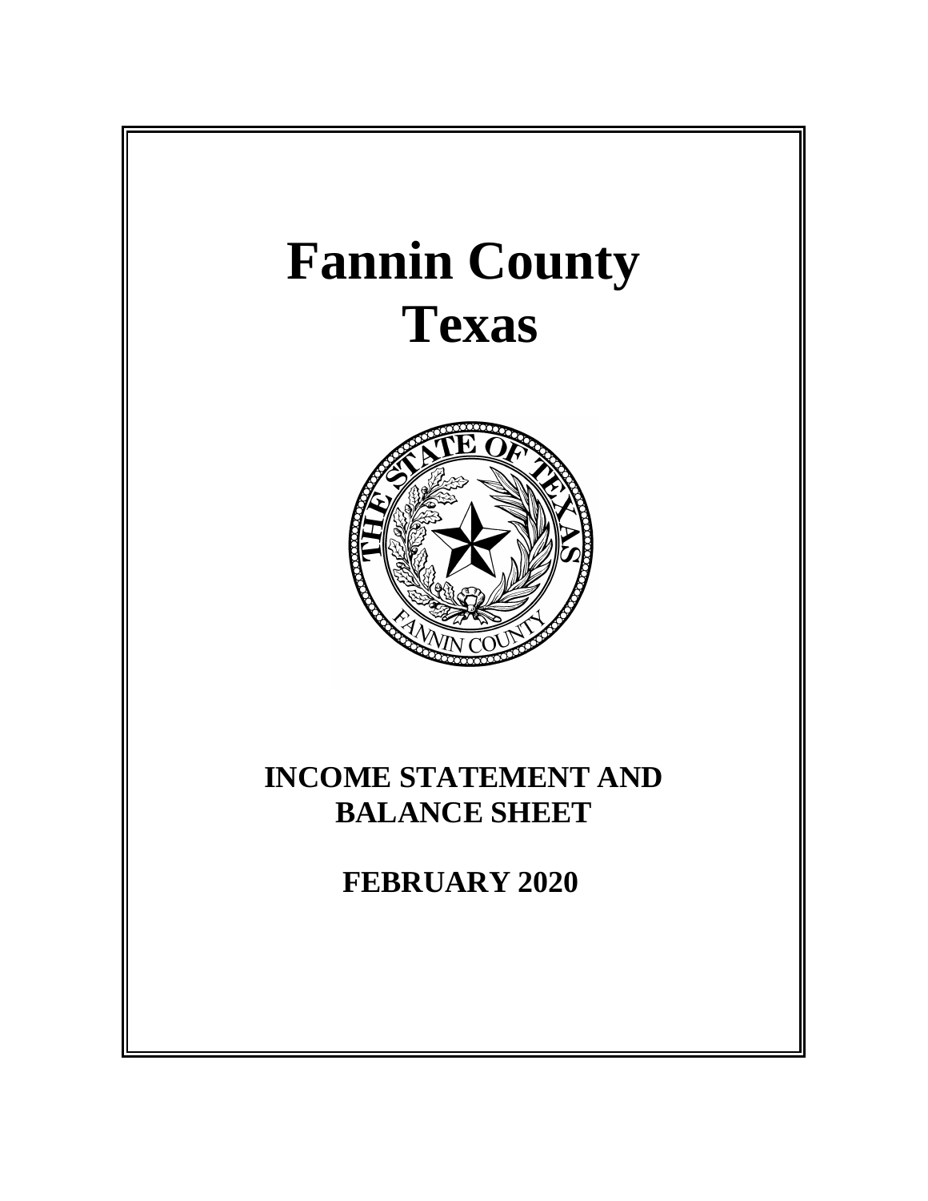# Fannin County
# Texas

## INCOME STATEMENT AND BALANCE SHEET

## FEBRUARY 2020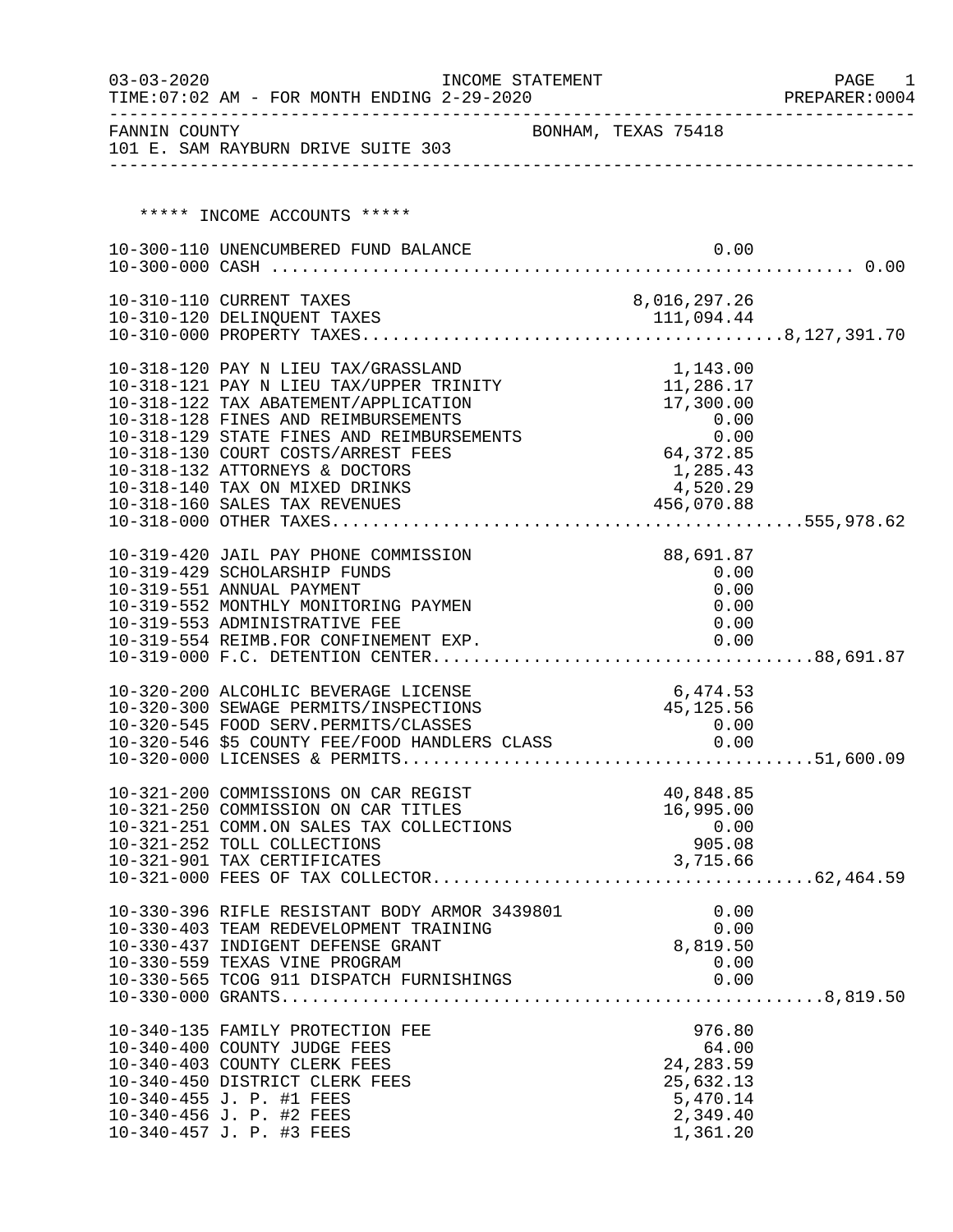03-03-2020 INCOME STATEMENT
TIME:07:02 AM - FOR MONTH ENDING 2-29-2020 PREPARER:0004

FANNIN COUNTY BONHAM, TEXAS 75418
101 E. SAM RAYBURN DRIVE SUITE 303

***** INCOME ACCOUNTS *****

| Account | Description | Amount | Total |
|---|---|---|---|
| 10-300-110 | UNENCUMBERED FUND BALANCE | 0.00 | |
| 10-300-000 | CASH | | 0.00 |
| 10-310-110 | CURRENT TAXES | 8,016,297.26 | |
| 10-310-120 | DELINQUENT TAXES | 111,094.44 | |
| 10-310-000 | PROPERTY TAXES | | 8,127,391.70 |
| 10-318-120 | PAY N LIEU TAX/GRASSLAND | 1,143.00 | |
| 10-318-121 | PAY N LIEU TAX/UPPER TRINITY | 11,286.17 | |
| 10-318-122 | TAX ABATEMENT/APPLICATION | 17,300.00 | |
| 10-318-128 | FINES AND REIMBURSEMENTS | 0.00 | |
| 10-318-129 | STATE FINES AND REIMBURSEMENTS | 0.00 | |
| 10-318-130 | COURT COSTS/ARREST FEES | 64,372.85 | |
| 10-318-132 | ATTORNEYS & DOCTORS | 1,285.43 | |
| 10-318-140 | TAX ON MIXED DRINKS | 4,520.29 | |
| 10-318-160 | SALES TAX REVENUES | 456,070.88 | |
| 10-318-000 | OTHER TAXES | | 555,978.62 |
| 10-319-420 | JAIL PAY PHONE COMMISSION | 88,691.87 | |
| 10-319-429 | SCHOLARSHIP FUNDS | 0.00 | |
| 10-319-551 | ANNUAL PAYMENT | 0.00 | |
| 10-319-552 | MONTHLY MONITORING PAYMEN | 0.00 | |
| 10-319-553 | ADMINISTRATIVE FEE | 0.00 | |
| 10-319-554 | REIMB.FOR CONFINEMENT EXP. | 0.00 | |
| 10-319-000 | F.C. DETENTION CENTER | | 88,691.87 |
| 10-320-200 | ALCOHLIC BEVERAGE LICENSE | 6,474.53 | |
| 10-320-300 | SEWAGE PERMITS/INSPECTIONS | 45,125.56 | |
| 10-320-545 | FOOD SERV.PERMITS/CLASSES | 0.00 | |
| 10-320-546 | $5 COUNTY FEE/FOOD HANDLERS CLASS | 0.00 | |
| 10-320-000 | LICENSES & PERMITS | | 51,600.09 |
| 10-321-200 | COMMISSIONS ON CAR REGIST | 40,848.85 | |
| 10-321-250 | COMMISSION ON CAR TITLES | 16,995.00 | |
| 10-321-251 | COMM.ON SALES TAX COLLECTIONS | 0.00 | |
| 10-321-252 | TOLL COLLECTIONS | 905.08 | |
| 10-321-901 | TAX CERTIFICATES | 3,715.66 | |
| 10-321-000 | FEES OF TAX COLLECTOR | | 62,464.59 |
| 10-330-396 | RIFLE RESISTANT BODY ARMOR 3439801 | 0.00 | |
| 10-330-403 | TEAM REDEVELOPMENT TRAINING | 0.00 | |
| 10-330-437 | INDIGENT DEFENSE GRANT | 8,819.50 | |
| 10-330-559 | TEXAS VINE PROGRAM | 0.00 | |
| 10-330-565 | TCOG 911 DISPATCH FURNISHINGS | 0.00 | |
| 10-330-000 | GRANTS | | 8,819.50 |
| 10-340-135 | FAMILY PROTECTION FEE | 976.80 | |
| 10-340-400 | COUNTY JUDGE FEES | 64.00 | |
| 10-340-403 | COUNTY CLERK FEES | 24,283.59 | |
| 10-340-450 | DISTRICT CLERK FEES | 25,632.13 | |
| 10-340-455 | J. P. #1 FEES | 5,470.14 | |
| 10-340-456 | J. P. #2 FEES | 2,349.40 | |
| 10-340-457 | J. P. #3 FEES | 1,361.20 | |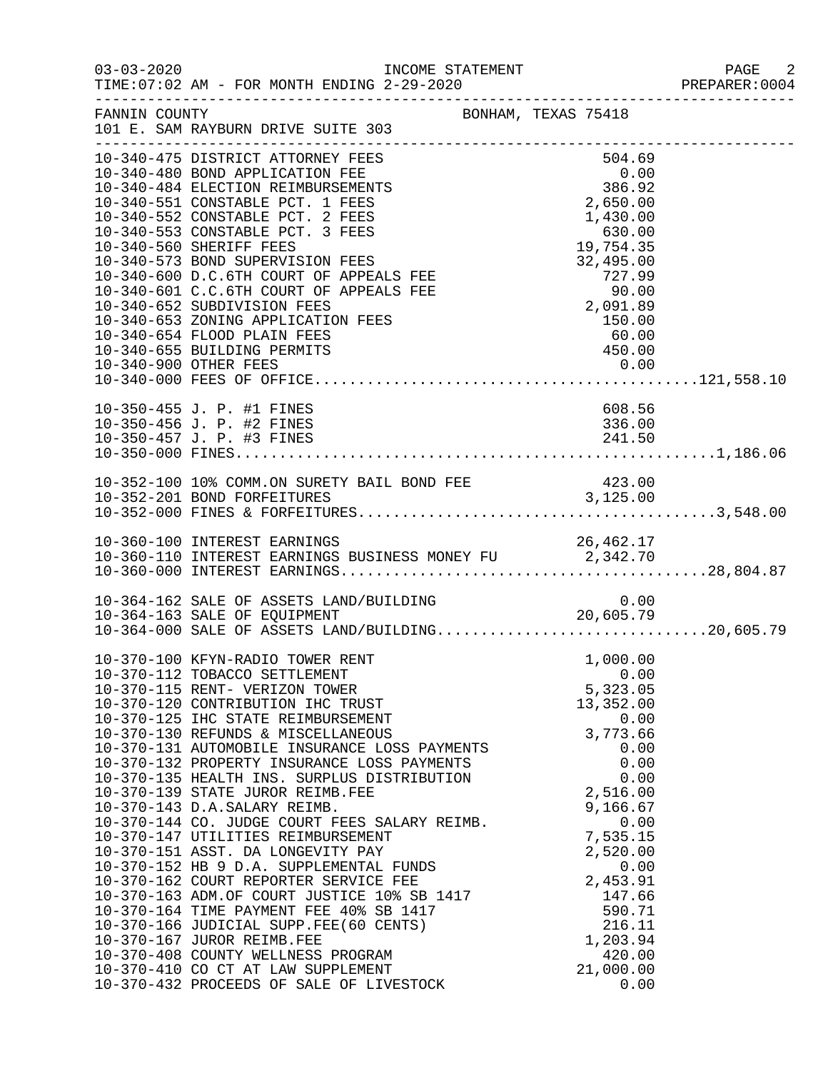INCOME STATEMENT
TIME:07:02 AM - FOR MONTH ENDING 2-29-2020

FANNIN COUNTY — BONHAM, TEXAS 75418
101 E. SAM RAYBURN DRIVE SUITE 303

| Account | Description | Amount | Total |
|---|---|---|---|
| 10-340-475 | DISTRICT ATTORNEY FEES | 504.69 | |
| 10-340-480 | BOND APPLICATION FEE | 0.00 | |
| 10-340-484 | ELECTION REIMBURSEMENTS | 386.92 | |
| 10-340-551 | CONSTABLE PCT. 1 FEES | 2,650.00 | |
| 10-340-552 | CONSTABLE PCT. 2 FEES | 1,430.00 | |
| 10-340-553 | CONSTABLE PCT. 3 FEES | 630.00 | |
| 10-340-560 | SHERIFF FEES | 19,754.35 | |
| 10-340-573 | BOND SUPERVISION FEES | 32,495.00 | |
| 10-340-600 | D.C.6TH COURT OF APPEALS FEE | 727.99 | |
| 10-340-601 | C.C.6TH COURT OF APPEALS FEE | 90.00 | |
| 10-340-652 | SUBDIVISION FEES | 2,091.89 | |
| 10-340-653 | ZONING APPLICATION FEES | 150.00 | |
| 10-340-654 | FLOOD PLAIN FEES | 60.00 | |
| 10-340-655 | BUILDING PERMITS | 450.00 | |
| 10-340-900 | OTHER FEES | 0.00 | |
| 10-340-000 | FEES OF OFFICE | | 121,558.10 |
| 10-350-455 | J. P. #1 FINES | 608.56 | |
| 10-350-456 | J. P. #2 FINES | 336.00 | |
| 10-350-457 | J. P. #3 FINES | 241.50 | |
| 10-350-000 | FINES | | 1,186.06 |
| 10-352-100 | 10% COMM.ON SURETY BAIL BOND FEE | 423.00 | |
| 10-352-201 | BOND FORFEITURES | 3,125.00 | |
| 10-352-000 | FINES & FORFEITURES | | 3,548.00 |
| 10-360-100 | INTEREST EARNINGS | 26,462.17 | |
| 10-360-110 | INTEREST EARNINGS BUSINESS MONEY FU | 2,342.70 | |
| 10-360-000 | INTEREST EARNINGS | | 28,804.87 |
| 10-364-162 | SALE OF ASSETS LAND/BUILDING | 0.00 | |
| 10-364-163 | SALE OF EQUIPMENT | 20,605.79 | |
| 10-364-000 | SALE OF ASSETS LAND/BUILDING | | 20,605.79 |
| 10-370-100 | KFYN-RADIO TOWER RENT | 1,000.00 | |
| 10-370-112 | TOBACCO SETTLEMENT | 0.00 | |
| 10-370-115 | RENT- VERIZON TOWER | 5,323.05 | |
| 10-370-120 | CONTRIBUTION IHC TRUST | 13,352.00 | |
| 10-370-125 | IHC STATE REIMBURSEMENT | 0.00 | |
| 10-370-130 | REFUNDS & MISCELLANEOUS | 3,773.66 | |
| 10-370-131 | AUTOMOBILE INSURANCE LOSS PAYMENTS | 0.00 | |
| 10-370-132 | PROPERTY INSURANCE LOSS PAYMENTS | 0.00 | |
| 10-370-135 | HEALTH INS. SURPLUS DISTRIBUTION | 0.00 | |
| 10-370-139 | STATE JUROR REIMB.FEE | 2,516.00 | |
| 10-370-143 | D.A.SALARY REIMB. | 9,166.67 | |
| 10-370-144 | CO. JUDGE COURT FEES SALARY REIMB. | 0.00 | |
| 10-370-147 | UTILITIES REIMBURSEMENT | 7,535.15 | |
| 10-370-151 | ASST. DA LONGEVITY PAY | 2,520.00 | |
| 10-370-152 | HB 9 D.A. SUPPLEMENTAL FUNDS | 0.00 | |
| 10-370-162 | COURT REPORTER SERVICE FEE | 2,453.91 | |
| 10-370-163 | ADM.OF COURT JUSTICE 10% SB 1417 | 147.66 | |
| 10-370-164 | TIME PAYMENT FEE 40% SB 1417 | 590.71 | |
| 10-370-166 | JUDICIAL SUPP.FEE(60 CENTS) | 216.11 | |
| 10-370-167 | JUROR REIMB.FEE | 1,203.94 | |
| 10-370-408 | COUNTY WELLNESS PROGRAM | 420.00 | |
| 10-370-410 | CO CT AT LAW SUPPLEMENT | 21,000.00 | |
| 10-370-432 | PROCEEDS OF SALE OF LIVESTOCK | 0.00 | |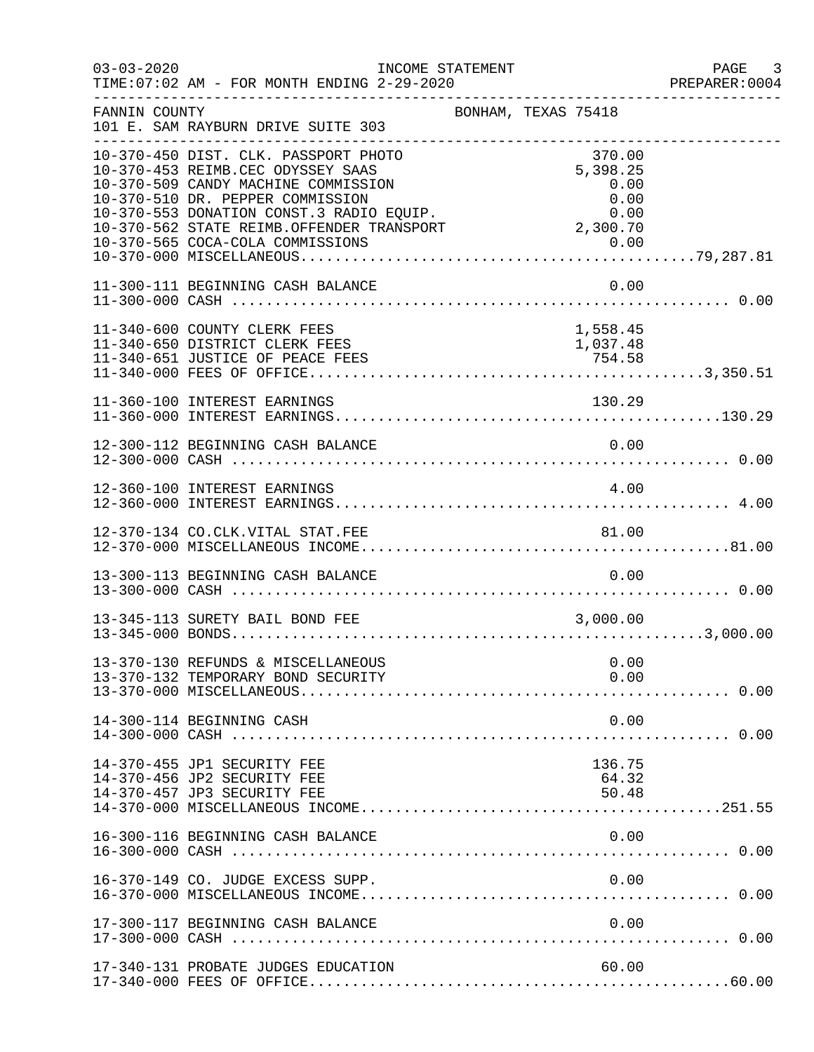03-03-2020 INCOME STATEMENT
TIME:07:02 AM - FOR MONTH ENDING 2-29-2020

FANNIN COUNTY BONHAM, TEXAS 75418
101 E. SAM RAYBURN DRIVE SUITE 303

| Account | Description | Amount | Total |
|---|---|---|---|
| 10-370-450 | DIST. CLK. PASSPORT PHOTO | 370.00 | |
| 10-370-453 | REIMB.CEC ODYSSEY SAAS | 5,398.25 | |
| 10-370-509 | CANDY MACHINE COMMISSION | 0.00 | |
| 10-370-510 | DR. PEPPER COMMISSION | 0.00 | |
| 10-370-553 | DONATION CONST.3 RADIO EQUIP. | 0.00 | |
| 10-370-562 | STATE REIMB.OFFENDER TRANSPORT | 2,300.70 | |
| 10-370-565 | COCA-COLA COMMISSIONS | 0.00 | |
| 10-370-000 | MISCELLANEOUS | | 79,287.81 |
| 11-300-111 | BEGINNING CASH BALANCE | 0.00 | |
| 11-300-000 | CASH | | 0.00 |
| 11-340-600 | COUNTY CLERK FEES | 1,558.45 | |
| 11-340-650 | DISTRICT CLERK FEES | 1,037.48 | |
| 11-340-651 | JUSTICE OF PEACE FEES | 754.58 | |
| 11-340-000 | FEES OF OFFICE | | 3,350.51 |
| 11-360-100 | INTEREST EARNINGS | 130.29 | |
| 11-360-000 | INTEREST EARNINGS | | 130.29 |
| 12-300-112 | BEGINNING CASH BALANCE | 0.00 | |
| 12-300-000 | CASH | | 0.00 |
| 12-360-100 | INTEREST EARNINGS | 4.00 | |
| 12-360-000 | INTEREST EARNINGS | | 4.00 |
| 12-370-134 | CO.CLK.VITAL STAT.FEE | 81.00 | |
| 12-370-000 | MISCELLANEOUS INCOME | | 81.00 |
| 13-300-113 | BEGINNING CASH BALANCE | 0.00 | |
| 13-300-000 | CASH | | 0.00 |
| 13-345-113 | SURETY BAIL BOND FEE | 3,000.00 | |
| 13-345-000 | BONDS | | 3,000.00 |
| 13-370-130 | REFUNDS & MISCELLANEOUS | 0.00 | |
| 13-370-132 | TEMPORARY BOND SECURITY | 0.00 | |
| 13-370-000 | MISCELLANEOUS | | 0.00 |
| 14-300-114 | BEGINNING CASH | 0.00 | |
| 14-300-000 | CASH | | 0.00 |
| 14-370-455 | JP1 SECURITY FEE | 136.75 | |
| 14-370-456 | JP2 SECURITY FEE | 64.32 | |
| 14-370-457 | JP3 SECURITY FEE | 50.48 | |
| 14-370-000 | MISCELLANEOUS INCOME | | 251.55 |
| 16-300-116 | BEGINNING CASH BALANCE | 0.00 | |
| 16-300-000 | CASH | | 0.00 |
| 16-370-149 | CO. JUDGE EXCESS SUPP. | 0.00 | |
| 16-370-000 | MISCELLANEOUS INCOME | | 0.00 |
| 17-300-117 | BEGINNING CASH BALANCE | 0.00 | |
| 17-300-000 | CASH | | 0.00 |
| 17-340-131 | PROBATE JUDGES EDUCATION | 60.00 | |
| 17-340-000 | FEES OF OFFICE | | 60.00 |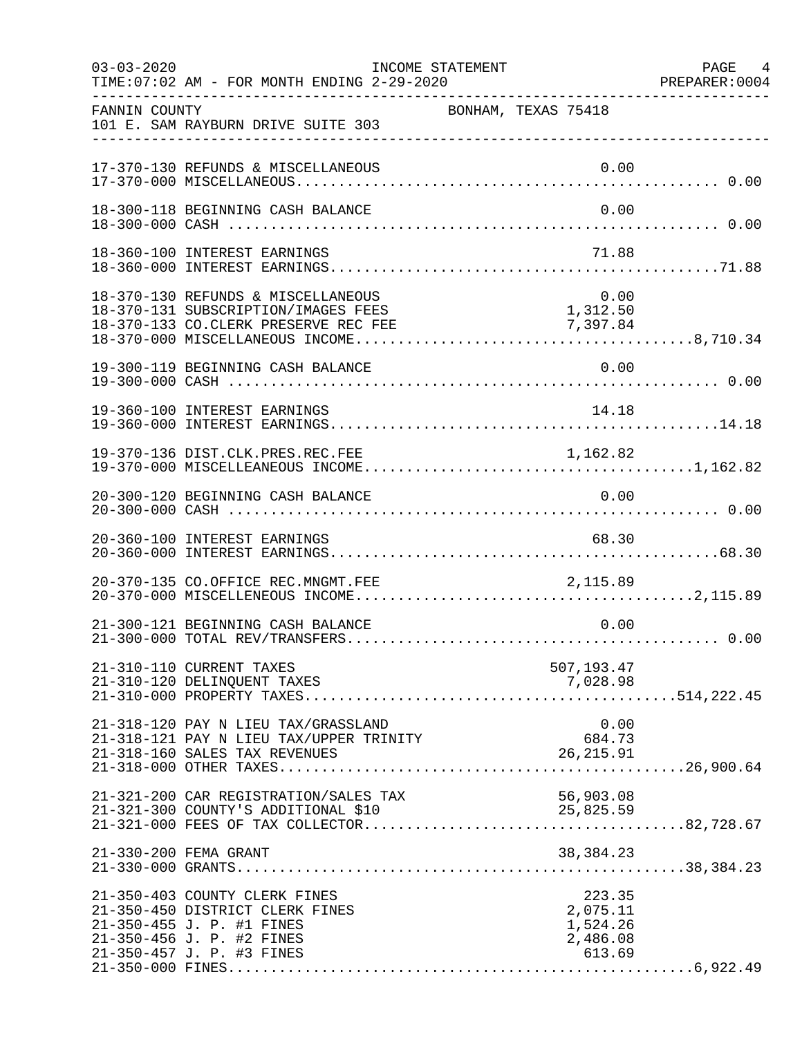FANNIN COUNTY — BONHAM, TEXAS 75418
101 E. SAM RAYBURN DRIVE SUITE 303

INCOME STATEMENT — FOR MONTH ENDING 2-29-2020

| Account | Description | Amount | Total |
|---|---|---|---|
| 17-370-130 | REFUNDS & MISCELLANEOUS | 0.00 | |
| 17-370-000 | MISCELLANEOUS | | 0.00 |
| 18-300-118 | BEGINNING CASH BALANCE | 0.00 | |
| 18-300-000 | CASH | | 0.00 |
| 18-360-100 | INTEREST EARNINGS | 71.88 | |
| 18-360-000 | INTEREST EARNINGS | | 71.88 |
| 18-370-130 | REFUNDS & MISCELLANEOUS | 0.00 | |
| 18-370-131 | SUBSCRIPTION/IMAGES FEES | 1,312.50 | |
| 18-370-133 | CO.CLERK PRESERVE REC FEE | 7,397.84 | |
| 18-370-000 | MISCELLANEOUS INCOME | | 8,710.34 |
| 19-300-119 | BEGINNING CASH BALANCE | 0.00 | |
| 19-300-000 | CASH | | 0.00 |
| 19-360-100 | INTEREST EARNINGS | 14.18 | |
| 19-360-000 | INTEREST EARNINGS | | 14.18 |
| 19-370-136 | DIST.CLK.PRES.REC.FEE | 1,162.82 | |
| 19-370-000 | MISCELLEANEOUS INCOME | | 1,162.82 |
| 20-300-120 | BEGINNING CASH BALANCE | 0.00 | |
| 20-300-000 | CASH | | 0.00 |
| 20-360-100 | INTEREST EARNINGS | 68.30 | |
| 20-360-000 | INTEREST EARNINGS | | 68.30 |
| 20-370-135 | CO.OFFICE REC.MNGMT.FEE | 2,115.89 | |
| 20-370-000 | MISCELLENEOUS INCOME | | 2,115.89 |
| 21-300-121 | BEGINNING CASH BALANCE | 0.00 | |
| 21-300-000 | TOTAL REV/TRANSFERS | | 0.00 |
| 21-310-110 | CURRENT TAXES | 507,193.47 | |
| 21-310-120 | DELINQUENT TAXES | 7,028.98 | |
| 21-310-000 | PROPERTY TAXES | | 514,222.45 |
| 21-318-120 | PAY N LIEU TAX/GRASSLAND | 0.00 | |
| 21-318-121 | PAY N LIEU TAX/UPPER TRINITY | 684.73 | |
| 21-318-160 | SALES TAX REVENUES | 26,215.91 | |
| 21-318-000 | OTHER TAXES | | 26,900.64 |
| 21-321-200 | CAR REGISTRATION/SALES TAX | 56,903.08 | |
| 21-321-300 | COUNTY'S ADDITIONAL $10 | 25,825.59 | |
| 21-321-000 | FEES OF TAX COLLECTOR | | 82,728.67 |
| 21-330-200 | FEMA GRANT | 38,384.23 | |
| 21-330-000 | GRANTS | | 38,384.23 |
| 21-350-403 | COUNTY CLERK FINES | 223.35 | |
| 21-350-450 | DISTRICT CLERK FINES | 2,075.11 | |
| 21-350-455 | J. P. #1 FINES | 1,524.26 | |
| 21-350-456 | J. P. #2 FINES | 2,486.08 | |
| 21-350-457 | J. P. #3 FINES | 613.69 | |
| 21-350-000 | FINES | | 6,922.49 |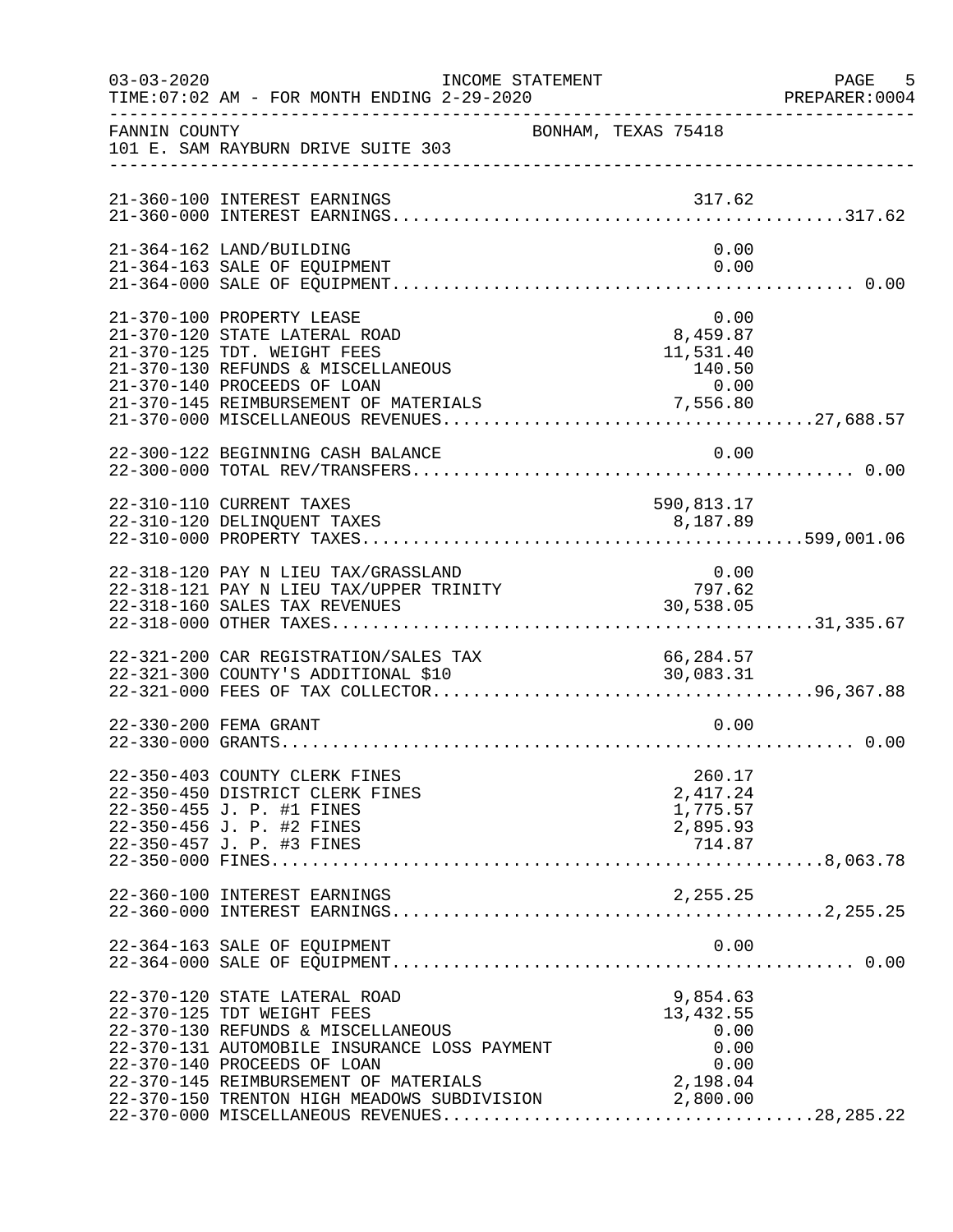03-03-2020 INCOME STATEMENT PAGE 5
TIME:07:02 AM - FOR MONTH ENDING 2-29-2020 PREPARER:0004

FANNIN COUNTY BONHAM, TEXAS 75418
101 E. SAM RAYBURN DRIVE SUITE 303

| Account | Description | Amount | Total |
|---|---|---|---|
| 21-360-100 | INTEREST EARNINGS | 317.62 | |
| 21-360-000 | INTEREST EARNINGS | | 317.62 |
| 21-364-162 | LAND/BUILDING | 0.00 | |
| 21-364-163 | SALE OF EQUIPMENT | 0.00 | |
| 21-364-000 | SALE OF EQUIPMENT | | 0.00 |
| 21-370-100 | PROPERTY LEASE | 0.00 | |
| 21-370-120 | STATE LATERAL ROAD | 8,459.87 | |
| 21-370-125 | TDT. WEIGHT FEES | 11,531.40 | |
| 21-370-130 | REFUNDS & MISCELLANEOUS | 140.50 | |
| 21-370-140 | PROCEEDS OF LOAN | 0.00 | |
| 21-370-145 | REIMBURSEMENT OF MATERIALS | 7,556.80 | |
| 21-370-000 | MISCELLANEOUS REVENUES | | 27,688.57 |
| 22-300-122 | BEGINNING CASH BALANCE | 0.00 | |
| 22-300-000 | TOTAL REV/TRANSFERS | | 0.00 |
| 22-310-110 | CURRENT TAXES | 590,813.17 | |
| 22-310-120 | DELINQUENT TAXES | 8,187.89 | |
| 22-310-000 | PROPERTY TAXES | | 599,001.06 |
| 22-318-120 | PAY N LIEU TAX/GRASSLAND | 0.00 | |
| 22-318-121 | PAY N LIEU TAX/UPPER TRINITY | 797.62 | |
| 22-318-160 | SALES TAX REVENUES | 30,538.05 | |
| 22-318-000 | OTHER TAXES | | 31,335.67 |
| 22-321-200 | CAR REGISTRATION/SALES TAX | 66,284.57 | |
| 22-321-300 | COUNTY'S ADDITIONAL $10 | 30,083.31 | |
| 22-321-000 | FEES OF TAX COLLECTOR | | 96,367.88 |
| 22-330-200 | FEMA GRANT | 0.00 | |
| 22-330-000 | GRANTS | | 0.00 |
| 22-350-403 | COUNTY CLERK FINES | 260.17 | |
| 22-350-450 | DISTRICT CLERK FINES | 2,417.24 | |
| 22-350-455 | J. P. #1 FINES | 1,775.57 | |
| 22-350-456 | J. P. #2 FINES | 2,895.93 | |
| 22-350-457 | J. P. #3 FINES | 714.87 | |
| 22-350-000 | FINES | | 8,063.78 |
| 22-360-100 | INTEREST EARNINGS | 2,255.25 | |
| 22-360-000 | INTEREST EARNINGS | | 2,255.25 |
| 22-364-163 | SALE OF EQUIPMENT | 0.00 | |
| 22-364-000 | SALE OF EQUIPMENT | | 0.00 |
| 22-370-120 | STATE LATERAL ROAD | 9,854.63 | |
| 22-370-125 | TDT WEIGHT FEES | 13,432.55 | |
| 22-370-130 | REFUNDS & MISCELLANEOUS | 0.00 | |
| 22-370-131 | AUTOMOBILE INSURANCE LOSS PAYMENT | 0.00 | |
| 22-370-140 | PROCEEDS OF LOAN | 0.00 | |
| 22-370-145 | REIMBURSEMENT OF MATERIALS | 2,198.04 | |
| 22-370-150 | TRENTON HIGH MEADOWS SUBDIVISION | 2,800.00 | |
| 22-370-000 | MISCELLANEOUS REVENUES | | 28,285.22 |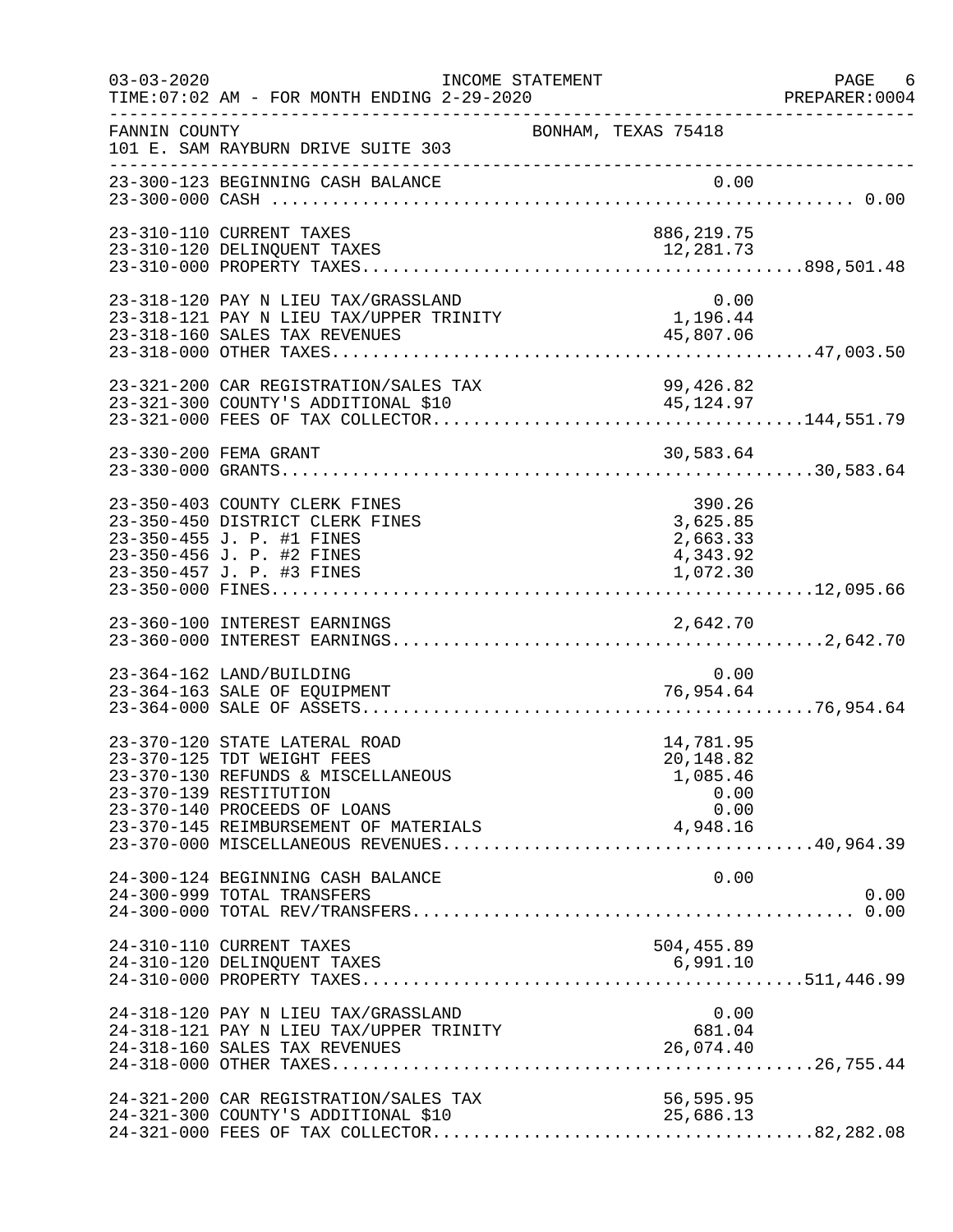INCOME STATEMENT

03-03-2020
TIME:07:02 AM - FOR MONTH ENDING 2-29-2020
PREPARER:0004

FANNIN COUNTY
101 E. SAM RAYBURN DRIVE SUITE 303
BONHAM, TEXAS 75418

| Account | Description | Amount | Total |
|---|---|---|---|
| 23-300-123 | BEGINNING CASH BALANCE | 0.00 | |
| 23-300-000 | CASH | | 0.00 |
| 23-310-110 | CURRENT TAXES | 886,219.75 | |
| 23-310-120 | DELINQUENT TAXES | 12,281.73 | |
| 23-310-000 | PROPERTY TAXES | | 898,501.48 |
| 23-318-120 | PAY N LIEU TAX/GRASSLAND | 0.00 | |
| 23-318-121 | PAY N LIEU TAX/UPPER TRINITY | 1,196.44 | |
| 23-318-160 | SALES TAX REVENUES | 45,807.06 | |
| 23-318-000 | OTHER TAXES | | 47,003.50 |
| 23-321-200 | CAR REGISTRATION/SALES TAX | 99,426.82 | |
| 23-321-300 | COUNTY'S ADDITIONAL $10 | 45,124.97 | |
| 23-321-000 | FEES OF TAX COLLECTOR | | 144,551.79 |
| 23-330-200 | FEMA GRANT | 30,583.64 | |
| 23-330-000 | GRANTS | | 30,583.64 |
| 23-350-403 | COUNTY CLERK FINES | 390.26 | |
| 23-350-450 | DISTRICT CLERK FINES | 3,625.85 | |
| 23-350-455 | J. P. #1 FINES | 2,663.33 | |
| 23-350-456 | J. P. #2 FINES | 4,343.92 | |
| 23-350-457 | J. P. #3 FINES | 1,072.30 | |
| 23-350-000 | FINES | | 12,095.66 |
| 23-360-100 | INTEREST EARNINGS | 2,642.70 | |
| 23-360-000 | INTEREST EARNINGS | | 2,642.70 |
| 23-364-162 | LAND/BUILDING | 0.00 | |
| 23-364-163 | SALE OF EQUIPMENT | 76,954.64 | |
| 23-364-000 | SALE OF ASSETS | | 76,954.64 |
| 23-370-120 | STATE LATERAL ROAD | 14,781.95 | |
| 23-370-125 | TDT WEIGHT FEES | 20,148.82 | |
| 23-370-130 | REFUNDS & MISCELLANEOUS | 1,085.46 | |
| 23-370-139 | RESTITUTION | 0.00 | |
| 23-370-140 | PROCEEDS OF LOANS | 0.00 | |
| 23-370-145 | REIMBURSEMENT OF MATERIALS | 4,948.16 | |
| 23-370-000 | MISCELLANEOUS REVENUES | | 40,964.39 |
| 24-300-124 | BEGINNING CASH BALANCE | 0.00 | |
| 24-300-999 | TOTAL TRANSFERS | | 0.00 |
| 24-300-000 | TOTAL REV/TRANSFERS | | 0.00 |
| 24-310-110 | CURRENT TAXES | 504,455.89 | |
| 24-310-120 | DELINQUENT TAXES | 6,991.10 | |
| 24-310-000 | PROPERTY TAXES | | 511,446.99 |
| 24-318-120 | PAY N LIEU TAX/GRASSLAND | 0.00 | |
| 24-318-121 | PAY N LIEU TAX/UPPER TRINITY | 681.04 | |
| 24-318-160 | SALES TAX REVENUES | 26,074.40 | |
| 24-318-000 | OTHER TAXES | | 26,755.44 |
| 24-321-200 | CAR REGISTRATION/SALES TAX | 56,595.95 | |
| 24-321-300 | COUNTY'S ADDITIONAL $10 | 25,686.13 | |
| 24-321-000 | FEES OF TAX COLLECTOR | | 82,282.08 |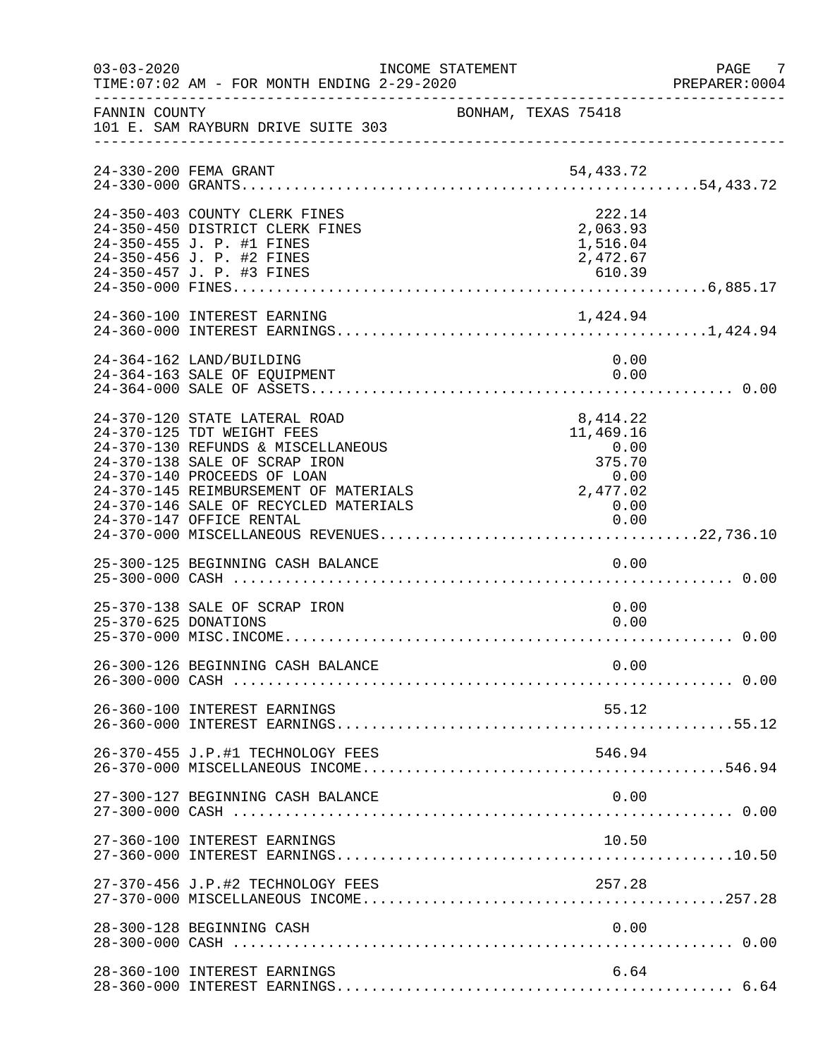INCOME STATEMENT

03-03-2020
TIME:07:02 AM - FOR MONTH ENDING 2-29-2020
PREPARER:0004

FANNIN COUNTY — BONHAM, TEXAS 75418
101 E. SAM RAYBURN DRIVE SUITE 303

| Account | Description | Amount | Total |
|---|---|---|---|
| 24-330-200 | FEMA GRANT | 54,433.72 | |
| 24-330-000 | GRANTS | | 54,433.72 |
| 24-350-403 | COUNTY CLERK FINES | 222.14 | |
| 24-350-450 | DISTRICT CLERK FINES | 2,063.93 | |
| 24-350-455 | J. P. #1 FINES | 1,516.04 | |
| 24-350-456 | J. P. #2 FINES | 2,472.67 | |
| 24-350-457 | J. P. #3 FINES | 610.39 | |
| 24-350-000 | FINES | | 6,885.17 |
| 24-360-100 | INTEREST EARNING | 1,424.94 | |
| 24-360-000 | INTEREST EARNINGS | | 1,424.94 |
| 24-364-162 | LAND/BUILDING | 0.00 | |
| 24-364-163 | SALE OF EQUIPMENT | 0.00 | |
| 24-364-000 | SALE OF ASSETS | | 0.00 |
| 24-370-120 | STATE LATERAL ROAD | 8,414.22 | |
| 24-370-125 | TDT WEIGHT FEES | 11,469.16 | |
| 24-370-130 | REFUNDS & MISCELLANEOUS | 0.00 | |
| 24-370-138 | SALE OF SCRAP IRON | 375.70 | |
| 24-370-140 | PROCEEDS OF LOAN | 0.00 | |
| 24-370-145 | REIMBURSEMENT OF MATERIALS | 2,477.02 | |
| 24-370-146 | SALE OF RECYCLED MATERIALS | 0.00 | |
| 24-370-147 | OFFICE RENTAL | 0.00 | |
| 24-370-000 | MISCELLANEOUS REVENUES | | 22,736.10 |
| 25-300-125 | BEGINNING CASH BALANCE | 0.00 | |
| 25-300-000 | CASH | | 0.00 |
| 25-370-138 | SALE OF SCRAP IRON | 0.00 | |
| 25-370-625 | DONATIONS | 0.00 | |
| 25-370-000 | MISC.INCOME | | 0.00 |
| 26-300-126 | BEGINNING CASH BALANCE | 0.00 | |
| 26-300-000 | CASH | | 0.00 |
| 26-360-100 | INTEREST EARNINGS | 55.12 | |
| 26-360-000 | INTEREST EARNINGS | | 55.12 |
| 26-370-455 | J.P.#1 TECHNOLOGY FEES | 546.94 | |
| 26-370-000 | MISCELLANEOUS INCOME | | 546.94 |
| 27-300-127 | BEGINNING CASH BALANCE | 0.00 | |
| 27-300-000 | CASH | | 0.00 |
| 27-360-100 | INTEREST EARNINGS | 10.50 | |
| 27-360-000 | INTEREST EARNINGS | | 10.50 |
| 27-370-456 | J.P.#2 TECHNOLOGY FEES | 257.28 | |
| 27-370-000 | MISCELLANEOUS INCOME | | 257.28 |
| 28-300-128 | BEGINNING CASH | 0.00 | |
| 28-300-000 | CASH | | 0.00 |
| 28-360-100 | INTEREST EARNINGS | 6.64 | |
| 28-360-000 | INTEREST EARNINGS | | 6.64 |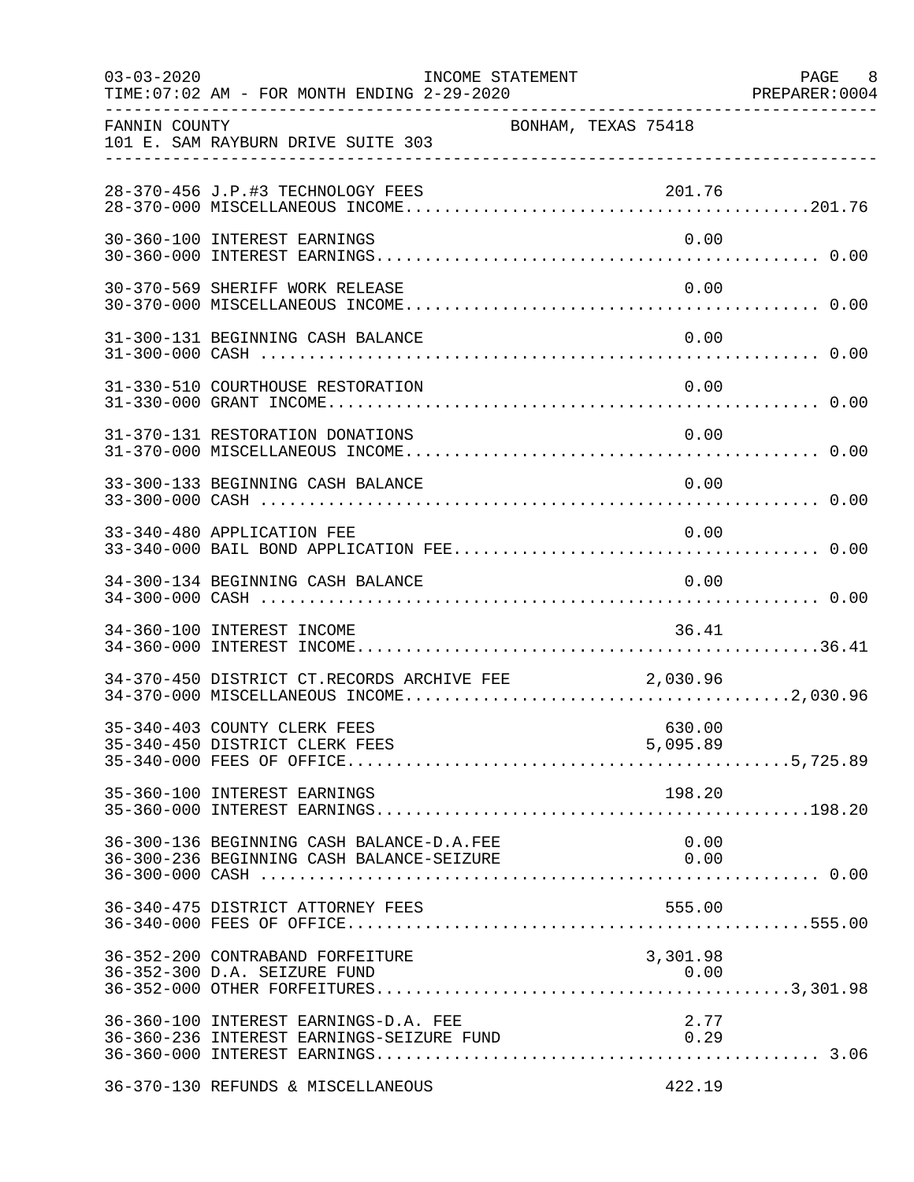FANNIN COUNTY BONHAM, TEXAS 75418
101 E. SAM RAYBURN DRIVE SUITE 303

INCOME STATEMENT
TIME:07:02 AM - FOR MONTH ENDING 2-29-2020

| Account | Description | Amount | Total |
|---|---|---|---|
| 28-370-456 | J.P.#3 TECHNOLOGY FEES | 201.76 | |
| 28-370-000 | MISCELLANEOUS INCOME | | 201.76 |
| 30-360-100 | INTEREST EARNINGS | 0.00 | |
| 30-360-000 | INTEREST EARNINGS | | 0.00 |
| 30-370-569 | SHERIFF WORK RELEASE | 0.00 | |
| 30-370-000 | MISCELLANEOUS INCOME | | 0.00 |
| 31-300-131 | BEGINNING CASH BALANCE | 0.00 | |
| 31-300-000 | CASH | | 0.00 |
| 31-330-510 | COURTHOUSE RESTORATION | 0.00 | |
| 31-330-000 | GRANT INCOME | | 0.00 |
| 31-370-131 | RESTORATION DONATIONS | 0.00 | |
| 31-370-000 | MISCELLANEOUS INCOME | | 0.00 |
| 33-300-133 | BEGINNING CASH BALANCE | 0.00 | |
| 33-300-000 | CASH | | 0.00 |
| 33-340-480 | APPLICATION FEE | 0.00 | |
| 33-340-000 | BAIL BOND APPLICATION FEE | | 0.00 |
| 34-300-134 | BEGINNING CASH BALANCE | 0.00 | |
| 34-300-000 | CASH | | 0.00 |
| 34-360-100 | INTEREST INCOME | 36.41 | |
| 34-360-000 | INTEREST INCOME | | 36.41 |
| 34-370-450 | DISTRICT CT.RECORDS ARCHIVE FEE | 2,030.96 | |
| 34-370-000 | MISCELLANEOUS INCOME | | 2,030.96 |
| 35-340-403 | COUNTY CLERK FEES | 630.00 | |
| 35-340-450 | DISTRICT CLERK FEES | 5,095.89 | |
| 35-340-000 | FEES OF OFFICE | | 5,725.89 |
| 35-360-100 | INTEREST EARNINGS | 198.20 | |
| 35-360-000 | INTEREST EARNINGS | | 198.20 |
| 36-300-136 | BEGINNING CASH BALANCE-D.A.FEE | 0.00 | |
| 36-300-236 | BEGINNING CASH BALANCE-SEIZURE | 0.00 | |
| 36-300-000 | CASH | | 0.00 |
| 36-340-475 | DISTRICT ATTORNEY FEES | 555.00 | |
| 36-340-000 | FEES OF OFFICE | | 555.00 |
| 36-352-200 | CONTRABAND FORFEITURE | 3,301.98 | |
| 36-352-300 | D.A. SEIZURE FUND | 0.00 | |
| 36-352-000 | OTHER FORFEITURES | | 3,301.98 |
| 36-360-100 | INTEREST EARNINGS-D.A. FEE | 2.77 | |
| 36-360-236 | INTEREST EARNINGS-SEIZURE FUND | 0.29 | |
| 36-360-000 | INTEREST EARNINGS | | 3.06 |
| 36-370-130 | REFUNDS & MISCELLANEOUS | 422.19 | |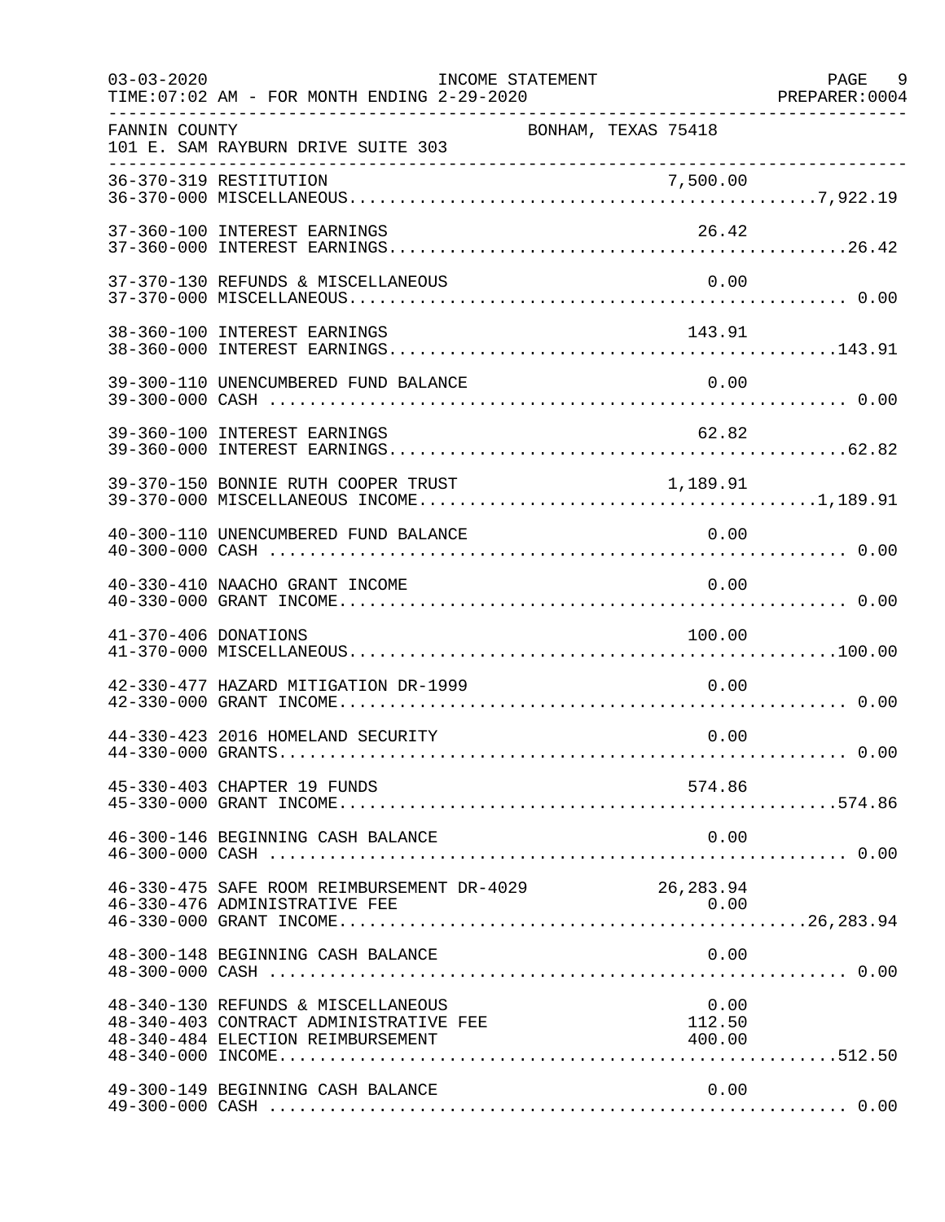FANNIN COUNTY — BONHAM, TEXAS 75418
101 E. SAM RAYBURN DRIVE SUITE 303

INCOME STATEMENT — FOR MONTH ENDING 2-29-2020

| Account | Description | Amount | Total |
|---|---|---|---|
| 36-370-319 | RESTITUTION | 7,500.00 | |
| 36-370-000 | MISCELLANEOUS | | 7,922.19 |
| 37-360-100 | INTEREST EARNINGS | 26.42 | |
| 37-360-000 | INTEREST EARNINGS | | 26.42 |
| 37-370-130 | REFUNDS & MISCELLANEOUS | 0.00 | |
| 37-370-000 | MISCELLANEOUS | | 0.00 |
| 38-360-100 | INTEREST EARNINGS | 143.91 | |
| 38-360-000 | INTEREST EARNINGS | | 143.91 |
| 39-300-110 | UNENCUMBERED FUND BALANCE | 0.00 | |
| 39-300-000 | CASH | | 0.00 |
| 39-360-100 | INTEREST EARNINGS | 62.82 | |
| 39-360-000 | INTEREST EARNINGS | | 62.82 |
| 39-370-150 | BONNIE RUTH COOPER TRUST | 1,189.91 | |
| 39-370-000 | MISCELLANEOUS INCOME | | 1,189.91 |
| 40-300-110 | UNENCUMBERED FUND BALANCE | 0.00 | |
| 40-300-000 | CASH | | 0.00 |
| 40-330-410 | NAACHO GRANT INCOME | 0.00 | |
| 40-330-000 | GRANT INCOME | | 0.00 |
| 41-370-406 | DONATIONS | 100.00 | |
| 41-370-000 | MISCELLANEOUS | | 100.00 |
| 42-330-477 | HAZARD MITIGATION DR-1999 | 0.00 | |
| 42-330-000 | GRANT INCOME | | 0.00 |
| 44-330-423 | 2016 HOMELAND SECURITY | 0.00 | |
| 44-330-000 | GRANTS | | 0.00 |
| 45-330-403 | CHAPTER 19 FUNDS | 574.86 | |
| 45-330-000 | GRANT INCOME | | 574.86 |
| 46-300-146 | BEGINNING CASH BALANCE | 0.00 | |
| 46-300-000 | CASH | | 0.00 |
| 46-330-475 | SAFE ROOM REIMBURSEMENT DR-4029 | 26,283.94 | |
| 46-330-476 | ADMINISTRATIVE FEE | 0.00 | |
| 46-330-000 | GRANT INCOME | | 26,283.94 |
| 48-300-148 | BEGINNING CASH BALANCE | 0.00 | |
| 48-300-000 | CASH | | 0.00 |
| 48-340-130 | REFUNDS & MISCELLANEOUS | 0.00 | |
| 48-340-403 | CONTRACT ADMINISTRATIVE FEE | 112.50 | |
| 48-340-484 | ELECTION REIMBURSEMENT | 400.00 | |
| 48-340-000 | INCOME | | 512.50 |
| 49-300-149 | BEGINNING CASH BALANCE | 0.00 | |
| 49-300-000 | CASH | | 0.00 |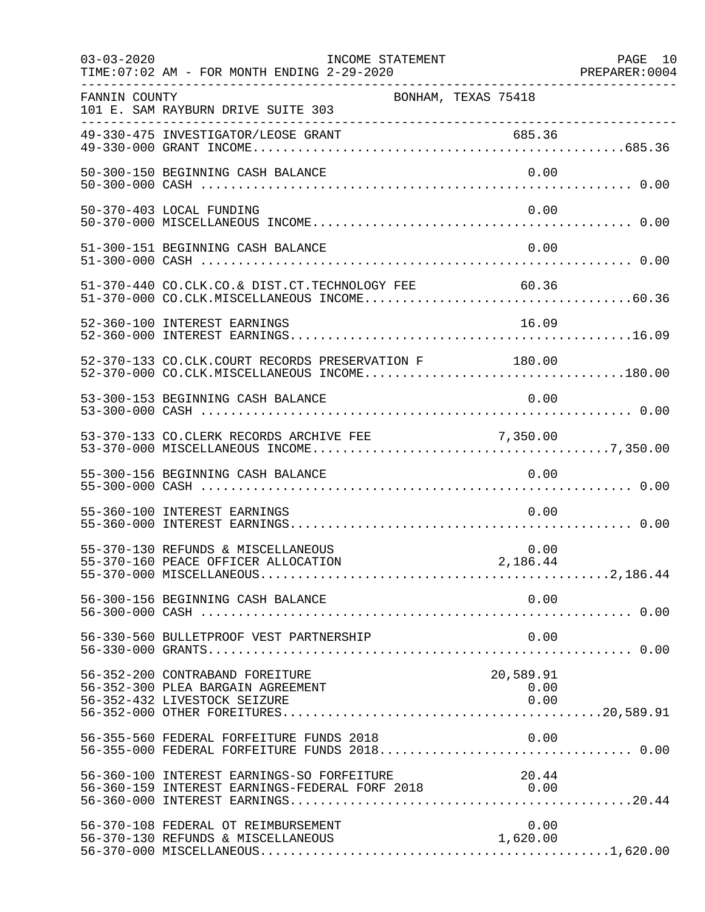FANNIN COUNTY — BONHAM, TEXAS 75418
101 E. SAM RAYBURN DRIVE SUITE 303

INCOME STATEMENT
TIME:07:02 AM - FOR MONTH ENDING 2-29-2020

| Account | Description | Amount | Total |
|---|---|---|---|
| 49-330-475 | INVESTIGATOR/LEOSE GRANT | 685.36 | |
| 49-330-000 | GRANT INCOME | | 685.36 |
| 50-300-150 | BEGINNING CASH BALANCE | 0.00 | |
| 50-300-000 | CASH | | 0.00 |
| 50-370-403 | LOCAL FUNDING | 0.00 | |
| 50-370-000 | MISCELLANEOUS INCOME | | 0.00 |
| 51-300-151 | BEGINNING CASH BALANCE | 0.00 | |
| 51-300-000 | CASH | | 0.00 |
| 51-370-440 | CO.CLK.CO.& DIST.CT.TECHNOLOGY FEE | 60.36 | |
| 51-370-000 | CO.CLK.MISCELLANEOUS INCOME | | 60.36 |
| 52-360-100 | INTEREST EARNINGS | 16.09 | |
| 52-360-000 | INTEREST EARNINGS | | 16.09 |
| 52-370-133 | CO.CLK.COURT RECORDS PRESERVATION F | 180.00 | |
| 52-370-000 | CO.CLK.MISCELLANEOUS INCOME | | 180.00 |
| 53-300-153 | BEGINNING CASH BALANCE | 0.00 | |
| 53-300-000 | CASH | | 0.00 |
| 53-370-133 | CO.CLERK RECORDS ARCHIVE FEE | 7,350.00 | |
| 53-370-000 | MISCELLANEOUS INCOME | | 7,350.00 |
| 55-300-156 | BEGINNING CASH BALANCE | 0.00 | |
| 55-300-000 | CASH | | 0.00 |
| 55-360-100 | INTEREST EARNINGS | 0.00 | |
| 55-360-000 | INTEREST EARNINGS | | 0.00 |
| 55-370-130 | REFUNDS & MISCELLANEOUS | 0.00 | |
| 55-370-160 | PEACE OFFICER ALLOCATION | 2,186.44 | |
| 55-370-000 | MISCELLANEOUS | | 2,186.44 |
| 56-300-156 | BEGINNING CASH BALANCE | 0.00 | |
| 56-300-000 | CASH | | 0.00 |
| 56-330-560 | BULLETPROOF VEST PARTNERSHIP | 0.00 | |
| 56-330-000 | GRANTS | | 0.00 |
| 56-352-200 | CONTRABAND FOREITURE | 20,589.91 | |
| 56-352-300 | PLEA BARGAIN AGREEMENT | 0.00 | |
| 56-352-432 | LIVESTOCK SEIZURE | 0.00 | |
| 56-352-000 | OTHER FOREITURES | | 20,589.91 |
| 56-355-560 | FEDERAL FORFEITURE FUNDS 2018 | 0.00 | |
| 56-355-000 | FEDERAL FORFEITURE FUNDS 2018 | | 0.00 |
| 56-360-100 | INTEREST EARNINGS-SO FORFEITURE | 20.44 | |
| 56-360-159 | INTEREST EARNINGS-FEDERAL FORF 2018 | 0.00 | |
| 56-360-000 | INTEREST EARNINGS | | 20.44 |
| 56-370-108 | FEDERAL OT REIMBURSEMENT | 0.00 | |
| 56-370-130 | REFUNDS & MISCELLANEOUS | 1,620.00 | |
| 56-370-000 | MISCELLANEOUS | | 1,620.00 |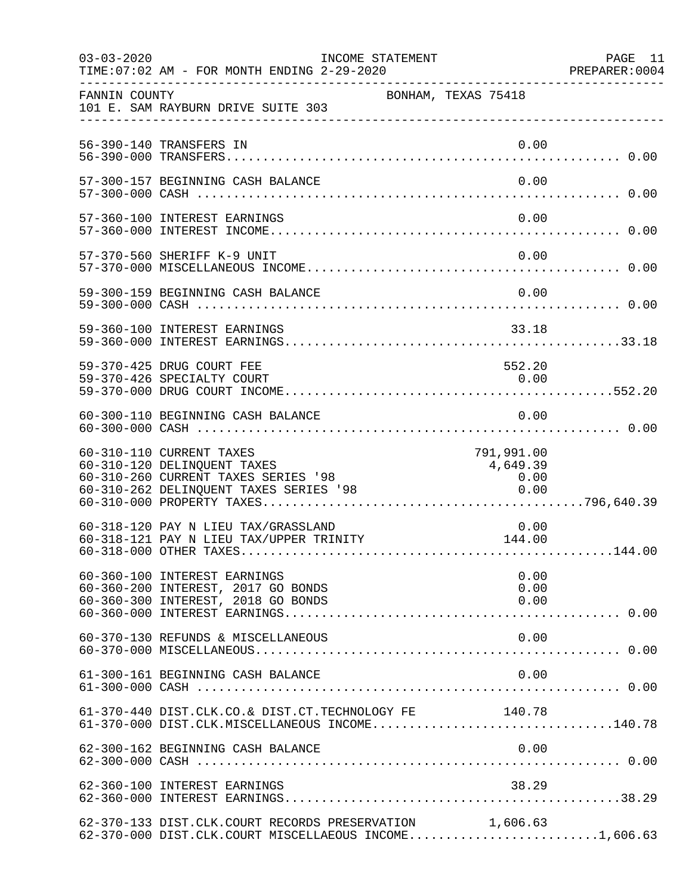INCOME STATEMENT

03-03-2020 TIME:07:02 AM - FOR MONTH ENDING 2-29-2020 PREPARER:0004

FANNIN COUNTY BONHAM, TEXAS 75418
101 E. SAM RAYBURN DRIVE SUITE 303

| Account | Description | Detail | Total |
|---|---|---|---|
| 56-390-140 | TRANSFERS IN | 0.00 | |
| 56-390-000 | TRANSFERS | | 0.00 |
| 57-300-157 | BEGINNING CASH BALANCE | 0.00 | |
| 57-300-000 | CASH | | 0.00 |
| 57-360-100 | INTEREST EARNINGS | 0.00 | |
| 57-360-000 | INTEREST INCOME | | 0.00 |
| 57-370-560 | SHERIFF K-9 UNIT | 0.00 | |
| 57-370-000 | MISCELLANEOUS INCOME | | 0.00 |
| 59-300-159 | BEGINNING CASH BALANCE | 0.00 | |
| 59-300-000 | CASH | | 0.00 |
| 59-360-100 | INTEREST EARNINGS | 33.18 | |
| 59-360-000 | INTEREST EARNINGS | | 33.18 |
| 59-370-425 | DRUG COURT FEE | 552.20 | |
| 59-370-426 | SPECIALTY COURT | 0.00 | |
| 59-370-000 | DRUG COURT INCOME | | 552.20 |
| 60-300-110 | BEGINNING CASH BALANCE | 0.00 | |
| 60-300-000 | CASH | | 0.00 |
| 60-310-110 | CURRENT TAXES | 791,991.00 | |
| 60-310-120 | DELINQUENT TAXES | 4,649.39 | |
| 60-310-260 | CURRENT TAXES SERIES '98 | 0.00 | |
| 60-310-262 | DELINQUENT TAXES SERIES '98 | 0.00 | |
| 60-310-000 | PROPERTY TAXES | | 796,640.39 |
| 60-318-120 | PAY N LIEU TAX/GRASSLAND | 0.00 | |
| 60-318-121 | PAY N LIEU TAX/UPPER TRINITY | 144.00 | |
| 60-318-000 | OTHER TAXES | | 144.00 |
| 60-360-100 | INTEREST EARNINGS | 0.00 | |
| 60-360-200 | INTEREST, 2017 GO BONDS | 0.00 | |
| 60-360-300 | INTEREST, 2018 GO BONDS | 0.00 | |
| 60-360-000 | INTEREST EARNINGS | | 0.00 |
| 60-370-130 | REFUNDS & MISCELLANEOUS | 0.00 | |
| 60-370-000 | MISCELLANEOUS | | 0.00 |
| 61-300-161 | BEGINNING CASH BALANCE | 0.00 | |
| 61-300-000 | CASH | | 0.00 |
| 61-370-440 | DIST.CLK.CO.& DIST.CT.TECHNOLOGY FE | 140.78 | |
| 61-370-000 | DIST.CLK.MISCELLANEOUS INCOME | | 140.78 |
| 62-300-162 | BEGINNING CASH BALANCE | 0.00 | |
| 62-300-000 | CASH | | 0.00 |
| 62-360-100 | INTEREST EARNINGS | 38.29 | |
| 62-360-000 | INTEREST EARNINGS | | 38.29 |
| 62-370-133 | DIST.CLK.COURT RECORDS PRESERVATION | 1,606.63 | |
| 62-370-000 | DIST.CLK.COURT MISCELLAEOUS INCOME | | 1,606.63 |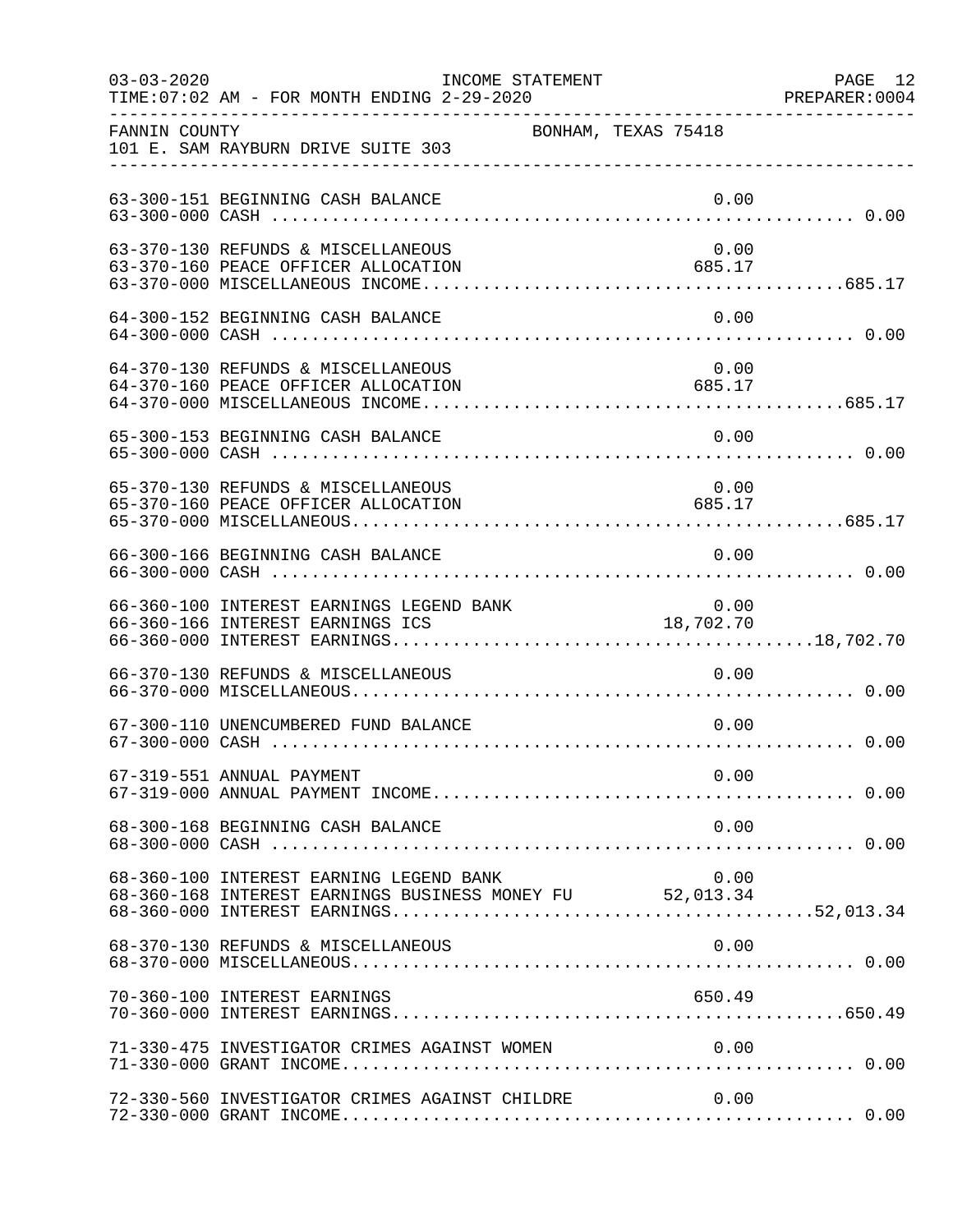FANNIN COUNTY BONHAM, TEXAS 75418
101 E. SAM RAYBURN DRIVE SUITE 303

| Account | Description | Detail | Total |
|---|---|---|---|
| 63-300-151 | BEGINNING CASH BALANCE | 0.00 | |
| 63-300-000 | CASH | | 0.00 |
| 63-370-130 | REFUNDS & MISCELLANEOUS | 0.00 | |
| 63-370-160 | PEACE OFFICER ALLOCATION | 685.17 | |
| 63-370-000 | MISCELLANEOUS INCOME | | 685.17 |
| 64-300-152 | BEGINNING CASH BALANCE | 0.00 | |
| 64-300-000 | CASH | | 0.00 |
| 64-370-130 | REFUNDS & MISCELLANEOUS | 0.00 | |
| 64-370-160 | PEACE OFFICER ALLOCATION | 685.17 | |
| 64-370-000 | MISCELLANEOUS INCOME | | 685.17 |
| 65-300-153 | BEGINNING CASH BALANCE | 0.00 | |
| 65-300-000 | CASH | | 0.00 |
| 65-370-130 | REFUNDS & MISCELLANEOUS | 0.00 | |
| 65-370-160 | PEACE OFFICER ALLOCATION | 685.17 | |
| 65-370-000 | MISCELLANEOUS | | 685.17 |
| 66-300-166 | BEGINNING CASH BALANCE | 0.00 | |
| 66-300-000 | CASH | | 0.00 |
| 66-360-100 | INTEREST EARNINGS LEGEND BANK | 0.00 | |
| 66-360-166 | INTEREST EARNINGS ICS | 18,702.70 | |
| 66-360-000 | INTEREST EARNINGS | | 18,702.70 |
| 66-370-130 | REFUNDS & MISCELLANEOUS | 0.00 | |
| 66-370-000 | MISCELLANEOUS | | 0.00 |
| 67-300-110 | UNENCUMBERED FUND BALANCE | 0.00 | |
| 67-300-000 | CASH | | 0.00 |
| 67-319-551 | ANNUAL PAYMENT | 0.00 | |
| 67-319-000 | ANNUAL PAYMENT INCOME | | 0.00 |
| 68-300-168 | BEGINNING CASH BALANCE | 0.00 | |
| 68-300-000 | CASH | | 0.00 |
| 68-360-100 | INTEREST EARNING LEGEND BANK | 0.00 | |
| 68-360-168 | INTEREST EARNINGS BUSINESS MONEY FU | 52,013.34 | |
| 68-360-000 | INTEREST EARNINGS | | 52,013.34 |
| 68-370-130 | REFUNDS & MISCELLANEOUS | 0.00 | |
| 68-370-000 | MISCELLANEOUS | | 0.00 |
| 70-360-100 | INTEREST EARNINGS | 650.49 | |
| 70-360-000 | INTEREST EARNINGS | | 650.49 |
| 71-330-475 | INVESTIGATOR CRIMES AGAINST WOMEN | 0.00 | |
| 71-330-000 | GRANT INCOME | | 0.00 |
| 72-330-560 | INVESTIGATOR CRIMES AGAINST CHILDRE | 0.00 | |
| 72-330-000 | GRANT INCOME | | 0.00 |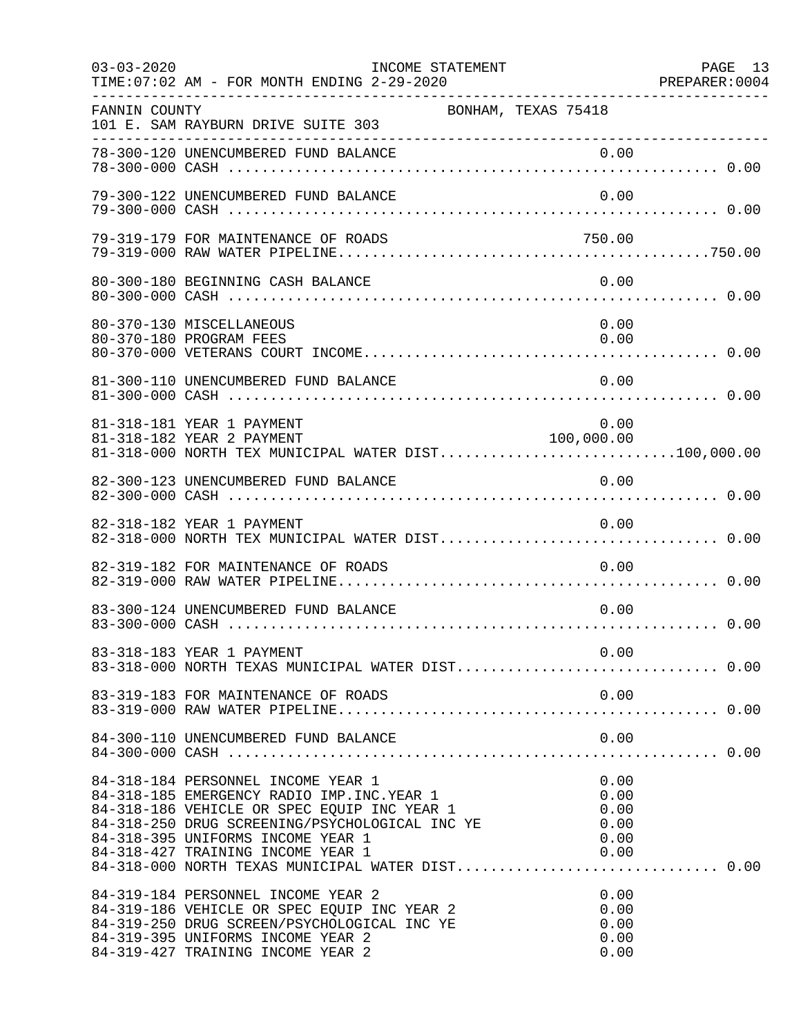INCOME STATEMENT

03-03-2020
TIME:07:02 AM - FOR MONTH ENDING 2-29-2020
PREPARER:0004

FANNIN COUNTY — BONHAM, TEXAS 75418
101 E. SAM RAYBURN DRIVE SUITE 303

```
78-300-120 UNENCUMBERED FUND BALANCE                              0.00
78-300-000 CASH ........................................................... 0.00

79-300-122 UNENCUMBERED FUND BALANCE                              0.00
79-300-000 CASH ........................................................... 0.00

79-319-179 FOR MAINTENANCE OF ROADS                             750.00
79-319-000 RAW WATER PIPELINE...........................................750.00

80-300-180 BEGINNING CASH BALANCE                                 0.00
80-300-000 CASH ........................................................... 0.00

80-370-130 MISCELLANEOUS                                          0.00
80-370-180 PROGRAM FEES                                           0.00
80-370-000 VETERANS COURT INCOME......................................... 0.00

81-300-110 UNENCUMBERED FUND BALANCE                              0.00
81-300-000 CASH ........................................................... 0.00

81-318-181 YEAR 1 PAYMENT                                         0.00
81-318-182 YEAR 2 PAYMENT                                   100,000.00
81-318-000 NORTH TEX MUNICIPAL WATER DIST...........................100,000.00

82-300-123 UNENCUMBERED FUND BALANCE                              0.00
82-300-000 CASH ........................................................... 0.00

82-318-182 YEAR 1 PAYMENT                                         0.00
82-318-000 NORTH TEX MUNICIPAL WATER DIST................................ 0.00

82-319-182 FOR MAINTENANCE OF ROADS                               0.00
82-319-000 RAW WATER PIPELINE............................................ 0.00

83-300-124 UNENCUMBERED FUND BALANCE                              0.00
83-300-000 CASH ........................................................... 0.00

83-318-183 YEAR 1 PAYMENT                                         0.00
83-318-000 NORTH TEXAS MUNICIPAL WATER DIST.............................. 0.00

83-319-183 FOR MAINTENANCE OF ROADS                               0.00
83-319-000 RAW WATER PIPELINE............................................ 0.00

84-300-110 UNENCUMBERED FUND BALANCE                              0.00
84-300-000 CASH ........................................................... 0.00

84-318-184 PERSONNEL INCOME YEAR 1                                0.00
84-318-185 EMERGENCY RADIO IMP.INC.YEAR 1                         0.00
84-318-186 VEHICLE OR SPEC EQUIP INC YEAR 1                       0.00
84-318-250 DRUG SCREENING/PSYCHOLOGICAL INC YE                    0.00
84-318-395 UNIFORMS INCOME YEAR 1                                 0.00
84-318-427 TRAINING INCOME YEAR 1                                 0.00
84-318-000 NORTH TEXAS MUNICIPAL WATER DIST.............................. 0.00

84-319-184 PERSONNEL INCOME YEAR 2                                0.00
84-319-186 VEHICLE OR SPEC EQUIP INC YEAR 2                       0.00
84-319-250 DRUG SCREEN/PSYCHOLOGICAL INC YE                       0.00
84-319-395 UNIFORMS INCOME YEAR 2                                 0.00
84-319-427 TRAINING INCOME YEAR 2                                 0.00
```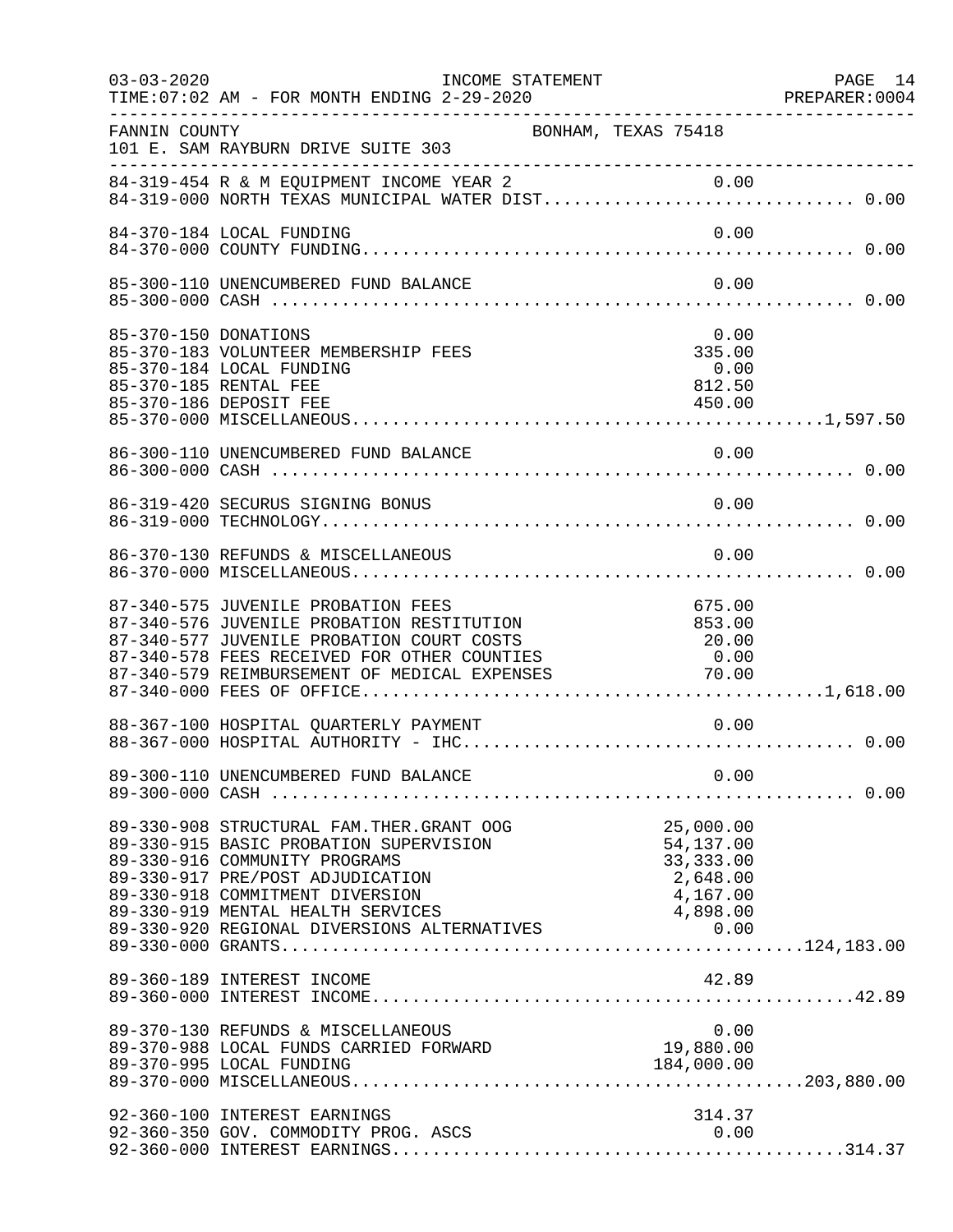INCOME STATEMENT

03-03-2020
TIME:07:02 AM - FOR MONTH ENDING 2-29-2020

PREPARER:0004

FANNIN COUNTY — BONHAM, TEXAS 75418
101 E. SAM RAYBURN DRIVE SUITE 303

| Account | Description | Amount | Total |
|---|---|---|---|
| 84-319-454 | R & M EQUIPMENT INCOME YEAR 2 | 0.00 | |
| 84-319-000 | NORTH TEXAS MUNICIPAL WATER DIST | | 0.00 |
| 84-370-184 | LOCAL FUNDING | 0.00 | |
| 84-370-000 | COUNTY FUNDING | | 0.00 |
| 85-300-110 | UNENCUMBERED FUND BALANCE | 0.00 | |
| 85-300-000 | CASH | | 0.00 |
| 85-370-150 | DONATIONS | 0.00 | |
| 85-370-183 | VOLUNTEER MEMBERSHIP FEES | 335.00 | |
| 85-370-184 | LOCAL FUNDING | 0.00 | |
| 85-370-185 | RENTAL FEE | 812.50 | |
| 85-370-186 | DEPOSIT FEE | 450.00 | |
| 85-370-000 | MISCELLANEOUS | | 1,597.50 |
| 86-300-110 | UNENCUMBERED FUND BALANCE | 0.00 | |
| 86-300-000 | CASH | | 0.00 |
| 86-319-420 | SECURUS SIGNING BONUS | 0.00 | |
| 86-319-000 | TECHNOLOGY | | 0.00 |
| 86-370-130 | REFUNDS & MISCELLANEOUS | 0.00 | |
| 86-370-000 | MISCELLANEOUS | | 0.00 |
| 87-340-575 | JUVENILE PROBATION FEES | 675.00 | |
| 87-340-576 | JUVENILE PROBATION RESTITUTION | 853.00 | |
| 87-340-577 | JUVENILE PROBATION COURT COSTS | 20.00 | |
| 87-340-578 | FEES RECEIVED FOR OTHER COUNTIES | 0.00 | |
| 87-340-579 | REIMBURSEMENT OF MEDICAL EXPENSES | 70.00 | |
| 87-340-000 | FEES OF OFFICE | | 1,618.00 |
| 88-367-100 | HOSPITAL QUARTERLY PAYMENT | 0.00 | |
| 88-367-000 | HOSPITAL AUTHORITY - IHC | | 0.00 |
| 89-300-110 | UNENCUMBERED FUND BALANCE | 0.00 | |
| 89-300-000 | CASH | | 0.00 |
| 89-330-908 | STRUCTURAL FAM.THER.GRANT OOG | 25,000.00 | |
| 89-330-915 | BASIC PROBATION SUPERVISION | 54,137.00 | |
| 89-330-916 | COMMUNITY PROGRAMS | 33,333.00 | |
| 89-330-917 | PRE/POST ADJUDICATION | 2,648.00 | |
| 89-330-918 | COMMITMENT DIVERSION | 4,167.00 | |
| 89-330-919 | MENTAL HEALTH SERVICES | 4,898.00 | |
| 89-330-920 | REGIONAL DIVERSIONS ALTERNATIVES | 0.00 | |
| 89-330-000 | GRANTS | | 124,183.00 |
| 89-360-189 | INTEREST INCOME | 42.89 | |
| 89-360-000 | INTEREST INCOME | | 42.89 |
| 89-370-130 | REFUNDS & MISCELLANEOUS | 0.00 | |
| 89-370-988 | LOCAL FUNDS CARRIED FORWARD | 19,880.00 | |
| 89-370-995 | LOCAL FUNDING | 184,000.00 | |
| 89-370-000 | MISCELLANEOUS | | 203,880.00 |
| 92-360-100 | INTEREST EARNINGS | 314.37 | |
| 92-360-350 | GOV. COMMODITY PROG. ASCS | 0.00 | |
| 92-360-000 | INTEREST EARNINGS | | 314.37 |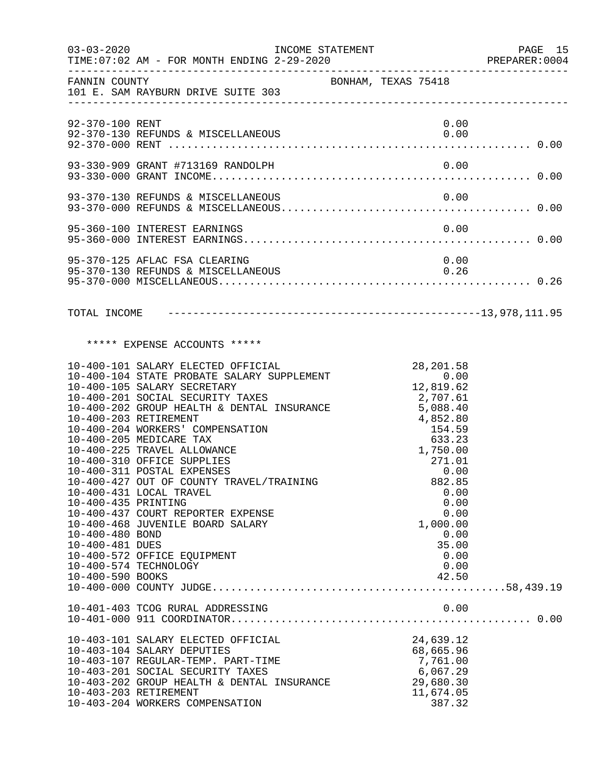FANNIN COUNTY — BONHAM, TEXAS 75418
101 E. SAM RAYBURN DRIVE SUITE 303

INCOME STATEMENT — FOR MONTH ENDING 2-29-2020

| Account | Description | Amount | Total |
|---|---|---|---|
| 92-370-100 | RENT | 0.00 | |
| 92-370-130 | REFUNDS & MISCELLANEOUS | 0.00 | |
| 92-370-000 | RENT | | 0.00 |
| 93-330-909 | GRANT #713169 RANDOLPH | 0.00 | |
| 93-330-000 | GRANT INCOME | | 0.00 |
| 93-370-130 | REFUNDS & MISCELLANEOUS | 0.00 | |
| 93-370-000 | REFUNDS & MISCELLANEOUS | | 0.00 |
| 95-360-100 | INTEREST EARNINGS | 0.00 | |
| 95-360-000 | INTEREST EARNINGS | | 0.00 |
| 95-370-125 | AFLAC FSA CLEARING | 0.00 | |
| 95-370-130 | REFUNDS & MISCELLANEOUS | 0.26 | |
| 95-370-000 | MISCELLANEOUS | | 0.26 |

TOTAL INCOME ---------------------------------------- 13,978,111.95

## ***** EXPENSE ACCOUNTS *****

| Account | Description | Amount | Total |
|---|---|---|---|
| 10-400-101 | SALARY ELECTED OFFICIAL | 28,201.58 | |
| 10-400-104 | STATE PROBATE SALARY SUPPLEMENT | 0.00 | |
| 10-400-105 | SALARY SECRETARY | 12,819.62 | |
| 10-400-201 | SOCIAL SECURITY TAXES | 2,707.61 | |
| 10-400-202 | GROUP HEALTH & DENTAL INSURANCE | 5,088.40 | |
| 10-400-203 | RETIREMENT | 4,852.80 | |
| 10-400-204 | WORKERS' COMPENSATION | 154.59 | |
| 10-400-205 | MEDICARE TAX | 633.23 | |
| 10-400-225 | TRAVEL ALLOWANCE | 1,750.00 | |
| 10-400-310 | OFFICE SUPPLIES | 271.01 | |
| 10-400-311 | POSTAL EXPENSES | 0.00 | |
| 10-400-427 | OUT OF COUNTY TRAVEL/TRAINING | 882.85 | |
| 10-400-431 | LOCAL TRAVEL | 0.00 | |
| 10-400-435 | PRINTING | 0.00 | |
| 10-400-437 | COURT REPORTER EXPENSE | 0.00 | |
| 10-400-468 | JUVENILE BOARD SALARY | 1,000.00 | |
| 10-400-480 | BOND | 0.00 | |
| 10-400-481 | DUES | 35.00 | |
| 10-400-572 | OFFICE EQUIPMENT | 0.00 | |
| 10-400-574 | TECHNOLOGY | 0.00 | |
| 10-400-590 | BOOKS | 42.50 | |
| 10-400-000 | COUNTY JUDGE | | 58,439.19 |
| 10-401-403 | TCOG RURAL ADDRESSING | 0.00 | |
| 10-401-000 | 911 COORDINATOR | | 0.00 |
| 10-403-101 | SALARY ELECTED OFFICIAL | 24,639.12 | |
| 10-403-104 | SALARY DEPUTIES | 68,665.96 | |
| 10-403-107 | REGULAR-TEMP. PART-TIME | 7,761.00 | |
| 10-403-201 | SOCIAL SECURITY TAXES | 6,067.29 | |
| 10-403-202 | GROUP HEALTH & DENTAL INSURANCE | 29,680.30 | |
| 10-403-203 | RETIREMENT | 11,674.05 | |
| 10-403-204 | WORKERS COMPENSATION | 387.32 | |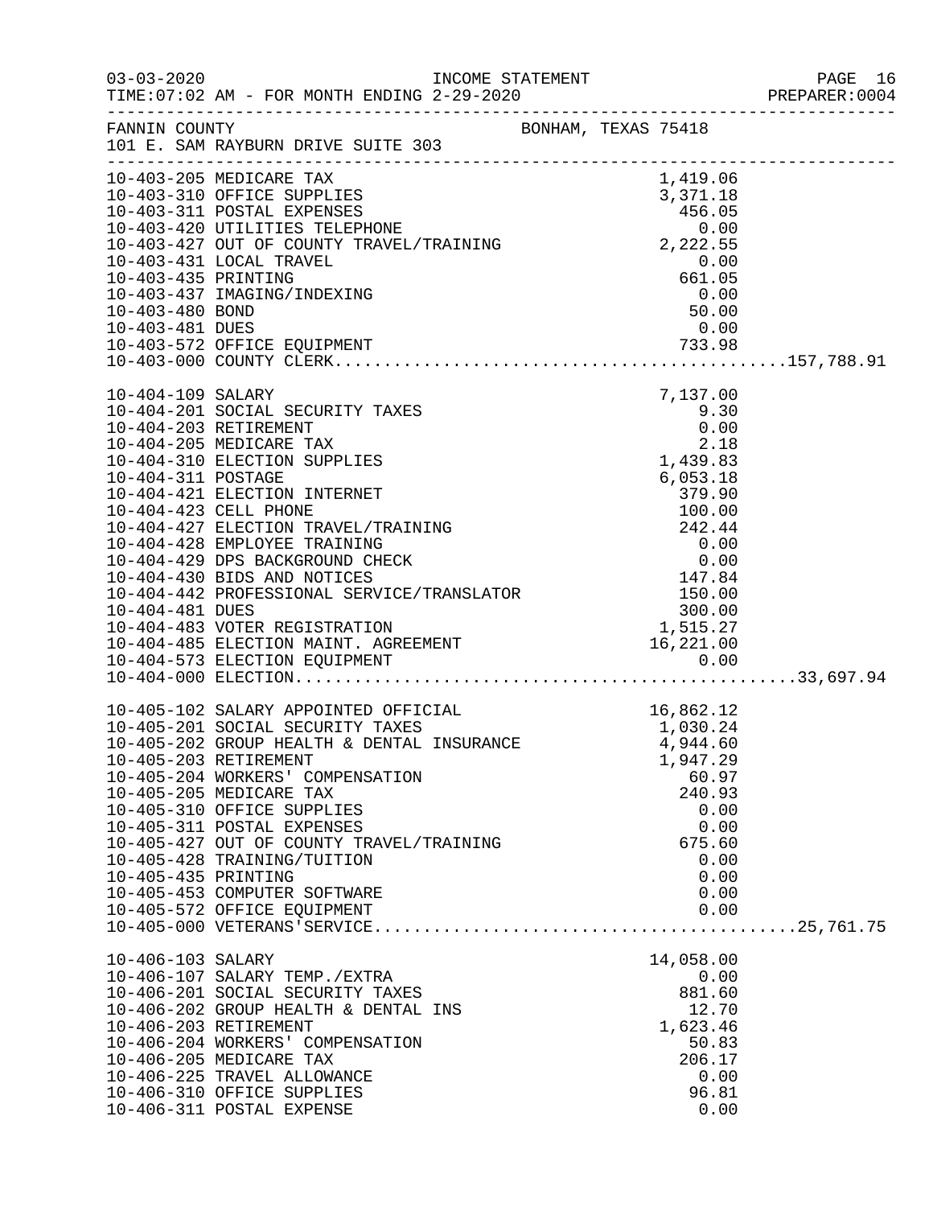FANNIN COUNTY BONHAM, TEXAS 75418
101 E. SAM RAYBURN DRIVE SUITE 303

| Account | Description | Amount | Total |
|---|---|---|---|
| 10-403-205 | MEDICARE TAX | 1,419.06 | |
| 10-403-310 | OFFICE SUPPLIES | 3,371.18 | |
| 10-403-311 | POSTAL EXPENSES | 456.05 | |
| 10-403-420 | UTILITIES TELEPHONE | 0.00 | |
| 10-403-427 | OUT OF COUNTY TRAVEL/TRAINING | 2,222.55 | |
| 10-403-431 | LOCAL TRAVEL | 0.00 | |
| 10-403-435 | PRINTING | 661.05 | |
| 10-403-437 | IMAGING/INDEXING | 0.00 | |
| 10-403-480 | BOND | 50.00 | |
| 10-403-481 | DUES | 0.00 | |
| 10-403-572 | OFFICE EQUIPMENT | 733.98 | |
| 10-403-000 | COUNTY CLERK | | 157,788.91 |
| 10-404-109 | SALARY | 7,137.00 | |
| 10-404-201 | SOCIAL SECURITY TAXES | 9.30 | |
| 10-404-203 | RETIREMENT | 0.00 | |
| 10-404-205 | MEDICARE TAX | 2.18 | |
| 10-404-310 | ELECTION SUPPLIES | 1,439.83 | |
| 10-404-311 | POSTAGE | 6,053.18 | |
| 10-404-421 | ELECTION INTERNET | 379.90 | |
| 10-404-423 | CELL PHONE | 100.00 | |
| 10-404-427 | ELECTION TRAVEL/TRAINING | 242.44 | |
| 10-404-428 | EMPLOYEE TRAINING | 0.00 | |
| 10-404-429 | DPS BACKGROUND CHECK | 0.00 | |
| 10-404-430 | BIDS AND NOTICES | 147.84 | |
| 10-404-442 | PROFESSIONAL SERVICE/TRANSLATOR | 150.00 | |
| 10-404-481 | DUES | 300.00 | |
| 10-404-483 | VOTER REGISTRATION | 1,515.27 | |
| 10-404-485 | ELECTION MAINT. AGREEMENT | 16,221.00 | |
| 10-404-573 | ELECTION EQUIPMENT | 0.00 | |
| 10-404-000 | ELECTION | | 33,697.94 |
| 10-405-102 | SALARY APPOINTED OFFICIAL | 16,862.12 | |
| 10-405-201 | SOCIAL SECURITY TAXES | 1,030.24 | |
| 10-405-202 | GROUP HEALTH & DENTAL INSURANCE | 4,944.60 | |
| 10-405-203 | RETIREMENT | 1,947.29 | |
| 10-405-204 | WORKERS' COMPENSATION | 60.97 | |
| 10-405-205 | MEDICARE TAX | 240.93 | |
| 10-405-310 | OFFICE SUPPLIES | 0.00 | |
| 10-405-311 | POSTAL EXPENSES | 0.00 | |
| 10-405-427 | OUT OF COUNTY TRAVEL/TRAINING | 675.60 | |
| 10-405-428 | TRAINING/TUITION | 0.00 | |
| 10-405-435 | PRINTING | 0.00 | |
| 10-405-453 | COMPUTER SOFTWARE | 0.00 | |
| 10-405-572 | OFFICE EQUIPMENT | 0.00 | |
| 10-405-000 | VETERANS'SERVICE | | 25,761.75 |
| 10-406-103 | SALARY | 14,058.00 | |
| 10-406-107 | SALARY TEMP./EXTRA | 0.00 | |
| 10-406-201 | SOCIAL SECURITY TAXES | 881.60 | |
| 10-406-202 | GROUP HEALTH & DENTAL INS | 12.70 | |
| 10-406-203 | RETIREMENT | 1,623.46 | |
| 10-406-204 | WORKERS' COMPENSATION | 50.83 | |
| 10-406-205 | MEDICARE TAX | 206.17 | |
| 10-406-225 | TRAVEL ALLOWANCE | 0.00 | |
| 10-406-310 | OFFICE SUPPLIES | 96.81 | |
| 10-406-311 | POSTAL EXPENSE | 0.00 | |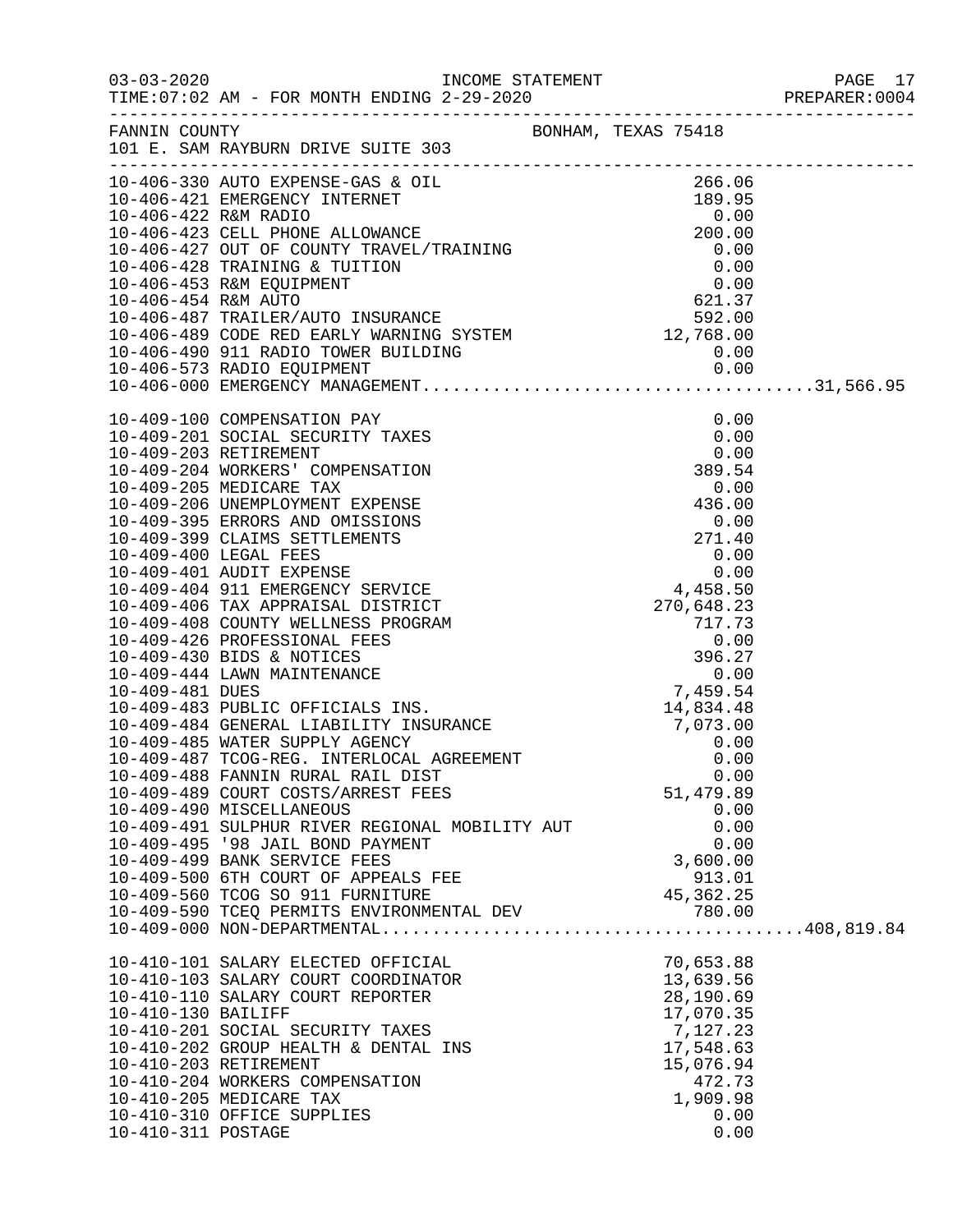03-03-2020 INCOME STATEMENT
TIME:07:02 AM - FOR MONTH ENDING 2-29-2020

FANNIN COUNTY BONHAM, TEXAS 75418
101 E. SAM RAYBURN DRIVE SUITE 303

| Account | Description | Amount | Total |
|---|---|---|---|
| 10-406-330 | AUTO EXPENSE-GAS & OIL | 266.06 | |
| 10-406-421 | EMERGENCY INTERNET | 189.95 | |
| 10-406-422 | R&M RADIO | 0.00 | |
| 10-406-423 | CELL PHONE ALLOWANCE | 200.00 | |
| 10-406-427 | OUT OF COUNTY TRAVEL/TRAINING | 0.00 | |
| 10-406-428 | TRAINING & TUITION | 0.00 | |
| 10-406-453 | R&M EQUIPMENT | 0.00 | |
| 10-406-454 | R&M AUTO | 621.37 | |
| 10-406-487 | TRAILER/AUTO INSURANCE | 592.00 | |
| 10-406-489 | CODE RED EARLY WARNING SYSTEM | 12,768.00 | |
| 10-406-490 | 911 RADIO TOWER BUILDING | 0.00 | |
| 10-406-573 | RADIO EQUIPMENT | 0.00 | |
| 10-406-000 | EMERGENCY MANAGEMENT | | 31,566.95 |
| 10-409-100 | COMPENSATION PAY | 0.00 | |
| 10-409-201 | SOCIAL SECURITY TAXES | 0.00 | |
| 10-409-203 | RETIREMENT | 0.00 | |
| 10-409-204 | WORKERS' COMPENSATION | 389.54 | |
| 10-409-205 | MEDICARE TAX | 0.00 | |
| 10-409-206 | UNEMPLOYMENT EXPENSE | 436.00 | |
| 10-409-395 | ERRORS AND OMISSIONS | 0.00 | |
| 10-409-399 | CLAIMS SETTLEMENTS | 271.40 | |
| 10-409-400 | LEGAL FEES | 0.00 | |
| 10-409-401 | AUDIT EXPENSE | 0.00 | |
| 10-409-404 | 911 EMERGENCY SERVICE | 4,458.50 | |
| 10-409-406 | TAX APPRAISAL DISTRICT | 270,648.23 | |
| 10-409-408 | COUNTY WELLNESS PROGRAM | 717.73 | |
| 10-409-426 | PROFESSIONAL FEES | 0.00 | |
| 10-409-430 | BIDS & NOTICES | 396.27 | |
| 10-409-444 | LAWN MAINTENANCE | 0.00 | |
| 10-409-481 | DUES | 7,459.54 | |
| 10-409-483 | PUBLIC OFFICIALS INS. | 14,834.48 | |
| 10-409-484 | GENERAL LIABILITY INSURANCE | 7,073.00 | |
| 10-409-485 | WATER SUPPLY AGENCY | 0.00 | |
| 10-409-487 | TCOG-REG. INTERLOCAL AGREEMENT | 0.00 | |
| 10-409-488 | FANNIN RURAL RAIL DIST | 0.00 | |
| 10-409-489 | COURT COSTS/ARREST FEES | 51,479.89 | |
| 10-409-490 | MISCELLANEOUS | 0.00 | |
| 10-409-491 | SULPHUR RIVER REGIONAL MOBILITY AUT | 0.00 | |
| 10-409-495 | '98 JAIL BOND PAYMENT | 0.00 | |
| 10-409-499 | BANK SERVICE FEES | 3,600.00 | |
| 10-409-500 | 6TH COURT OF APPEALS FEE | 913.01 | |
| 10-409-560 | TCOG SO 911 FURNITURE | 45,362.25 | |
| 10-409-590 | TCEQ PERMITS ENVIRONMENTAL DEV | 780.00 | |
| 10-409-000 | NON-DEPARTMENTAL | | 408,819.84 |
| 10-410-101 | SALARY ELECTED OFFICIAL | 70,653.88 | |
| 10-410-103 | SALARY COURT COORDINATOR | 13,639.56 | |
| 10-410-110 | SALARY COURT REPORTER | 28,190.69 | |
| 10-410-130 | BAILIFF | 17,070.35 | |
| 10-410-201 | SOCIAL SECURITY TAXES | 7,127.23 | |
| 10-410-202 | GROUP HEALTH & DENTAL INS | 17,548.63 | |
| 10-410-203 | RETIREMENT | 15,076.94 | |
| 10-410-204 | WORKERS COMPENSATION | 472.73 | |
| 10-410-205 | MEDICARE TAX | 1,909.98 | |
| 10-410-310 | OFFICE SUPPLIES | 0.00 | |
| 10-410-311 | POSTAGE | 0.00 | |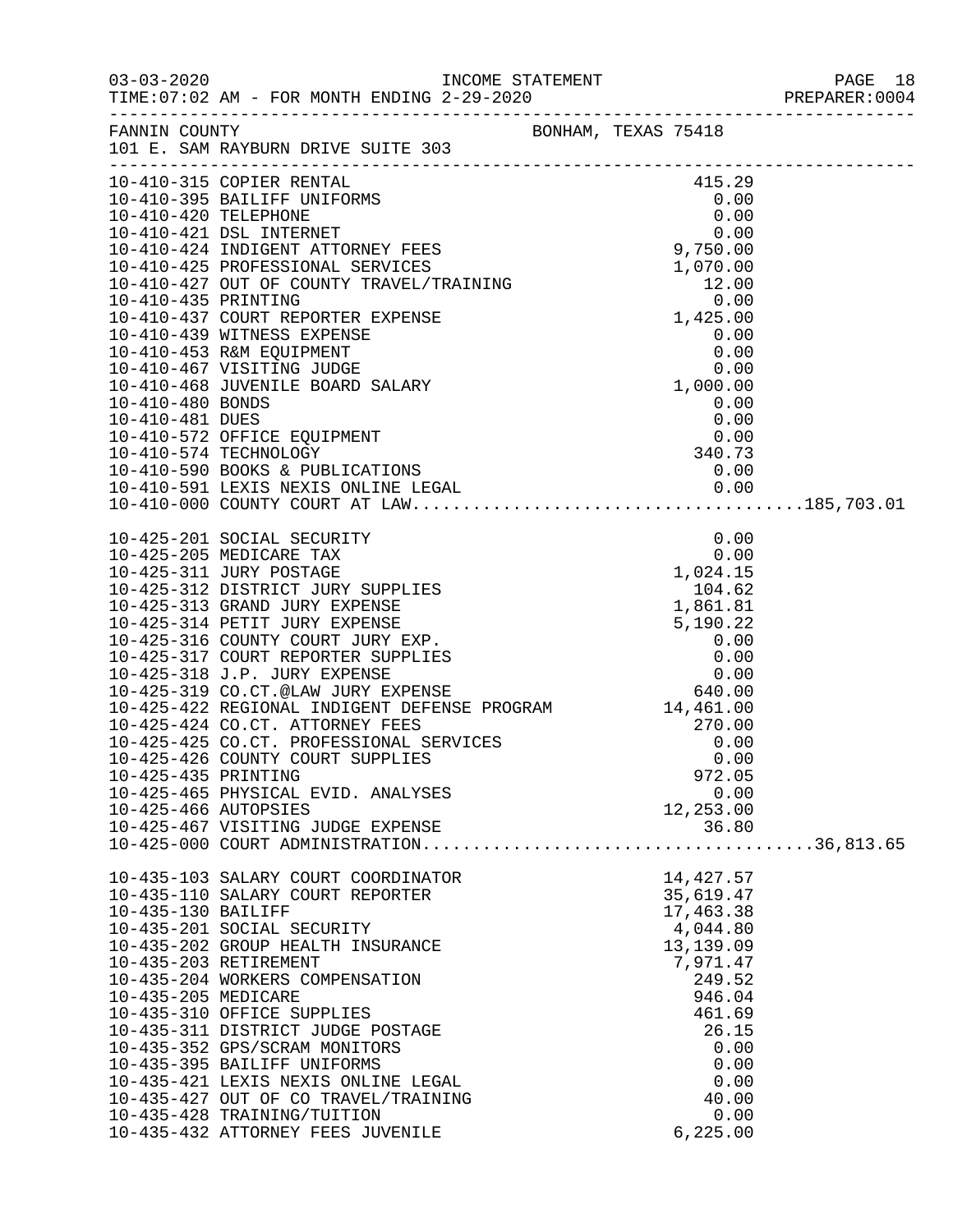INCOME STATEMENT

03-03-2020
TIME:07:02 AM - FOR MONTH ENDING 2-29-2020

FANNIN COUNTY — BONHAM, TEXAS 75418
101 E. SAM RAYBURN DRIVE SUITE 303

| Account | Description | Amount | Total |
|---|---|---|---|
| 10-410-315 | COPIER RENTAL | 415.29 | |
| 10-410-395 | BAILIFF UNIFORMS | 0.00 | |
| 10-410-420 | TELEPHONE | 0.00 | |
| 10-410-421 | DSL INTERNET | 0.00 | |
| 10-410-424 | INDIGENT ATTORNEY FEES | 9,750.00 | |
| 10-410-425 | PROFESSIONAL SERVICES | 1,070.00 | |
| 10-410-427 | OUT OF COUNTY TRAVEL/TRAINING | 12.00 | |
| 10-410-435 | PRINTING | 0.00 | |
| 10-410-437 | COURT REPORTER EXPENSE | 1,425.00 | |
| 10-410-439 | WITNESS EXPENSE | 0.00 | |
| 10-410-453 | R&M EQUIPMENT | 0.00 | |
| 10-410-467 | VISITING JUDGE | 0.00 | |
| 10-410-468 | JUVENILE BOARD SALARY | 1,000.00 | |
| 10-410-480 | BONDS | 0.00 | |
| 10-410-481 | DUES | 0.00 | |
| 10-410-572 | OFFICE EQUIPMENT | 0.00 | |
| 10-410-574 | TECHNOLOGY | 340.73 | |
| 10-410-590 | BOOKS & PUBLICATIONS | 0.00 | |
| 10-410-591 | LEXIS NEXIS ONLINE LEGAL | 0.00 | |
| 10-410-000 | COUNTY COURT AT LAW | | 185,703.01 |
| 10-425-201 | SOCIAL SECURITY | 0.00 | |
| 10-425-205 | MEDICARE TAX | 0.00 | |
| 10-425-311 | JURY POSTAGE | 1,024.15 | |
| 10-425-312 | DISTRICT JURY SUPPLIES | 104.62 | |
| 10-425-313 | GRAND JURY EXPENSE | 1,861.81 | |
| 10-425-314 | PETIT JURY EXPENSE | 5,190.22 | |
| 10-425-316 | COUNTY COURT JURY EXP. | 0.00 | |
| 10-425-317 | COURT REPORTER SUPPLIES | 0.00 | |
| 10-425-318 | J.P. JURY EXPENSE | 0.00 | |
| 10-425-319 | CO.CT.@LAW JURY EXPENSE | 640.00 | |
| 10-425-422 | REGIONAL INDIGENT DEFENSE PROGRAM | 14,461.00 | |
| 10-425-424 | CO.CT. ATTORNEY FEES | 270.00 | |
| 10-425-425 | CO.CT. PROFESSIONAL SERVICES | 0.00 | |
| 10-425-426 | COUNTY COURT SUPPLIES | 0.00 | |
| 10-425-435 | PRINTING | 972.05 | |
| 10-425-465 | PHYSICAL EVID. ANALYSES | 0.00 | |
| 10-425-466 | AUTOPSIES | 12,253.00 | |
| 10-425-467 | VISITING JUDGE EXPENSE | 36.80 | |
| 10-425-000 | COURT ADMINISTRATION | | 36,813.65 |
| 10-435-103 | SALARY COURT COORDINATOR | 14,427.57 | |
| 10-435-110 | SALARY COURT REPORTER | 35,619.47 | |
| 10-435-130 | BAILIFF | 17,463.38 | |
| 10-435-201 | SOCIAL SECURITY | 4,044.80 | |
| 10-435-202 | GROUP HEALTH INSURANCE | 13,139.09 | |
| 10-435-203 | RETIREMENT | 7,971.47 | |
| 10-435-204 | WORKERS COMPENSATION | 249.52 | |
| 10-435-205 | MEDICARE | 946.04 | |
| 10-435-310 | OFFICE SUPPLIES | 461.69 | |
| 10-435-311 | DISTRICT JUDGE POSTAGE | 26.15 | |
| 10-435-352 | GPS/SCRAM MONITORS | 0.00 | |
| 10-435-395 | BAILIFF UNIFORMS | 0.00 | |
| 10-435-421 | LEXIS NEXIS ONLINE LEGAL | 0.00 | |
| 10-435-427 | OUT OF CO TRAVEL/TRAINING | 40.00 | |
| 10-435-428 | TRAINING/TUITION | 0.00 | |
| 10-435-432 | ATTORNEY FEES JUVENILE | 6,225.00 | |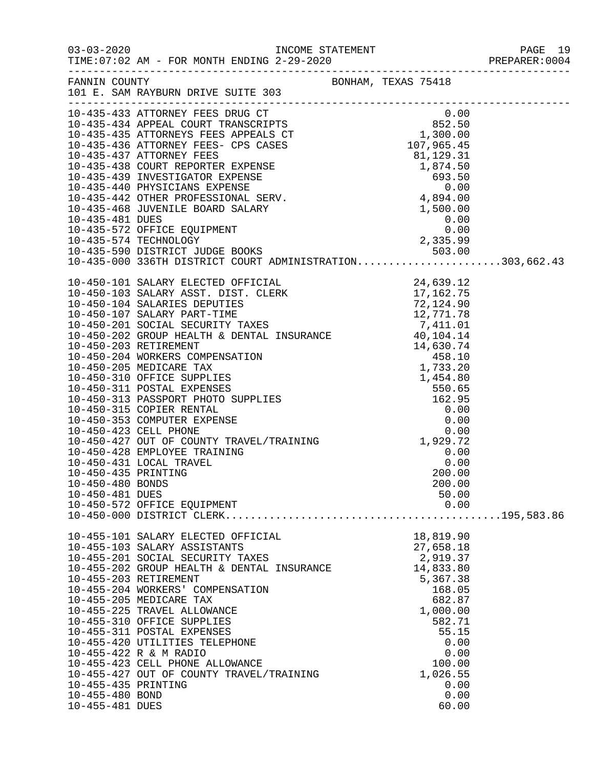FANNIN COUNTY — BONHAM, TEXAS 75418
101 E. SAM RAYBURN DRIVE SUITE 303

INCOME STATEMENT
FOR MONTH ENDING 2-29-2020

| Account | Description | Amount | Total |
|---|---|---|---|
| 10-435-433 | ATTORNEY FEES DRUG CT | 0.00 | |
| 10-435-434 | APPEAL COURT TRANSCRIPTS | 852.50 | |
| 10-435-435 | ATTORNEYS FEES APPEALS CT | 1,300.00 | |
| 10-435-436 | ATTORNEY FEES- CPS CASES | 107,965.45 | |
| 10-435-437 | ATTORNEY FEES | 81,129.31 | |
| 10-435-438 | COURT REPORTER EXPENSE | 1,874.50 | |
| 10-435-439 | INVESTIGATOR EXPENSE | 693.50 | |
| 10-435-440 | PHYSICIANS EXPENSE | 0.00 | |
| 10-435-442 | OTHER PROFESSIONAL SERV. | 4,894.00 | |
| 10-435-468 | JUVENILE BOARD SALARY | 1,500.00 | |
| 10-435-481 | DUES | 0.00 | |
| 10-435-572 | OFFICE EQUIPMENT | 0.00 | |
| 10-435-574 | TECHNOLOGY | 2,335.99 | |
| 10-435-590 | DISTRICT JUDGE BOOKS | 503.00 | |
| 10-435-000 | 336TH DISTRICT COURT ADMINISTRATION | | 303,662.43 |
| 10-450-101 | SALARY ELECTED OFFICIAL | 24,639.12 | |
| 10-450-103 | SALARY ASST. DIST. CLERK | 17,162.75 | |
| 10-450-104 | SALARIES DEPUTIES | 72,124.90 | |
| 10-450-107 | SALARY PART-TIME | 12,771.78 | |
| 10-450-201 | SOCIAL SECURITY TAXES | 7,411.01 | |
| 10-450-202 | GROUP HEALTH & DENTAL INSURANCE | 40,104.14 | |
| 10-450-203 | RETIREMENT | 14,630.74 | |
| 10-450-204 | WORKERS COMPENSATION | 458.10 | |
| 10-450-205 | MEDICARE TAX | 1,733.20 | |
| 10-450-310 | OFFICE SUPPLIES | 1,454.80 | |
| 10-450-311 | POSTAL EXPENSES | 550.65 | |
| 10-450-313 | PASSPORT PHOTO SUPPLIES | 162.95 | |
| 10-450-315 | COPIER RENTAL | 0.00 | |
| 10-450-353 | COMPUTER EXPENSE | 0.00 | |
| 10-450-423 | CELL PHONE | 0.00 | |
| 10-450-427 | OUT OF COUNTY TRAVEL/TRAINING | 1,929.72 | |
| 10-450-428 | EMPLOYEE TRAINING | 0.00 | |
| 10-450-431 | LOCAL TRAVEL | 0.00 | |
| 10-450-435 | PRINTING | 200.00 | |
| 10-450-480 | BONDS | 200.00 | |
| 10-450-481 | DUES | 50.00 | |
| 10-450-572 | OFFICE EQUIPMENT | 0.00 | |
| 10-450-000 | DISTRICT CLERK | | 195,583.86 |
| 10-455-101 | SALARY ELECTED OFFICIAL | 18,819.90 | |
| 10-455-103 | SALARY ASSISTANTS | 27,658.18 | |
| 10-455-201 | SOCIAL SECURITY TAXES | 2,919.37 | |
| 10-455-202 | GROUP HEALTH & DENTAL INSURANCE | 14,833.80 | |
| 10-455-203 | RETIREMENT | 5,367.38 | |
| 10-455-204 | WORKERS' COMPENSATION | 168.05 | |
| 10-455-205 | MEDICARE TAX | 682.87 | |
| 10-455-225 | TRAVEL ALLOWANCE | 1,000.00 | |
| 10-455-310 | OFFICE SUPPLIES | 582.71 | |
| 10-455-311 | POSTAL EXPENSES | 55.15 | |
| 10-455-420 | UTILITIES TELEPHONE | 0.00 | |
| 10-455-422 | R & M RADIO | 0.00 | |
| 10-455-423 | CELL PHONE ALLOWANCE | 100.00 | |
| 10-455-427 | OUT OF COUNTY TRAVEL/TRAINING | 1,026.55 | |
| 10-455-435 | PRINTING | 0.00 | |
| 10-455-480 | BOND | 0.00 | |
| 10-455-481 | DUES | 60.00 | |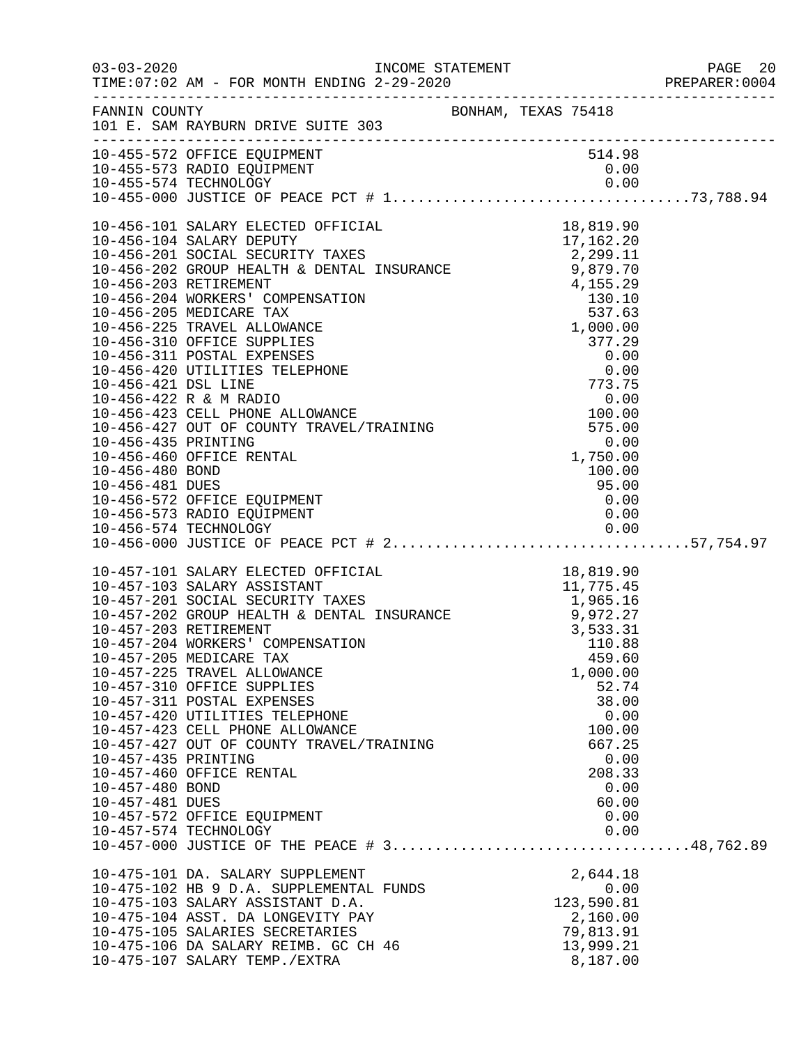FANNIN COUNTY BONHAM, TEXAS 75418
101 E. SAM RAYBURN DRIVE SUITE 303

INCOME STATEMENT
TIME:07:02 AM - FOR MONTH ENDING 2-29-2020

| Account | Description | Amount | Total |
|---|---|---|---|
| 10-455-572 | OFFICE EQUIPMENT | 514.98 | |
| 10-455-573 | RADIO EQUIPMENT | 0.00 | |
| 10-455-574 | TECHNOLOGY | 0.00 | |
| 10-455-000 | JUSTICE OF PEACE PCT # 1 | | 73,788.94 |
| 10-456-101 | SALARY ELECTED OFFICIAL | 18,819.90 | |
| 10-456-104 | SALARY DEPUTY | 17,162.20 | |
| 10-456-201 | SOCIAL SECURITY TAXES | 2,299.11 | |
| 10-456-202 | GROUP HEALTH & DENTAL INSURANCE | 9,879.70 | |
| 10-456-203 | RETIREMENT | 4,155.29 | |
| 10-456-204 | WORKERS' COMPENSATION | 130.10 | |
| 10-456-205 | MEDICARE TAX | 537.63 | |
| 10-456-225 | TRAVEL ALLOWANCE | 1,000.00 | |
| 10-456-310 | OFFICE SUPPLIES | 377.29 | |
| 10-456-311 | POSTAL EXPENSES | 0.00 | |
| 10-456-420 | UTILITIES TELEPHONE | 0.00 | |
| 10-456-421 | DSL LINE | 773.75 | |
| 10-456-422 | R & M RADIO | 0.00 | |
| 10-456-423 | CELL PHONE ALLOWANCE | 100.00 | |
| 10-456-427 | OUT OF COUNTY TRAVEL/TRAINING | 575.00 | |
| 10-456-435 | PRINTING | 0.00 | |
| 10-456-460 | OFFICE RENTAL | 1,750.00 | |
| 10-456-480 | BOND | 100.00 | |
| 10-456-481 | DUES | 95.00 | |
| 10-456-572 | OFFICE EQUIPMENT | 0.00 | |
| 10-456-573 | RADIO EQUIPMENT | 0.00 | |
| 10-456-574 | TECHNOLOGY | 0.00 | |
| 10-456-000 | JUSTICE OF PEACE PCT # 2 | | 57,754.97 |
| 10-457-101 | SALARY ELECTED OFFICIAL | 18,819.90 | |
| 10-457-103 | SALARY ASSISTANT | 11,775.45 | |
| 10-457-201 | SOCIAL SECURITY TAXES | 1,965.16 | |
| 10-457-202 | GROUP HEALTH & DENTAL INSURANCE | 9,972.27 | |
| 10-457-203 | RETIREMENT | 3,533.31 | |
| 10-457-204 | WORKERS' COMPENSATION | 110.88 | |
| 10-457-205 | MEDICARE TAX | 459.60 | |
| 10-457-225 | TRAVEL ALLOWANCE | 1,000.00 | |
| 10-457-310 | OFFICE SUPPLIES | 52.74 | |
| 10-457-311 | POSTAL EXPENSES | 38.00 | |
| 10-457-420 | UTILITIES TELEPHONE | 0.00 | |
| 10-457-423 | CELL PHONE ALLOWANCE | 100.00 | |
| 10-457-427 | OUT OF COUNTY TRAVEL/TRAINING | 667.25 | |
| 10-457-435 | PRINTING | 0.00 | |
| 10-457-460 | OFFICE RENTAL | 208.33 | |
| 10-457-480 | BOND | 0.00 | |
| 10-457-481 | DUES | 60.00 | |
| 10-457-572 | OFFICE EQUIPMENT | 0.00 | |
| 10-457-574 | TECHNOLOGY | 0.00 | |
| 10-457-000 | JUSTICE OF THE PEACE # 3 | | 48,762.89 |
| 10-475-101 | DA. SALARY SUPPLEMENT | 2,644.18 | |
| 10-475-102 | HB 9 D.A. SUPPLEMENTAL FUNDS | 0.00 | |
| 10-475-103 | SALARY ASSISTANT D.A. | 123,590.81 | |
| 10-475-104 | ASST. DA LONGEVITY PAY | 2,160.00 | |
| 10-475-105 | SALARIES SECRETARIES | 79,813.91 | |
| 10-475-106 | DA SALARY REIMB. GC CH 46 | 13,999.21 | |
| 10-475-107 | SALARY TEMP./EXTRA | 8,187.00 | |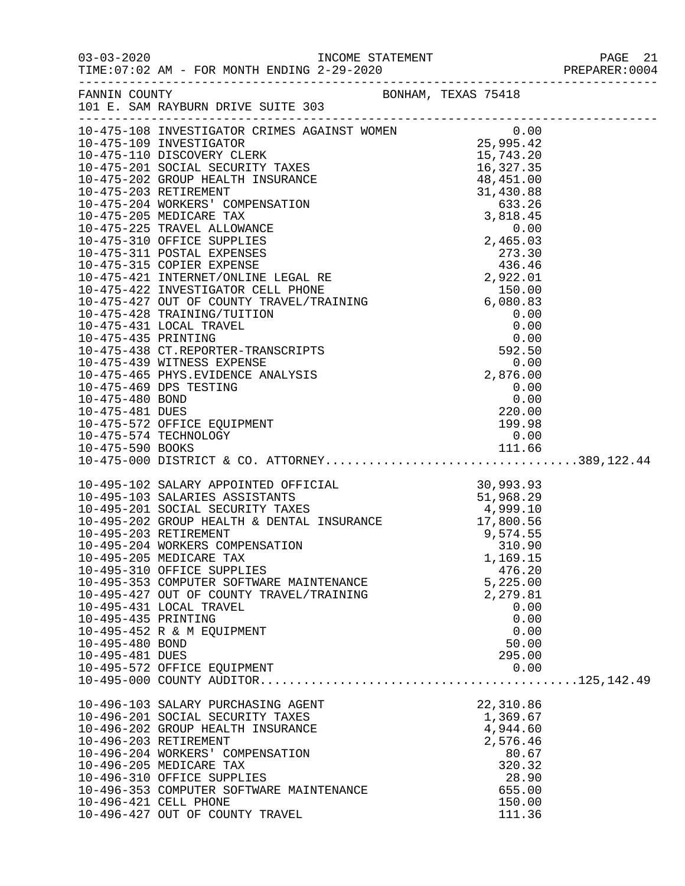INCOME STATEMENT

TIME:07:02 AM - FOR MONTH ENDING 2-29-2020

FANNIN COUNTY — BONHAM, TEXAS 75418

101 E. SAM RAYBURN DRIVE SUITE 303

| Account | Description | Amount | Total |
|---|---|---|---|
| 10-475-108 | INVESTIGATOR CRIMES AGAINST WOMEN | 0.00 | |
| 10-475-109 | INVESTIGATOR | 25,995.42 | |
| 10-475-110 | DISCOVERY CLERK | 15,743.20 | |
| 10-475-201 | SOCIAL SECURITY TAXES | 16,327.35 | |
| 10-475-202 | GROUP HEALTH INSURANCE | 48,451.00 | |
| 10-475-203 | RETIREMENT | 31,430.88 | |
| 10-475-204 | WORKERS' COMPENSATION | 633.26 | |
| 10-475-205 | MEDICARE TAX | 3,818.45 | |
| 10-475-225 | TRAVEL ALLOWANCE | 0.00 | |
| 10-475-310 | OFFICE SUPPLIES | 2,465.03 | |
| 10-475-311 | POSTAL EXPENSES | 273.30 | |
| 10-475-315 | COPIER EXPENSE | 436.46 | |
| 10-475-421 | INTERNET/ONLINE LEGAL RE | 2,922.01 | |
| 10-475-422 | INVESTIGATOR CELL PHONE | 150.00 | |
| 10-475-427 | OUT OF COUNTY TRAVEL/TRAINING | 6,080.83 | |
| 10-475-428 | TRAINING/TUITION | 0.00 | |
| 10-475-431 | LOCAL TRAVEL | 0.00 | |
| 10-475-435 | PRINTING | 0.00 | |
| 10-475-438 | CT.REPORTER-TRANSCRIPTS | 592.50 | |
| 10-475-439 | WITNESS EXPENSE | 0.00 | |
| 10-475-465 | PHYS.EVIDENCE ANALYSIS | 2,876.00 | |
| 10-475-469 | DPS TESTING | 0.00 | |
| 10-475-480 | BOND | 0.00 | |
| 10-475-481 | DUES | 220.00 | |
| 10-475-572 | OFFICE EQUIPMENT | 199.98 | |
| 10-475-574 | TECHNOLOGY | 0.00 | |
| 10-475-590 | BOOKS | 111.66 | |
| 10-475-000 | DISTRICT & CO. ATTORNEY | | 389,122.44 |
| 10-495-102 | SALARY APPOINTED OFFICIAL | 30,993.93 | |
| 10-495-103 | SALARIES ASSISTANTS | 51,968.29 | |
| 10-495-201 | SOCIAL SECURITY TAXES | 4,999.10 | |
| 10-495-202 | GROUP HEALTH & DENTAL INSURANCE | 17,800.56 | |
| 10-495-203 | RETIREMENT | 9,574.55 | |
| 10-495-204 | WORKERS COMPENSATION | 310.90 | |
| 10-495-205 | MEDICARE TAX | 1,169.15 | |
| 10-495-310 | OFFICE SUPPLIES | 476.20 | |
| 10-495-353 | COMPUTER SOFTWARE MAINTENANCE | 5,225.00 | |
| 10-495-427 | OUT OF COUNTY TRAVEL/TRAINING | 2,279.81 | |
| 10-495-431 | LOCAL TRAVEL | 0.00 | |
| 10-495-435 | PRINTING | 0.00 | |
| 10-495-452 | R & M EQUIPMENT | 0.00 | |
| 10-495-480 | BOND | 50.00 | |
| 10-495-481 | DUES | 295.00 | |
| 10-495-572 | OFFICE EQUIPMENT | 0.00 | |
| 10-495-000 | COUNTY AUDITOR | | 125,142.49 |
| 10-496-103 | SALARY PURCHASING AGENT | 22,310.86 | |
| 10-496-201 | SOCIAL SECURITY TAXES | 1,369.67 | |
| 10-496-202 | GROUP HEALTH INSURANCE | 4,944.60 | |
| 10-496-203 | RETIREMENT | 2,576.46 | |
| 10-496-204 | WORKERS' COMPENSATION | 80.67 | |
| 10-496-205 | MEDICARE TAX | 320.32 | |
| 10-496-310 | OFFICE SUPPLIES | 28.90 | |
| 10-496-353 | COMPUTER SOFTWARE MAINTENANCE | 655.00 | |
| 10-496-421 | CELL PHONE | 150.00 | |
| 10-496-427 | OUT OF COUNTY TRAVEL | 111.36 | |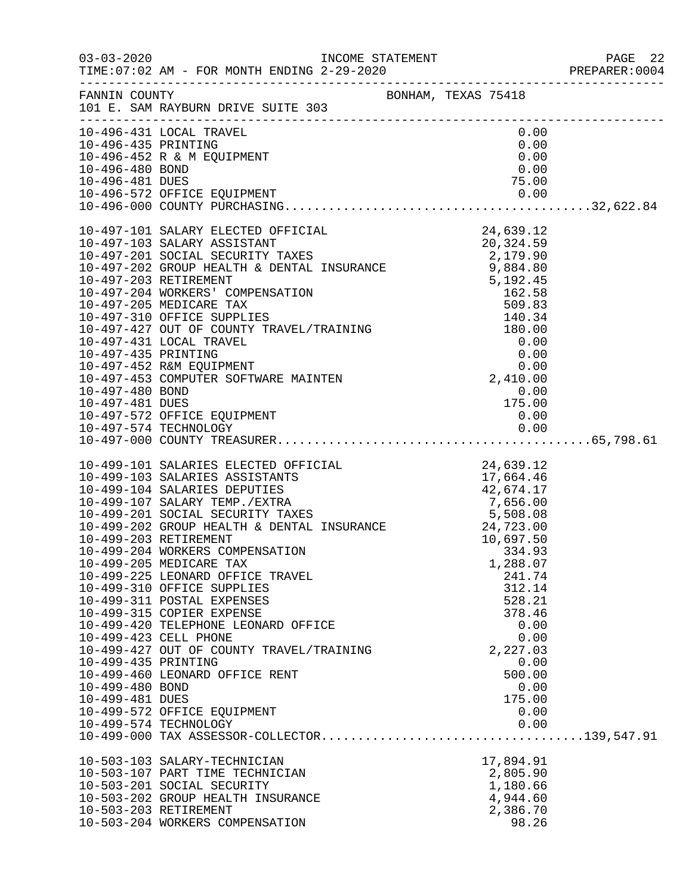03-03-2020 INCOME STATEMENT
TIME:07:02 AM - FOR MONTH ENDING 2-29-2020

FANNIN COUNTY — BONHAM, TEXAS 75418
101 E. SAM RAYBURN DRIVE SUITE 303

| Account | Description | Amount | Total |
|---|---|---|---|
| 10-496-431 | LOCAL TRAVEL | 0.00 | |
| 10-496-435 | PRINTING | 0.00 | |
| 10-496-452 | R & M EQUIPMENT | 0.00 | |
| 10-496-480 | BOND | 0.00 | |
| 10-496-481 | DUES | 75.00 | |
| 10-496-572 | OFFICE EQUIPMENT | 0.00 | |
| 10-496-000 | COUNTY PURCHASING | | 32,622.84 |
| 10-497-101 | SALARY ELECTED OFFICIAL | 24,639.12 | |
| 10-497-103 | SALARY ASSISTANT | 20,324.59 | |
| 10-497-201 | SOCIAL SECURITY TAXES | 2,179.90 | |
| 10-497-202 | GROUP HEALTH & DENTAL INSURANCE | 9,884.80 | |
| 10-497-203 | RETIREMENT | 5,192.45 | |
| 10-497-204 | WORKERS' COMPENSATION | 162.58 | |
| 10-497-205 | MEDICARE TAX | 509.83 | |
| 10-497-310 | OFFICE SUPPLIES | 140.34 | |
| 10-497-427 | OUT OF COUNTY TRAVEL/TRAINING | 180.00 | |
| 10-497-431 | LOCAL TRAVEL | 0.00 | |
| 10-497-435 | PRINTING | 0.00 | |
| 10-497-452 | R&M EQUIPMENT | 0.00 | |
| 10-497-453 | COMPUTER SOFTWARE MAINTEN | 2,410.00 | |
| 10-497-480 | BOND | 0.00 | |
| 10-497-481 | DUES | 175.00 | |
| 10-497-572 | OFFICE EQUIPMENT | 0.00 | |
| 10-497-574 | TECHNOLOGY | 0.00 | |
| 10-497-000 | COUNTY TREASURER | | 65,798.61 |
| 10-499-101 | SALARIES ELECTED OFFICIAL | 24,639.12 | |
| 10-499-103 | SALARIES ASSISTANTS | 17,664.46 | |
| 10-499-104 | SALARIES DEPUTIES | 42,674.17 | |
| 10-499-107 | SALARY TEMP./EXTRA | 7,656.00 | |
| 10-499-201 | SOCIAL SECURITY TAXES | 5,508.08 | |
| 10-499-202 | GROUP HEALTH & DENTAL INSURANCE | 24,723.00 | |
| 10-499-203 | RETIREMENT | 10,697.50 | |
| 10-499-204 | WORKERS COMPENSATION | 334.93 | |
| 10-499-205 | MEDICARE TAX | 1,288.07 | |
| 10-499-225 | LEONARD OFFICE TRAVEL | 241.74 | |
| 10-499-310 | OFFICE SUPPLIES | 312.14 | |
| 10-499-311 | POSTAL EXPENSES | 528.21 | |
| 10-499-315 | COPIER EXPENSE | 378.46 | |
| 10-499-420 | TELEPHONE LEONARD OFFICE | 0.00 | |
| 10-499-423 | CELL PHONE | 0.00 | |
| 10-499-427 | OUT OF COUNTY TRAVEL/TRAINING | 2,227.03 | |
| 10-499-435 | PRINTING | 0.00 | |
| 10-499-460 | LEONARD OFFICE RENT | 500.00 | |
| 10-499-480 | BOND | 0.00 | |
| 10-499-481 | DUES | 175.00 | |
| 10-499-572 | OFFICE EQUIPMENT | 0.00 | |
| 10-499-574 | TECHNOLOGY | 0.00 | |
| 10-499-000 | TAX ASSESSOR-COLLECTOR | | 139,547.91 |
| 10-503-103 | SALARY-TECHNICIAN | 17,894.91 | |
| 10-503-107 | PART TIME TECHNICIAN | 2,805.90 | |
| 10-503-201 | SOCIAL SECURITY | 1,180.66 | |
| 10-503-202 | GROUP HEALTH INSURANCE | 4,944.60 | |
| 10-503-203 | RETIREMENT | 2,386.70 | |
| 10-503-204 | WORKERS COMPENSATION | 98.26 | |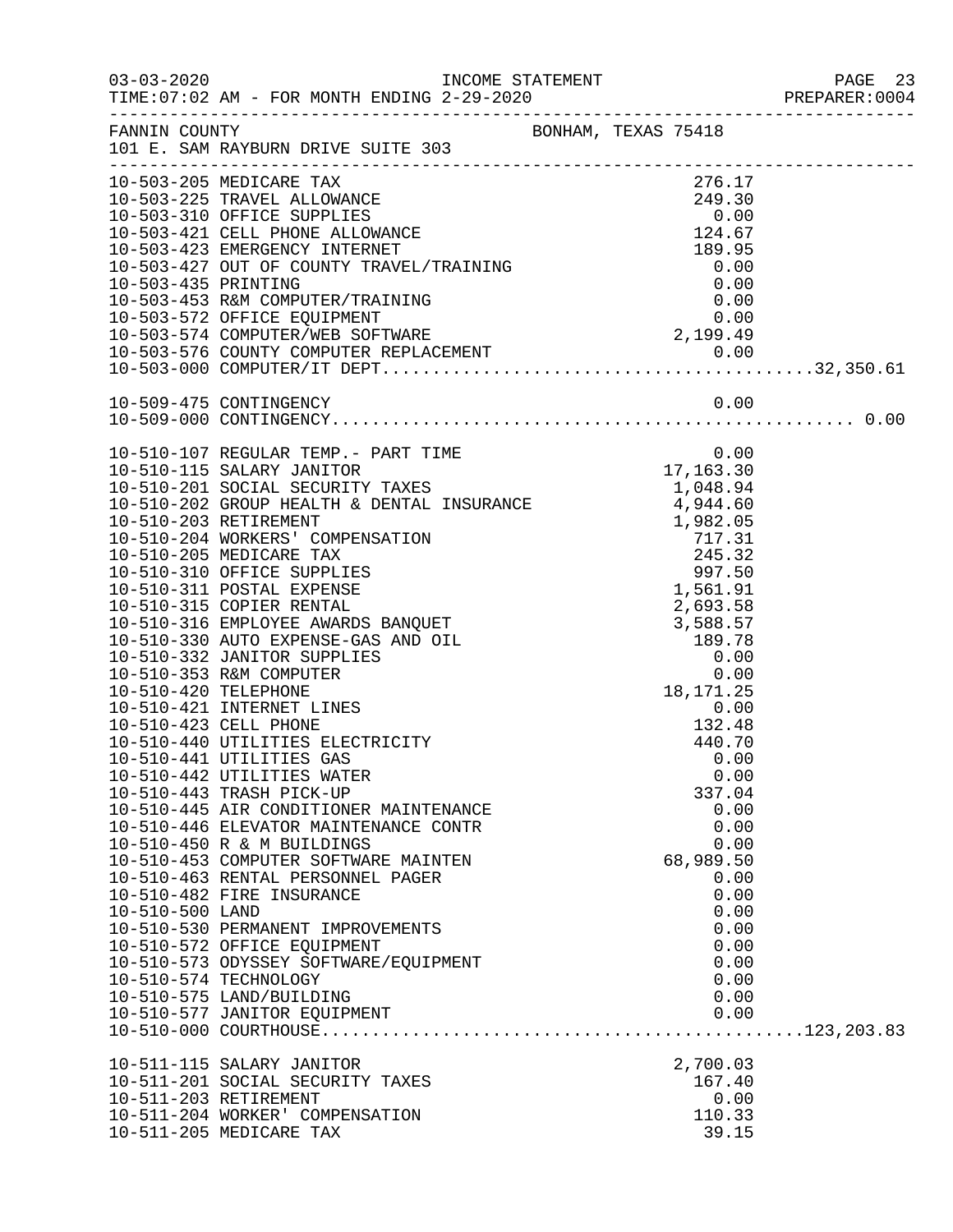FANNIN COUNTY BONHAM, TEXAS 75418
101 E. SAM RAYBURN DRIVE SUITE 303

INCOME STATEMENT
03-03-2020
TIME:07:02 AM - FOR MONTH ENDING 2-29-2020
PREPARER:0004

| Account | Description | Amount | Total |
|---|---|---|---|
| 10-503-205 | MEDICARE TAX | 276.17 | |
| 10-503-225 | TRAVEL ALLOWANCE | 249.30 | |
| 10-503-310 | OFFICE SUPPLIES | 0.00 | |
| 10-503-421 | CELL PHONE ALLOWANCE | 124.67 | |
| 10-503-423 | EMERGENCY INTERNET | 189.95 | |
| 10-503-427 | OUT OF COUNTY TRAVEL/TRAINING | 0.00 | |
| 10-503-435 | PRINTING | 0.00 | |
| 10-503-453 | R&M COMPUTER/TRAINING | 0.00 | |
| 10-503-572 | OFFICE EQUIPMENT | 0.00 | |
| 10-503-574 | COMPUTER/WEB SOFTWARE | 2,199.49 | |
| 10-503-576 | COUNTY COMPUTER REPLACEMENT | 0.00 | |
| 10-503-000 | COMPUTER/IT DEPT | | 32,350.61 |
| 10-509-475 | CONTINGENCY | 0.00 | |
| 10-509-000 | CONTINGENCY | | 0.00 |
| 10-510-107 | REGULAR TEMP.- PART TIME | 0.00 | |
| 10-510-115 | SALARY JANITOR | 17,163.30 | |
| 10-510-201 | SOCIAL SECURITY TAXES | 1,048.94 | |
| 10-510-202 | GROUP HEALTH & DENTAL INSURANCE | 4,944.60 | |
| 10-510-203 | RETIREMENT | 1,982.05 | |
| 10-510-204 | WORKERS' COMPENSATION | 717.31 | |
| 10-510-205 | MEDICARE TAX | 245.32 | |
| 10-510-310 | OFFICE SUPPLIES | 997.50 | |
| 10-510-311 | POSTAL EXPENSE | 1,561.91 | |
| 10-510-315 | COPIER RENTAL | 2,693.58 | |
| 10-510-316 | EMPLOYEE AWARDS BANQUET | 3,588.57 | |
| 10-510-330 | AUTO EXPENSE-GAS AND OIL | 189.78 | |
| 10-510-332 | JANITOR SUPPLIES | 0.00 | |
| 10-510-353 | R&M COMPUTER | 0.00 | |
| 10-510-420 | TELEPHONE | 18,171.25 | |
| 10-510-421 | INTERNET LINES | 0.00 | |
| 10-510-423 | CELL PHONE | 132.48 | |
| 10-510-440 | UTILITIES ELECTRICITY | 440.70 | |
| 10-510-441 | UTILITIES GAS | 0.00 | |
| 10-510-442 | UTILITIES WATER | 0.00 | |
| 10-510-443 | TRASH PICK-UP | 337.04 | |
| 10-510-445 | AIR CONDITIONER MAINTENANCE | 0.00 | |
| 10-510-446 | ELEVATOR MAINTENANCE CONTR | 0.00 | |
| 10-510-450 | R & M BUILDINGS | 0.00 | |
| 10-510-453 | COMPUTER SOFTWARE MAINTEN | 68,989.50 | |
| 10-510-463 | RENTAL PERSONNEL PAGER | 0.00 | |
| 10-510-482 | FIRE INSURANCE | 0.00 | |
| 10-510-500 | LAND | 0.00 | |
| 10-510-530 | PERMANENT IMPROVEMENTS | 0.00 | |
| 10-510-572 | OFFICE EQUIPMENT | 0.00 | |
| 10-510-573 | ODYSSEY SOFTWARE/EQUIPMENT | 0.00 | |
| 10-510-574 | TECHNOLOGY | 0.00 | |
| 10-510-575 | LAND/BUILDING | 0.00 | |
| 10-510-577 | JANITOR EQUIPMENT | 0.00 | |
| 10-510-000 | COURTHOUSE | | 123,203.83 |
| 10-511-115 | SALARY JANITOR | 2,700.03 | |
| 10-511-201 | SOCIAL SECURITY TAXES | 167.40 | |
| 10-511-203 | RETIREMENT | 0.00 | |
| 10-511-204 | WORKER' COMPENSATION | 110.33 | |
| 10-511-205 | MEDICARE TAX | 39.15 | |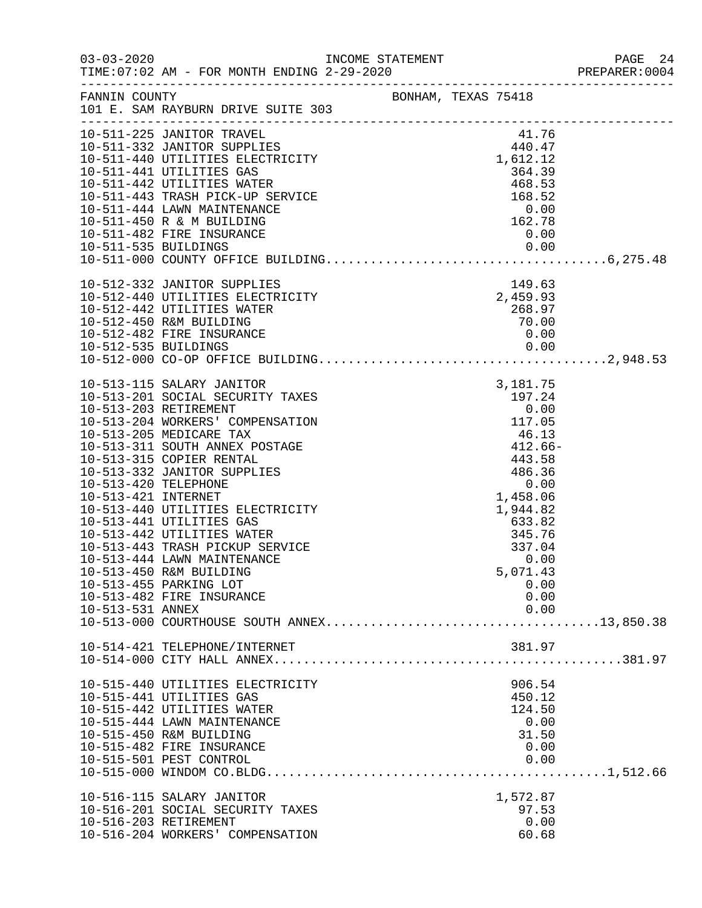FANNIN COUNTY BONHAM, TEXAS 75418
101 E. SAM RAYBURN DRIVE SUITE 303

| Account | Description | Amount | Total |
|---|---|---|---|
| 10-511-225 | JANITOR TRAVEL | 41.76 | |
| 10-511-332 | JANITOR SUPPLIES | 440.47 | |
| 10-511-440 | UTILITIES ELECTRICITY | 1,612.12 | |
| 10-511-441 | UTILITIES GAS | 364.39 | |
| 10-511-442 | UTILITIES WATER | 468.53 | |
| 10-511-443 | TRASH PICK-UP SERVICE | 168.52 | |
| 10-511-444 | LAWN MAINTENANCE | 0.00 | |
| 10-511-450 | R & M BUILDING | 162.78 | |
| 10-511-482 | FIRE INSURANCE | 0.00 | |
| 10-511-535 | BUILDINGS | 0.00 | |
| 10-511-000 | COUNTY OFFICE BUILDING | | 6,275.48 |
| 10-512-332 | JANITOR SUPPLIES | 149.63 | |
| 10-512-440 | UTILITIES ELECTRICITY | 2,459.93 | |
| 10-512-442 | UTILITIES WATER | 268.97 | |
| 10-512-450 | R&M BUILDING | 70.00 | |
| 10-512-482 | FIRE INSURANCE | 0.00 | |
| 10-512-535 | BUILDINGS | 0.00 | |
| 10-512-000 | CO-OP OFFICE BUILDING | | 2,948.53 |
| 10-513-115 | SALARY JANITOR | 3,181.75 | |
| 10-513-201 | SOCIAL SECURITY TAXES | 197.24 | |
| 10-513-203 | RETIREMENT | 0.00 | |
| 10-513-204 | WORKERS' COMPENSATION | 117.05 | |
| 10-513-205 | MEDICARE TAX | 46.13 | |
| 10-513-311 | SOUTH ANNEX POSTAGE | 412.66- | |
| 10-513-315 | COPIER RENTAL | 443.58 | |
| 10-513-332 | JANITOR SUPPLIES | 486.36 | |
| 10-513-420 | TELEPHONE | 0.00 | |
| 10-513-421 | INTERNET | 1,458.06 | |
| 10-513-440 | UTILITIES ELECTRICITY | 1,944.82 | |
| 10-513-441 | UTILITIES GAS | 633.82 | |
| 10-513-442 | UTILITIES WATER | 345.76 | |
| 10-513-443 | TRASH PICKUP SERVICE | 337.04 | |
| 10-513-444 | LAWN MAINTENANCE | 0.00 | |
| 10-513-450 | R&M BUILDING | 5,071.43 | |
| 10-513-455 | PARKING LOT | 0.00 | |
| 10-513-482 | FIRE INSURANCE | 0.00 | |
| 10-513-531 | ANNEX | 0.00 | |
| 10-513-000 | COURTHOUSE SOUTH ANNEX | | 13,850.38 |
| 10-514-421 | TELEPHONE/INTERNET | 381.97 | |
| 10-514-000 | CITY HALL ANNEX | | 381.97 |
| 10-515-440 | UTILITIES ELECTRICITY | 906.54 | |
| 10-515-441 | UTILITIES GAS | 450.12 | |
| 10-515-442 | UTILITIES WATER | 124.50 | |
| 10-515-444 | LAWN MAINTENANCE | 0.00 | |
| 10-515-450 | R&M BUILDING | 31.50 | |
| 10-515-482 | FIRE INSURANCE | 0.00 | |
| 10-515-501 | PEST CONTROL | 0.00 | |
| 10-515-000 | WINDOM CO.BLDG | | 1,512.66 |
| 10-516-115 | SALARY JANITOR | 1,572.87 | |
| 10-516-201 | SOCIAL SECURITY TAXES | 97.53 | |
| 10-516-203 | RETIREMENT | 0.00 | |
| 10-516-204 | WORKERS' COMPENSATION | 60.68 | |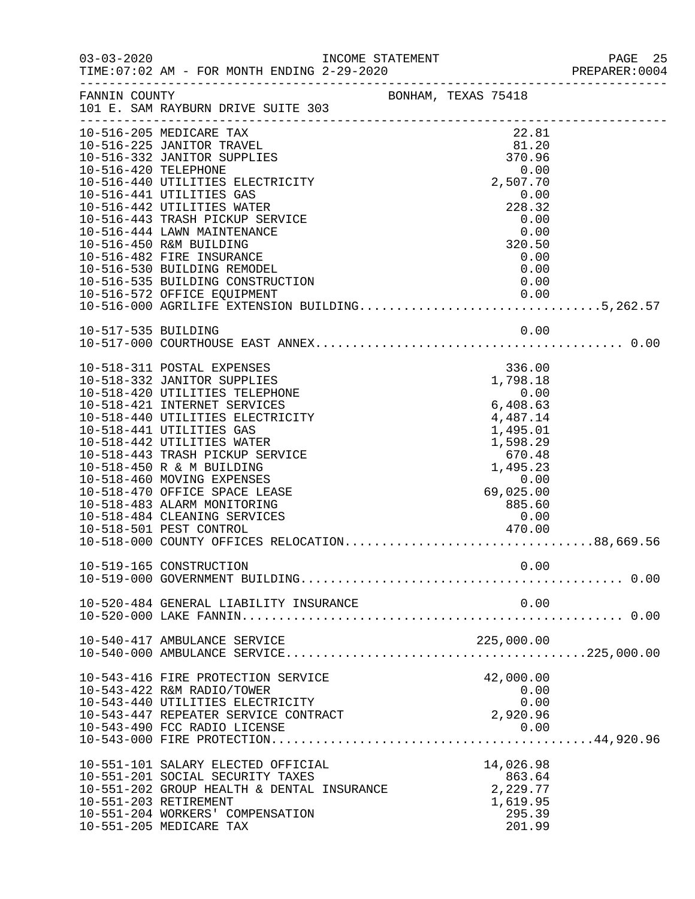FANNIN COUNTY — BONHAM, TEXAS 75418
101 E. SAM RAYBURN DRIVE SUITE 303

| Account | Description | Amount | Total |
|---|---|---|---|
| 10-516-205 | MEDICARE TAX | 22.81 | |
| 10-516-225 | JANITOR TRAVEL | 81.20 | |
| 10-516-332 | JANITOR SUPPLIES | 370.96 | |
| 10-516-420 | TELEPHONE | 0.00 | |
| 10-516-440 | UTILITIES ELECTRICITY | 2,507.70 | |
| 10-516-441 | UTILITIES GAS | 0.00 | |
| 10-516-442 | UTILITIES WATER | 228.32 | |
| 10-516-443 | TRASH PICKUP SERVICE | 0.00 | |
| 10-516-444 | LAWN MAINTENANCE | 0.00 | |
| 10-516-450 | R&M BUILDING | 320.50 | |
| 10-516-482 | FIRE INSURANCE | 0.00 | |
| 10-516-530 | BUILDING REMODEL | 0.00 | |
| 10-516-535 | BUILDING CONSTRUCTION | 0.00 | |
| 10-516-572 | OFFICE EQUIPMENT | 0.00 | |
| 10-516-000 | AGRILIFE EXTENSION BUILDING | | 5,262.57 |
| 10-517-535 | BUILDING | 0.00 | |
| 10-517-000 | COURTHOUSE EAST ANNEX | | 0.00 |
| 10-518-311 | POSTAL EXPENSES | 336.00 | |
| 10-518-332 | JANITOR SUPPLIES | 1,798.18 | |
| 10-518-420 | UTILITIES TELEPHONE | 0.00 | |
| 10-518-421 | INTERNET SERVICES | 6,408.63 | |
| 10-518-440 | UTILITIES ELECTRICITY | 4,487.14 | |
| 10-518-441 | UTILITIES GAS | 1,495.01 | |
| 10-518-442 | UTILITIES WATER | 1,598.29 | |
| 10-518-443 | TRASH PICKUP SERVICE | 670.48 | |
| 10-518-450 | R & M BUILDING | 1,495.23 | |
| 10-518-460 | MOVING EXPENSES | 0.00 | |
| 10-518-470 | OFFICE SPACE LEASE | 69,025.00 | |
| 10-518-483 | ALARM MONITORING | 885.60 | |
| 10-518-484 | CLEANING SERVICES | 0.00 | |
| 10-518-501 | PEST CONTROL | 470.00 | |
| 10-518-000 | COUNTY OFFICES RELOCATION | | 88,669.56 |
| 10-519-165 | CONSTRUCTION | 0.00 | |
| 10-519-000 | GOVERNMENT BUILDING | | 0.00 |
| 10-520-484 | GENERAL LIABILITY INSURANCE | 0.00 | |
| 10-520-000 | LAKE FANNIN | | 0.00 |
| 10-540-417 | AMBULANCE SERVICE | 225,000.00 | |
| 10-540-000 | AMBULANCE SERVICE | | 225,000.00 |
| 10-543-416 | FIRE PROTECTION SERVICE | 42,000.00 | |
| 10-543-422 | R&M RADIO/TOWER | 0.00 | |
| 10-543-440 | UTILITIES ELECTRICITY | 0.00 | |
| 10-543-447 | REPEATER SERVICE CONTRACT | 2,920.96 | |
| 10-543-490 | FCC RADIO LICENSE | 0.00 | |
| 10-543-000 | FIRE PROTECTION | | 44,920.96 |
| 10-551-101 | SALARY ELECTED OFFICIAL | 14,026.98 | |
| 10-551-201 | SOCIAL SECURITY TAXES | 863.64 | |
| 10-551-202 | GROUP HEALTH & DENTAL INSURANCE | 2,229.77 | |
| 10-551-203 | RETIREMENT | 1,619.95 | |
| 10-551-204 | WORKERS' COMPENSATION | 295.39 | |
| 10-551-205 | MEDICARE TAX | 201.99 | |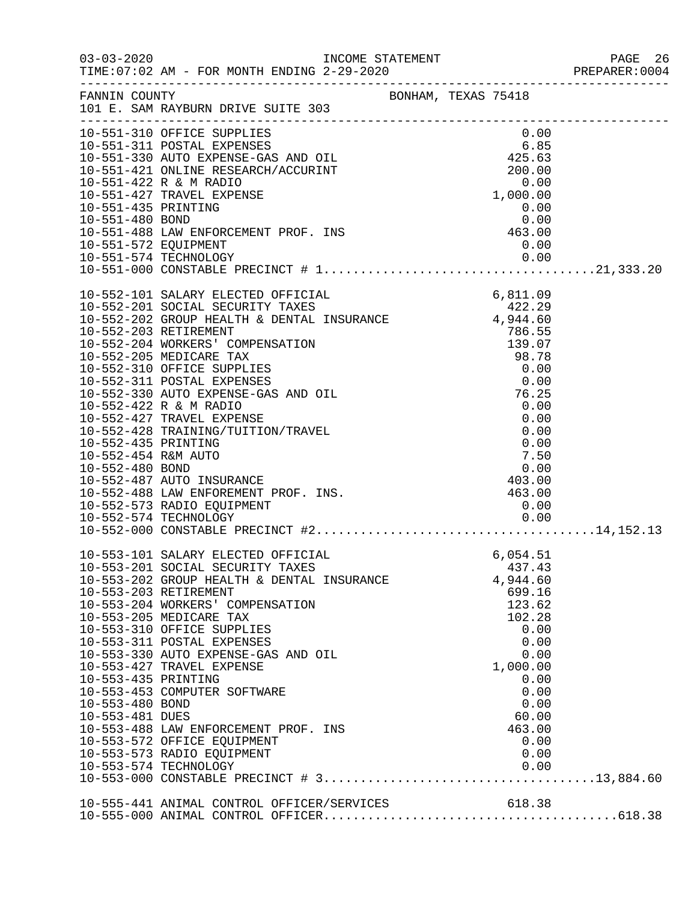FANNIN COUNTY — BONHAM, TEXAS 75418
101 E. SAM RAYBURN DRIVE SUITE 303

INCOME STATEMENT
TIME:07:02 AM - FOR MONTH ENDING 2-29-2020

| Account | Description | Amount | Total |
|---|---|---|---|
| 10-551-310 | OFFICE SUPPLIES | 0.00 | |
| 10-551-311 | POSTAL EXPENSES | 6.85 | |
| 10-551-330 | AUTO EXPENSE-GAS AND OIL | 425.63 | |
| 10-551-421 | ONLINE RESEARCH/ACCURINT | 200.00 | |
| 10-551-422 | R & M RADIO | 0.00 | |
| 10-551-427 | TRAVEL EXPENSE | 1,000.00 | |
| 10-551-435 | PRINTING | 0.00 | |
| 10-551-480 | BOND | 0.00 | |
| 10-551-488 | LAW ENFORCEMENT PROF. INS | 463.00 | |
| 10-551-572 | EQUIPMENT | 0.00 | |
| 10-551-574 | TECHNOLOGY | 0.00 | |
| 10-551-000 | CONSTABLE PRECINCT # 1 | | 21,333.20 |
| 10-552-101 | SALARY ELECTED OFFICIAL | 6,811.09 | |
| 10-552-201 | SOCIAL SECURITY TAXES | 422.29 | |
| 10-552-202 | GROUP HEALTH & DENTAL INSURANCE | 4,944.60 | |
| 10-552-203 | RETIREMENT | 786.55 | |
| 10-552-204 | WORKERS' COMPENSATION | 139.07 | |
| 10-552-205 | MEDICARE TAX | 98.78 | |
| 10-552-310 | OFFICE SUPPLIES | 0.00 | |
| 10-552-311 | POSTAL EXPENSES | 0.00 | |
| 10-552-330 | AUTO EXPENSE-GAS AND OIL | 76.25 | |
| 10-552-422 | R & M RADIO | 0.00 | |
| 10-552-427 | TRAVEL EXPENSE | 0.00 | |
| 10-552-428 | TRAINING/TUITION/TRAVEL | 0.00 | |
| 10-552-435 | PRINTING | 0.00 | |
| 10-552-454 | R&M AUTO | 7.50 | |
| 10-552-480 | BOND | 0.00 | |
| 10-552-487 | AUTO INSURANCE | 403.00 | |
| 10-552-488 | LAW ENFOREMENT PROF. INS. | 463.00 | |
| 10-552-573 | RADIO EQUIPMENT | 0.00 | |
| 10-552-574 | TECHNOLOGY | 0.00 | |
| 10-552-000 | CONSTABLE PRECINCT #2 | | 14,152.13 |
| 10-553-101 | SALARY ELECTED OFFICIAL | 6,054.51 | |
| 10-553-201 | SOCIAL SECURITY TAXES | 437.43 | |
| 10-553-202 | GROUP HEALTH & DENTAL INSURANCE | 4,944.60 | |
| 10-553-203 | RETIREMENT | 699.16 | |
| 10-553-204 | WORKERS' COMPENSATION | 123.62 | |
| 10-553-205 | MEDICARE TAX | 102.28 | |
| 10-553-310 | OFFICE SUPPLIES | 0.00 | |
| 10-553-311 | POSTAL EXPENSES | 0.00 | |
| 10-553-330 | AUTO EXPENSE-GAS AND OIL | 0.00 | |
| 10-553-427 | TRAVEL EXPENSE | 1,000.00 | |
| 10-553-435 | PRINTING | 0.00 | |
| 10-553-453 | COMPUTER SOFTWARE | 0.00 | |
| 10-553-480 | BOND | 0.00 | |
| 10-553-481 | DUES | 60.00 | |
| 10-553-488 | LAW ENFORCEMENT PROF. INS | 463.00 | |
| 10-553-572 | OFFICE EQUIPMENT | 0.00 | |
| 10-553-573 | RADIO EQUIPMENT | 0.00 | |
| 10-553-574 | TECHNOLOGY | 0.00 | |
| 10-553-000 | CONSTABLE PRECINCT # 3 | | 13,884.60 |
| 10-555-441 | ANIMAL CONTROL OFFICER/SERVICES | 618.38 | |
| 10-555-000 | ANIMAL CONTROL OFFICER | | 618.38 |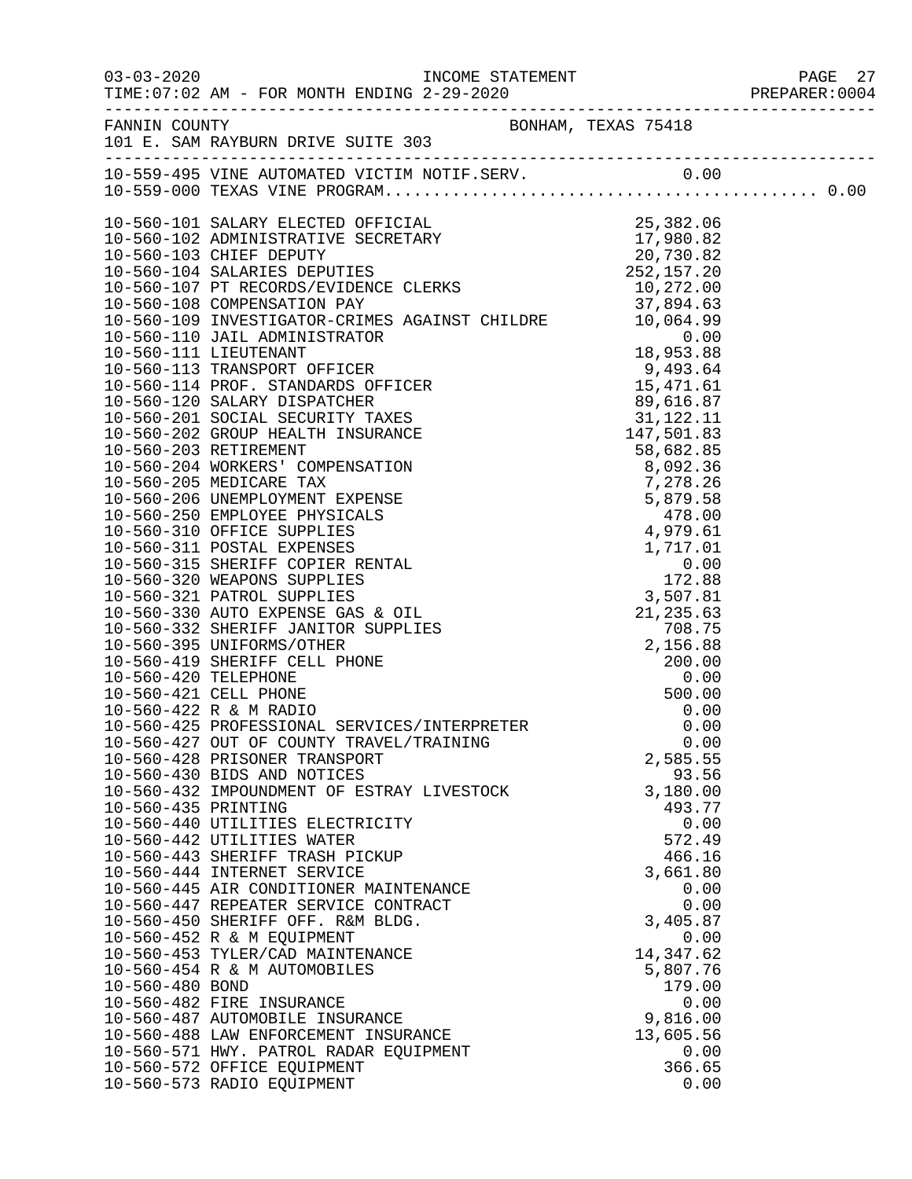FANNIN COUNTY　　BONHAM, TEXAS 75418
101 E. SAM RAYBURN DRIVE SUITE 303

INCOME STATEMENT
03-03-2020
TIME:07:02 AM - FOR MONTH ENDING 2-29-2020
PREPARER:0004

| Account | Description | Amount | Total |
|---|---|---|---|
| 10-559-495 | VINE AUTOMATED VICTIM NOTIF.SERV. | 0.00 | |
| 10-559-000 | TEXAS VINE PROGRAM | | 0.00 |
| 10-560-101 | SALARY ELECTED OFFICIAL | 25,382.06 | |
| 10-560-102 | ADMINISTRATIVE SECRETARY | 17,980.82 | |
| 10-560-103 | CHIEF DEPUTY | 20,730.82 | |
| 10-560-104 | SALARIES DEPUTIES | 252,157.20 | |
| 10-560-107 | PT RECORDS/EVIDENCE CLERKS | 10,272.00 | |
| 10-560-108 | COMPENSATION PAY | 37,894.63 | |
| 10-560-109 | INVESTIGATOR-CRIMES AGAINST CHILDRE | 10,064.99 | |
| 10-560-110 | JAIL ADMINISTRATOR | 0.00 | |
| 10-560-111 | LIEUTENANT | 18,953.88 | |
| 10-560-113 | TRANSPORT OFFICER | 9,493.64 | |
| 10-560-114 | PROF. STANDARDS OFFICER | 15,471.61 | |
| 10-560-120 | SALARY DISPATCHER | 89,616.87 | |
| 10-560-201 | SOCIAL SECURITY TAXES | 31,122.11 | |
| 10-560-202 | GROUP HEALTH INSURANCE | 147,501.83 | |
| 10-560-203 | RETIREMENT | 58,682.85 | |
| 10-560-204 | WORKERS' COMPENSATION | 8,092.36 | |
| 10-560-205 | MEDICARE TAX | 7,278.26 | |
| 10-560-206 | UNEMPLOYMENT EXPENSE | 5,879.58 | |
| 10-560-250 | EMPLOYEE PHYSICALS | 478.00 | |
| 10-560-310 | OFFICE SUPPLIES | 4,979.61 | |
| 10-560-311 | POSTAL EXPENSES | 1,717.01 | |
| 10-560-315 | SHERIFF COPIER RENTAL | 0.00 | |
| 10-560-320 | WEAPONS SUPPLIES | 172.88 | |
| 10-560-321 | PATROL SUPPLIES | 3,507.81 | |
| 10-560-330 | AUTO EXPENSE GAS & OIL | 21,235.63 | |
| 10-560-332 | SHERIFF JANITOR SUPPLIES | 708.75 | |
| 10-560-395 | UNIFORMS/OTHER | 2,156.88 | |
| 10-560-419 | SHERIFF CELL PHONE | 200.00 | |
| 10-560-420 | TELEPHONE | 0.00 | |
| 10-560-421 | CELL PHONE | 500.00 | |
| 10-560-422 | R & M RADIO | 0.00 | |
| 10-560-425 | PROFESSIONAL SERVICES/INTERPRETER | 0.00 | |
| 10-560-427 | OUT OF COUNTY TRAVEL/TRAINING | 0.00 | |
| 10-560-428 | PRISONER TRANSPORT | 2,585.55 | |
| 10-560-430 | BIDS AND NOTICES | 93.56 | |
| 10-560-432 | IMPOUNDMENT OF ESTRAY LIVESTOCK | 3,180.00 | |
| 10-560-435 | PRINTING | 493.77 | |
| 10-560-440 | UTILITIES ELECTRICITY | 0.00 | |
| 10-560-442 | UTILITIES WATER | 572.49 | |
| 10-560-443 | SHERIFF TRASH PICKUP | 466.16 | |
| 10-560-444 | INTERNET SERVICE | 3,661.80 | |
| 10-560-445 | AIR CONDITIONER MAINTENANCE | 0.00 | |
| 10-560-447 | REPEATER SERVICE CONTRACT | 0.00 | |
| 10-560-450 | SHERIFF OFF. R&M BLDG. | 3,405.87 | |
| 10-560-452 | R & M EQUIPMENT | 0.00 | |
| 10-560-453 | TYLER/CAD MAINTENANCE | 14,347.62 | |
| 10-560-454 | R & M AUTOMOBILES | 5,807.76 | |
| 10-560-480 | BOND | 179.00 | |
| 10-560-482 | FIRE INSURANCE | 0.00 | |
| 10-560-487 | AUTOMOBILE INSURANCE | 9,816.00 | |
| 10-560-488 | LAW ENFORCEMENT INSURANCE | 13,605.56 | |
| 10-560-571 | HWY. PATROL RADAR EQUIPMENT | 0.00 | |
| 10-560-572 | OFFICE EQUIPMENT | 366.65 | |
| 10-560-573 | RADIO EQUIPMENT | 0.00 | |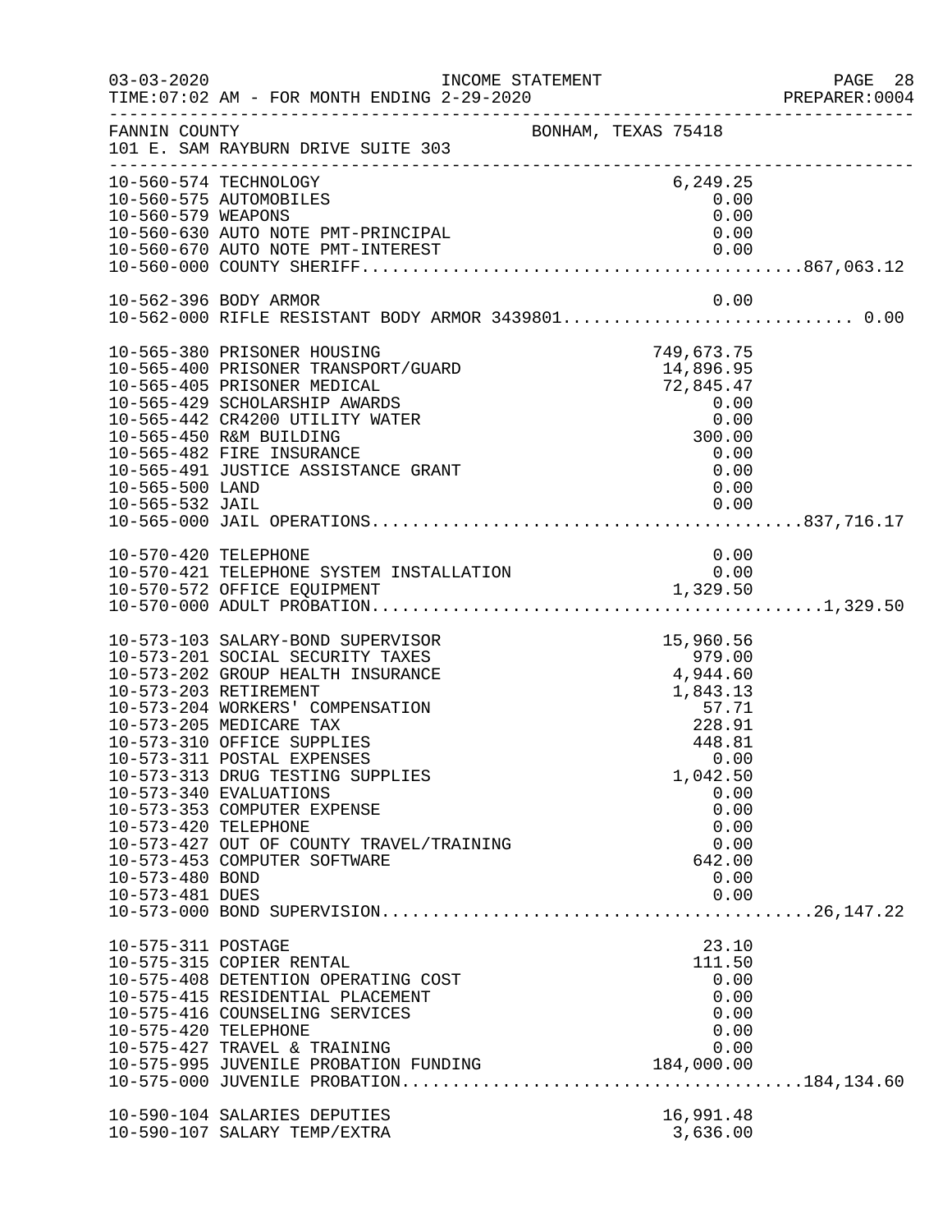FANNIN COUNTY BONHAM, TEXAS 75418
101 E. SAM RAYBURN DRIVE SUITE 303

INCOME STATEMENT
03-03-2020 TIME:07:02 AM - FOR MONTH ENDING 2-29-2020

| Account | Description | Amount | Total |
|---|---|---|---|
| 10-560-574 | TECHNOLOGY | 6,249.25 | |
| 10-560-575 | AUTOMOBILES | 0.00 | |
| 10-560-579 | WEAPONS | 0.00 | |
| 10-560-630 | AUTO NOTE PMT-PRINCIPAL | 0.00 | |
| 10-560-670 | AUTO NOTE PMT-INTEREST | 0.00 | |
| 10-560-000 | COUNTY SHERIFF | | 867,063.12 |
| 10-562-396 | BODY ARMOR | 0.00 | |
| 10-562-000 | RIFLE RESISTANT BODY ARMOR 3439801 | | 0.00 |
| 10-565-380 | PRISONER HOUSING | 749,673.75 | |
| 10-565-400 | PRISONER TRANSPORT/GUARD | 14,896.95 | |
| 10-565-405 | PRISONER MEDICAL | 72,845.47 | |
| 10-565-429 | SCHOLARSHIP AWARDS | 0.00 | |
| 10-565-442 | CR4200 UTILITY WATER | 0.00 | |
| 10-565-450 | R&M BUILDING | 300.00 | |
| 10-565-482 | FIRE INSURANCE | 0.00 | |
| 10-565-491 | JUSTICE ASSISTANCE GRANT | 0.00 | |
| 10-565-500 | LAND | 0.00 | |
| 10-565-532 | JAIL | 0.00 | |
| 10-565-000 | JAIL OPERATIONS | | 837,716.17 |
| 10-570-420 | TELEPHONE | 0.00 | |
| 10-570-421 | TELEPHONE SYSTEM INSTALLATION | 0.00 | |
| 10-570-572 | OFFICE EQUIPMENT | 1,329.50 | |
| 10-570-000 | ADULT PROBATION | | 1,329.50 |
| 10-573-103 | SALARY-BOND SUPERVISOR | 15,960.56 | |
| 10-573-201 | SOCIAL SECURITY TAXES | 979.00 | |
| 10-573-202 | GROUP HEALTH INSURANCE | 4,944.60 | |
| 10-573-203 | RETIREMENT | 1,843.13 | |
| 10-573-204 | WORKERS' COMPENSATION | 57.71 | |
| 10-573-205 | MEDICARE TAX | 228.91 | |
| 10-573-310 | OFFICE SUPPLIES | 448.81 | |
| 10-573-311 | POSTAL EXPENSES | 0.00 | |
| 10-573-313 | DRUG TESTING SUPPLIES | 1,042.50 | |
| 10-573-340 | EVALUATIONS | 0.00 | |
| 10-573-353 | COMPUTER EXPENSE | 0.00 | |
| 10-573-420 | TELEPHONE | 0.00 | |
| 10-573-427 | OUT OF COUNTY TRAVEL/TRAINING | 0.00 | |
| 10-573-453 | COMPUTER SOFTWARE | 642.00 | |
| 10-573-480 | BOND | 0.00 | |
| 10-573-481 | DUES | 0.00 | |
| 10-573-000 | BOND SUPERVISION | | 26,147.22 |
| 10-575-311 | POSTAGE | 23.10 | |
| 10-575-315 | COPIER RENTAL | 111.50 | |
| 10-575-408 | DETENTION OPERATING COST | 0.00 | |
| 10-575-415 | RESIDENTIAL PLACEMENT | 0.00 | |
| 10-575-416 | COUNSELING SERVICES | 0.00 | |
| 10-575-420 | TELEPHONE | 0.00 | |
| 10-575-427 | TRAVEL & TRAINING | 0.00 | |
| 10-575-995 | JUVENILE PROBATION FUNDING | 184,000.00 | |
| 10-575-000 | JUVENILE PROBATION | | 184,134.60 |
| 10-590-104 | SALARIES DEPUTIES | 16,991.48 | |
| 10-590-107 | SALARY TEMP/EXTRA | 3,636.00 | |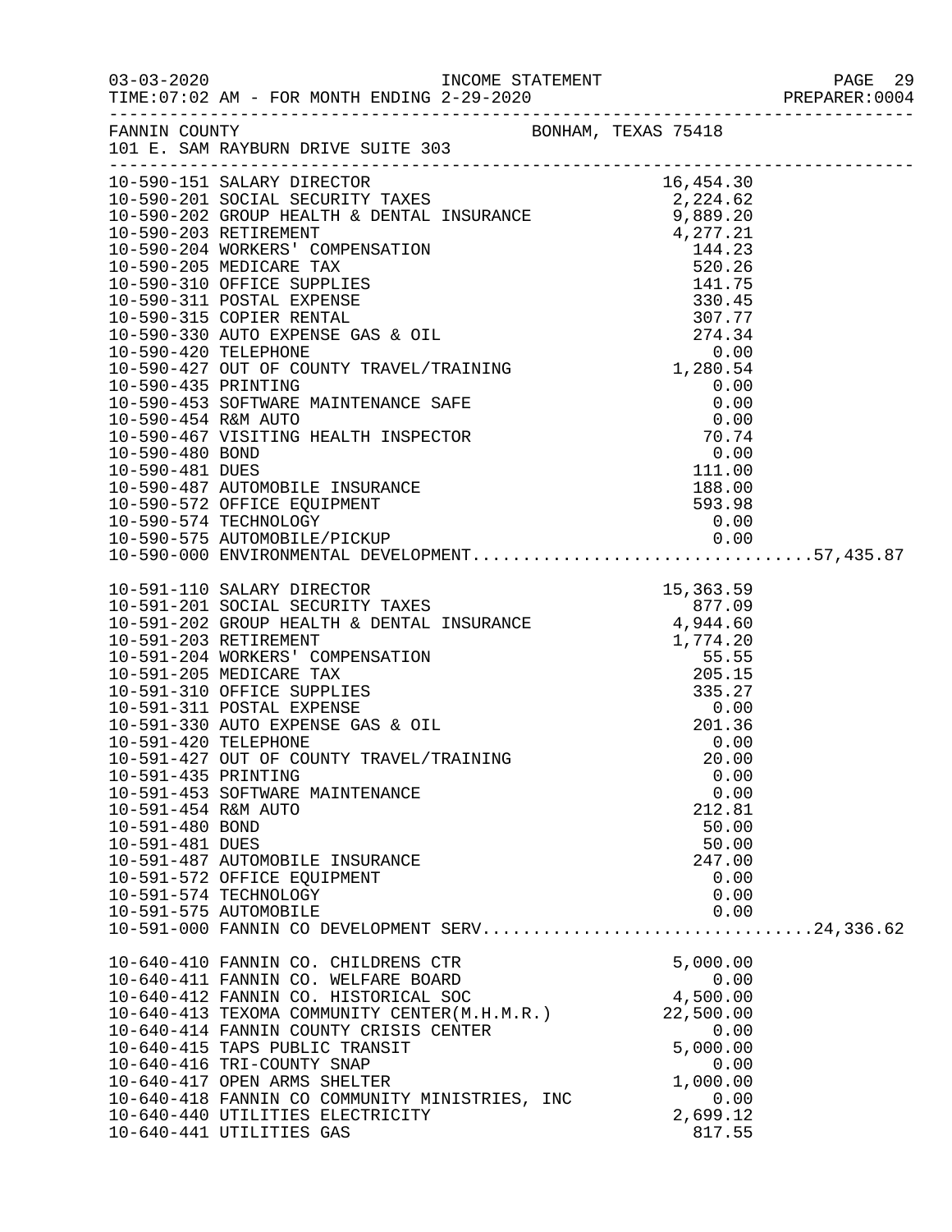FANNIN COUNTY BONHAM, TEXAS 75418
101 E. SAM RAYBURN DRIVE SUITE 303

| Account | Description | Amount | Total |
|---|---|---|---|
| 10-590-151 | SALARY DIRECTOR | 16,454.30 | |
| 10-590-201 | SOCIAL SECURITY TAXES | 2,224.62 | |
| 10-590-202 | GROUP HEALTH & DENTAL INSURANCE | 9,889.20 | |
| 10-590-203 | RETIREMENT | 4,277.21 | |
| 10-590-204 | WORKERS' COMPENSATION | 144.23 | |
| 10-590-205 | MEDICARE TAX | 520.26 | |
| 10-590-310 | OFFICE SUPPLIES | 141.75 | |
| 10-590-311 | POSTAL EXPENSE | 330.45 | |
| 10-590-315 | COPIER RENTAL | 307.77 | |
| 10-590-330 | AUTO EXPENSE GAS & OIL | 274.34 | |
| 10-590-420 | TELEPHONE | 0.00 | |
| 10-590-427 | OUT OF COUNTY TRAVEL/TRAINING | 1,280.54 | |
| 10-590-435 | PRINTING | 0.00 | |
| 10-590-453 | SOFTWARE MAINTENANCE SAFE | 0.00 | |
| 10-590-454 | R&M AUTO | 0.00 | |
| 10-590-467 | VISITING HEALTH INSPECTOR | 70.74 | |
| 10-590-480 | BOND | 0.00 | |
| 10-590-481 | DUES | 111.00 | |
| 10-590-487 | AUTOMOBILE INSURANCE | 188.00 | |
| 10-590-572 | OFFICE EQUIPMENT | 593.98 | |
| 10-590-574 | TECHNOLOGY | 0.00 | |
| 10-590-575 | AUTOMOBILE/PICKUP | 0.00 | |
| 10-590-000 | ENVIRONMENTAL DEVELOPMENT | | 57,435.87 |
| 10-591-110 | SALARY DIRECTOR | 15,363.59 | |
| 10-591-201 | SOCIAL SECURITY TAXES | 877.09 | |
| 10-591-202 | GROUP HEALTH & DENTAL INSURANCE | 4,944.60 | |
| 10-591-203 | RETIREMENT | 1,774.20 | |
| 10-591-204 | WORKERS' COMPENSATION | 55.55 | |
| 10-591-205 | MEDICARE TAX | 205.15 | |
| 10-591-310 | OFFICE SUPPLIES | 335.27 | |
| 10-591-311 | POSTAL EXPENSE | 0.00 | |
| 10-591-330 | AUTO EXPENSE GAS & OIL | 201.36 | |
| 10-591-420 | TELEPHONE | 0.00 | |
| 10-591-427 | OUT OF COUNTY TRAVEL/TRAINING | 20.00 | |
| 10-591-435 | PRINTING | 0.00 | |
| 10-591-453 | SOFTWARE MAINTENANCE | 0.00 | |
| 10-591-454 | R&M AUTO | 212.81 | |
| 10-591-480 | BOND | 50.00 | |
| 10-591-481 | DUES | 50.00 | |
| 10-591-487 | AUTOMOBILE INSURANCE | 247.00 | |
| 10-591-572 | OFFICE EQUIPMENT | 0.00 | |
| 10-591-574 | TECHNOLOGY | 0.00 | |
| 10-591-575 | AUTOMOBILE | 0.00 | |
| 10-591-000 | FANNIN CO DEVELOPMENT SERV | | 24,336.62 |
| 10-640-410 | FANNIN CO. CHILDRENS CTR | 5,000.00 | |
| 10-640-411 | FANNIN CO. WELFARE BOARD | 0.00 | |
| 10-640-412 | FANNIN CO. HISTORICAL SOC | 4,500.00 | |
| 10-640-413 | TEXOMA COMMUNITY CENTER(M.H.M.R.) | 22,500.00 | |
| 10-640-414 | FANNIN COUNTY CRISIS CENTER | 0.00 | |
| 10-640-415 | TAPS PUBLIC TRANSIT | 5,000.00 | |
| 10-640-416 | TRI-COUNTY SNAP | 0.00 | |
| 10-640-417 | OPEN ARMS SHELTER | 1,000.00 | |
| 10-640-418 | FANNIN CO COMMUNITY MINISTRIES, INC | 0.00 | |
| 10-640-440 | UTILITIES ELECTRICITY | 2,699.12 | |
| 10-640-441 | UTILITIES GAS | 817.55 | |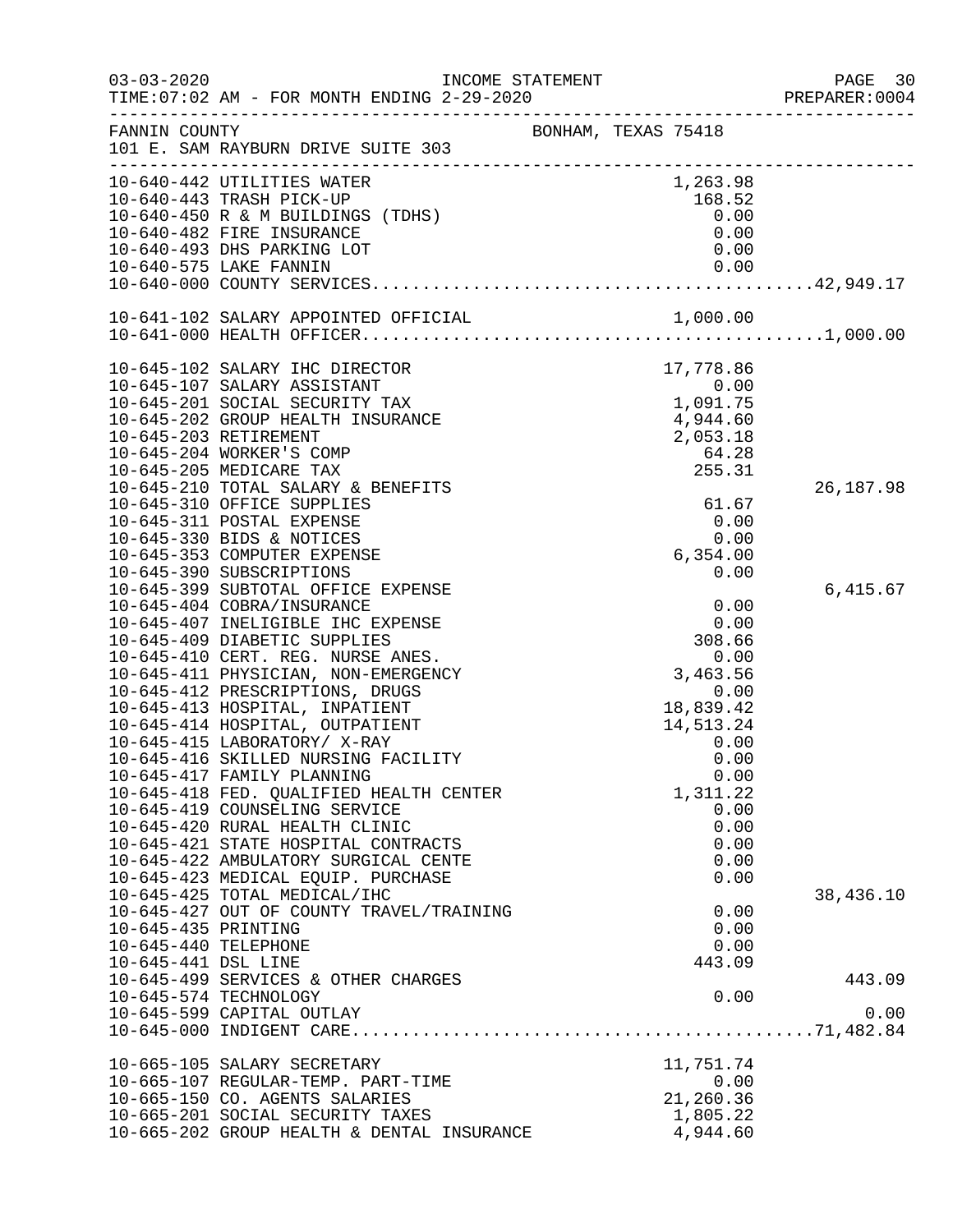INCOME STATEMENT

03-03-2020
TIME:07:02 AM - FOR MONTH ENDING 2-29-2020

PREPARER:0004

FANNIN COUNTY
101 E. SAM RAYBURN DRIVE SUITE 303

BONHAM, TEXAS 75418

| Account | Description | Amount | Total |
|---|---|---|---|
| 10-640-442 | UTILITIES WATER | 1,263.98 | |
| 10-640-443 | TRASH PICK-UP | 168.52 | |
| 10-640-450 | R & M BUILDINGS (TDHS) | 0.00 | |
| 10-640-482 | FIRE INSURANCE | 0.00 | |
| 10-640-493 | DHS PARKING LOT | 0.00 | |
| 10-640-575 | LAKE FANNIN | 0.00 | |
| 10-640-000 | COUNTY SERVICES | | 42,949.17 |
| 10-641-102 | SALARY APPOINTED OFFICIAL | 1,000.00 | |
| 10-641-000 | HEALTH OFFICER | | 1,000.00 |
| 10-645-102 | SALARY IHC DIRECTOR | 17,778.86 | |
| 10-645-107 | SALARY ASSISTANT | 0.00 | |
| 10-645-201 | SOCIAL SECURITY TAX | 1,091.75 | |
| 10-645-202 | GROUP HEALTH INSURANCE | 4,944.60 | |
| 10-645-203 | RETIREMENT | 2,053.18 | |
| 10-645-204 | WORKER'S COMP | 64.28 | |
| 10-645-205 | MEDICARE TAX | 255.31 | |
| 10-645-210 | TOTAL SALARY & BENEFITS | | 26,187.98 |
| 10-645-310 | OFFICE SUPPLIES | 61.67 | |
| 10-645-311 | POSTAL EXPENSE | 0.00 | |
| 10-645-330 | BIDS & NOTICES | 0.00 | |
| 10-645-353 | COMPUTER EXPENSE | 6,354.00 | |
| 10-645-390 | SUBSCRIPTIONS | 0.00 | |
| 10-645-399 | SUBTOTAL OFFICE EXPENSE | | 6,415.67 |
| 10-645-404 | COBRA/INSURANCE | 0.00 | |
| 10-645-407 | INELIGIBLE IHC EXPENSE | 0.00 | |
| 10-645-409 | DIABETIC SUPPLIES | 308.66 | |
| 10-645-410 | CERT. REG. NURSE ANES. | 0.00 | |
| 10-645-411 | PHYSICIAN, NON-EMERGENCY | 3,463.56 | |
| 10-645-412 | PRESCRIPTIONS, DRUGS | 0.00 | |
| 10-645-413 | HOSPITAL, INPATIENT | 18,839.42 | |
| 10-645-414 | HOSPITAL, OUTPATIENT | 14,513.24 | |
| 10-645-415 | LABORATORY/ X-RAY | 0.00 | |
| 10-645-416 | SKILLED NURSING FACILITY | 0.00 | |
| 10-645-417 | FAMILY PLANNING | 0.00 | |
| 10-645-418 | FED. QUALIFIED HEALTH CENTER | 1,311.22 | |
| 10-645-419 | COUNSELING SERVICE | 0.00 | |
| 10-645-420 | RURAL HEALTH CLINIC | 0.00 | |
| 10-645-421 | STATE HOSPITAL CONTRACTS | 0.00 | |
| 10-645-422 | AMBULATORY SURGICAL CENTE | 0.00 | |
| 10-645-423 | MEDICAL EQUIP. PURCHASE | 0.00 | |
| 10-645-425 | TOTAL MEDICAL/IHC | | 38,436.10 |
| 10-645-427 | OUT OF COUNTY TRAVEL/TRAINING | 0.00 | |
| 10-645-435 | PRINTING | 0.00 | |
| 10-645-440 | TELEPHONE | 0.00 | |
| 10-645-441 | DSL LINE | 443.09 | |
| 10-645-499 | SERVICES & OTHER CHARGES | | 443.09 |
| 10-645-574 | TECHNOLOGY | 0.00 | |
| 10-645-599 | CAPITAL OUTLAY | | 0.00 |
| 10-645-000 | INDIGENT CARE | | 71,482.84 |
| 10-665-105 | SALARY SECRETARY | 11,751.74 | |
| 10-665-107 | REGULAR-TEMP. PART-TIME | 0.00 | |
| 10-665-150 | CO. AGENTS SALARIES | 21,260.36 | |
| 10-665-201 | SOCIAL SECURITY TAXES | 1,805.22 | |
| 10-665-202 | GROUP HEALTH & DENTAL INSURANCE | 4,944.60 | |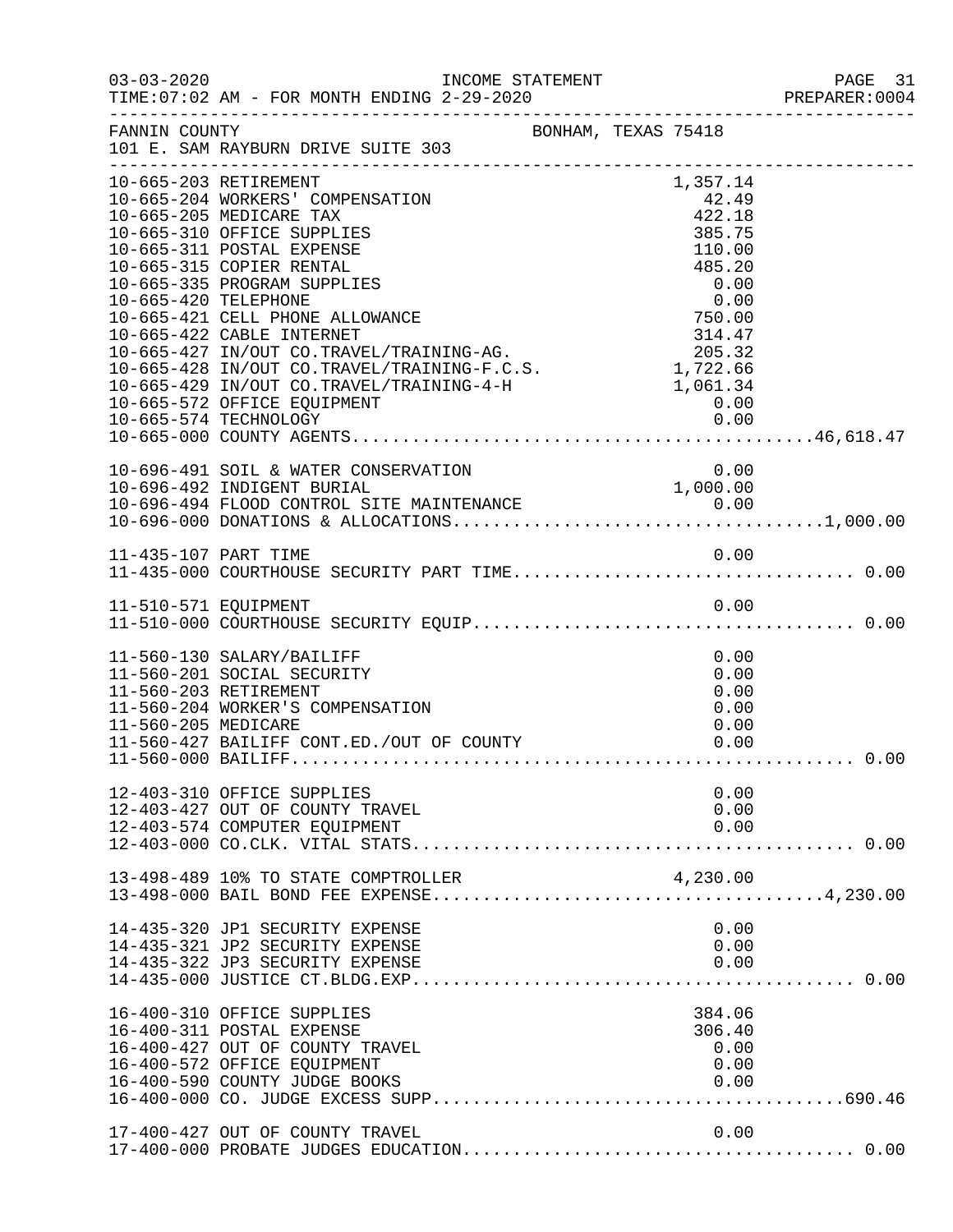INCOME STATEMENT

03-03-2020
TIME:07:02 AM - FOR MONTH ENDING 2-29-2020

PAGE 31
PREPARER:0004

FANNIN COUNTY
101 E. SAM RAYBURN DRIVE SUITE 303

BONHAM, TEXAS 75418

| Account | Description | Amount | Total |
|---|---|---|---|
| 10-665-203 | RETIREMENT | 1,357.14 | |
| 10-665-204 | WORKERS' COMPENSATION | 42.49 | |
| 10-665-205 | MEDICARE TAX | 422.18 | |
| 10-665-310 | OFFICE SUPPLIES | 385.75 | |
| 10-665-311 | POSTAL EXPENSE | 110.00 | |
| 10-665-315 | COPIER RENTAL | 485.20 | |
| 10-665-335 | PROGRAM SUPPLIES | 0.00 | |
| 10-665-420 | TELEPHONE | 0.00 | |
| 10-665-421 | CELL PHONE ALLOWANCE | 750.00 | |
| 10-665-422 | CABLE INTERNET | 314.47 | |
| 10-665-427 | IN/OUT CO.TRAVEL/TRAINING-AG. | 205.32 | |
| 10-665-428 | IN/OUT CO.TRAVEL/TRAINING-F.C.S. | 1,722.66 | |
| 10-665-429 | IN/OUT CO.TRAVEL/TRAINING-4-H | 1,061.34 | |
| 10-665-572 | OFFICE EQUIPMENT | 0.00 | |
| 10-665-574 | TECHNOLOGY | 0.00 | |
| 10-665-000 | COUNTY AGENTS | | 46,618.47 |
| 10-696-491 | SOIL & WATER CONSERVATION | 0.00 | |
| 10-696-492 | INDIGENT BURIAL | 1,000.00 | |
| 10-696-494 | FLOOD CONTROL SITE MAINTENANCE | 0.00 | |
| 10-696-000 | DONATIONS & ALLOCATIONS | | 1,000.00 |
| 11-435-107 | PART TIME | 0.00 | |
| 11-435-000 | COURTHOUSE SECURITY PART TIME | | 0.00 |
| 11-510-571 | EQUIPMENT | 0.00 | |
| 11-510-000 | COURTHOUSE SECURITY EQUIP | | 0.00 |
| 11-560-130 | SALARY/BAILIFF | 0.00 | |
| 11-560-201 | SOCIAL SECURITY | 0.00 | |
| 11-560-203 | RETIREMENT | 0.00 | |
| 11-560-204 | WORKER'S COMPENSATION | 0.00 | |
| 11-560-205 | MEDICARE | 0.00 | |
| 11-560-427 | BAILIFF CONT.ED./OUT OF COUNTY | 0.00 | |
| 11-560-000 | BAILIFF | | 0.00 |
| 12-403-310 | OFFICE SUPPLIES | 0.00 | |
| 12-403-427 | OUT OF COUNTY TRAVEL | 0.00 | |
| 12-403-574 | COMPUTER EQUIPMENT | 0.00 | |
| 12-403-000 | CO.CLK. VITAL STATS | | 0.00 |
| 13-498-489 | 10% TO STATE COMPTROLLER | 4,230.00 | |
| 13-498-000 | BAIL BOND FEE EXPENSE | | 4,230.00 |
| 14-435-320 | JP1 SECURITY EXPENSE | 0.00 | |
| 14-435-321 | JP2 SECURITY EXPENSE | 0.00 | |
| 14-435-322 | JP3 SECURITY EXPENSE | 0.00 | |
| 14-435-000 | JUSTICE CT.BLDG.EXP | | 0.00 |
| 16-400-310 | OFFICE SUPPLIES | 384.06 | |
| 16-400-311 | POSTAL EXPENSE | 306.40 | |
| 16-400-427 | OUT OF COUNTY TRAVEL | 0.00 | |
| 16-400-572 | OFFICE EQUIPMENT | 0.00 | |
| 16-400-590 | COUNTY JUDGE BOOKS | 0.00 | |
| 16-400-000 | CO. JUDGE EXCESS SUPP | | 690.46 |
| 17-400-427 | OUT OF COUNTY TRAVEL | 0.00 | |
| 17-400-000 | PROBATE JUDGES EDUCATION | | 0.00 |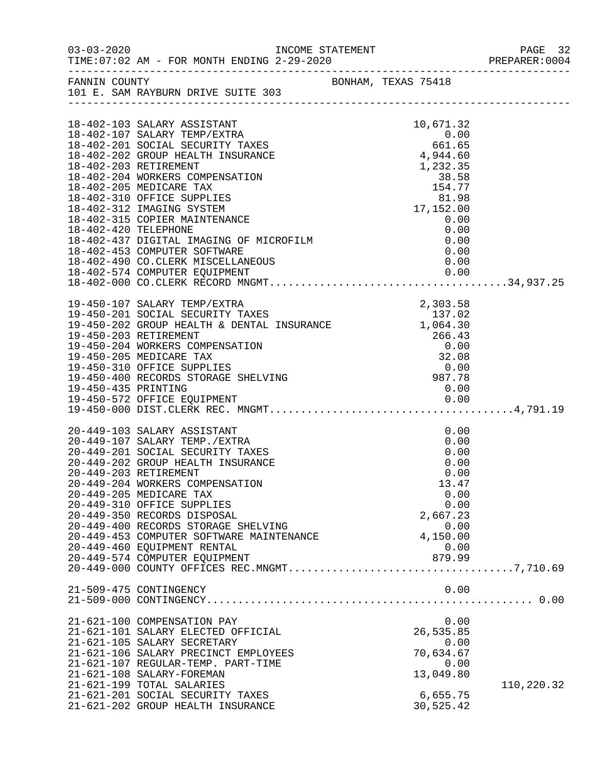FANNIN COUNTY BONHAM, TEXAS 75418
101 E. SAM RAYBURN DRIVE SUITE 303

| Account | Description | Amount | Total |
|---|---|---|---|
| 18-402-103 | SALARY ASSISTANT | 10,671.32 | |
| 18-402-107 | SALARY TEMP/EXTRA | 0.00 | |
| 18-402-201 | SOCIAL SECURITY TAXES | 661.65 | |
| 18-402-202 | GROUP HEALTH INSURANCE | 4,944.60 | |
| 18-402-203 | RETIREMENT | 1,232.35 | |
| 18-402-204 | WORKERS COMPENSATION | 38.58 | |
| 18-402-205 | MEDICARE TAX | 154.77 | |
| 18-402-310 | OFFICE SUPPLIES | 81.98 | |
| 18-402-312 | IMAGING SYSTEM | 17,152.00 | |
| 18-402-315 | COPIER MAINTENANCE | 0.00 | |
| 18-402-420 | TELEPHONE | 0.00 | |
| 18-402-437 | DIGITAL IMAGING OF MICROFILM | 0.00 | |
| 18-402-453 | COMPUTER SOFTWARE | 0.00 | |
| 18-402-490 | CO.CLERK MISCELLANEOUS | 0.00 | |
| 18-402-574 | COMPUTER EQUIPMENT | 0.00 | |
| 18-402-000 | CO.CLERK RECORD MNGMT | | 34,937.25 |
| 19-450-107 | SALARY TEMP/EXTRA | 2,303.58 | |
| 19-450-201 | SOCIAL SECURITY TAXES | 137.02 | |
| 19-450-202 | GROUP HEALTH & DENTAL INSURANCE | 1,064.30 | |
| 19-450-203 | RETIREMENT | 266.43 | |
| 19-450-204 | WORKERS COMPENSATION | 0.00 | |
| 19-450-205 | MEDICARE TAX | 32.08 | |
| 19-450-310 | OFFICE SUPPLIES | 0.00 | |
| 19-450-400 | RECORDS STORAGE SHELVING | 987.78 | |
| 19-450-435 | PRINTING | 0.00 | |
| 19-450-572 | OFFICE EQUIPMENT | 0.00 | |
| 19-450-000 | DIST.CLERK REC. MNGMT | | 4,791.19 |
| 20-449-103 | SALARY ASSISTANT | 0.00 | |
| 20-449-107 | SALARY TEMP./EXTRA | 0.00 | |
| 20-449-201 | SOCIAL SECURITY TAXES | 0.00 | |
| 20-449-202 | GROUP HEALTH INSURANCE | 0.00 | |
| 20-449-203 | RETIREMENT | 0.00 | |
| 20-449-204 | WORKERS COMPENSATION | 13.47 | |
| 20-449-205 | MEDICARE TAX | 0.00 | |
| 20-449-310 | OFFICE SUPPLIES | 0.00 | |
| 20-449-350 | RECORDS DISPOSAL | 2,667.23 | |
| 20-449-400 | RECORDS STORAGE SHELVING | 0.00 | |
| 20-449-453 | COMPUTER SOFTWARE MAINTENANCE | 4,150.00 | |
| 20-449-460 | EQUIPMENT RENTAL | 0.00 | |
| 20-449-574 | COMPUTER EQUIPMENT | 879.99 | |
| 20-449-000 | COUNTY OFFICES REC.MNGMT | | 7,710.69 |
| 21-509-475 | CONTINGENCY | 0.00 | |
| 21-509-000 | CONTINGENCY | | 0.00 |
| 21-621-100 | COMPENSATION PAY | 0.00 | |
| 21-621-101 | SALARY ELECTED OFFICIAL | 26,535.85 | |
| 21-621-105 | SALARY SECRETARY | 0.00 | |
| 21-621-106 | SALARY PRECINCT EMPLOYEES | 70,634.67 | |
| 21-621-107 | REGULAR-TEMP. PART-TIME | 0.00 | |
| 21-621-108 | SALARY-FOREMAN | 13,049.80 | |
| 21-621-199 | TOTAL SALARIES | | 110,220.32 |
| 21-621-201 | SOCIAL SECURITY TAXES | 6,655.75 | |
| 21-621-202 | GROUP HEALTH INSURANCE | 30,525.42 | |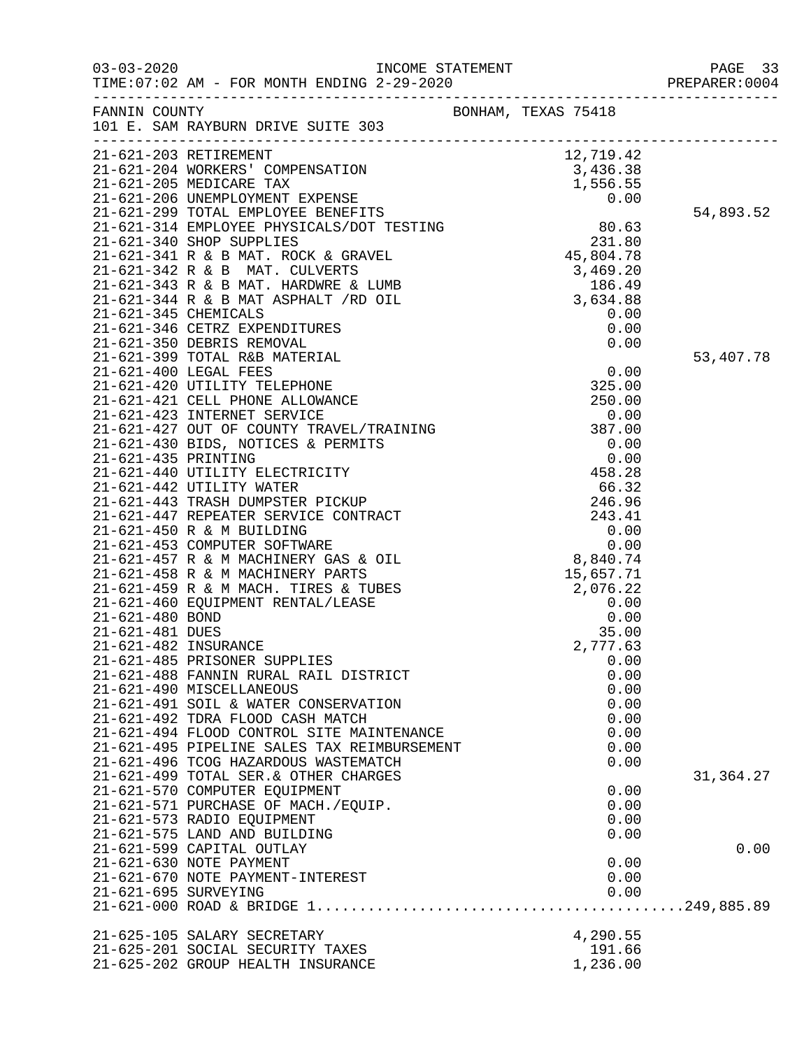03-03-2020 INCOME STATEMENT
TIME:07:02 AM - FOR MONTH ENDING 2-29-2020

FANNIN COUNTY — BONHAM, TEXAS 75418
101 E. SAM RAYBURN DRIVE SUITE 303

| Account | Description | Amount | Total |
|---|---|---|---|
| 21-621-203 | RETIREMENT | 12,719.42 | |
| 21-621-204 | WORKERS' COMPENSATION | 3,436.38 | |
| 21-621-205 | MEDICARE TAX | 1,556.55 | |
| 21-621-206 | UNEMPLOYMENT EXPENSE | 0.00 | |
| 21-621-299 | TOTAL EMPLOYEE BENEFITS | | 54,893.52 |
| 21-621-314 | EMPLOYEE PHYSICALS/DOT TESTING | 80.63 | |
| 21-621-340 | SHOP SUPPLIES | 231.80 | |
| 21-621-341 | R & B MAT. ROCK & GRAVEL | 45,804.78 | |
| 21-621-342 | R & B MAT. CULVERTS | 3,469.20 | |
| 21-621-343 | R & B MAT. HARDWRE & LUMB | 186.49 | |
| 21-621-344 | R & B MAT ASPHALT /RD OIL | 3,634.88 | |
| 21-621-345 | CHEMICALS | 0.00 | |
| 21-621-346 | CETRZ EXPENDITURES | 0.00 | |
| 21-621-350 | DEBRIS REMOVAL | 0.00 | |
| 21-621-399 | TOTAL R&B MATERIAL | | 53,407.78 |
| 21-621-400 | LEGAL FEES | 0.00 | |
| 21-621-420 | UTILITY TELEPHONE | 325.00 | |
| 21-621-421 | CELL PHONE ALLOWANCE | 250.00 | |
| 21-621-423 | INTERNET SERVICE | 0.00 | |
| 21-621-427 | OUT OF COUNTY TRAVEL/TRAINING | 387.00 | |
| 21-621-430 | BIDS, NOTICES & PERMITS | 0.00 | |
| 21-621-435 | PRINTING | 0.00 | |
| 21-621-440 | UTILITY ELECTRICITY | 458.28 | |
| 21-621-442 | UTILITY WATER | 66.32 | |
| 21-621-443 | TRASH DUMPSTER PICKUP | 246.96 | |
| 21-621-447 | REPEATER SERVICE CONTRACT | 243.41 | |
| 21-621-450 | R & M BUILDING | 0.00 | |
| 21-621-453 | COMPUTER SOFTWARE | 0.00 | |
| 21-621-457 | R & M MACHINERY GAS & OIL | 8,840.74 | |
| 21-621-458 | R & M MACHINERY PARTS | 15,657.71 | |
| 21-621-459 | R & M MACH. TIRES & TUBES | 2,076.22 | |
| 21-621-460 | EQUIPMENT RENTAL/LEASE | 0.00 | |
| 21-621-480 | BOND | 0.00 | |
| 21-621-481 | DUES | 35.00 | |
| 21-621-482 | INSURANCE | 2,777.63 | |
| 21-621-485 | PRISONER SUPPLIES | 0.00 | |
| 21-621-488 | FANNIN RURAL RAIL DISTRICT | 0.00 | |
| 21-621-490 | MISCELLANEOUS | 0.00 | |
| 21-621-491 | SOIL & WATER CONSERVATION | 0.00 | |
| 21-621-492 | TDRA FLOOD CASH MATCH | 0.00 | |
| 21-621-494 | FLOOD CONTROL SITE MAINTENANCE | 0.00 | |
| 21-621-495 | PIPELINE SALES TAX REIMBURSEMENT | 0.00 | |
| 21-621-496 | TCOG HAZARDOUS WASTEMATCH | 0.00 | |
| 21-621-499 | TOTAL SER.& OTHER CHARGES | | 31,364.27 |
| 21-621-570 | COMPUTER EQUIPMENT | 0.00 | |
| 21-621-571 | PURCHASE OF MACH./EQUIP. | 0.00 | |
| 21-621-573 | RADIO EQUIPMENT | 0.00 | |
| 21-621-575 | LAND AND BUILDING | 0.00 | |
| 21-621-599 | CAPITAL OUTLAY | | 0.00 |
| 21-621-630 | NOTE PAYMENT | 0.00 | |
| 21-621-670 | NOTE PAYMENT-INTEREST | 0.00 | |
| 21-621-695 | SURVEYING | 0.00 | |
| 21-621-000 | ROAD & BRIDGE 1 | | 249,885.89 |
| 21-625-105 | SALARY SECRETARY | 4,290.55 | |
| 21-625-201 | SOCIAL SECURITY TAXES | 191.66 | |
| 21-625-202 | GROUP HEALTH INSURANCE | 1,236.00 | |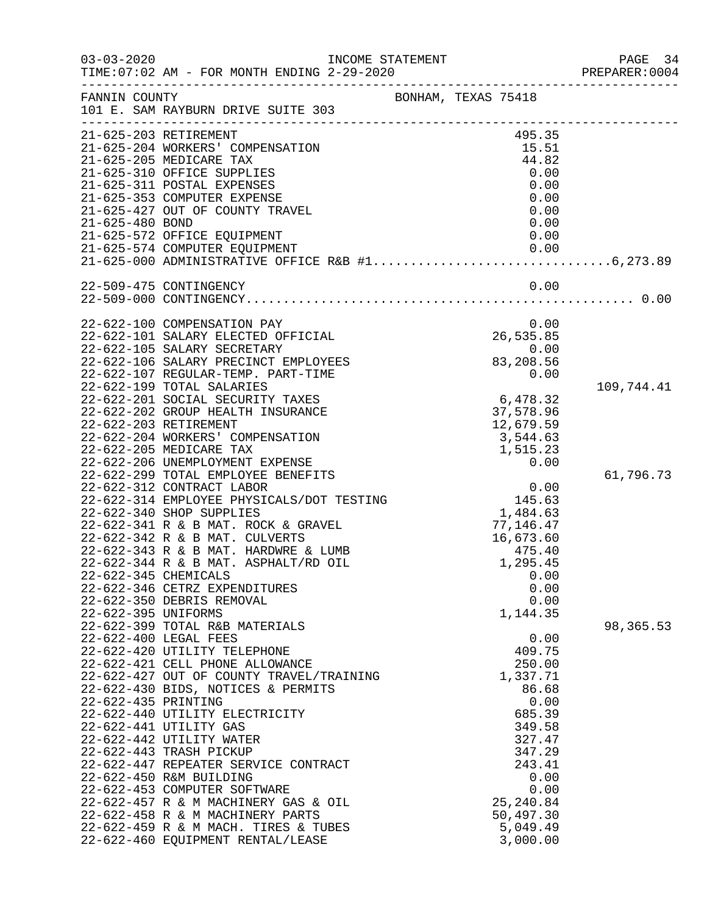03-03-2020 INCOME STATEMENT
TIME:07:02 AM - FOR MONTH ENDING 2-29-2020

FANNIN COUNTY BONHAM, TEXAS 75418
101 E. SAM RAYBURN DRIVE SUITE 303

| Account | Description | Amount | Total |
|---|---|---|---|
| 21-625-203 | RETIREMENT | 495.35 | |
| 21-625-204 | WORKERS' COMPENSATION | 15.51 | |
| 21-625-205 | MEDICARE TAX | 44.82 | |
| 21-625-310 | OFFICE SUPPLIES | 0.00 | |
| 21-625-311 | POSTAL EXPENSES | 0.00 | |
| 21-625-353 | COMPUTER EXPENSE | 0.00 | |
| 21-625-427 | OUT OF COUNTY TRAVEL | 0.00 | |
| 21-625-480 | BOND | 0.00 | |
| 21-625-572 | OFFICE EQUIPMENT | 0.00 | |
| 21-625-574 | COMPUTER EQUIPMENT | 0.00 | |
| 21-625-000 | ADMINISTRATIVE OFFICE R&B #1 | | 6,273.89 |
| 22-509-475 | CONTINGENCY | 0.00 | |
| 22-509-000 | CONTINGENCY | | 0.00 |
| 22-622-100 | COMPENSATION PAY | 0.00 | |
| 22-622-101 | SALARY ELECTED OFFICIAL | 26,535.85 | |
| 22-622-105 | SALARY SECRETARY | 0.00 | |
| 22-622-106 | SALARY PRECINCT EMPLOYEES | 83,208.56 | |
| 22-622-107 | REGULAR-TEMP. PART-TIME | 0.00 | |
| 22-622-199 | TOTAL SALARIES | | 109,744.41 |
| 22-622-201 | SOCIAL SECURITY TAXES | 6,478.32 | |
| 22-622-202 | GROUP HEALTH INSURANCE | 37,578.96 | |
| 22-622-203 | RETIREMENT | 12,679.59 | |
| 22-622-204 | WORKERS' COMPENSATION | 3,544.63 | |
| 22-622-205 | MEDICARE TAX | 1,515.23 | |
| 22-622-206 | UNEMPLOYMENT EXPENSE | 0.00 | |
| 22-622-299 | TOTAL EMPLOYEE BENEFITS | | 61,796.73 |
| 22-622-312 | CONTRACT LABOR | 0.00 | |
| 22-622-314 | EMPLOYEE PHYSICALS/DOT TESTING | 145.63 | |
| 22-622-340 | SHOP SUPPLIES | 1,484.63 | |
| 22-622-341 | R & B MAT. ROCK & GRAVEL | 77,146.47 | |
| 22-622-342 | R & B MAT. CULVERTS | 16,673.60 | |
| 22-622-343 | R & B MAT. HARDWRE & LUMB | 475.40 | |
| 22-622-344 | R & B MAT. ASPHALT/RD OIL | 1,295.45 | |
| 22-622-345 | CHEMICALS | 0.00 | |
| 22-622-346 | CETRZ EXPENDITURES | 0.00 | |
| 22-622-350 | DEBRIS REMOVAL | 0.00 | |
| 22-622-395 | UNIFORMS | 1,144.35 | |
| 22-622-399 | TOTAL R&B MATERIALS | | 98,365.53 |
| 22-622-400 | LEGAL FEES | 0.00 | |
| 22-622-420 | UTILITY TELEPHONE | 409.75 | |
| 22-622-421 | CELL PHONE ALLOWANCE | 250.00 | |
| 22-622-427 | OUT OF COUNTY TRAVEL/TRAINING | 1,337.71 | |
| 22-622-430 | BIDS, NOTICES & PERMITS | 86.68 | |
| 22-622-435 | PRINTING | 0.00 | |
| 22-622-440 | UTILITY ELECTRICITY | 685.39 | |
| 22-622-441 | UTILITY GAS | 349.58 | |
| 22-622-442 | UTILITY WATER | 327.47 | |
| 22-622-443 | TRASH PICKUP | 347.29 | |
| 22-622-447 | REPEATER SERVICE CONTRACT | 243.41 | |
| 22-622-450 | R&M BUILDING | 0.00 | |
| 22-622-453 | COMPUTER SOFTWARE | 0.00 | |
| 22-622-457 | R & M MACHINERY GAS & OIL | 25,240.84 | |
| 22-622-458 | R & M MACHINERY PARTS | 50,497.30 | |
| 22-622-459 | R & M MACH. TIRES & TUBES | 5,049.49 | |
| 22-622-460 | EQUIPMENT RENTAL/LEASE | 3,000.00 | |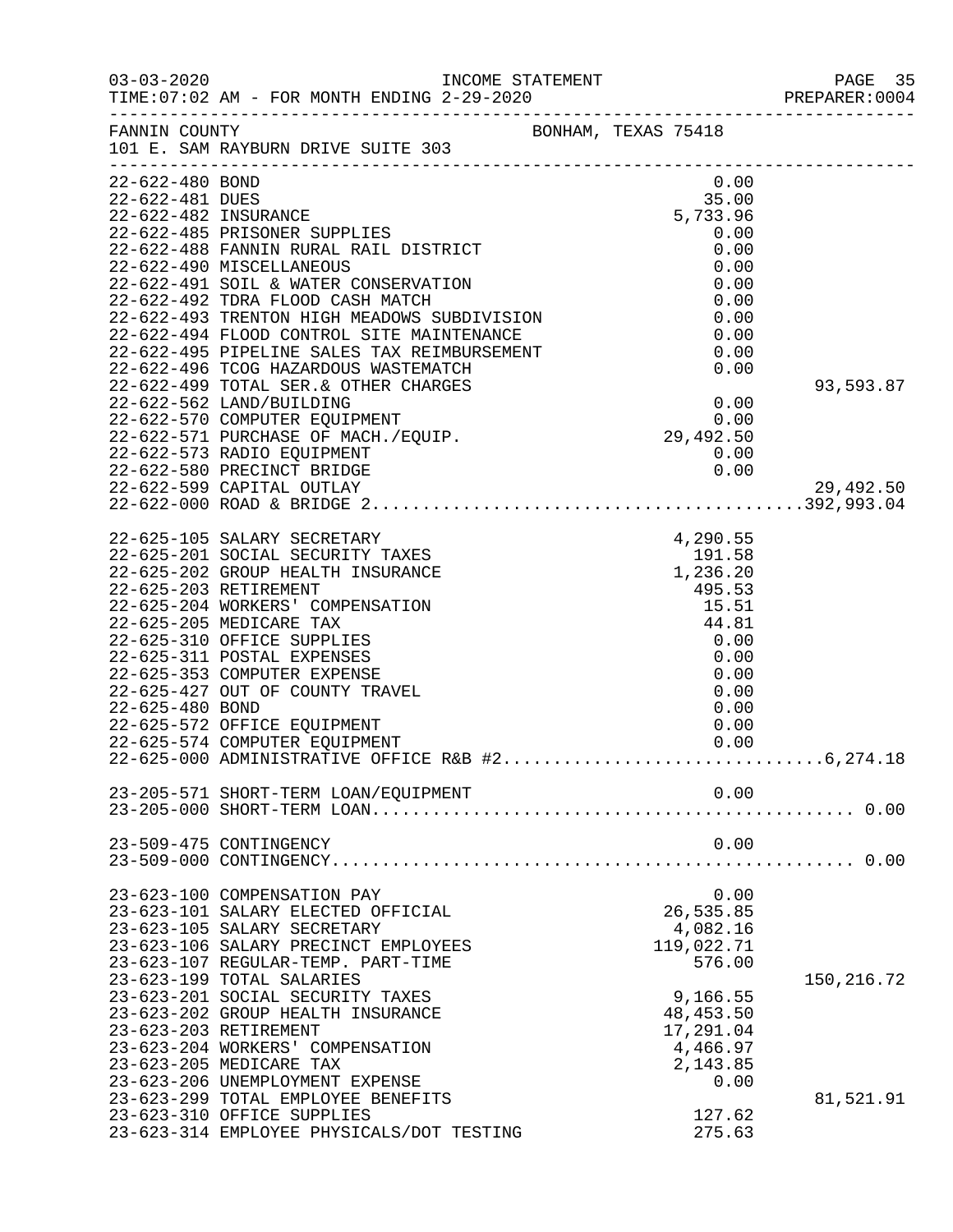FANNIN COUNTY BONHAM, TEXAS 75418
101 E. SAM RAYBURN DRIVE SUITE 303

| Account | Description | Amount | Total |
|---|---|---|---|
| 22-622-480 | BOND | 0.00 | |
| 22-622-481 | DUES | 35.00 | |
| 22-622-482 | INSURANCE | 5,733.96 | |
| 22-622-485 | PRISONER SUPPLIES | 0.00 | |
| 22-622-488 | FANNIN RURAL RAIL DISTRICT | 0.00 | |
| 22-622-490 | MISCELLANEOUS | 0.00 | |
| 22-622-491 | SOIL & WATER CONSERVATION | 0.00 | |
| 22-622-492 | TDRA FLOOD CASH MATCH | 0.00 | |
| 22-622-493 | TRENTON HIGH MEADOWS SUBDIVISION | 0.00 | |
| 22-622-494 | FLOOD CONTROL SITE MAINTENANCE | 0.00 | |
| 22-622-495 | PIPELINE SALES TAX REIMBURSEMENT | 0.00 | |
| 22-622-496 | TCOG HAZARDOUS WASTEMATCH | 0.00 | |
| 22-622-499 | TOTAL SER.& OTHER CHARGES | | 93,593.87 |
| 22-622-562 | LAND/BUILDING | 0.00 | |
| 22-622-570 | COMPUTER EQUIPMENT | 0.00 | |
| 22-622-571 | PURCHASE OF MACH./EQUIP. | 29,492.50 | |
| 22-622-573 | RADIO EQUIPMENT | 0.00 | |
| 22-622-580 | PRECINCT BRIDGE | 0.00 | |
| 22-622-599 | CAPITAL OUTLAY | | 29,492.50 |
| 22-622-000 | ROAD & BRIDGE 2 | | 392,993.04 |
| 22-625-105 | SALARY SECRETARY | 4,290.55 | |
| 22-625-201 | SOCIAL SECURITY TAXES | 191.58 | |
| 22-625-202 | GROUP HEALTH INSURANCE | 1,236.20 | |
| 22-625-203 | RETIREMENT | 495.53 | |
| 22-625-204 | WORKERS' COMPENSATION | 15.51 | |
| 22-625-205 | MEDICARE TAX | 44.81 | |
| 22-625-310 | OFFICE SUPPLIES | 0.00 | |
| 22-625-311 | POSTAL EXPENSES | 0.00 | |
| 22-625-353 | COMPUTER EXPENSE | 0.00 | |
| 22-625-427 | OUT OF COUNTY TRAVEL | 0.00 | |
| 22-625-480 | BOND | 0.00 | |
| 22-625-572 | OFFICE EQUIPMENT | 0.00 | |
| 22-625-574 | COMPUTER EQUIPMENT | 0.00 | |
| 22-625-000 | ADMINISTRATIVE OFFICE R&B #2 | | 6,274.18 |
| 23-205-571 | SHORT-TERM LOAN/EQUIPMENT | 0.00 | |
| 23-205-000 | SHORT-TERM LOAN | | 0.00 |
| 23-509-475 | CONTINGENCY | 0.00 | |
| 23-509-000 | CONTINGENCY | | 0.00 |
| 23-623-100 | COMPENSATION PAY | 0.00 | |
| 23-623-101 | SALARY ELECTED OFFICIAL | 26,535.85 | |
| 23-623-105 | SALARY SECRETARY | 4,082.16 | |
| 23-623-106 | SALARY PRECINCT EMPLOYEES | 119,022.71 | |
| 23-623-107 | REGULAR-TEMP. PART-TIME | 576.00 | |
| 23-623-199 | TOTAL SALARIES | | 150,216.72 |
| 23-623-201 | SOCIAL SECURITY TAXES | 9,166.55 | |
| 23-623-202 | GROUP HEALTH INSURANCE | 48,453.50 | |
| 23-623-203 | RETIREMENT | 17,291.04 | |
| 23-623-204 | WORKERS' COMPENSATION | 4,466.97 | |
| 23-623-205 | MEDICARE TAX | 2,143.85 | |
| 23-623-206 | UNEMPLOYMENT EXPENSE | 0.00 | |
| 23-623-299 | TOTAL EMPLOYEE BENEFITS | | 81,521.91 |
| 23-623-310 | OFFICE SUPPLIES | 127.62 | |
| 23-623-314 | EMPLOYEE PHYSICALS/DOT TESTING | 275.63 | |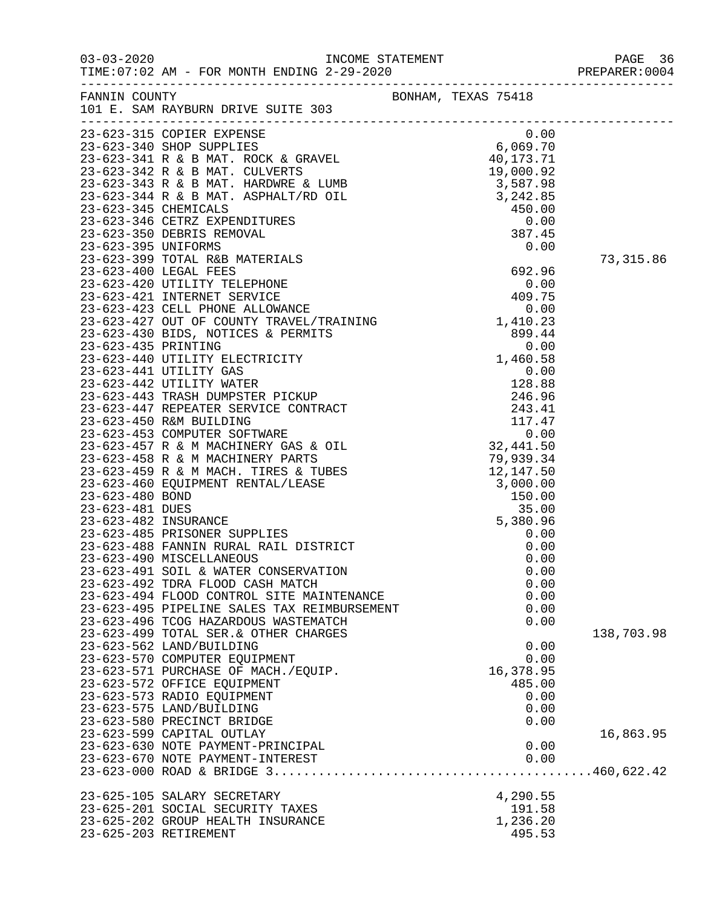INCOME STATEMENT

03-03-2020
TIME:07:02 AM - FOR MONTH ENDING 2-29-2020

PREPARER:0004

FANNIN COUNTY — BONHAM, TEXAS 75418
101 E. SAM RAYBURN DRIVE SUITE 303

| Account | Description | Amount | Total |
|---|---|---|---|
| 23-623-315 | COPIER EXPENSE | 0.00 | |
| 23-623-340 | SHOP SUPPLIES | 6,069.70 | |
| 23-623-341 | R & B MAT. ROCK & GRAVEL | 40,173.71 | |
| 23-623-342 | R & B MAT. CULVERTS | 19,000.92 | |
| 23-623-343 | R & B MAT. HARDWRE & LUMB | 3,587.98 | |
| 23-623-344 | R & B MAT. ASPHALT/RD OIL | 3,242.85 | |
| 23-623-345 | CHEMICALS | 450.00 | |
| 23-623-346 | CETRZ EXPENDITURES | 0.00 | |
| 23-623-350 | DEBRIS REMOVAL | 387.45 | |
| 23-623-395 | UNIFORMS | 0.00 | |
| 23-623-399 | TOTAL R&B MATERIALS | | 73,315.86 |
| 23-623-400 | LEGAL FEES | 692.96 | |
| 23-623-420 | UTILITY TELEPHONE | 0.00 | |
| 23-623-421 | INTERNET SERVICE | 409.75 | |
| 23-623-423 | CELL PHONE ALLOWANCE | 0.00 | |
| 23-623-427 | OUT OF COUNTY TRAVEL/TRAINING | 1,410.23 | |
| 23-623-430 | BIDS, NOTICES & PERMITS | 899.44 | |
| 23-623-435 | PRINTING | 0.00 | |
| 23-623-440 | UTILITY ELECTRICITY | 1,460.58 | |
| 23-623-441 | UTILITY GAS | 0.00 | |
| 23-623-442 | UTILITY WATER | 128.88 | |
| 23-623-443 | TRASH DUMPSTER PICKUP | 246.96 | |
| 23-623-447 | REPEATER SERVICE CONTRACT | 243.41 | |
| 23-623-450 | R&M BUILDING | 117.47 | |
| 23-623-453 | COMPUTER SOFTWARE | 0.00 | |
| 23-623-457 | R & M MACHINERY GAS & OIL | 32,441.50 | |
| 23-623-458 | R & M MACHINERY PARTS | 79,939.34 | |
| 23-623-459 | R & M MACH. TIRES & TUBES | 12,147.50 | |
| 23-623-460 | EQUIPMENT RENTAL/LEASE | 3,000.00 | |
| 23-623-480 | BOND | 150.00 | |
| 23-623-481 | DUES | 35.00 | |
| 23-623-482 | INSURANCE | 5,380.96 | |
| 23-623-485 | PRISONER SUPPLIES | 0.00 | |
| 23-623-488 | FANNIN RURAL RAIL DISTRICT | 0.00 | |
| 23-623-490 | MISCELLANEOUS | 0.00 | |
| 23-623-491 | SOIL & WATER CONSERVATION | 0.00 | |
| 23-623-492 | TDRA FLOOD CASH MATCH | 0.00 | |
| 23-623-494 | FLOOD CONTROL SITE MAINTENANCE | 0.00 | |
| 23-623-495 | PIPELINE SALES TAX REIMBURSEMENT | 0.00 | |
| 23-623-496 | TCOG HAZARDOUS WASTEMATCH | 0.00 | |
| 23-623-499 | TOTAL SER.& OTHER CHARGES | | 138,703.98 |
| 23-623-562 | LAND/BUILDING | 0.00 | |
| 23-623-570 | COMPUTER EQUIPMENT | 0.00 | |
| 23-623-571 | PURCHASE OF MACH./EQUIP. | 16,378.95 | |
| 23-623-572 | OFFICE EQUIPMENT | 485.00 | |
| 23-623-573 | RADIO EQUIPMENT | 0.00 | |
| 23-623-575 | LAND/BUILDING | 0.00 | |
| 23-623-580 | PRECINCT BRIDGE | 0.00 | |
| 23-623-599 | CAPITAL OUTLAY | | 16,863.95 |
| 23-623-630 | NOTE PAYMENT-PRINCIPAL | 0.00 | |
| 23-623-670 | NOTE PAYMENT-INTEREST | 0.00 | |
| 23-623-000 | ROAD & BRIDGE 3 | | 460,622.42 |
| 23-625-105 | SALARY SECRETARY | 4,290.55 | |
| 23-625-201 | SOCIAL SECURITY TAXES | 191.58 | |
| 23-625-202 | GROUP HEALTH INSURANCE | 1,236.20 | |
| 23-625-203 | RETIREMENT | 495.53 | |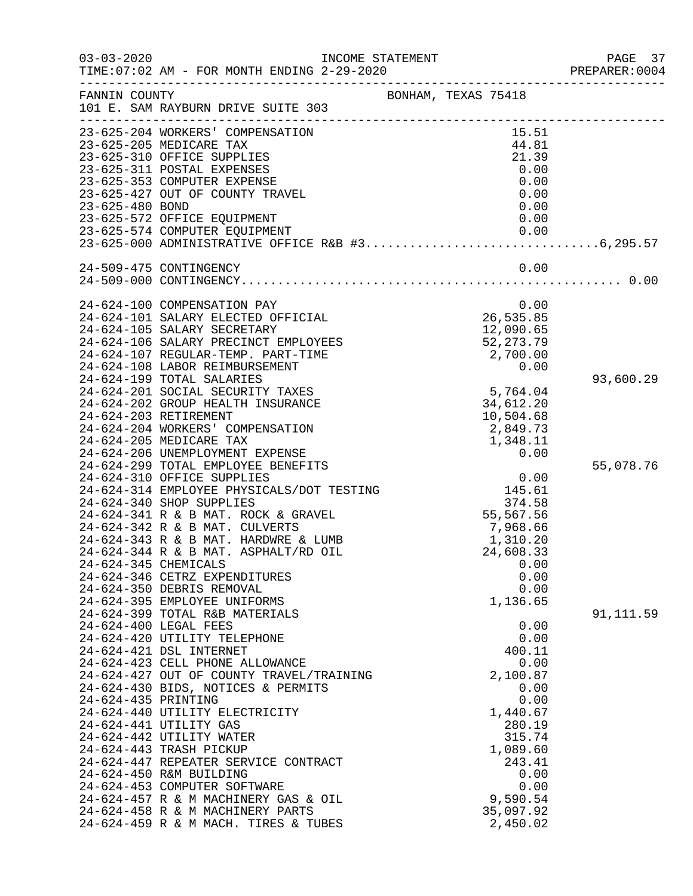03-03-2020 INCOME STATEMENT
TIME:07:02 AM - FOR MONTH ENDING 2-29-2020

FANNIN COUNTY BONHAM, TEXAS 75418
101 E. SAM RAYBURN DRIVE SUITE 303

| Account | Description | Amount | Total |
|---|---|---|---|
| 23-625-204 | WORKERS' COMPENSATION | 15.51 | |
| 23-625-205 | MEDICARE TAX | 44.81 | |
| 23-625-310 | OFFICE SUPPLIES | 21.39 | |
| 23-625-311 | POSTAL EXPENSES | 0.00 | |
| 23-625-353 | COMPUTER EXPENSE | 0.00 | |
| 23-625-427 | OUT OF COUNTY TRAVEL | 0.00 | |
| 23-625-480 | BOND | 0.00 | |
| 23-625-572 | OFFICE EQUIPMENT | 0.00 | |
| 23-625-574 | COMPUTER EQUIPMENT | 0.00 | |
| 23-625-000 | ADMINISTRATIVE OFFICE R&B #3 | | 6,295.57 |
| 24-509-475 | CONTINGENCY | 0.00 | |
| 24-509-000 | CONTINGENCY | | 0.00 |
| 24-624-100 | COMPENSATION PAY | 0.00 | |
| 24-624-101 | SALARY ELECTED OFFICIAL | 26,535.85 | |
| 24-624-105 | SALARY SECRETARY | 12,090.65 | |
| 24-624-106 | SALARY PRECINCT EMPLOYEES | 52,273.79 | |
| 24-624-107 | REGULAR-TEMP. PART-TIME | 2,700.00 | |
| 24-624-108 | LABOR REIMBURSEMENT | 0.00 | |
| 24-624-199 | TOTAL SALARIES | | 93,600.29 |
| 24-624-201 | SOCIAL SECURITY TAXES | 5,764.04 | |
| 24-624-202 | GROUP HEALTH INSURANCE | 34,612.20 | |
| 24-624-203 | RETIREMENT | 10,504.68 | |
| 24-624-204 | WORKERS' COMPENSATION | 2,849.73 | |
| 24-624-205 | MEDICARE TAX | 1,348.11 | |
| 24-624-206 | UNEMPLOYMENT EXPENSE | 0.00 | |
| 24-624-299 | TOTAL EMPLOYEE BENEFITS | | 55,078.76 |
| 24-624-310 | OFFICE SUPPLIES | 0.00 | |
| 24-624-314 | EMPLOYEE PHYSICALS/DOT TESTING | 145.61 | |
| 24-624-340 | SHOP SUPPLIES | 374.58 | |
| 24-624-341 | R & B MAT. ROCK & GRAVEL | 55,567.56 | |
| 24-624-342 | R & B MAT. CULVERTS | 7,968.66 | |
| 24-624-343 | R & B MAT. HARDWRE & LUMB | 1,310.20 | |
| 24-624-344 | R & B MAT. ASPHALT/RD OIL | 24,608.33 | |
| 24-624-345 | CHEMICALS | 0.00 | |
| 24-624-346 | CETRZ EXPENDITURES | 0.00 | |
| 24-624-350 | DEBRIS REMOVAL | 0.00 | |
| 24-624-395 | EMPLOYEE UNIFORMS | 1,136.65 | |
| 24-624-399 | TOTAL R&B MATERIALS | | 91,111.59 |
| 24-624-400 | LEGAL FEES | 0.00 | |
| 24-624-420 | UTILITY TELEPHONE | 0.00 | |
| 24-624-421 | DSL INTERNET | 400.11 | |
| 24-624-423 | CELL PHONE ALLOWANCE | 0.00 | |
| 24-624-427 | OUT OF COUNTY TRAVEL/TRAINING | 2,100.87 | |
| 24-624-430 | BIDS, NOTICES & PERMITS | 0.00 | |
| 24-624-435 | PRINTING | 0.00 | |
| 24-624-440 | UTILITY ELECTRICITY | 1,440.67 | |
| 24-624-441 | UTILITY GAS | 280.19 | |
| 24-624-442 | UTILITY WATER | 315.74 | |
| 24-624-443 | TRASH PICKUP | 1,089.60 | |
| 24-624-447 | REPEATER SERVICE CONTRACT | 243.41 | |
| 24-624-450 | R&M BUILDING | 0.00 | |
| 24-624-453 | COMPUTER SOFTWARE | 0.00 | |
| 24-624-457 | R & M MACHINERY GAS & OIL | 9,590.54 | |
| 24-624-458 | R & M MACHINERY PARTS | 35,097.92 | |
| 24-624-459 | R & M MACH. TIRES & TUBES | 2,450.02 | |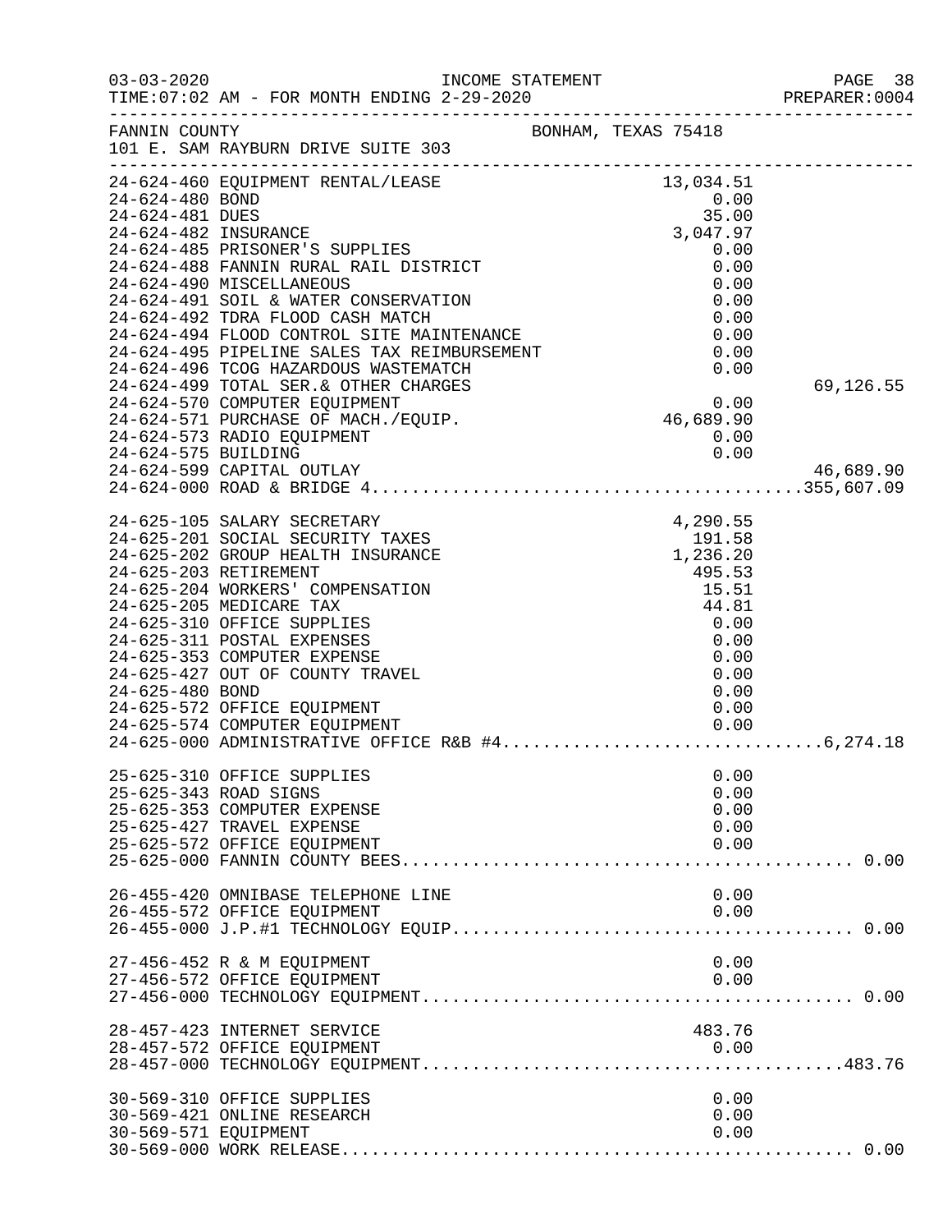INCOME STATEMENT

03-03-2020
TIME:07:02 AM - FOR MONTH ENDING 2-29-2020
PREPARER:0004

FANNIN COUNTY
101 E. SAM RAYBURN DRIVE SUITE 303
BONHAM, TEXAS 75418

| Account | Description | Amount | Total |
|---|---|---|---|
| 24-624-460 | EQUIPMENT RENTAL/LEASE | 13,034.51 | |
| 24-624-480 | BOND | 0.00 | |
| 24-624-481 | DUES | 35.00 | |
| 24-624-482 | INSURANCE | 3,047.97 | |
| 24-624-485 | PRISONER'S SUPPLIES | 0.00 | |
| 24-624-488 | FANNIN RURAL RAIL DISTRICT | 0.00 | |
| 24-624-490 | MISCELLANEOUS | 0.00 | |
| 24-624-491 | SOIL & WATER CONSERVATION | 0.00 | |
| 24-624-492 | TDRA FLOOD CASH MATCH | 0.00 | |
| 24-624-494 | FLOOD CONTROL SITE MAINTENANCE | 0.00 | |
| 24-624-495 | PIPELINE SALES TAX REIMBURSEMENT | 0.00 | |
| 24-624-496 | TCOG HAZARDOUS WASTEMATCH | 0.00 | |
| 24-624-499 | TOTAL SER.& OTHER CHARGES | | 69,126.55 |
| 24-624-570 | COMPUTER EQUIPMENT | 0.00 | |
| 24-624-571 | PURCHASE OF MACH./EQUIP. | 46,689.90 | |
| 24-624-573 | RADIO EQUIPMENT | 0.00 | |
| 24-624-575 | BUILDING | 0.00 | |
| 24-624-599 | CAPITAL OUTLAY | | 46,689.90 |
| 24-624-000 | ROAD & BRIDGE 4 | | 355,607.09 |
| 24-625-105 | SALARY SECRETARY | 4,290.55 | |
| 24-625-201 | SOCIAL SECURITY TAXES | 191.58 | |
| 24-625-202 | GROUP HEALTH INSURANCE | 1,236.20 | |
| 24-625-203 | RETIREMENT | 495.53 | |
| 24-625-204 | WORKERS' COMPENSATION | 15.51 | |
| 24-625-205 | MEDICARE TAX | 44.81 | |
| 24-625-310 | OFFICE SUPPLIES | 0.00 | |
| 24-625-311 | POSTAL EXPENSES | 0.00 | |
| 24-625-353 | COMPUTER EXPENSE | 0.00 | |
| 24-625-427 | OUT OF COUNTY TRAVEL | 0.00 | |
| 24-625-480 | BOND | 0.00 | |
| 24-625-572 | OFFICE EQUIPMENT | 0.00 | |
| 24-625-574 | COMPUTER EQUIPMENT | 0.00 | |
| 24-625-000 | ADMINISTRATIVE OFFICE R&B #4 | | 6,274.18 |
| 25-625-310 | OFFICE SUPPLIES | 0.00 | |
| 25-625-343 | ROAD SIGNS | 0.00 | |
| 25-625-353 | COMPUTER EXPENSE | 0.00 | |
| 25-625-427 | TRAVEL EXPENSE | 0.00 | |
| 25-625-572 | OFFICE EQUIPMENT | 0.00 | |
| 25-625-000 | FANNIN COUNTY BEES | | 0.00 |
| 26-455-420 | OMNIBASE TELEPHONE LINE | 0.00 | |
| 26-455-572 | OFFICE EQUIPMENT | 0.00 | |
| 26-455-000 | J.P.#1 TECHNOLOGY EQUIP | | 0.00 |
| 27-456-452 | R & M EQUIPMENT | 0.00 | |
| 27-456-572 | OFFICE EQUIPMENT | 0.00 | |
| 27-456-000 | TECHNOLOGY EQUIPMENT | | 0.00 |
| 28-457-423 | INTERNET SERVICE | 483.76 | |
| 28-457-572 | OFFICE EQUIPMENT | 0.00 | |
| 28-457-000 | TECHNOLOGY EQUIPMENT | | 483.76 |
| 30-569-310 | OFFICE SUPPLIES | 0.00 | |
| 30-569-421 | ONLINE RESEARCH | 0.00 | |
| 30-569-571 | EQUIPMENT | 0.00 | |
| 30-569-000 | WORK RELEASE | | 0.00 |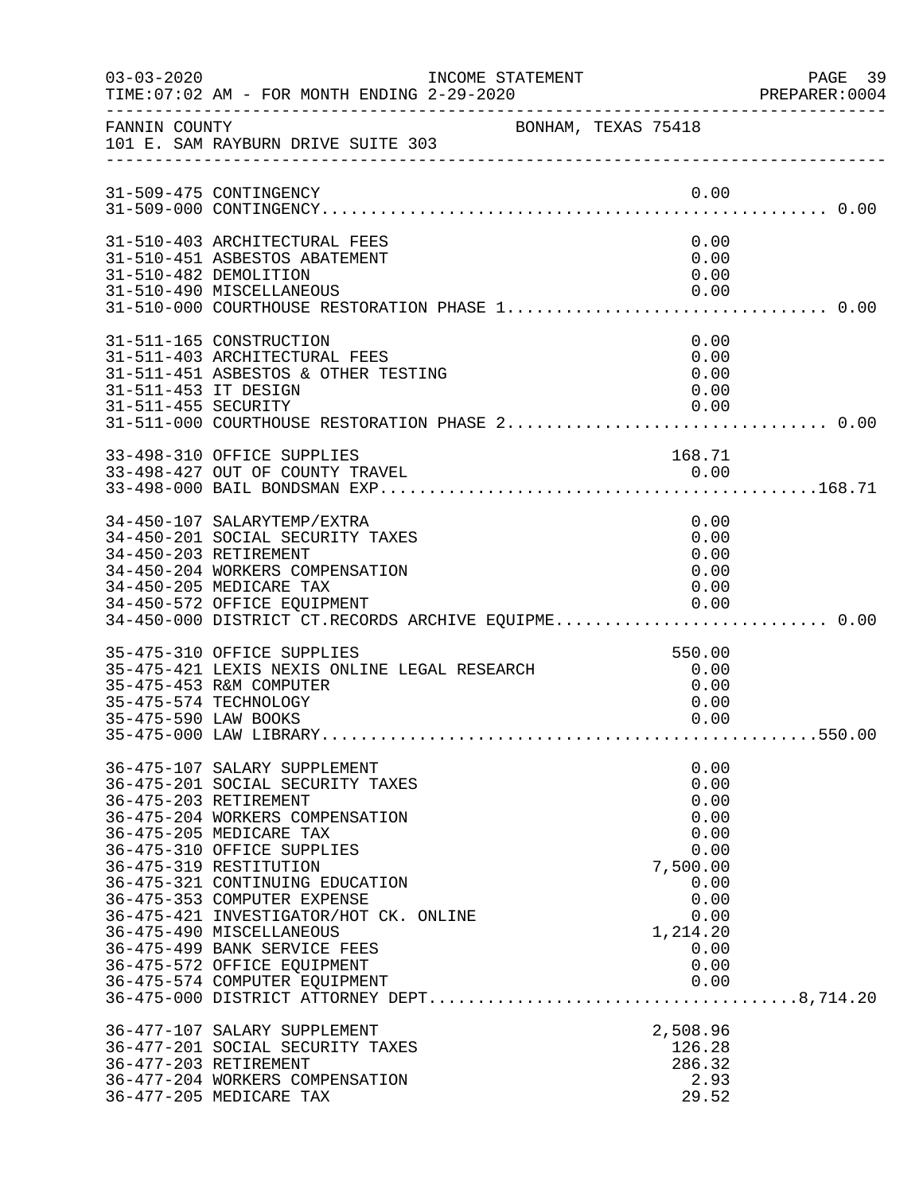FANNIN COUNTY BONHAM, TEXAS 75418
101 E. SAM RAYBURN DRIVE SUITE 303

INCOME STATEMENT
TIME:07:02 AM - FOR MONTH ENDING 2-29-2020

| Account | Description | Amount | Total |
|---|---|---|---|
| 31-509-475 | CONTINGENCY | 0.00 | |
| 31-509-000 | CONTINGENCY | | 0.00 |
| 31-510-403 | ARCHITECTURAL FEES | 0.00 | |
| 31-510-451 | ASBESTOS ABATEMENT | 0.00 | |
| 31-510-482 | DEMOLITION | 0.00 | |
| 31-510-490 | MISCELLANEOUS | 0.00 | |
| 31-510-000 | COURTHOUSE RESTORATION PHASE 1 | | 0.00 |
| 31-511-165 | CONSTRUCTION | 0.00 | |
| 31-511-403 | ARCHITECTURAL FEES | 0.00 | |
| 31-511-451 | ASBESTOS & OTHER TESTING | 0.00 | |
| 31-511-453 | IT DESIGN | 0.00 | |
| 31-511-455 | SECURITY | 0.00 | |
| 31-511-000 | COURTHOUSE RESTORATION PHASE 2 | | 0.00 |
| 33-498-310 | OFFICE SUPPLIES | 168.71 | |
| 33-498-427 | OUT OF COUNTY TRAVEL | 0.00 | |
| 33-498-000 | BAIL BONDSMAN EXP | | 168.71 |
| 34-450-107 | SALARYTEMP/EXTRA | 0.00 | |
| 34-450-201 | SOCIAL SECURITY TAXES | 0.00 | |
| 34-450-203 | RETIREMENT | 0.00 | |
| 34-450-204 | WORKERS COMPENSATION | 0.00 | |
| 34-450-205 | MEDICARE TAX | 0.00 | |
| 34-450-572 | OFFICE EQUIPMENT | 0.00 | |
| 34-450-000 | DISTRICT CT.RECORDS ARCHIVE EQUIPME | | 0.00 |
| 35-475-310 | OFFICE SUPPLIES | 550.00 | |
| 35-475-421 | LEXIS NEXIS ONLINE LEGAL RESEARCH | 0.00 | |
| 35-475-453 | R&M COMPUTER | 0.00 | |
| 35-475-574 | TECHNOLOGY | 0.00 | |
| 35-475-590 | LAW BOOKS | 0.00 | |
| 35-475-000 | LAW LIBRARY | | 550.00 |
| 36-475-107 | SALARY SUPPLEMENT | 0.00 | |
| 36-475-201 | SOCIAL SECURITY TAXES | 0.00 | |
| 36-475-203 | RETIREMENT | 0.00 | |
| 36-475-204 | WORKERS COMPENSATION | 0.00 | |
| 36-475-205 | MEDICARE TAX | 0.00 | |
| 36-475-310 | OFFICE SUPPLIES | 0.00 | |
| 36-475-319 | RESTITUTION | 7,500.00 | |
| 36-475-321 | CONTINUING EDUCATION | 0.00 | |
| 36-475-353 | COMPUTER EXPENSE | 0.00 | |
| 36-475-421 | INVESTIGATOR/HOT CK. ONLINE | 0.00 | |
| 36-475-490 | MISCELLANEOUS | 1,214.20 | |
| 36-475-499 | BANK SERVICE FEES | 0.00 | |
| 36-475-572 | OFFICE EQUIPMENT | 0.00 | |
| 36-475-574 | COMPUTER EQUIPMENT | 0.00 | |
| 36-475-000 | DISTRICT ATTORNEY DEPT | | 8,714.20 |
| 36-477-107 | SALARY SUPPLEMENT | 2,508.96 | |
| 36-477-201 | SOCIAL SECURITY TAXES | 126.28 | |
| 36-477-203 | RETIREMENT | 286.32 | |
| 36-477-204 | WORKERS COMPENSATION | 2.93 | |
| 36-477-205 | MEDICARE TAX | 29.52 | |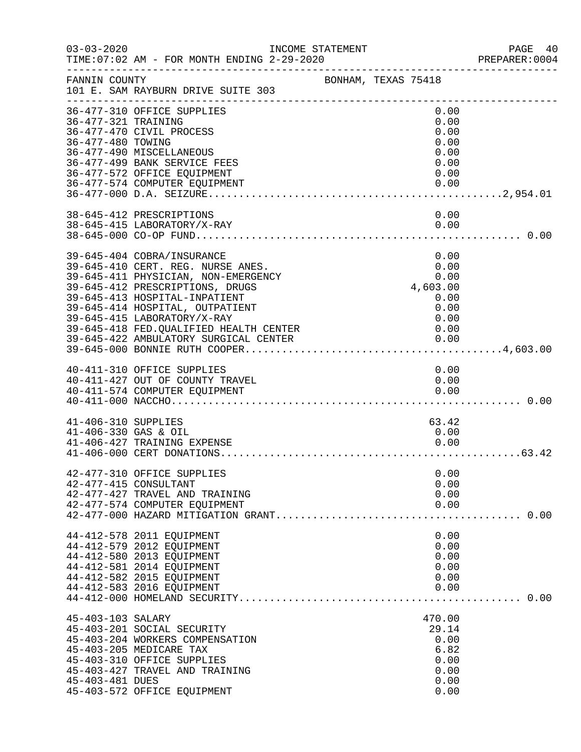FANNIN COUNTY　　　　　　　　　　　　　　BONHAM, TEXAS 75418
101 E. SAM RAYBURN DRIVE SUITE 303

INCOME STATEMENT
TIME:07:02 AM - FOR MONTH ENDING 2-29-2020

| Account | Description | Amount | Total |
|---|---|---|---|
| 36-477-310 | OFFICE SUPPLIES | 0.00 | |
| 36-477-321 | TRAINING | 0.00 | |
| 36-477-470 | CIVIL PROCESS | 0.00 | |
| 36-477-480 | TOWING | 0.00 | |
| 36-477-490 | MISCELLANEOUS | 0.00 | |
| 36-477-499 | BANK SERVICE FEES | 0.00 | |
| 36-477-572 | OFFICE EQUIPMENT | 0.00 | |
| 36-477-574 | COMPUTER EQUIPMENT | 0.00 | |
| 36-477-000 | D.A. SEIZURE | | 2,954.01 |
| 38-645-412 | PRESCRIPTIONS | 0.00 | |
| 38-645-415 | LABORATORY/X-RAY | 0.00 | |
| 38-645-000 | CO-OP FUND | | 0.00 |
| 39-645-404 | COBRA/INSURANCE | 0.00 | |
| 39-645-410 | CERT. REG. NURSE ANES. | 0.00 | |
| 39-645-411 | PHYSICIAN, NON-EMERGENCY | 0.00 | |
| 39-645-412 | PRESCRIPTIONS, DRUGS | 4,603.00 | |
| 39-645-413 | HOSPITAL-INPATIENT | 0.00 | |
| 39-645-414 | HOSPITAL, OUTPATIENT | 0.00 | |
| 39-645-415 | LABORATORY/X-RAY | 0.00 | |
| 39-645-418 | FED.QUALIFIED HEALTH CENTER | 0.00 | |
| 39-645-422 | AMBULATORY SURGICAL CENTER | 0.00 | |
| 39-645-000 | BONNIE RUTH COOPER | | 4,603.00 |
| 40-411-310 | OFFICE SUPPLIES | 0.00 | |
| 40-411-427 | OUT OF COUNTY TRAVEL | 0.00 | |
| 40-411-574 | COMPUTER EQUIPMENT | 0.00 | |
| 40-411-000 | NACCHO | | 0.00 |
| 41-406-310 | SUPPLIES | 63.42 | |
| 41-406-330 | GAS & OIL | 0.00 | |
| 41-406-427 | TRAINING EXPENSE | 0.00 | |
| 41-406-000 | CERT DONATIONS | | 63.42 |
| 42-477-310 | OFFICE SUPPLIES | 0.00 | |
| 42-477-415 | CONSULTANT | 0.00 | |
| 42-477-427 | TRAVEL AND TRAINING | 0.00 | |
| 42-477-574 | COMPUTER EQUIPMENT | 0.00 | |
| 42-477-000 | HAZARD MITIGATION GRANT | | 0.00 |
| 44-412-578 | 2011 EQUIPMENT | 0.00 | |
| 44-412-579 | 2012 EQUIPMENT | 0.00 | |
| 44-412-580 | 2013 EQUIPMENT | 0.00 | |
| 44-412-581 | 2014 EQUIPMENT | 0.00 | |
| 44-412-582 | 2015 EQUIPMENT | 0.00 | |
| 44-412-583 | 2016 EQUIPMENT | 0.00 | |
| 44-412-000 | HOMELAND SECURITY | | 0.00 |
| 45-403-103 | SALARY | 470.00 | |
| 45-403-201 | SOCIAL SECURITY | 29.14 | |
| 45-403-204 | WORKERS COMPENSATION | 0.00 | |
| 45-403-205 | MEDICARE TAX | 6.82 | |
| 45-403-310 | OFFICE SUPPLIES | 0.00 | |
| 45-403-427 | TRAVEL AND TRAINING | 0.00 | |
| 45-403-481 | DUES | 0.00 | |
| 45-403-572 | OFFICE EQUIPMENT | 0.00 | |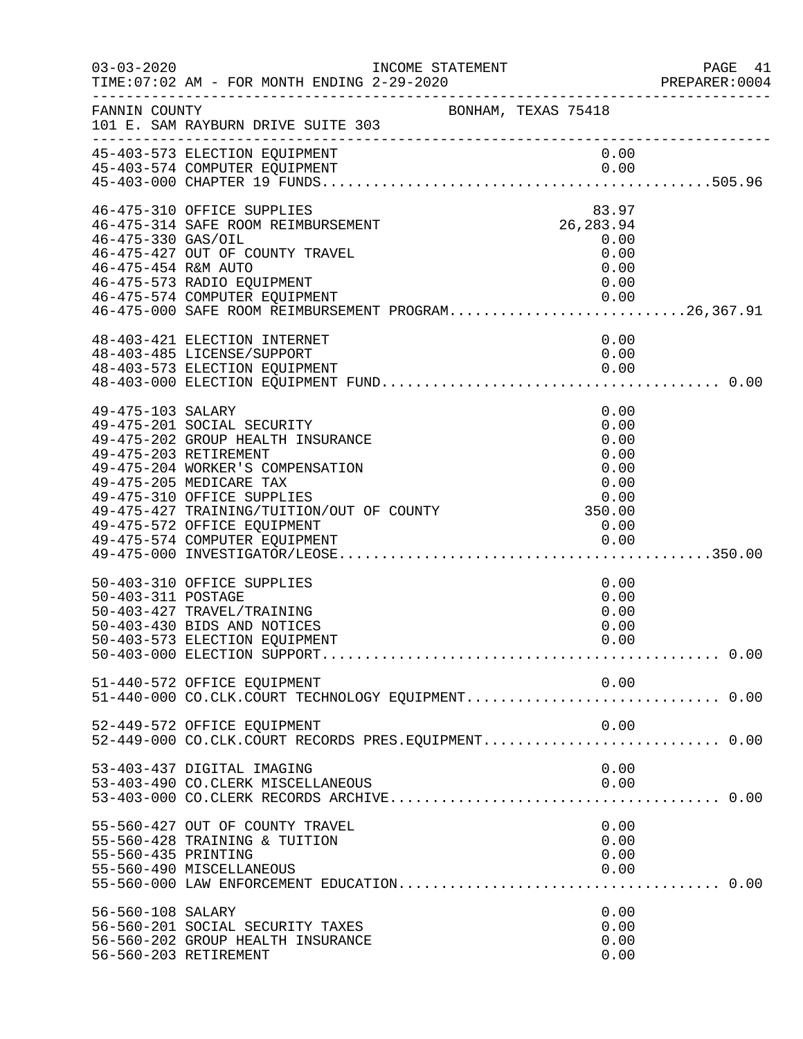FANNIN COUNTY　　　BONHAM, TEXAS 75418
101 E. SAM RAYBURN DRIVE SUITE 303

INCOME STATEMENT
TIME:07:02 AM - FOR MONTH ENDING 2-29-2020

| Account | Description | Amount | Total |
|---|---|---|---|
| 45-403-573 | ELECTION EQUIPMENT | 0.00 | |
| 45-403-574 | COMPUTER EQUIPMENT | 0.00 | |
| 45-403-000 | CHAPTER 19 FUNDS | | 505.96 |
| 46-475-310 | OFFICE SUPPLIES | 83.97 | |
| 46-475-314 | SAFE ROOM REIMBURSEMENT | 26,283.94 | |
| 46-475-330 | GAS/OIL | 0.00 | |
| 46-475-427 | OUT OF COUNTY TRAVEL | 0.00 | |
| 46-475-454 | R&M AUTO | 0.00 | |
| 46-475-573 | RADIO EQUIPMENT | 0.00 | |
| 46-475-574 | COMPUTER EQUIPMENT | 0.00 | |
| 46-475-000 | SAFE ROOM REIMBURSEMENT PROGRAM | | 26,367.91 |
| 48-403-421 | ELECTION INTERNET | 0.00 | |
| 48-403-485 | LICENSE/SUPPORT | 0.00 | |
| 48-403-573 | ELECTION EQUIPMENT | 0.00 | |
| 48-403-000 | ELECTION EQUIPMENT FUND | | 0.00 |
| 49-475-103 | SALARY | 0.00 | |
| 49-475-201 | SOCIAL SECURITY | 0.00 | |
| 49-475-202 | GROUP HEALTH INSURANCE | 0.00 | |
| 49-475-203 | RETIREMENT | 0.00 | |
| 49-475-204 | WORKER'S COMPENSATION | 0.00 | |
| 49-475-205 | MEDICARE TAX | 0.00 | |
| 49-475-310 | OFFICE SUPPLIES | 0.00 | |
| 49-475-427 | TRAINING/TUITION/OUT OF COUNTY | 350.00 | |
| 49-475-572 | OFFICE EQUIPMENT | 0.00 | |
| 49-475-574 | COMPUTER EQUIPMENT | 0.00 | |
| 49-475-000 | INVESTIGATOR/LEOSE | | 350.00 |
| 50-403-310 | OFFICE SUPPLIES | 0.00 | |
| 50-403-311 | POSTAGE | 0.00 | |
| 50-403-427 | TRAVEL/TRAINING | 0.00 | |
| 50-403-430 | BIDS AND NOTICES | 0.00 | |
| 50-403-573 | ELECTION EQUIPMENT | 0.00 | |
| 50-403-000 | ELECTION SUPPORT | | 0.00 |
| 51-440-572 | OFFICE EQUIPMENT | 0.00 | |
| 51-440-000 | CO.CLK.COURT TECHNOLOGY EQUIPMENT | | 0.00 |
| 52-449-572 | OFFICE EQUIPMENT | 0.00 | |
| 52-449-000 | CO.CLK.COURT RECORDS PRES.EQUIPMENT | | 0.00 |
| 53-403-437 | DIGITAL IMAGING | 0.00 | |
| 53-403-490 | CO.CLERK MISCELLANEOUS | 0.00 | |
| 53-403-000 | CO.CLERK RECORDS ARCHIVE | | 0.00 |
| 55-560-427 | OUT OF COUNTY TRAVEL | 0.00 | |
| 55-560-428 | TRAINING & TUITION | 0.00 | |
| 55-560-435 | PRINTING | 0.00 | |
| 55-560-490 | MISCELLANEOUS | 0.00 | |
| 55-560-000 | LAW ENFORCEMENT EDUCATION | | 0.00 |
| 56-560-108 | SALARY | 0.00 | |
| 56-560-201 | SOCIAL SECURITY TAXES | 0.00 | |
| 56-560-202 | GROUP HEALTH INSURANCE | 0.00 | |
| 56-560-203 | RETIREMENT | 0.00 | |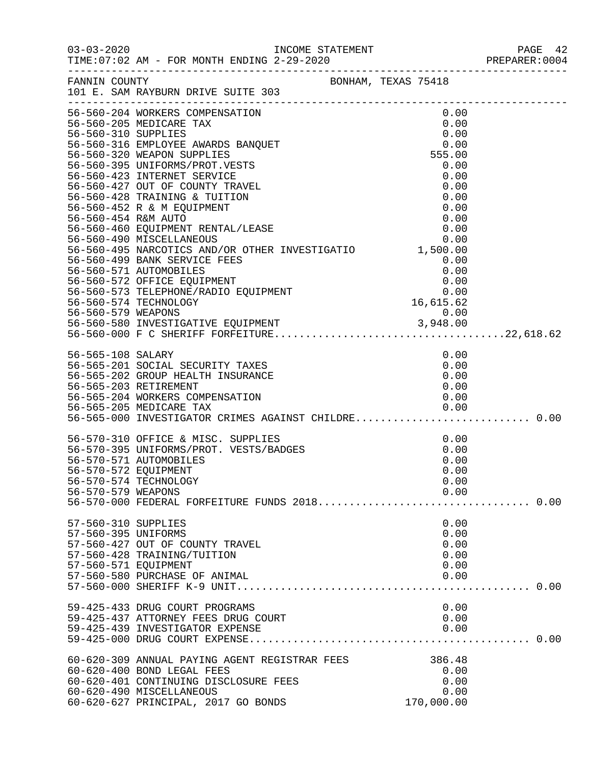FANNIN COUNTY — BONHAM, TEXAS 75418
101 E. SAM RAYBURN DRIVE SUITE 303

| Account | Description | Amount | Total |
|---|---|---|---|
| 56-560-204 | WORKERS COMPENSATION | 0.00 | |
| 56-560-205 | MEDICARE TAX | 0.00 | |
| 56-560-310 | SUPPLIES | 0.00 | |
| 56-560-316 | EMPLOYEE AWARDS BANQUET | 0.00 | |
| 56-560-320 | WEAPON SUPPLIES | 555.00 | |
| 56-560-395 | UNIFORMS/PROT.VESTS | 0.00 | |
| 56-560-423 | INTERNET SERVICE | 0.00 | |
| 56-560-427 | OUT OF COUNTY TRAVEL | 0.00 | |
| 56-560-428 | TRAINING & TUITION | 0.00 | |
| 56-560-452 | R & M EQUIPMENT | 0.00 | |
| 56-560-454 | R&M AUTO | 0.00 | |
| 56-560-460 | EQUIPMENT RENTAL/LEASE | 0.00 | |
| 56-560-490 | MISCELLANEOUS | 0.00 | |
| 56-560-495 | NARCOTICS AND/OR OTHER INVESTIGATIO | 1,500.00 | |
| 56-560-499 | BANK SERVICE FEES | 0.00 | |
| 56-560-571 | AUTOMOBILES | 0.00 | |
| 56-560-572 | OFFICE EQUIPMENT | 0.00 | |
| 56-560-573 | TELEPHONE/RADIO EQUIPMENT | 0.00 | |
| 56-560-574 | TECHNOLOGY | 16,615.62 | |
| 56-560-579 | WEAPONS | 0.00 | |
| 56-560-580 | INVESTIGATIVE EQUIPMENT | 3,948.00 | |
| 56-560-000 | F C SHERIFF FORFEITURE | | 22,618.62 |
| 56-565-108 | SALARY | 0.00 | |
| 56-565-201 | SOCIAL SECURITY TAXES | 0.00 | |
| 56-565-202 | GROUP HEALTH INSURANCE | 0.00 | |
| 56-565-203 | RETIREMENT | 0.00 | |
| 56-565-204 | WORKERS COMPENSATION | 0.00 | |
| 56-565-205 | MEDICARE TAX | 0.00 | |
| 56-565-000 | INVESTIGATOR CRIMES AGAINST CHILDRE | | 0.00 |
| 56-570-310 | OFFICE & MISC. SUPPLIES | 0.00 | |
| 56-570-395 | UNIFORMS/PROT. VESTS/BADGES | 0.00 | |
| 56-570-571 | AUTOMOBILES | 0.00 | |
| 56-570-572 | EQUIPMENT | 0.00 | |
| 56-570-574 | TECHNOLOGY | 0.00 | |
| 56-570-579 | WEAPONS | 0.00 | |
| 56-570-000 | FEDERAL FORFEITURE FUNDS 2018 | | 0.00 |
| 57-560-310 | SUPPLIES | 0.00 | |
| 57-560-395 | UNIFORMS | 0.00 | |
| 57-560-427 | OUT OF COUNTY TRAVEL | 0.00 | |
| 57-560-428 | TRAINING/TUITION | 0.00 | |
| 57-560-571 | EQUIPMENT | 0.00 | |
| 57-560-580 | PURCHASE OF ANIMAL | 0.00 | |
| 57-560-000 | SHERIFF K-9 UNIT | | 0.00 |
| 59-425-433 | DRUG COURT PROGRAMS | 0.00 | |
| 59-425-437 | ATTORNEY FEES DRUG COURT | 0.00 | |
| 59-425-439 | INVESTIGATOR EXPENSE | 0.00 | |
| 59-425-000 | DRUG COURT EXPENSE | | 0.00 |
| 60-620-309 | ANNUAL PAYING AGENT REGISTRAR FEES | 386.48 | |
| 60-620-400 | BOND LEGAL FEES | 0.00 | |
| 60-620-401 | CONTINUING DISCLOSURE FEES | 0.00 | |
| 60-620-490 | MISCELLANEOUS | 0.00 | |
| 60-620-627 | PRINCIPAL, 2017 GO BONDS | 170,000.00 | |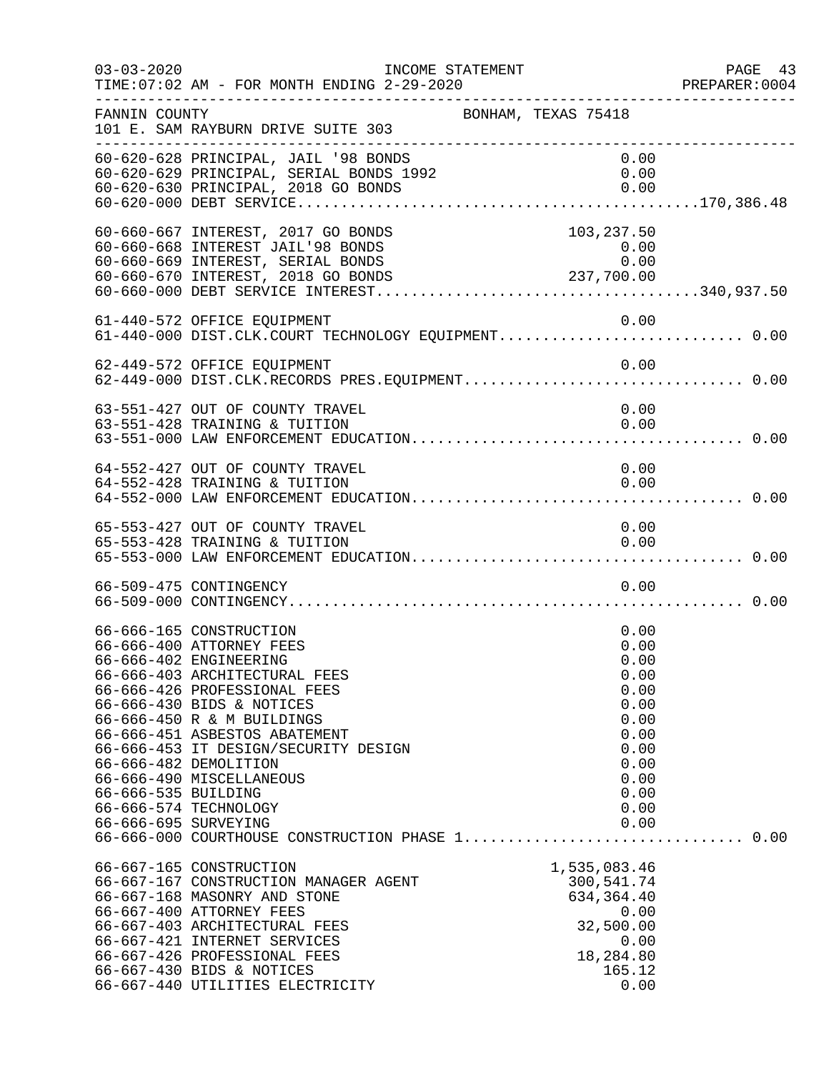FANNIN COUNTY | BONHAM, TEXAS 75418
101 E. SAM RAYBURN DRIVE SUITE 303

| Account | Description | Amount | Total |
|---|---|---|---|
| 60-620-628 | PRINCIPAL, JAIL '98 BONDS | 0.00 | |
| 60-620-629 | PRINCIPAL, SERIAL BONDS 1992 | 0.00 | |
| 60-620-630 | PRINCIPAL, 2018 GO BONDS | 0.00 | |
| 60-620-000 | DEBT SERVICE | | 170,386.48 |
| 60-660-667 | INTEREST, 2017 GO BONDS | 103,237.50 | |
| 60-660-668 | INTEREST JAIL'98 BONDS | 0.00 | |
| 60-660-669 | INTEREST, SERIAL BONDS | 0.00 | |
| 60-660-670 | INTEREST, 2018 GO BONDS | 237,700.00 | |
| 60-660-000 | DEBT SERVICE INTEREST | | 340,937.50 |
| 61-440-572 | OFFICE EQUIPMENT | 0.00 | |
| 61-440-000 | DIST.CLK.COURT TECHNOLOGY EQUIPMENT | | 0.00 |
| 62-449-572 | OFFICE EQUIPMENT | 0.00 | |
| 62-449-000 | DIST.CLK.RECORDS PRES.EQUIPMENT | | 0.00 |
| 63-551-427 | OUT OF COUNTY TRAVEL | 0.00 | |
| 63-551-428 | TRAINING & TUITION | 0.00 | |
| 63-551-000 | LAW ENFORCEMENT EDUCATION | | 0.00 |
| 64-552-427 | OUT OF COUNTY TRAVEL | 0.00 | |
| 64-552-428 | TRAINING & TUITION | 0.00 | |
| 64-552-000 | LAW ENFORCEMENT EDUCATION | | 0.00 |
| 65-553-427 | OUT OF COUNTY TRAVEL | 0.00 | |
| 65-553-428 | TRAINING & TUITION | 0.00 | |
| 65-553-000 | LAW ENFORCEMENT EDUCATION | | 0.00 |
| 66-509-475 | CONTINGENCY | 0.00 | |
| 66-509-000 | CONTINGENCY | | 0.00 |
| 66-666-165 | CONSTRUCTION | 0.00 | |
| 66-666-400 | ATTORNEY FEES | 0.00 | |
| 66-666-402 | ENGINEERING | 0.00 | |
| 66-666-403 | ARCHITECTURAL FEES | 0.00 | |
| 66-666-426 | PROFESSIONAL FEES | 0.00 | |
| 66-666-430 | BIDS & NOTICES | 0.00 | |
| 66-666-450 | R & M BUILDINGS | 0.00 | |
| 66-666-451 | ASBESTOS ABATEMENT | 0.00 | |
| 66-666-453 | IT DESIGN/SECURITY DESIGN | 0.00 | |
| 66-666-482 | DEMOLITION | 0.00 | |
| 66-666-490 | MISCELLANEOUS | 0.00 | |
| 66-666-535 | BUILDING | 0.00 | |
| 66-666-574 | TECHNOLOGY | 0.00 | |
| 66-666-695 | SURVEYING | 0.00 | |
| 66-666-000 | COURTHOUSE CONSTRUCTION PHASE 1 | | 0.00 |
| 66-667-165 | CONSTRUCTION | 1,535,083.46 | |
| 66-667-167 | CONSTRUCTION MANAGER AGENT | 300,541.74 | |
| 66-667-168 | MASONRY AND STONE | 634,364.40 | |
| 66-667-400 | ATTORNEY FEES | 0.00 | |
| 66-667-403 | ARCHITECTURAL FEES | 32,500.00 | |
| 66-667-421 | INTERNET SERVICES | 0.00 | |
| 66-667-426 | PROFESSIONAL FEES | 18,284.80 | |
| 66-667-430 | BIDS & NOTICES | 165.12 | |
| 66-667-440 | UTILITIES ELECTRICITY | 0.00 | |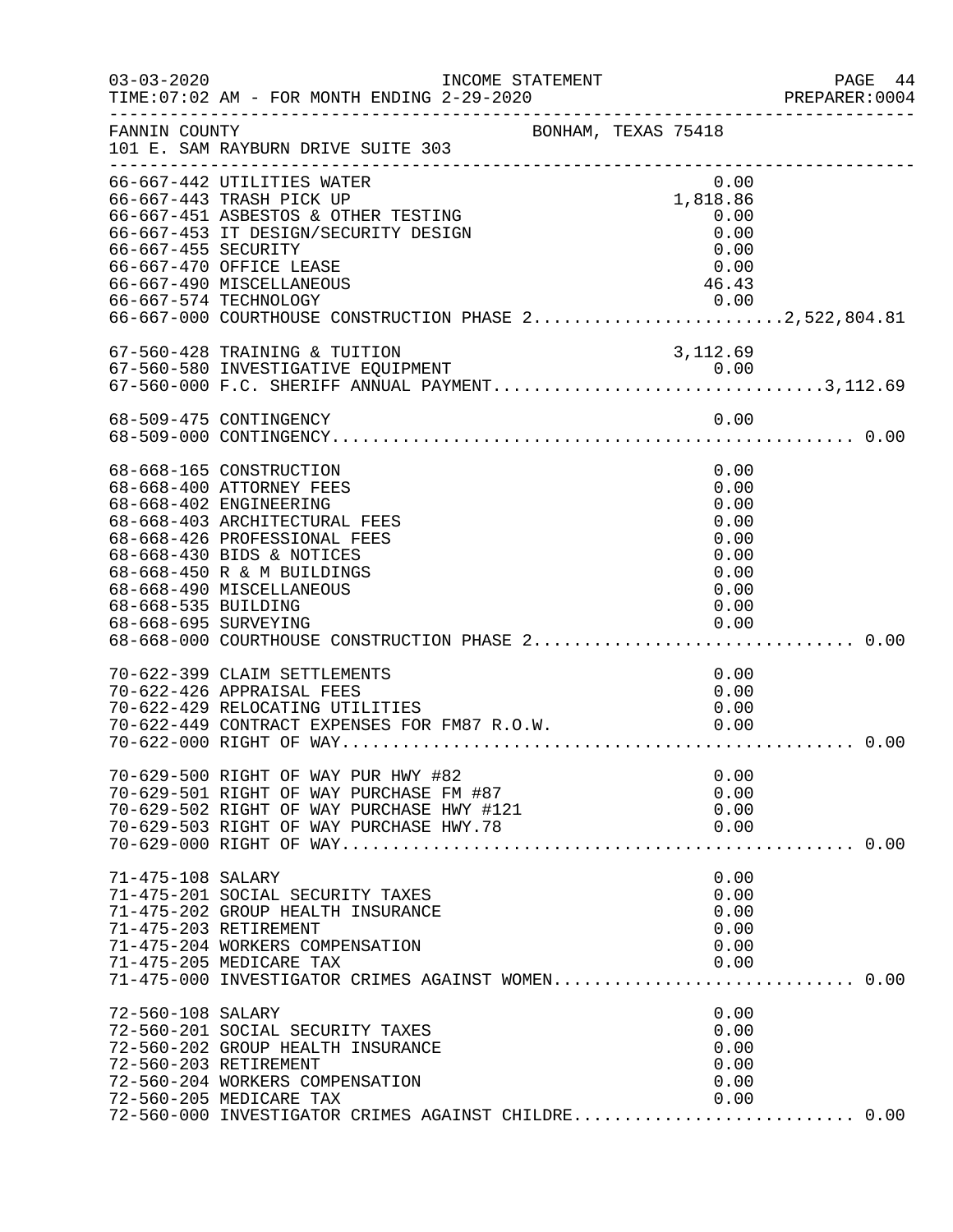03-03-2020 INCOME STATEMENT
TIME:07:02 AM - FOR MONTH ENDING 2-29-2020 PREPARER:0004

FANNIN COUNTY BONHAM, TEXAS 75418
101 E. SAM RAYBURN DRIVE SUITE 303

| Account | Description | Amount | Total |
|---|---|---|---|
| 66-667-442 | UTILITIES WATER | 0.00 | |
| 66-667-443 | TRASH PICK UP | 1,818.86 | |
| 66-667-451 | ASBESTOS & OTHER TESTING | 0.00 | |
| 66-667-453 | IT DESIGN/SECURITY DESIGN | 0.00 | |
| 66-667-455 | SECURITY | 0.00 | |
| 66-667-470 | OFFICE LEASE | 0.00 | |
| 66-667-490 | MISCELLANEOUS | 46.43 | |
| 66-667-574 | TECHNOLOGY | 0.00 | |
| 66-667-000 | COURTHOUSE CONSTRUCTION PHASE 2 | | 2,522,804.81 |
| 67-560-428 | TRAINING & TUITION | 3,112.69 | |
| 67-560-580 | INVESTIGATIVE EQUIPMENT | 0.00 | |
| 67-560-000 | F.C. SHERIFF ANNUAL PAYMENT | | 3,112.69 |
| 68-509-475 | CONTINGENCY | 0.00 | |
| 68-509-000 | CONTINGENCY | | 0.00 |
| 68-668-165 | CONSTRUCTION | 0.00 | |
| 68-668-400 | ATTORNEY FEES | 0.00 | |
| 68-668-402 | ENGINEERING | 0.00 | |
| 68-668-403 | ARCHITECTURAL FEES | 0.00 | |
| 68-668-426 | PROFESSIONAL FEES | 0.00 | |
| 68-668-430 | BIDS & NOTICES | 0.00 | |
| 68-668-450 | R & M BUILDINGS | 0.00 | |
| 68-668-490 | MISCELLANEOUS | 0.00 | |
| 68-668-535 | BUILDING | 0.00 | |
| 68-668-695 | SURVEYING | 0.00 | |
| 68-668-000 | COURTHOUSE CONSTRUCTION PHASE 2 | | 0.00 |
| 70-622-399 | CLAIM SETTLEMENTS | 0.00 | |
| 70-622-426 | APPRAISAL FEES | 0.00 | |
| 70-622-429 | RELOCATING UTILITIES | 0.00 | |
| 70-622-449 | CONTRACT EXPENSES FOR FM87 R.O.W. | 0.00 | |
| 70-622-000 | RIGHT OF WAY | | 0.00 |
| 70-629-500 | RIGHT OF WAY PUR HWY #82 | 0.00 | |
| 70-629-501 | RIGHT OF WAY PURCHASE FM #87 | 0.00 | |
| 70-629-502 | RIGHT OF WAY PURCHASE HWY #121 | 0.00 | |
| 70-629-503 | RIGHT OF WAY PURCHASE HWY.78 | 0.00 | |
| 70-629-000 | RIGHT OF WAY | | 0.00 |
| 71-475-108 | SALARY | 0.00 | |
| 71-475-201 | SOCIAL SECURITY TAXES | 0.00 | |
| 71-475-202 | GROUP HEALTH INSURANCE | 0.00 | |
| 71-475-203 | RETIREMENT | 0.00 | |
| 71-475-204 | WORKERS COMPENSATION | 0.00 | |
| 71-475-205 | MEDICARE TAX | 0.00 | |
| 71-475-000 | INVESTIGATOR CRIMES AGAINST WOMEN | | 0.00 |
| 72-560-108 | SALARY | 0.00 | |
| 72-560-201 | SOCIAL SECURITY TAXES | 0.00 | |
| 72-560-202 | GROUP HEALTH INSURANCE | 0.00 | |
| 72-560-203 | RETIREMENT | 0.00 | |
| 72-560-204 | WORKERS COMPENSATION | 0.00 | |
| 72-560-205 | MEDICARE TAX | 0.00 | |
| 72-560-000 | INVESTIGATOR CRIMES AGAINST CHILDRE | | 0.00 |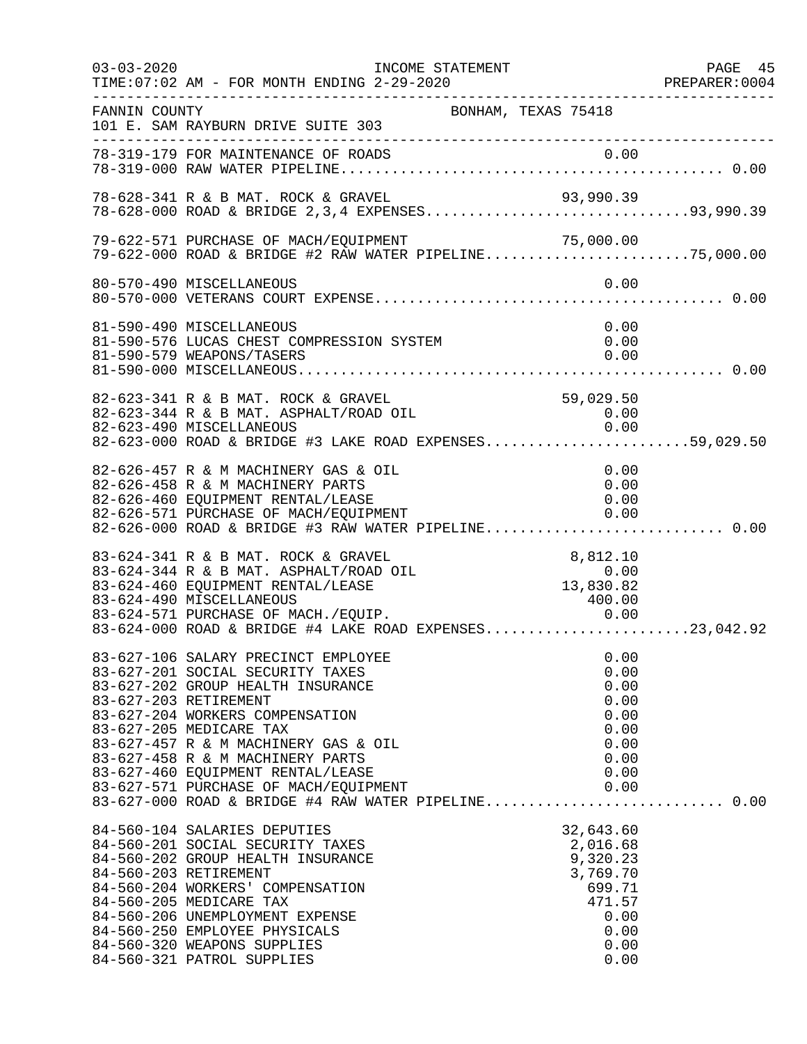FANNIN COUNTY BONHAM, TEXAS 75418
101 E. SAM RAYBURN DRIVE SUITE 303

INCOME STATEMENT
TIME:07:02 AM - FOR MONTH ENDING 2-29-2020

| Account | Description | Amount | Total |
|---|---|---|---|
| 78-319-179 | FOR MAINTENANCE OF ROADS | 0.00 | |
| 78-319-000 | RAW WATER PIPELINE | | 0.00 |
| 78-628-341 | R & B MAT. ROCK & GRAVEL | 93,990.39 | |
| 78-628-000 | ROAD & BRIDGE 2,3,4 EXPENSES | | 93,990.39 |
| 79-622-571 | PURCHASE OF MACH/EQUIPMENT | 75,000.00 | |
| 79-622-000 | ROAD & BRIDGE #2 RAW WATER PIPELINE | | 75,000.00 |
| 80-570-490 | MISCELLANEOUS | 0.00 | |
| 80-570-000 | VETERANS COURT EXPENSE | | 0.00 |
| 81-590-490 | MISCELLANEOUS | 0.00 | |
| 81-590-576 | LUCAS CHEST COMPRESSION SYSTEM | 0.00 | |
| 81-590-579 | WEAPONS/TASERS | 0.00 | |
| 81-590-000 | MISCELLANEOUS | | 0.00 |
| 82-623-341 | R & B MAT. ROCK & GRAVEL | 59,029.50 | |
| 82-623-344 | R & B MAT. ASPHALT/ROAD OIL | 0.00 | |
| 82-623-490 | MISCELLANEOUS | 0.00 | |
| 82-623-000 | ROAD & BRIDGE #3 LAKE ROAD EXPENSES | | 59,029.50 |
| 82-626-457 | R & M MACHINERY GAS & OIL | 0.00 | |
| 82-626-458 | R & M MACHINERY PARTS | 0.00 | |
| 82-626-460 | EQUIPMENT RENTAL/LEASE | 0.00 | |
| 82-626-571 | PURCHASE OF MACH/EQUIPMENT | 0.00 | |
| 82-626-000 | ROAD & BRIDGE #3 RAW WATER PIPELINE | | 0.00 |
| 83-624-341 | R & B MAT. ROCK & GRAVEL | 8,812.10 | |
| 83-624-344 | R & B MAT. ASPHALT/ROAD OIL | 0.00 | |
| 83-624-460 | EQUIPMENT RENTAL/LEASE | 13,830.82 | |
| 83-624-490 | MISCELLANEOUS | 400.00 | |
| 83-624-571 | PURCHASE OF MACH./EQUIP. | 0.00 | |
| 83-624-000 | ROAD & BRIDGE #4 LAKE ROAD EXPENSES | | 23,042.92 |
| 83-627-106 | SALARY PRECINCT EMPLOYEE | 0.00 | |
| 83-627-201 | SOCIAL SECURITY TAXES | 0.00 | |
| 83-627-202 | GROUP HEALTH INSURANCE | 0.00 | |
| 83-627-203 | RETIREMENT | 0.00 | |
| 83-627-204 | WORKERS COMPENSATION | 0.00 | |
| 83-627-205 | MEDICARE TAX | 0.00 | |
| 83-627-457 | R & M MACHINERY GAS & OIL | 0.00 | |
| 83-627-458 | R & M MACHINERY PARTS | 0.00 | |
| 83-627-460 | EQUIPMENT RENTAL/LEASE | 0.00 | |
| 83-627-571 | PURCHASE OF MACH/EQUIPMENT | 0.00 | |
| 83-627-000 | ROAD & BRIDGE #4 RAW WATER PIPELINE | | 0.00 |
| 84-560-104 | SALARIES DEPUTIES | 32,643.60 | |
| 84-560-201 | SOCIAL SECURITY TAXES | 2,016.68 | |
| 84-560-202 | GROUP HEALTH INSURANCE | 9,320.23 | |
| 84-560-203 | RETIREMENT | 3,769.70 | |
| 84-560-204 | WORKERS' COMPENSATION | 699.71 | |
| 84-560-205 | MEDICARE TAX | 471.57 | |
| 84-560-206 | UNEMPLOYMENT EXPENSE | 0.00 | |
| 84-560-250 | EMPLOYEE PHYSICALS | 0.00 | |
| 84-560-320 | WEAPONS SUPPLIES | 0.00 | |
| 84-560-321 | PATROL SUPPLIES | 0.00 | |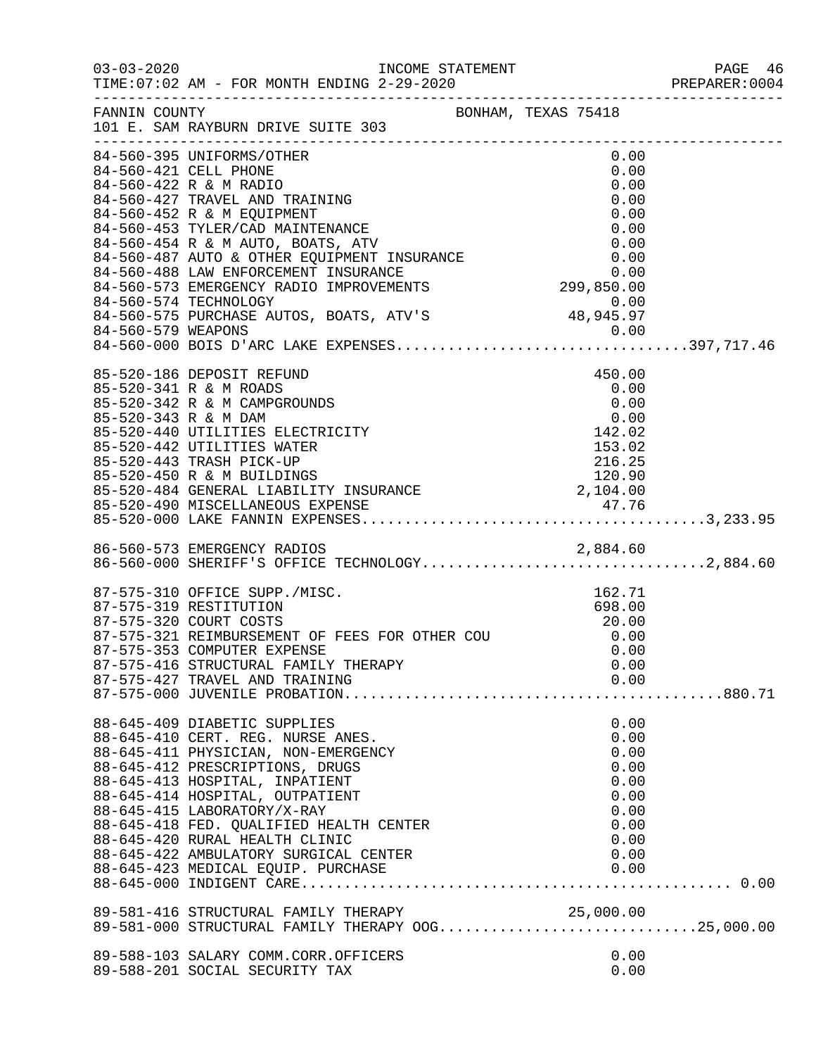FANNIN COUNTY BONHAM, TEXAS 75418
101 E. SAM RAYBURN DRIVE SUITE 303

INCOME STATEMENT
TIME:07:02 AM - FOR MONTH ENDING 2-29-2020

| Account | Description | Amount | Total |
|---|---|---|---|
| 84-560-395 | UNIFORMS/OTHER | 0.00 | |
| 84-560-421 | CELL PHONE | 0.00 | |
| 84-560-422 | R & M RADIO | 0.00 | |
| 84-560-427 | TRAVEL AND TRAINING | 0.00 | |
| 84-560-452 | R & M EQUIPMENT | 0.00 | |
| 84-560-453 | TYLER/CAD MAINTENANCE | 0.00 | |
| 84-560-454 | R & M AUTO, BOATS, ATV | 0.00 | |
| 84-560-487 | AUTO & OTHER EQUIPMENT INSURANCE | 0.00 | |
| 84-560-488 | LAW ENFORCEMENT INSURANCE | 0.00 | |
| 84-560-573 | EMERGENCY RADIO IMPROVEMENTS | 299,850.00 | |
| 84-560-574 | TECHNOLOGY | 0.00 | |
| 84-560-575 | PURCHASE AUTOS, BOATS, ATV'S | 48,945.97 | |
| 84-560-579 | WEAPONS | 0.00 | |
| 84-560-000 | BOIS D'ARC LAKE EXPENSES | | 397,717.46 |
| 85-520-186 | DEPOSIT REFUND | 450.00 | |
| 85-520-341 | R & M ROADS | 0.00 | |
| 85-520-342 | R & M CAMPGROUNDS | 0.00 | |
| 85-520-343 | R & M DAM | 0.00 | |
| 85-520-440 | UTILITIES ELECTRICITY | 142.02 | |
| 85-520-442 | UTILITIES WATER | 153.02 | |
| 85-520-443 | TRASH PICK-UP | 216.25 | |
| 85-520-450 | R & M BUILDINGS | 120.90 | |
| 85-520-484 | GENERAL LIABILITY INSURANCE | 2,104.00 | |
| 85-520-490 | MISCELLANEOUS EXPENSE | 47.76 | |
| 85-520-000 | LAKE FANNIN EXPENSES | | 3,233.95 |
| 86-560-573 | EMERGENCY RADIOS | 2,884.60 | |
| 86-560-000 | SHERIFF'S OFFICE TECHNOLOGY | | 2,884.60 |
| 87-575-310 | OFFICE SUPP./MISC. | 162.71 | |
| 87-575-319 | RESTITUTION | 698.00 | |
| 87-575-320 | COURT COSTS | 20.00 | |
| 87-575-321 | REIMBURSEMENT OF FEES FOR OTHER COU | 0.00 | |
| 87-575-353 | COMPUTER EXPENSE | 0.00 | |
| 87-575-416 | STRUCTURAL FAMILY THERAPY | 0.00 | |
| 87-575-427 | TRAVEL AND TRAINING | 0.00 | |
| 87-575-000 | JUVENILE PROBATION | | 880.71 |
| 88-645-409 | DIABETIC SUPPLIES | 0.00 | |
| 88-645-410 | CERT. REG. NURSE ANES. | 0.00 | |
| 88-645-411 | PHYSICIAN, NON-EMERGENCY | 0.00 | |
| 88-645-412 | PRESCRIPTIONS, DRUGS | 0.00 | |
| 88-645-413 | HOSPITAL, INPATIENT | 0.00 | |
| 88-645-414 | HOSPITAL, OUTPATIENT | 0.00 | |
| 88-645-415 | LABORATORY/X-RAY | 0.00 | |
| 88-645-418 | FED. QUALIFIED HEALTH CENTER | 0.00 | |
| 88-645-420 | RURAL HEALTH CLINIC | 0.00 | |
| 88-645-422 | AMBULATORY SURGICAL CENTER | 0.00 | |
| 88-645-423 | MEDICAL EQUIP. PURCHASE | 0.00 | |
| 88-645-000 | INDIGENT CARE | | 0.00 |
| 89-581-416 | STRUCTURAL FAMILY THERAPY | 25,000.00 | |
| 89-581-000 | STRUCTURAL FAMILY THERAPY OOG | | 25,000.00 |
| 89-588-103 | SALARY COMM.CORR.OFFICERS | 0.00 | |
| 89-588-201 | SOCIAL SECURITY TAX | 0.00 | |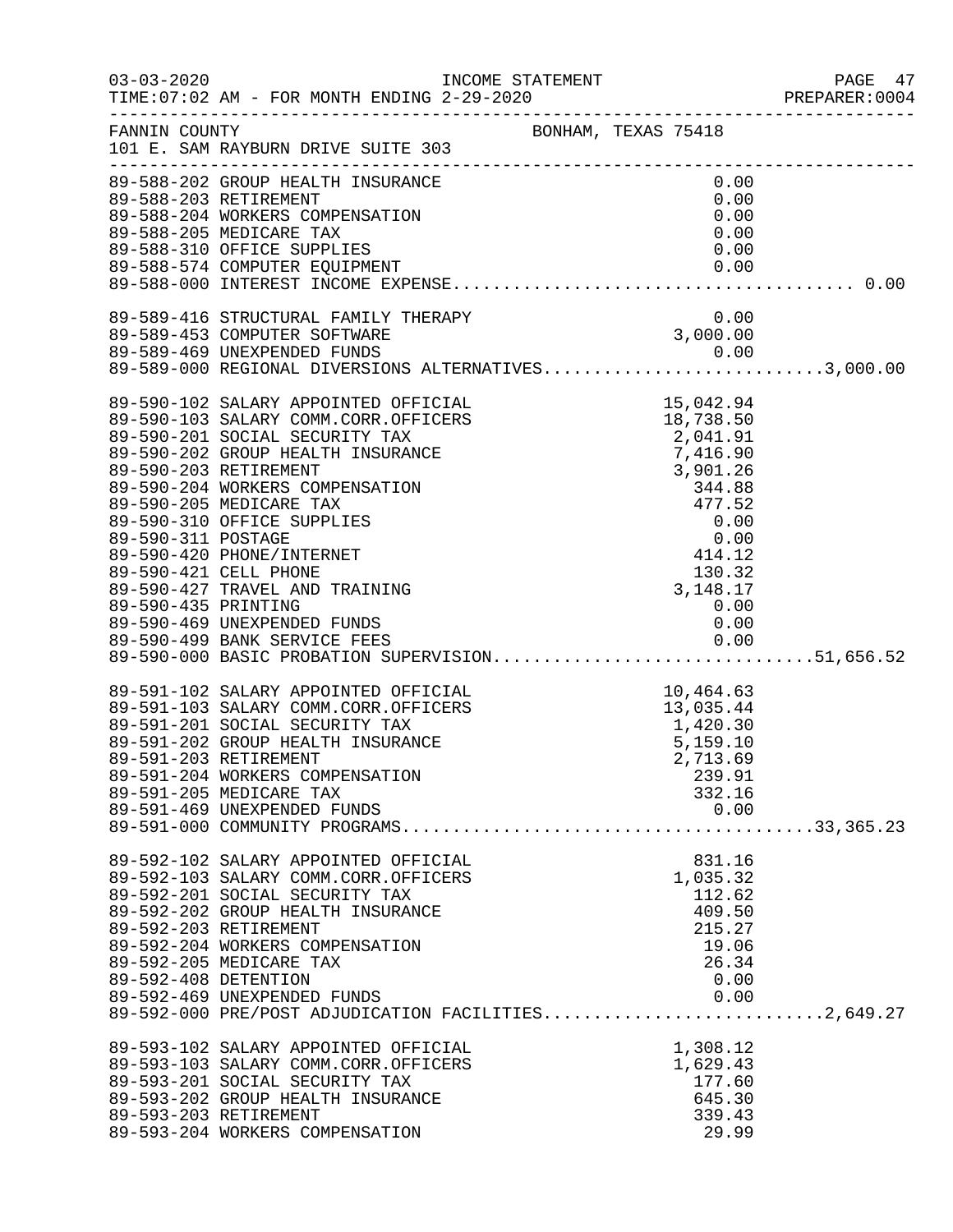FANNIN COUNTY — BONHAM, TEXAS 75418
101 E. SAM RAYBURN DRIVE SUITE 303

INCOME STATEMENT — TIME:07:02 AM - FOR MONTH ENDING 2-29-2020

| Account | Description | Amount | Total |
|---|---|---|---|
| 89-588-202 | GROUP HEALTH INSURANCE | 0.00 | |
| 89-588-203 | RETIREMENT | 0.00 | |
| 89-588-204 | WORKERS COMPENSATION | 0.00 | |
| 89-588-205 | MEDICARE TAX | 0.00 | |
| 89-588-310 | OFFICE SUPPLIES | 0.00 | |
| 89-588-574 | COMPUTER EQUIPMENT | 0.00 | |
| 89-588-000 | INTEREST INCOME EXPENSE | | 0.00 |
| 89-589-416 | STRUCTURAL FAMILY THERAPY | 0.00 | |
| 89-589-453 | COMPUTER SOFTWARE | 3,000.00 | |
| 89-589-469 | UNEXPENDED FUNDS | 0.00 | |
| 89-589-000 | REGIONAL DIVERSIONS ALTERNATIVES | | 3,000.00 |
| 89-590-102 | SALARY APPOINTED OFFICIAL | 15,042.94 | |
| 89-590-103 | SALARY COMM.CORR.OFFICERS | 18,738.50 | |
| 89-590-201 | SOCIAL SECURITY TAX | 2,041.91 | |
| 89-590-202 | GROUP HEALTH INSURANCE | 7,416.90 | |
| 89-590-203 | RETIREMENT | 3,901.26 | |
| 89-590-204 | WORKERS COMPENSATION | 344.88 | |
| 89-590-205 | MEDICARE TAX | 477.52 | |
| 89-590-310 | OFFICE SUPPLIES | 0.00 | |
| 89-590-311 | POSTAGE | 0.00 | |
| 89-590-420 | PHONE/INTERNET | 414.12 | |
| 89-590-421 | CELL PHONE | 130.32 | |
| 89-590-427 | TRAVEL AND TRAINING | 3,148.17 | |
| 89-590-435 | PRINTING | 0.00 | |
| 89-590-469 | UNEXPENDED FUNDS | 0.00 | |
| 89-590-499 | BANK SERVICE FEES | 0.00 | |
| 89-590-000 | BASIC PROBATION SUPERVISION | | 51,656.52 |
| 89-591-102 | SALARY APPOINTED OFFICIAL | 10,464.63 | |
| 89-591-103 | SALARY COMM.CORR.OFFICERS | 13,035.44 | |
| 89-591-201 | SOCIAL SECURITY TAX | 1,420.30 | |
| 89-591-202 | GROUP HEALTH INSURANCE | 5,159.10 | |
| 89-591-203 | RETIREMENT | 2,713.69 | |
| 89-591-204 | WORKERS COMPENSATION | 239.91 | |
| 89-591-205 | MEDICARE TAX | 332.16 | |
| 89-591-469 | UNEXPENDED FUNDS | 0.00 | |
| 89-591-000 | COMMUNITY PROGRAMS | | 33,365.23 |
| 89-592-102 | SALARY APPOINTED OFFICIAL | 831.16 | |
| 89-592-103 | SALARY COMM.CORR.OFFICERS | 1,035.32 | |
| 89-592-201 | SOCIAL SECURITY TAX | 112.62 | |
| 89-592-202 | GROUP HEALTH INSURANCE | 409.50 | |
| 89-592-203 | RETIREMENT | 215.27 | |
| 89-592-204 | WORKERS COMPENSATION | 19.06 | |
| 89-592-205 | MEDICARE TAX | 26.34 | |
| 89-592-408 | DETENTION | 0.00 | |
| 89-592-469 | UNEXPENDED FUNDS | 0.00 | |
| 89-592-000 | PRE/POST ADJUDICATION FACILITIES | | 2,649.27 |
| 89-593-102 | SALARY APPOINTED OFFICIAL | 1,308.12 | |
| 89-593-103 | SALARY COMM.CORR.OFFICERS | 1,629.43 | |
| 89-593-201 | SOCIAL SECURITY TAX | 177.60 | |
| 89-593-202 | GROUP HEALTH INSURANCE | 645.30 | |
| 89-593-203 | RETIREMENT | 339.43 | |
| 89-593-204 | WORKERS COMPENSATION | 29.99 | |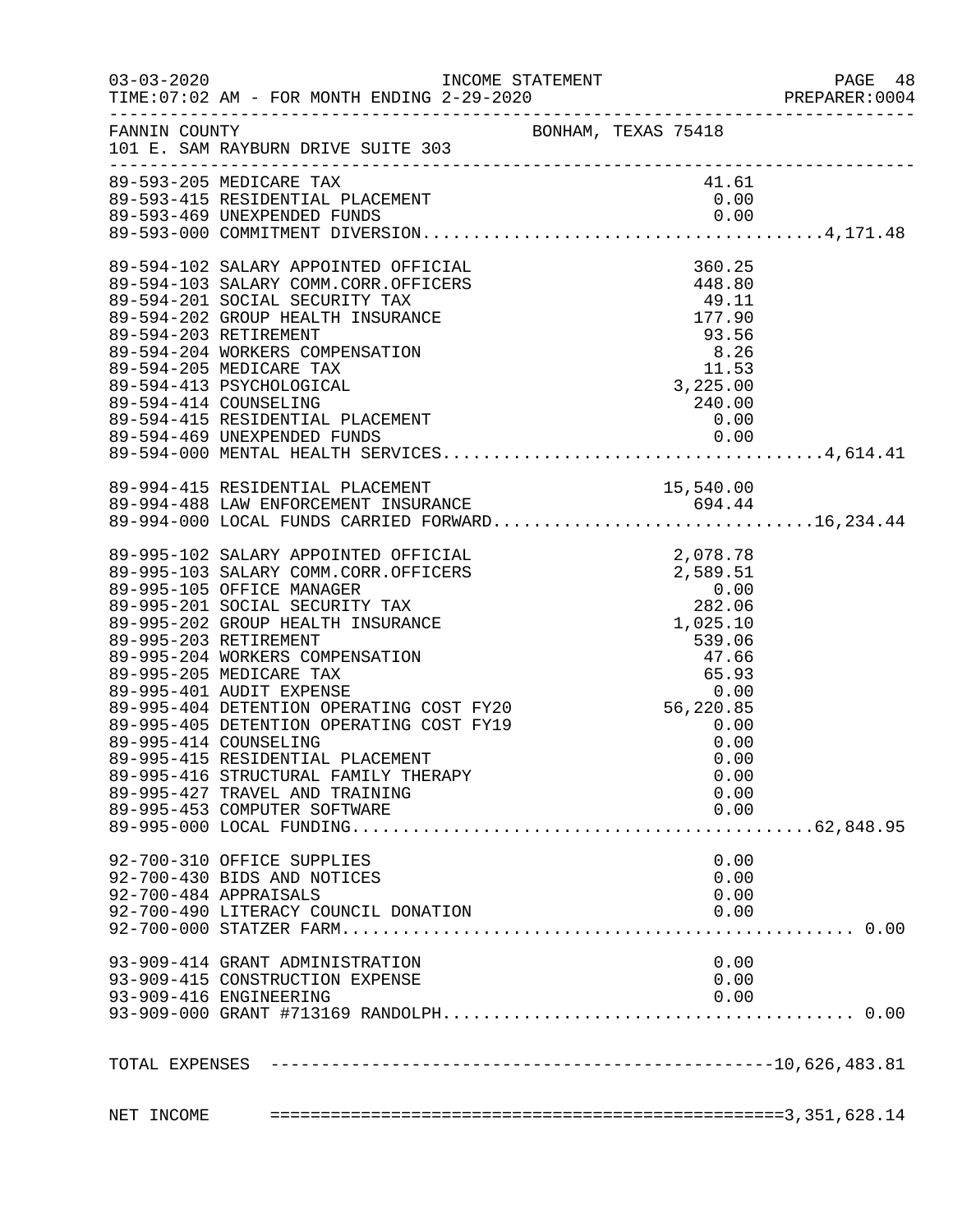FANNIN COUNTY BONHAM, TEXAS 75418
101 E. SAM RAYBURN DRIVE SUITE 303

INCOME STATEMENT
TIME:07:02 AM - FOR MONTH ENDING 2-29-2020

| Account | Description | Amount | Total |
|---|---|---|---|
| 89-593-205 | MEDICARE TAX | 41.61 | |
| 89-593-415 | RESIDENTIAL PLACEMENT | 0.00 | |
| 89-593-469 | UNEXPENDED FUNDS | 0.00 | |
| 89-593-000 | COMMITMENT DIVERSION | | 4,171.48 |
| 89-594-102 | SALARY APPOINTED OFFICIAL | 360.25 | |
| 89-594-103 | SALARY COMM.CORR.OFFICERS | 448.80 | |
| 89-594-201 | SOCIAL SECURITY TAX | 49.11 | |
| 89-594-202 | GROUP HEALTH INSURANCE | 177.90 | |
| 89-594-203 | RETIREMENT | 93.56 | |
| 89-594-204 | WORKERS COMPENSATION | 8.26 | |
| 89-594-205 | MEDICARE TAX | 11.53 | |
| 89-594-413 | PSYCHOLOGICAL | 3,225.00 | |
| 89-594-414 | COUNSELING | 240.00 | |
| 89-594-415 | RESIDENTIAL PLACEMENT | 0.00 | |
| 89-594-469 | UNEXPENDED FUNDS | 0.00 | |
| 89-594-000 | MENTAL HEALTH SERVICES | | 4,614.41 |
| 89-994-415 | RESIDENTIAL PLACEMENT | 15,540.00 | |
| 89-994-488 | LAW ENFORCEMENT INSURANCE | 694.44 | |
| 89-994-000 | LOCAL FUNDS CARRIED FORWARD | | 16,234.44 |
| 89-995-102 | SALARY APPOINTED OFFICIAL | 2,078.78 | |
| 89-995-103 | SALARY COMM.CORR.OFFICERS | 2,589.51 | |
| 89-995-105 | OFFICE MANAGER | 0.00 | |
| 89-995-201 | SOCIAL SECURITY TAX | 282.06 | |
| 89-995-202 | GROUP HEALTH INSURANCE | 1,025.10 | |
| 89-995-203 | RETIREMENT | 539.06 | |
| 89-995-204 | WORKERS COMPENSATION | 47.66 | |
| 89-995-205 | MEDICARE TAX | 65.93 | |
| 89-995-401 | AUDIT EXPENSE | 0.00 | |
| 89-995-404 | DETENTION OPERATING COST FY20 | 56,220.85 | |
| 89-995-405 | DETENTION OPERATING COST FY19 | 0.00 | |
| 89-995-414 | COUNSELING | 0.00 | |
| 89-995-415 | RESIDENTIAL PLACEMENT | 0.00 | |
| 89-995-416 | STRUCTURAL FAMILY THERAPY | 0.00 | |
| 89-995-427 | TRAVEL AND TRAINING | 0.00 | |
| 89-995-453 | COMPUTER SOFTWARE | 0.00 | |
| 89-995-000 | LOCAL FUNDING | | 62,848.95 |
| 92-700-310 | OFFICE SUPPLIES | 0.00 | |
| 92-700-430 | BIDS AND NOTICES | 0.00 | |
| 92-700-484 | APPRAISALS | 0.00 | |
| 92-700-490 | LITERACY COUNCIL DONATION | 0.00 | |
| 92-700-000 | STATZER FARM | | 0.00 |
| 93-909-414 | GRANT ADMINISTRATION | 0.00 | |
| 93-909-415 | CONSTRUCTION EXPENSE | 0.00 | |
| 93-909-416 | ENGINEERING | 0.00 | |
| 93-909-000 | GRANT #713169 RANDOLPH | | 0.00 |
| TOTAL EXPENSES | | | 10,626,483.81 |
| NET INCOME | | | 3,351,628.14 |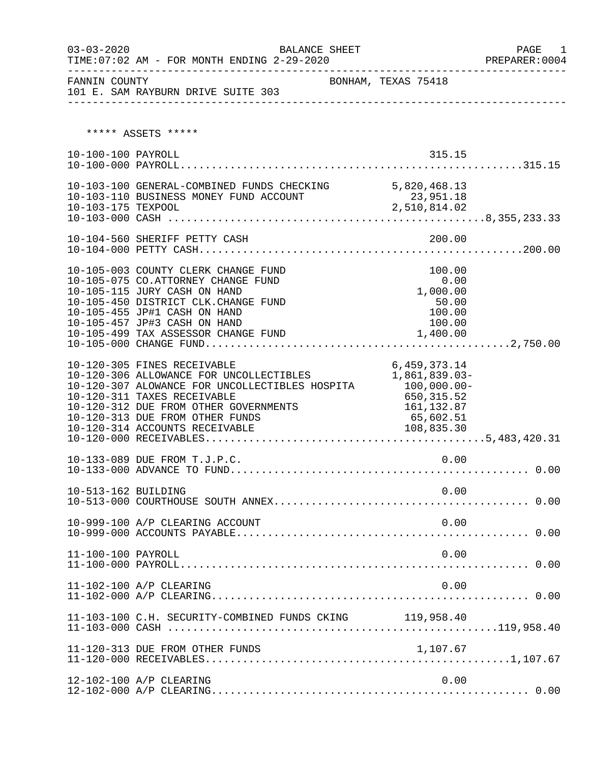03-03-2020 BALANCE SHEET PAGE 1
TIME:07:02 AM - FOR MONTH ENDING 2-29-2020 PREPARER:0004

FANNIN COUNTY BONHAM, TEXAS 75418
101 E. SAM RAYBURN DRIVE SUITE 303

***** ASSETS *****

| Account | Description | Amount | Total |
|---|---|---|---|
| 10-100-100 | PAYROLL | 315.15 | |
| 10-100-000 | PAYROLL | | 315.15 |
| 10-103-100 | GENERAL-COMBINED FUNDS CHECKING | 5,820,468.13 | |
| 10-103-110 | BUSINESS MONEY FUND ACCOUNT | 23,951.18 | |
| 10-103-175 | TEXPOOL | 2,510,814.02 | |
| 10-103-000 | CASH | | 8,355,233.33 |
| 10-104-560 | SHERIFF PETTY CASH | 200.00 | |
| 10-104-000 | PETTY CASH | | 200.00 |
| 10-105-003 | COUNTY CLERK CHANGE FUND | 100.00 | |
| 10-105-075 | CO.ATTORNEY CHANGE FUND | 0.00 | |
| 10-105-115 | JURY CASH ON HAND | 1,000.00 | |
| 10-105-450 | DISTRICT CLK.CHANGE FUND | 50.00 | |
| 10-105-455 | JP#1 CASH ON HAND | 100.00 | |
| 10-105-457 | JP#3 CASH ON HAND | 100.00 | |
| 10-105-499 | TAX ASSESSOR CHANGE FUND | 1,400.00 | |
| 10-105-000 | CHANGE FUND | | 2,750.00 |
| 10-120-305 | FINES RECEIVABLE | 6,459,373.14 | |
| 10-120-306 | ALLOWANCE FOR UNCOLLECTIBLES | 1,861,839.03- | |
| 10-120-307 | ALOWANCE FOR UNCOLLECTIBLES HOSPITA | 100,000.00- | |
| 10-120-311 | TAXES RECEIVABLE | 650,315.52 | |
| 10-120-312 | DUE FROM OTHER GOVERNMENTS | 161,132.87 | |
| 10-120-313 | DUE FROM OTHER FUNDS | 65,602.51 | |
| 10-120-314 | ACCOUNTS RECEIVABLE | 108,835.30 | |
| 10-120-000 | RECEIVABLES | | 5,483,420.31 |
| 10-133-089 | DUE FROM T.J.P.C. | 0.00 | |
| 10-133-000 | ADVANCE TO FUND | | 0.00 |
| 10-513-162 | BUILDING | 0.00 | |
| 10-513-000 | COURTHOUSE SOUTH ANNEX | | 0.00 |
| 10-999-100 | A/P CLEARING ACCOUNT | 0.00 | |
| 10-999-000 | ACCOUNTS PAYABLE | | 0.00 |
| 11-100-100 | PAYROLL | 0.00 | |
| 11-100-000 | PAYROLL | | 0.00 |
| 11-102-100 | A/P CLEARING | 0.00 | |
| 11-102-000 | A/P CLEARING | | 0.00 |
| 11-103-100 | C.H. SECURITY-COMBINED FUNDS CKING | 119,958.40 | |
| 11-103-000 | CASH | | 119,958.40 |
| 11-120-313 | DUE FROM OTHER FUNDS | 1,107.67 | |
| 11-120-000 | RECEIVABLES | | 1,107.67 |
| 12-102-100 | A/P CLEARING | 0.00 | |
| 12-102-000 | A/P CLEARING | | 0.00 |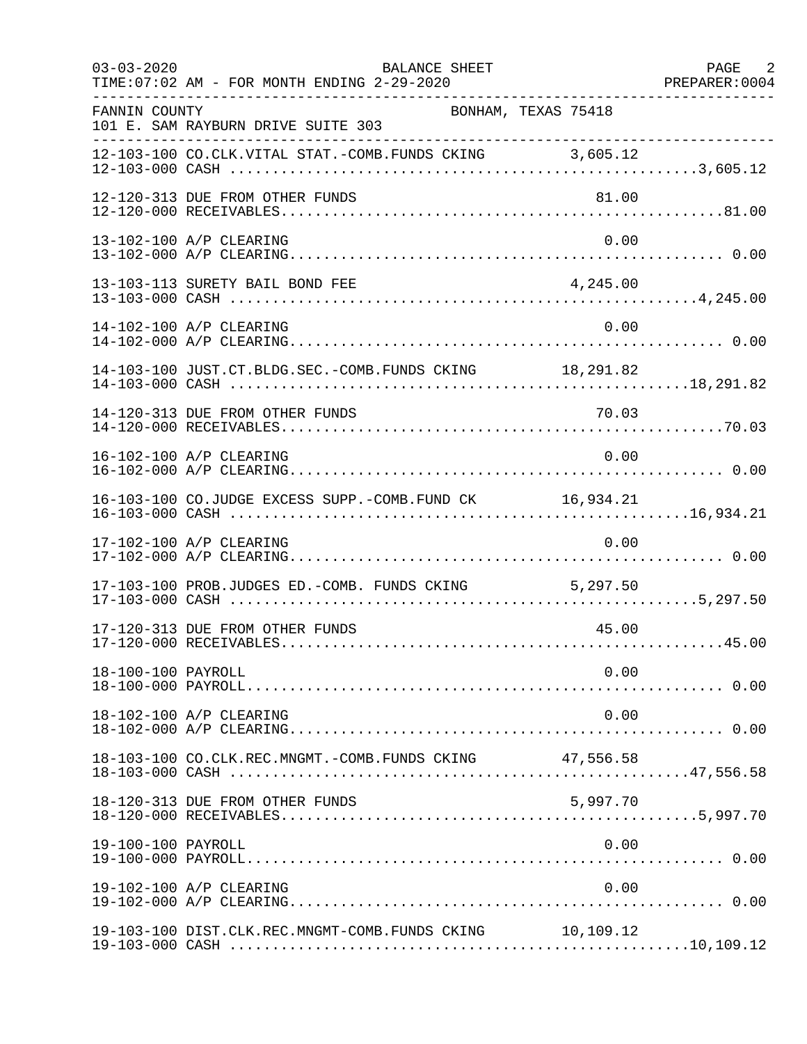FANNIN COUNTY BONHAM, TEXAS 75418
101 E. SAM RAYBURN DRIVE SUITE 303

BALANCE SHEET
FOR MONTH ENDING 2-29-2020

| Account | Description | Amount | Total |
|---|---|---|---|
| 12-103-100 | CO.CLK.VITAL STAT.-COMB.FUNDS CKING | 3,605.12 | |
| 12-103-000 | CASH | | 3,605.12 |
| 12-120-313 | DUE FROM OTHER FUNDS | 81.00 | |
| 12-120-000 | RECEIVABLES | | 81.00 |
| 13-102-100 | A/P CLEARING | 0.00 | |
| 13-102-000 | A/P CLEARING | | 0.00 |
| 13-103-113 | SURETY BAIL BOND FEE | 4,245.00 | |
| 13-103-000 | CASH | | 4,245.00 |
| 14-102-100 | A/P CLEARING | 0.00 | |
| 14-102-000 | A/P CLEARING | | 0.00 |
| 14-103-100 | JUST.CT.BLDG.SEC.-COMB.FUNDS CKING | 18,291.82 | |
| 14-103-000 | CASH | | 18,291.82 |
| 14-120-313 | DUE FROM OTHER FUNDS | 70.03 | |
| 14-120-000 | RECEIVABLES | | 70.03 |
| 16-102-100 | A/P CLEARING | 0.00 | |
| 16-102-000 | A/P CLEARING | | 0.00 |
| 16-103-100 | CO.JUDGE EXCESS SUPP.-COMB.FUND CK | 16,934.21 | |
| 16-103-000 | CASH | | 16,934.21 |
| 17-102-100 | A/P CLEARING | 0.00 | |
| 17-102-000 | A/P CLEARING | | 0.00 |
| 17-103-100 | PROB.JUDGES ED.-COMB. FUNDS CKING | 5,297.50 | |
| 17-103-000 | CASH | | 5,297.50 |
| 17-120-313 | DUE FROM OTHER FUNDS | 45.00 | |
| 17-120-000 | RECEIVABLES | | 45.00 |
| 18-100-100 | PAYROLL | 0.00 | |
| 18-100-000 | PAYROLL | | 0.00 |
| 18-102-100 | A/P CLEARING | 0.00 | |
| 18-102-000 | A/P CLEARING | | 0.00 |
| 18-103-100 | CO.CLK.REC.MNGMT.-COMB.FUNDS CKING | 47,556.58 | |
| 18-103-000 | CASH | | 47,556.58 |
| 18-120-313 | DUE FROM OTHER FUNDS | 5,997.70 | |
| 18-120-000 | RECEIVABLES | | 5,997.70 |
| 19-100-100 | PAYROLL | 0.00 | |
| 19-100-000 | PAYROLL | | 0.00 |
| 19-102-100 | A/P CLEARING | 0.00 | |
| 19-102-000 | A/P CLEARING | | 0.00 |
| 19-103-100 | DIST.CLK.REC.MNGMT-COMB.FUNDS CKING | 10,109.12 | |
| 19-103-000 | CASH | | 10,109.12 |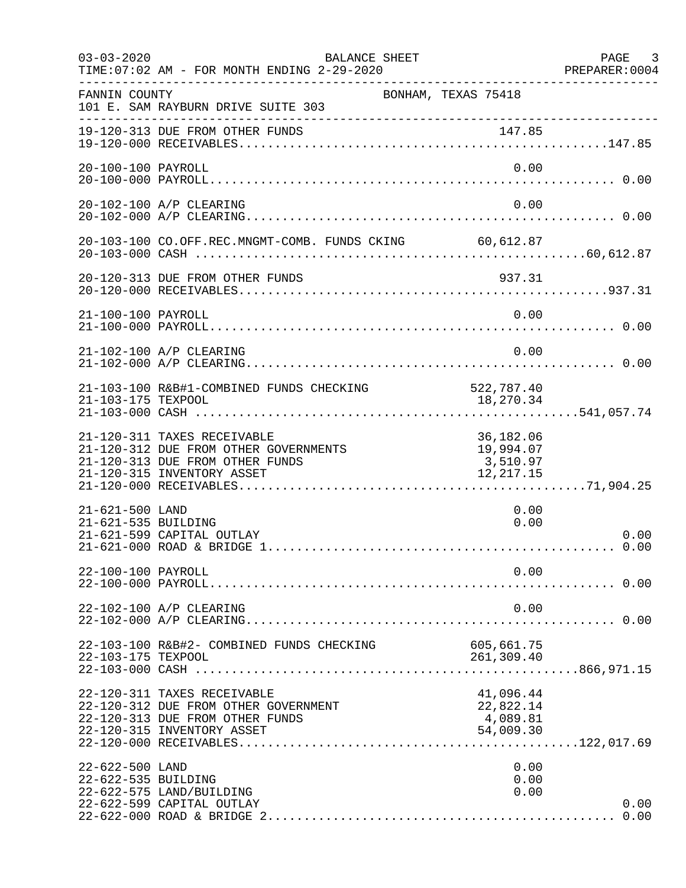03-03-2020 BALANCE SHEET
TIME:07:02 AM - FOR MONTH ENDING 2-29-2020 PREPARER:0004

FANNIN COUNTY BONHAM, TEXAS 75418
101 E. SAM RAYBURN DRIVE SUITE 303

| Account | Description | Amount | Total |
|---|---|---|---|
| 19-120-313 | DUE FROM OTHER FUNDS | 147.85 | |
| 19-120-000 | RECEIVABLES | | 147.85 |
| 20-100-100 | PAYROLL | 0.00 | |
| 20-100-000 | PAYROLL | | 0.00 |
| 20-102-100 | A/P CLEARING | 0.00 | |
| 20-102-000 | A/P CLEARING | | 0.00 |
| 20-103-100 | CO.OFF.REC.MNGMT-COMB. FUNDS CKING | 60,612.87 | |
| 20-103-000 | CASH | | 60,612.87 |
| 20-120-313 | DUE FROM OTHER FUNDS | 937.31 | |
| 20-120-000 | RECEIVABLES | | 937.31 |
| 21-100-100 | PAYROLL | 0.00 | |
| 21-100-000 | PAYROLL | | 0.00 |
| 21-102-100 | A/P CLEARING | 0.00 | |
| 21-102-000 | A/P CLEARING | | 0.00 |
| 21-103-100 | R&B#1-COMBINED FUNDS CHECKING | 522,787.40 | |
| 21-103-175 | TEXPOOL | 18,270.34 | |
| 21-103-000 | CASH | | 541,057.74 |
| 21-120-311 | TAXES RECEIVABLE | 36,182.06 | |
| 21-120-312 | DUE FROM OTHER GOVERNMENTS | 19,994.07 | |
| 21-120-313 | DUE FROM OTHER FUNDS | 3,510.97 | |
| 21-120-315 | INVENTORY ASSET | 12,217.15 | |
| 21-120-000 | RECEIVABLES | | 71,904.25 |
| 21-621-500 | LAND | 0.00 | |
| 21-621-535 | BUILDING | 0.00 | |
| 21-621-599 | CAPITAL OUTLAY | | 0.00 |
| 21-621-000 | ROAD & BRIDGE 1 | | 0.00 |
| 22-100-100 | PAYROLL | 0.00 | |
| 22-100-000 | PAYROLL | | 0.00 |
| 22-102-100 | A/P CLEARING | 0.00 | |
| 22-102-000 | A/P CLEARING | | 0.00 |
| 22-103-100 | R&B#2- COMBINED FUNDS CHECKING | 605,661.75 | |
| 22-103-175 | TEXPOOL | 261,309.40 | |
| 22-103-000 | CASH | | 866,971.15 |
| 22-120-311 | TAXES RECEIVABLE | 41,096.44 | |
| 22-120-312 | DUE FROM OTHER GOVERNMENT | 22,822.14 | |
| 22-120-313 | DUE FROM OTHER FUNDS | 4,089.81 | |
| 22-120-315 | INVENTORY ASSET | 54,009.30 | |
| 22-120-000 | RECEIVABLES | | 122,017.69 |
| 22-622-500 | LAND | 0.00 | |
| 22-622-535 | BUILDING | 0.00 | |
| 22-622-575 | LAND/BUILDING | 0.00 | |
| 22-622-599 | CAPITAL OUTLAY | | 0.00 |
| 22-622-000 | ROAD & BRIDGE 2 | | 0.00 |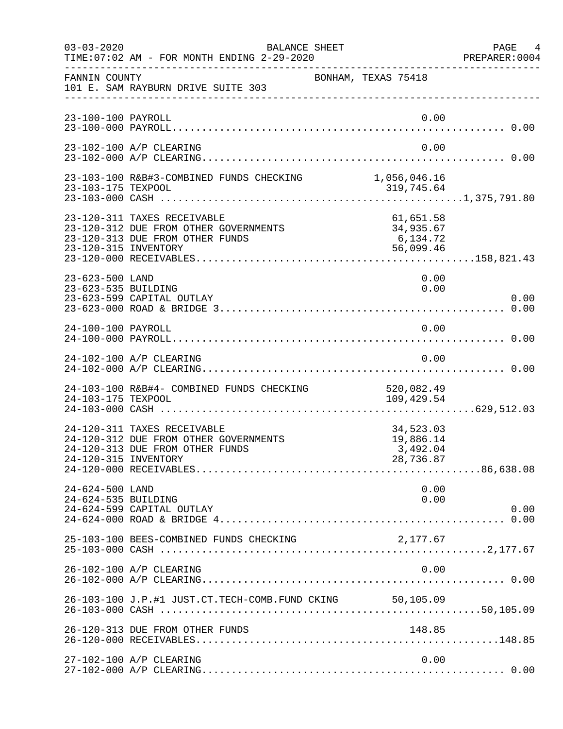FANNIN COUNTY BONHAM, TEXAS 75418
101 E. SAM RAYBURN DRIVE SUITE 303

BALANCE SHEET
FOR MONTH ENDING 2-29-2020

| Account | Description | Detail | Total |
|---|---|---|---|
| 23-100-100 | PAYROLL | 0.00 | |
| 23-100-000 | PAYROLL | | 0.00 |
| 23-102-100 | A/P CLEARING | 0.00 | |
| 23-102-000 | A/P CLEARING | | 0.00 |
| 23-103-100 | R&B#3-COMBINED FUNDS CHECKING | 1,056,046.16 | |
| 23-103-175 | TEXPOOL | 319,745.64 | |
| 23-103-000 | CASH | | 1,375,791.80 |
| 23-120-311 | TAXES RECEIVABLE | 61,651.58 | |
| 23-120-312 | DUE FROM OTHER GOVERNMENTS | 34,935.67 | |
| 23-120-313 | DUE FROM OTHER FUNDS | 6,134.72 | |
| 23-120-315 | INVENTORY | 56,099.46 | |
| 23-120-000 | RECEIVABLES | | 158,821.43 |
| 23-623-500 | LAND | 0.00 | |
| 23-623-535 | BUILDING | 0.00 | |
| 23-623-599 | CAPITAL OUTLAY | | 0.00 |
| 23-623-000 | ROAD & BRIDGE 3 | | 0.00 |
| 24-100-100 | PAYROLL | 0.00 | |
| 24-100-000 | PAYROLL | | 0.00 |
| 24-102-100 | A/P CLEARING | 0.00 | |
| 24-102-000 | A/P CLEARING | | 0.00 |
| 24-103-100 | R&B#4- COMBINED FUNDS CHECKING | 520,082.49 | |
| 24-103-175 | TEXPOOL | 109,429.54 | |
| 24-103-000 | CASH | | 629,512.03 |
| 24-120-311 | TAXES RECEIVABLE | 34,523.03 | |
| 24-120-312 | DUE FROM OTHER GOVERNMENTS | 19,886.14 | |
| 24-120-313 | DUE FROM OTHER FUNDS | 3,492.04 | |
| 24-120-315 | INVENTORY | 28,736.87 | |
| 24-120-000 | RECEIVABLES | | 86,638.08 |
| 24-624-500 | LAND | 0.00 | |
| 24-624-535 | BUILDING | 0.00 | |
| 24-624-599 | CAPITAL OUTLAY | | 0.00 |
| 24-624-000 | ROAD & BRIDGE 4 | | 0.00 |
| 25-103-100 | BEES-COMBINED FUNDS CHECKING | 2,177.67 | |
| 25-103-000 | CASH | | 2,177.67 |
| 26-102-100 | A/P CLEARING | 0.00 | |
| 26-102-000 | A/P CLEARING | | 0.00 |
| 26-103-100 | J.P.#1 JUST.CT.TECH-COMB.FUND CKING | 50,105.09 | |
| 26-103-000 | CASH | | 50,105.09 |
| 26-120-313 | DUE FROM OTHER FUNDS | 148.85 | |
| 26-120-000 | RECEIVABLES | | 148.85 |
| 27-102-100 | A/P CLEARING | 0.00 | |
| 27-102-000 | A/P CLEARING | | 0.00 |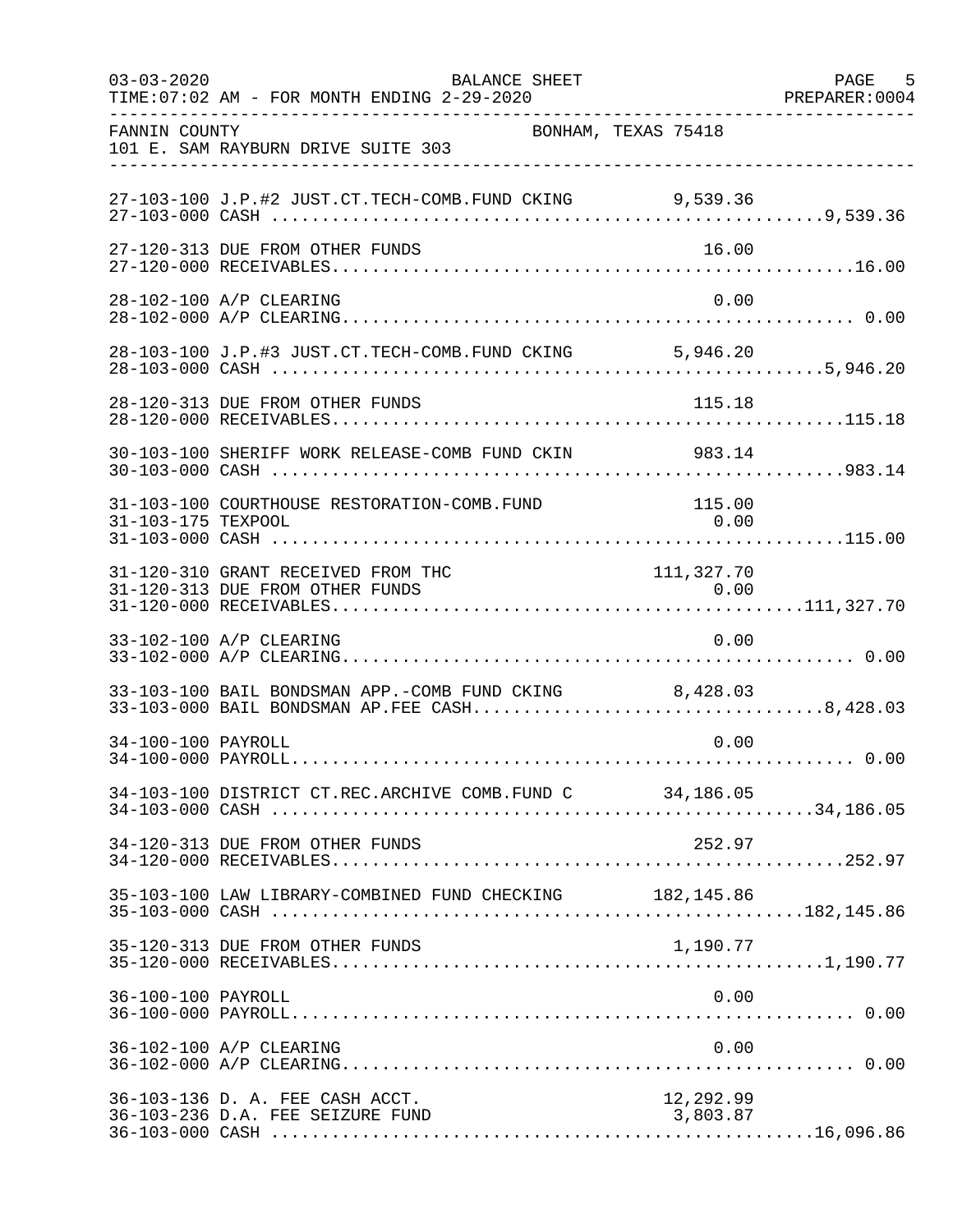BALANCE SHEET

03-03-2020
TIME:07:02 AM - FOR MONTH ENDING 2-29-2020
PREPARER:0004

FANNIN COUNTY
101 E. SAM RAYBURN DRIVE SUITE 303
BONHAM, TEXAS 75418

| Account | Description | Amount | Total |
|---|---|---|---|
| 27-103-100 | J.P.#2 JUST.CT.TECH-COMB.FUND CKING | 9,539.36 | |
| 27-103-000 | CASH | | 9,539.36 |
| 27-120-313 | DUE FROM OTHER FUNDS | 16.00 | |
| 27-120-000 | RECEIVABLES | | 16.00 |
| 28-102-100 | A/P CLEARING | 0.00 | |
| 28-102-000 | A/P CLEARING | | 0.00 |
| 28-103-100 | J.P.#3 JUST.CT.TECH-COMB.FUND CKING | 5,946.20 | |
| 28-103-000 | CASH | | 5,946.20 |
| 28-120-313 | DUE FROM OTHER FUNDS | 115.18 | |
| 28-120-000 | RECEIVABLES | | 115.18 |
| 30-103-100 | SHERIFF WORK RELEASE-COMB FUND CKIN | 983.14 | |
| 30-103-000 | CASH | | 983.14 |
| 31-103-100 | COURTHOUSE RESTORATION-COMB.FUND | 115.00 | |
| 31-103-175 | TEXPOOL | 0.00 | |
| 31-103-000 | CASH | | 115.00 |
| 31-120-310 | GRANT RECEIVED FROM THC | 111,327.70 | |
| 31-120-313 | DUE FROM OTHER FUNDS | 0.00 | |
| 31-120-000 | RECEIVABLES | | 111,327.70 |
| 33-102-100 | A/P CLEARING | 0.00 | |
| 33-102-000 | A/P CLEARING | | 0.00 |
| 33-103-100 | BAIL BONDSMAN APP.-COMB FUND CKING | 8,428.03 | |
| 33-103-000 | BAIL BONDSMAN AP.FEE CASH | | 8,428.03 |
| 34-100-100 | PAYROLL | 0.00 | |
| 34-100-000 | PAYROLL | | 0.00 |
| 34-103-100 | DISTRICT CT.REC.ARCHIVE COMB.FUND C | 34,186.05 | |
| 34-103-000 | CASH | | 34,186.05 |
| 34-120-313 | DUE FROM OTHER FUNDS | 252.97 | |
| 34-120-000 | RECEIVABLES | | 252.97 |
| 35-103-100 | LAW LIBRARY-COMBINED FUND CHECKING | 182,145.86 | |
| 35-103-000 | CASH | | 182,145.86 |
| 35-120-313 | DUE FROM OTHER FUNDS | 1,190.77 | |
| 35-120-000 | RECEIVABLES | | 1,190.77 |
| 36-100-100 | PAYROLL | 0.00 | |
| 36-100-000 | PAYROLL | | 0.00 |
| 36-102-100 | A/P CLEARING | 0.00 | |
| 36-102-000 | A/P CLEARING | | 0.00 |
| 36-103-136 | D. A. FEE CASH ACCT. | 12,292.99 | |
| 36-103-236 | D.A. FEE SEIZURE FUND | 3,803.87 | |
| 36-103-000 | CASH | | 16,096.86 |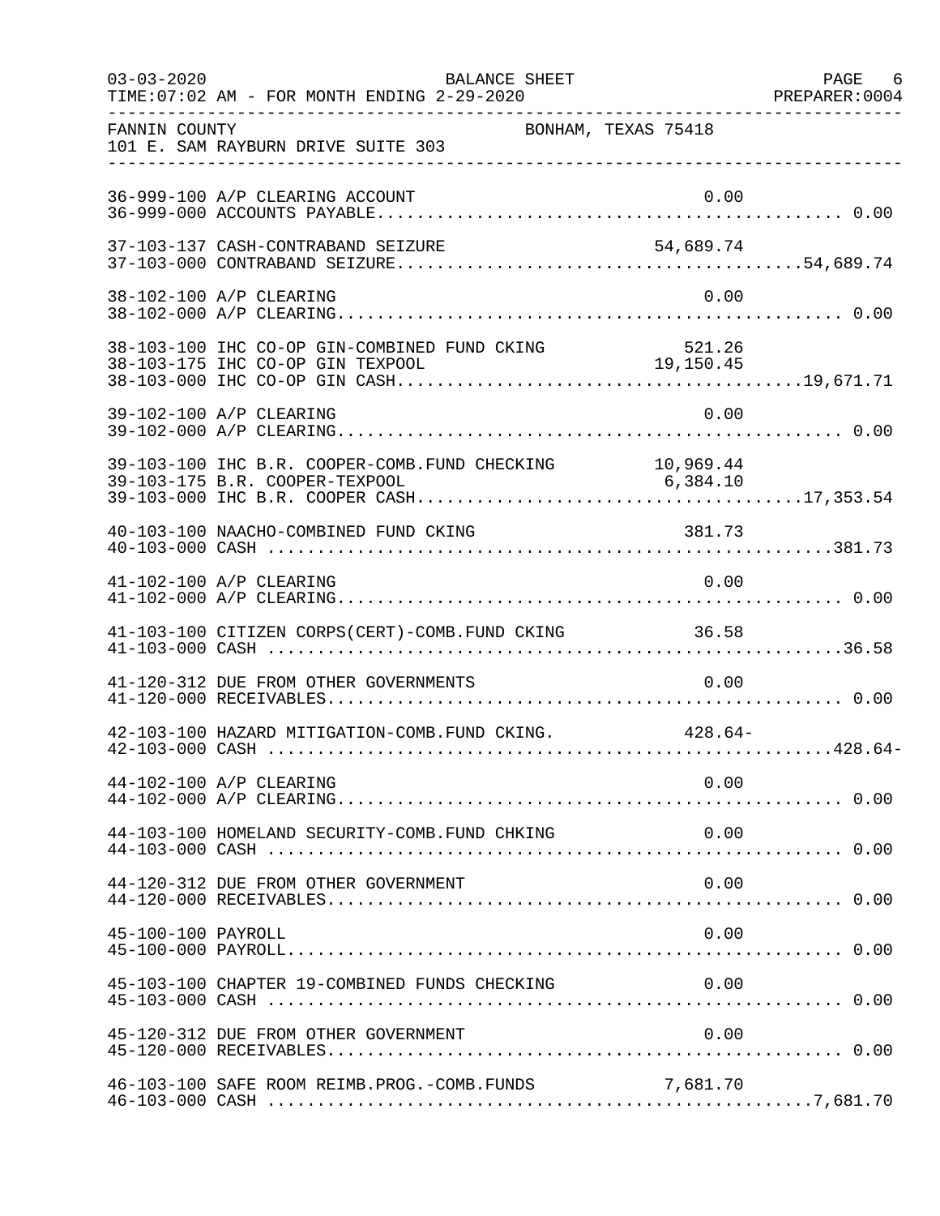FANNIN COUNTY — BONHAM, TEXAS 75418
101 E. SAM RAYBURN DRIVE SUITE 303

BALANCE SHEET — FOR MONTH ENDING 2-29-2020

| Account | Description | Detail | Total |
|---|---|---|---|
| 36-999-100 | A/P CLEARING ACCOUNT | 0.00 | |
| 36-999-000 | ACCOUNTS PAYABLE | | 0.00 |
| 37-103-137 | CASH-CONTRABAND SEIZURE | 54,689.74 | |
| 37-103-000 | CONTRABAND SEIZURE | | 54,689.74 |
| 38-102-100 | A/P CLEARING | 0.00 | |
| 38-102-000 | A/P CLEARING | | 0.00 |
| 38-103-100 | IHC CO-OP GIN-COMBINED FUND CKING | 521.26 | |
| 38-103-175 | IHC CO-OP GIN TEXPOOL | 19,150.45 | |
| 38-103-000 | IHC CO-OP GIN CASH | | 19,671.71 |
| 39-102-100 | A/P CLEARING | 0.00 | |
| 39-102-000 | A/P CLEARING | | 0.00 |
| 39-103-100 | IHC B.R. COOPER-COMB.FUND CHECKING | 10,969.44 | |
| 39-103-175 | B.R. COOPER-TEXPOOL | 6,384.10 | |
| 39-103-000 | IHC B.R. COOPER CASH | | 17,353.54 |
| 40-103-100 | NAACHO-COMBINED FUND CKING | 381.73 | |
| 40-103-000 | CASH | | 381.73 |
| 41-102-100 | A/P CLEARING | 0.00 | |
| 41-102-000 | A/P CLEARING | | 0.00 |
| 41-103-100 | CITIZEN CORPS(CERT)-COMB.FUND CKING | 36.58 | |
| 41-103-000 | CASH | | 36.58 |
| 41-120-312 | DUE FROM OTHER GOVERNMENTS | 0.00 | |
| 41-120-000 | RECEIVABLES | | 0.00 |
| 42-103-100 | HAZARD MITIGATION-COMB.FUND CKING. | 428.64- | |
| 42-103-000 | CASH | | 428.64- |
| 44-102-100 | A/P CLEARING | 0.00 | |
| 44-102-000 | A/P CLEARING | | 0.00 |
| 44-103-100 | HOMELAND SECURITY-COMB.FUND CHKING | 0.00 | |
| 44-103-000 | CASH | | 0.00 |
| 44-120-312 | DUE FROM OTHER GOVERNMENT | 0.00 | |
| 44-120-000 | RECEIVABLES | | 0.00 |
| 45-100-100 | PAYROLL | 0.00 | |
| 45-100-000 | PAYROLL | | 0.00 |
| 45-103-100 | CHAPTER 19-COMBINED FUNDS CHECKING | 0.00 | |
| 45-103-000 | CASH | | 0.00 |
| 45-120-312 | DUE FROM OTHER GOVERNMENT | 0.00 | |
| 45-120-000 | RECEIVABLES | | 0.00 |
| 46-103-100 | SAFE ROOM REIMB.PROG.-COMB.FUNDS | 7,681.70 | |
| 46-103-000 | CASH | | 7,681.70 |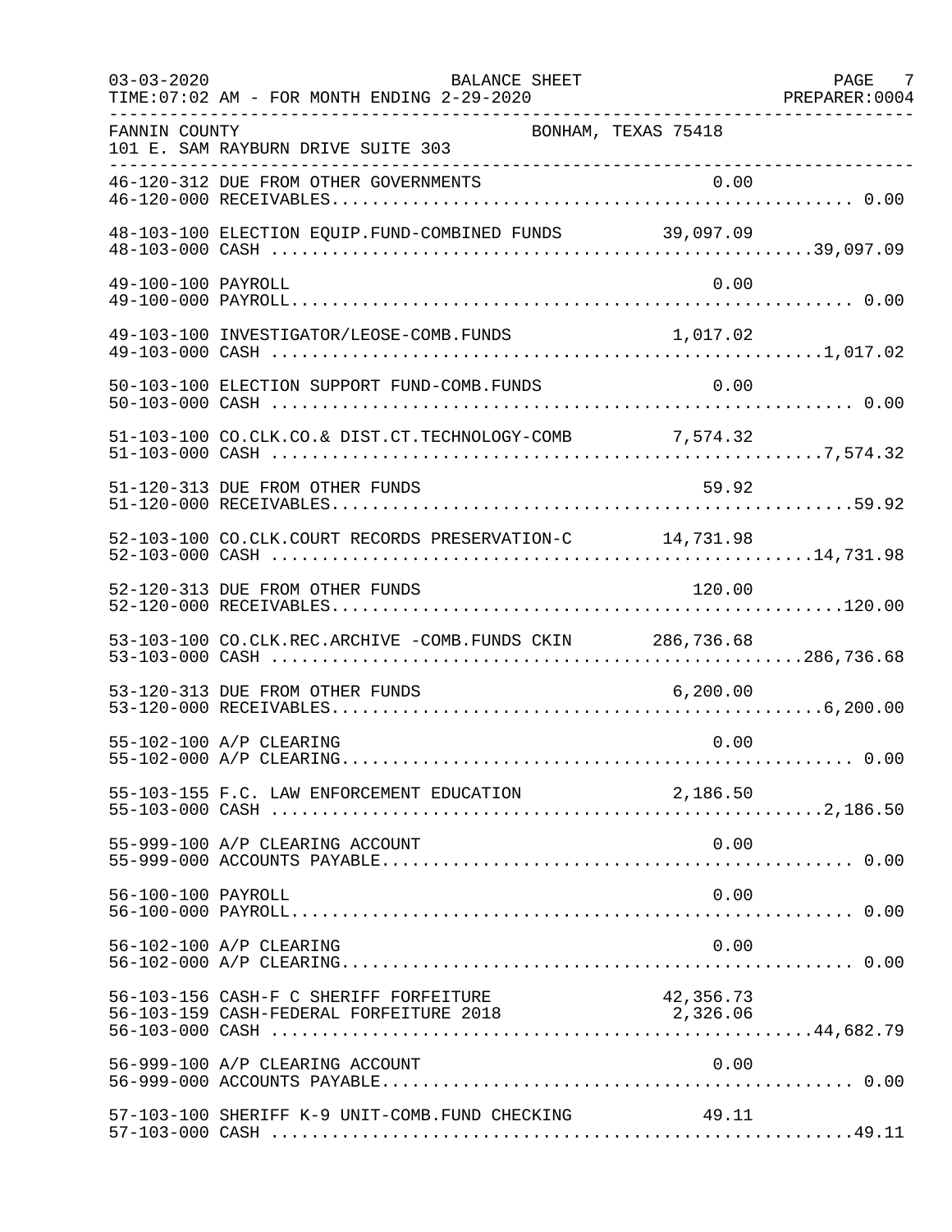FANNIN COUNTY BONHAM, TEXAS 75418
101 E. SAM RAYBURN DRIVE SUITE 303

| Account | Description | Detail | Total |
|---|---|---|---|
| 46-120-312 | DUE FROM OTHER GOVERNMENTS | 0.00 | |
| 46-120-000 | RECEIVABLES | | 0.00 |
| 48-103-100 | ELECTION EQUIP.FUND-COMBINED FUNDS | 39,097.09 | |
| 48-103-000 | CASH | | 39,097.09 |
| 49-100-100 | PAYROLL | 0.00 | |
| 49-100-000 | PAYROLL | | 0.00 |
| 49-103-100 | INVESTIGATOR/LEOSE-COMB.FUNDS | 1,017.02 | |
| 49-103-000 | CASH | | 1,017.02 |
| 50-103-100 | ELECTION SUPPORT FUND-COMB.FUNDS | 0.00 | |
| 50-103-000 | CASH | | 0.00 |
| 51-103-100 | CO.CLK.CO.& DIST.CT.TECHNOLOGY-COMB | 7,574.32 | |
| 51-103-000 | CASH | | 7,574.32 |
| 51-120-313 | DUE FROM OTHER FUNDS | 59.92 | |
| 51-120-000 | RECEIVABLES | | 59.92 |
| 52-103-100 | CO.CLK.COURT RECORDS PRESERVATION-C | 14,731.98 | |
| 52-103-000 | CASH | | 14,731.98 |
| 52-120-313 | DUE FROM OTHER FUNDS | 120.00 | |
| 52-120-000 | RECEIVABLES | | 120.00 |
| 53-103-100 | CO.CLK.REC.ARCHIVE -COMB.FUNDS CKIN | 286,736.68 | |
| 53-103-000 | CASH | | 286,736.68 |
| 53-120-313 | DUE FROM OTHER FUNDS | 6,200.00 | |
| 53-120-000 | RECEIVABLES | | 6,200.00 |
| 55-102-100 | A/P CLEARING | 0.00 | |
| 55-102-000 | A/P CLEARING | | 0.00 |
| 55-103-155 | F.C. LAW ENFORCEMENT EDUCATION | 2,186.50 | |
| 55-103-000 | CASH | | 2,186.50 |
| 55-999-100 | A/P CLEARING ACCOUNT | 0.00 | |
| 55-999-000 | ACCOUNTS PAYABLE | | 0.00 |
| 56-100-100 | PAYROLL | 0.00 | |
| 56-100-000 | PAYROLL | | 0.00 |
| 56-102-100 | A/P CLEARING | 0.00 | |
| 56-102-000 | A/P CLEARING | | 0.00 |
| 56-103-156 | CASH-F C SHERIFF FORFEITURE | 42,356.73 | |
| 56-103-159 | CASH-FEDERAL FORFEITURE 2018 | 2,326.06 | |
| 56-103-000 | CASH | | 44,682.79 |
| 56-999-100 | A/P CLEARING ACCOUNT | 0.00 | |
| 56-999-000 | ACCOUNTS PAYABLE | | 0.00 |
| 57-103-100 | SHERIFF K-9 UNIT-COMB.FUND CHECKING | 49.11 | |
| 57-103-000 | CASH | | 49.11 |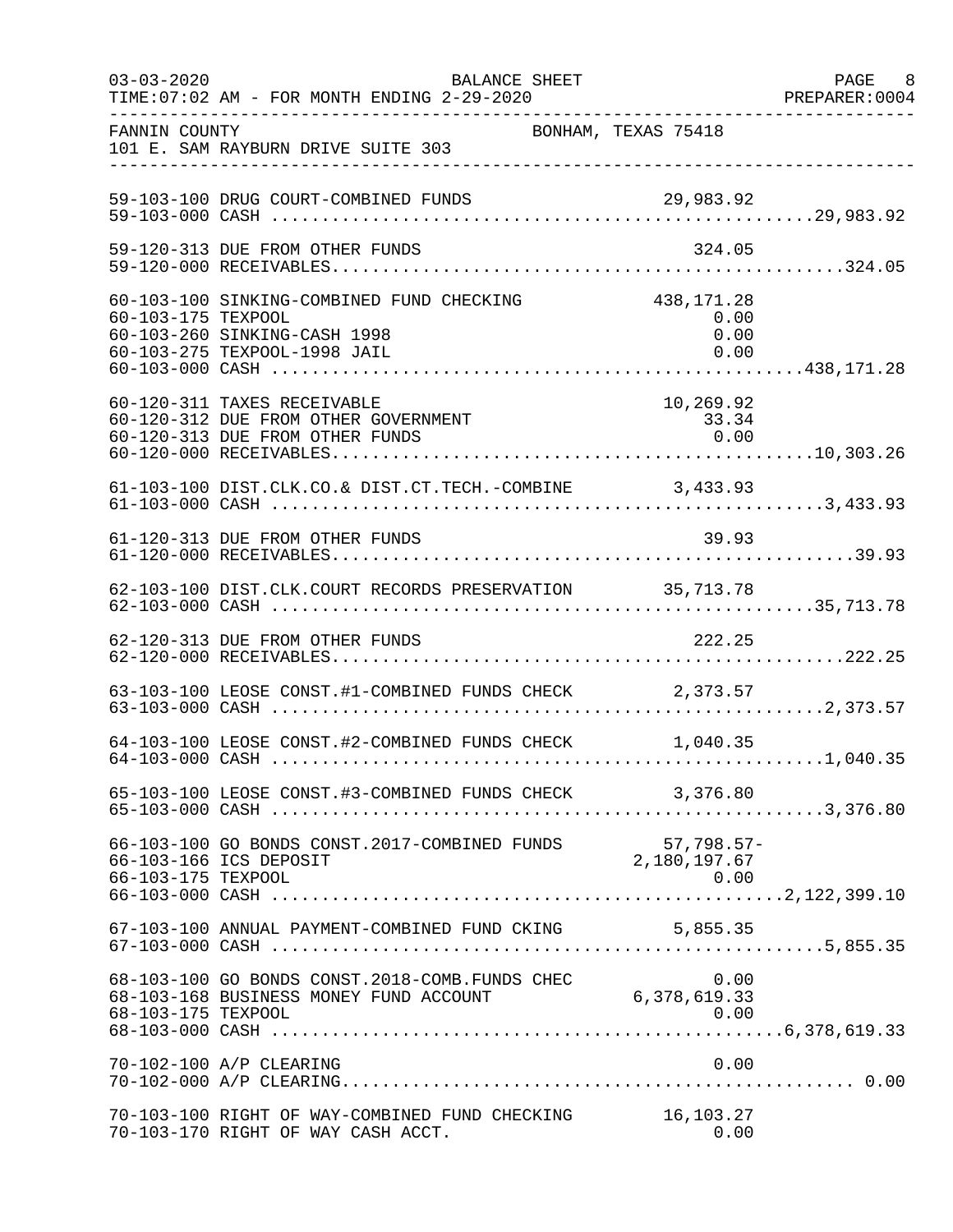FANNIN COUNTY  BONHAM, TEXAS 75418
101 E. SAM RAYBURN DRIVE SUITE 303

| Account | Description | Amount | Total |
|---|---|---|---|
| 59-103-100 | DRUG COURT-COMBINED FUNDS | 29,983.92 | |
| 59-103-000 | CASH | | 29,983.92 |
| 59-120-313 | DUE FROM OTHER FUNDS | 324.05 | |
| 59-120-000 | RECEIVABLES | | 324.05 |
| 60-103-100 | SINKING-COMBINED FUND CHECKING | 438,171.28 | |
| 60-103-175 | TEXPOOL | 0.00 | |
| 60-103-260 | SINKING-CASH 1998 | 0.00 | |
| 60-103-275 | TEXPOOL-1998 JAIL | 0.00 | |
| 60-103-000 | CASH | | 438,171.28 |
| 60-120-311 | TAXES RECEIVABLE | 10,269.92 | |
| 60-120-312 | DUE FROM OTHER GOVERNMENT | 33.34 | |
| 60-120-313 | DUE FROM OTHER FUNDS | 0.00 | |
| 60-120-000 | RECEIVABLES | | 10,303.26 |
| 61-103-100 | DIST.CLK.CO.& DIST.CT.TECH.-COMBINE | 3,433.93 | |
| 61-103-000 | CASH | | 3,433.93 |
| 61-120-313 | DUE FROM OTHER FUNDS | 39.93 | |
| 61-120-000 | RECEIVABLES | | 39.93 |
| 62-103-100 | DIST.CLK.COURT RECORDS PRESERVATION | 35,713.78 | |
| 62-103-000 | CASH | | 35,713.78 |
| 62-120-313 | DUE FROM OTHER FUNDS | 222.25 | |
| 62-120-000 | RECEIVABLES | | 222.25 |
| 63-103-100 | LEOSE CONST.#1-COMBINED FUNDS CHECK | 2,373.57 | |
| 63-103-000 | CASH | | 2,373.57 |
| 64-103-100 | LEOSE CONST.#2-COMBINED FUNDS CHECK | 1,040.35 | |
| 64-103-000 | CASH | | 1,040.35 |
| 65-103-100 | LEOSE CONST.#3-COMBINED FUNDS CHECK | 3,376.80 | |
| 65-103-000 | CASH | | 3,376.80 |
| 66-103-100 | GO BONDS CONST.2017-COMBINED FUNDS | 57,798.57- | |
| 66-103-166 | ICS DEPOSIT | 2,180,197.67 | |
| 66-103-175 | TEXPOOL | 0.00 | |
| 66-103-000 | CASH | | 2,122,399.10 |
| 67-103-100 | ANNUAL PAYMENT-COMBINED FUND CKING | 5,855.35 | |
| 67-103-000 | CASH | | 5,855.35 |
| 68-103-100 | GO BONDS CONST.2018-COMB.FUNDS CHEC | 0.00 | |
| 68-103-168 | BUSINESS MONEY FUND ACCOUNT | 6,378,619.33 | |
| 68-103-175 | TEXPOOL | 0.00 | |
| 68-103-000 | CASH | | 6,378,619.33 |
| 70-102-100 | A/P CLEARING | 0.00 | |
| 70-102-000 | A/P CLEARING | | 0.00 |
| 70-103-100 | RIGHT OF WAY-COMBINED FUND CHECKING | 16,103.27 | |
| 70-103-170 | RIGHT OF WAY CASH ACCT. | 0.00 | |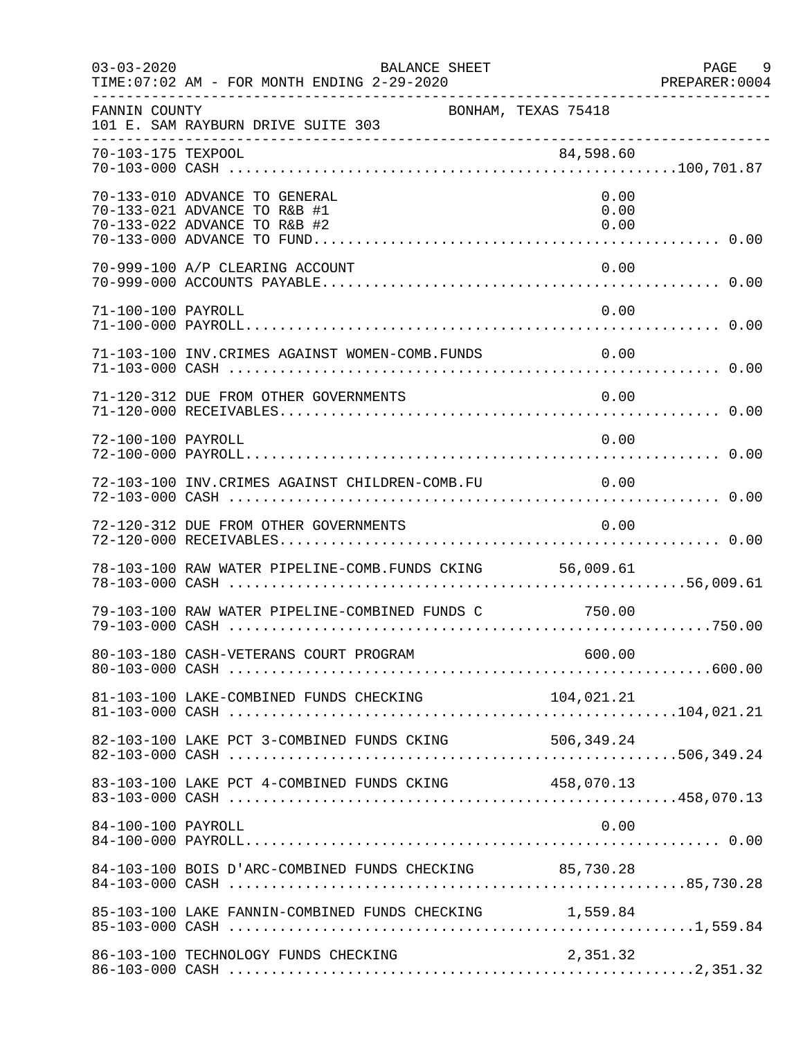03-03-2020 BALANCE SHEET
TIME:07:02 AM - FOR MONTH ENDING 2-29-2020 PREPARER:0004

FANNIN COUNTY BONHAM, TEXAS 75418
101 E. SAM RAYBURN DRIVE SUITE 303

| Account | Description | Detail | Total |
|---|---|---|---|
| 70-103-175 | TEXPOOL | 84,598.60 | |
| 70-103-000 | CASH | | 100,701.87 |
| 70-133-010 | ADVANCE TO GENERAL | 0.00 | |
| 70-133-021 | ADVANCE TO R&B #1 | 0.00 | |
| 70-133-022 | ADVANCE TO R&B #2 | 0.00 | |
| 70-133-000 | ADVANCE TO FUND | | 0.00 |
| 70-999-100 | A/P CLEARING ACCOUNT | 0.00 | |
| 70-999-000 | ACCOUNTS PAYABLE | | 0.00 |
| 71-100-100 | PAYROLL | 0.00 | |
| 71-100-000 | PAYROLL | | 0.00 |
| 71-103-100 | INV.CRIMES AGAINST WOMEN-COMB.FUNDS | 0.00 | |
| 71-103-000 | CASH | | 0.00 |
| 71-120-312 | DUE FROM OTHER GOVERNMENTS | 0.00 | |
| 71-120-000 | RECEIVABLES | | 0.00 |
| 72-100-100 | PAYROLL | 0.00 | |
| 72-100-000 | PAYROLL | | 0.00 |
| 72-103-100 | INV.CRIMES AGAINST CHILDREN-COMB.FU | 0.00 | |
| 72-103-000 | CASH | | 0.00 |
| 72-120-312 | DUE FROM OTHER GOVERNMENTS | 0.00 | |
| 72-120-000 | RECEIVABLES | | 0.00 |
| 78-103-100 | RAW WATER PIPELINE-COMB.FUNDS CKING | 56,009.61 | |
| 78-103-000 | CASH | | 56,009.61 |
| 79-103-100 | RAW WATER PIPELINE-COMBINED FUNDS C | 750.00 | |
| 79-103-000 | CASH | | 750.00 |
| 80-103-180 | CASH-VETERANS COURT PROGRAM | 600.00 | |
| 80-103-000 | CASH | | 600.00 |
| 81-103-100 | LAKE-COMBINED FUNDS CHECKING | 104,021.21 | |
| 81-103-000 | CASH | | 104,021.21 |
| 82-103-100 | LAKE PCT 3-COMBINED FUNDS CKING | 506,349.24 | |
| 82-103-000 | CASH | | 506,349.24 |
| 83-103-100 | LAKE PCT 4-COMBINED FUNDS CKING | 458,070.13 | |
| 83-103-000 | CASH | | 458,070.13 |
| 84-100-100 | PAYROLL | 0.00 | |
| 84-100-000 | PAYROLL | | 0.00 |
| 84-103-100 | BOIS D'ARC-COMBINED FUNDS CHECKING | 85,730.28 | |
| 84-103-000 | CASH | | 85,730.28 |
| 85-103-100 | LAKE FANNIN-COMBINED FUNDS CHECKING | 1,559.84 | |
| 85-103-000 | CASH | | 1,559.84 |
| 86-103-100 | TECHNOLOGY FUNDS CHECKING | 2,351.32 | |
| 86-103-000 | CASH | | 2,351.32 |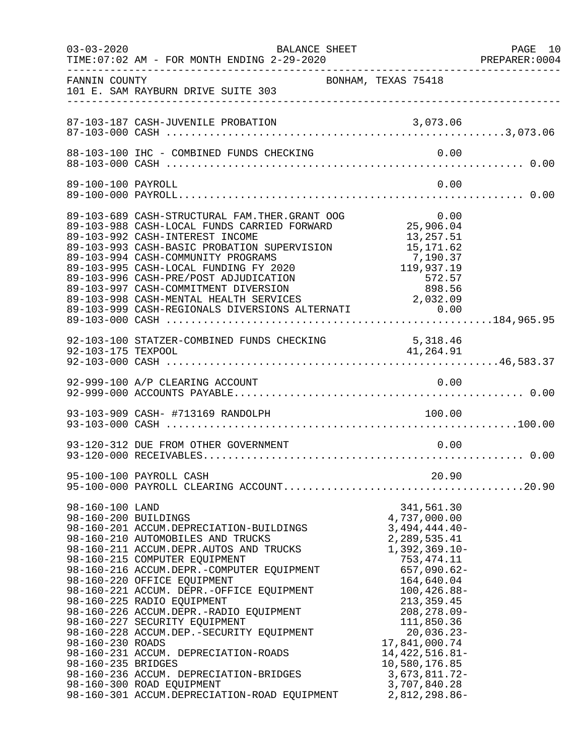FANNIN COUNTY — BONHAM, TEXAS 75418
101 E. SAM RAYBURN DRIVE SUITE 303

BALANCE SHEET
TIME:07:02 AM - FOR MONTH ENDING 2-29-2020

| Account | Description | Amount | Total |
|---|---|---|---|
| 87-103-187 | CASH-JUVENILE PROBATION | 3,073.06 | |
| 87-103-000 | CASH | | 3,073.06 |
| 88-103-100 | IHC - COMBINED FUNDS CHECKING | 0.00 | |
| 88-103-000 | CASH | | 0.00 |
| 89-100-100 | PAYROLL | 0.00 | |
| 89-100-000 | PAYROLL | | 0.00 |
| 89-103-689 | CASH-STRUCTURAL FAM.THER.GRANT OOG | 0.00 | |
| 89-103-988 | CASH-LOCAL FUNDS CARRIED FORWARD | 25,906.04 | |
| 89-103-992 | CASH-INTEREST INCOME | 13,257.51 | |
| 89-103-993 | CASH-BASIC PROBATION SUPERVISION | 15,171.62 | |
| 89-103-994 | CASH-COMMUNITY PROGRAMS | 7,190.37 | |
| 89-103-995 | CASH-LOCAL FUNDING FY 2020 | 119,937.19 | |
| 89-103-996 | CASH-PRE/POST ADJUDICATION | 572.57 | |
| 89-103-997 | CASH-COMMITMENT DIVERSION | 898.56 | |
| 89-103-998 | CASH-MENTAL HEALTH SERVICES | 2,032.09 | |
| 89-103-999 | CASH-REGIONALS DIVERSIONS ALTERNATI | 0.00 | |
| 89-103-000 | CASH | | 184,965.95 |
| 92-103-100 | STATZER-COMBINED FUNDS CHECKING | 5,318.46 | |
| 92-103-175 | TEXPOOL | 41,264.91 | |
| 92-103-000 | CASH | | 46,583.37 |
| 92-999-100 | A/P CLEARING ACCOUNT | 0.00 | |
| 92-999-000 | ACCOUNTS PAYABLE | | 0.00 |
| 93-103-909 | CASH- #713169 RANDOLPH | 100.00 | |
| 93-103-000 | CASH | | 100.00 |
| 93-120-312 | DUE FROM OTHER GOVERNMENT | 0.00 | |
| 93-120-000 | RECEIVABLES | | 0.00 |
| 95-100-100 | PAYROLL CASH | 20.90 | |
| 95-100-000 | PAYROLL CLEARING ACCOUNT | | 20.90 |
| 98-160-100 | LAND | 341,561.30 | |
| 98-160-200 | BUILDINGS | 4,737,000.00 | |
| 98-160-201 | ACCUM.DEPRECIATION-BUILDINGS | 3,494,444.40- | |
| 98-160-210 | AUTOMOBILES AND TRUCKS | 2,289,535.41 | |
| 98-160-211 | ACCUM.DEPR.AUTOS AND TRUCKS | 1,392,369.10- | |
| 98-160-215 | COMPUTER EQUIPMENT | 753,474.11 | |
| 98-160-216 | ACCUM.DEPR.-COMPUTER EQUIPMENT | 657,090.62- | |
| 98-160-220 | OFFICE EQUIPMENT | 164,640.04 | |
| 98-160-221 | ACCUM. DEPR.-OFFICE EQUIPMENT | 100,426.88- | |
| 98-160-225 | RADIO EQUIPMENT | 213,359.45 | |
| 98-160-226 | ACCUM.DEPR.-RADIO EQUIPMENT | 208,278.09- | |
| 98-160-227 | SECURITY EQUIPMENT | 111,850.36 | |
| 98-160-228 | ACCUM.DEP.-SECURITY EQUIPMENT | 20,036.23- | |
| 98-160-230 | ROADS | 17,841,000.74 | |
| 98-160-231 | ACCUM. DEPRECIATION-ROADS | 14,422,516.81- | |
| 98-160-235 | BRIDGES | 10,580,176.85 | |
| 98-160-236 | ACCUM. DEPRECIATION-BRIDGES | 3,673,811.72- | |
| 98-160-300 | ROAD EQUIPMENT | 3,707,840.28 | |
| 98-160-301 | ACCUM.DEPRECIATION-ROAD EQUIPMENT | 2,812,298.86- | |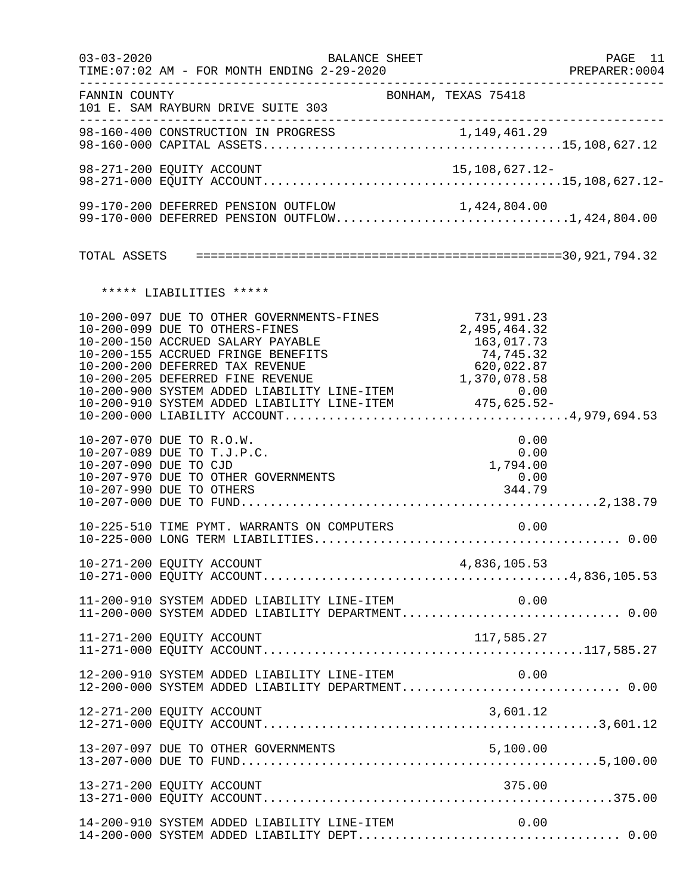FANNIN COUNTY — BONHAM, TEXAS 75418
101 E. SAM RAYBURN DRIVE SUITE 303

BALANCE SHEET — FOR MONTH ENDING 2-29-2020

| Account | Description | Line Amount | Total |
|---|---|---|---|
| 98-160-400 | CONSTRUCTION IN PROGRESS | 1,149,461.29 | |
| 98-160-000 | CAPITAL ASSETS | | 15,108,627.12 |
| 98-271-200 | EQUITY ACCOUNT | 15,108,627.12- | |
| 98-271-000 | EQUITY ACCOUNT | | 15,108,627.12- |
| 99-170-200 | DEFERRED PENSION OUTFLOW | 1,424,804.00 | |
| 99-170-000 | DEFERRED PENSION OUTFLOW | | 1,424,804.00 |
| | TOTAL ASSETS | | 30,921,794.32 |

***** LIABILITIES *****

| Account | Description | Line Amount | Total |
|---|---|---|---|
| 10-200-097 | DUE TO OTHER GOVERNMENTS-FINES | 731,991.23 | |
| 10-200-099 | DUE TO OTHERS-FINES | 2,495,464.32 | |
| 10-200-150 | ACCRUED SALARY PAYABLE | 163,017.73 | |
| 10-200-155 | ACCRUED FRINGE BENEFITS | 74,745.32 | |
| 10-200-200 | DEFERRED TAX REVENUE | 620,022.87 | |
| 10-200-205 | DEFERRED FINE REVENUE | 1,370,078.58 | |
| 10-200-900 | SYSTEM ADDED LIABILITY LINE-ITEM | 0.00 | |
| 10-200-910 | SYSTEM ADDED LIABILITY LINE-ITEM | 475,625.52- | |
| 10-200-000 | LIABILITY ACCOUNT | | 4,979,694.53 |
| 10-207-070 | DUE TO R.O.W. | 0.00 | |
| 10-207-089 | DUE TO T.J.P.C. | 0.00 | |
| 10-207-090 | DUE TO CJD | 1,794.00 | |
| 10-207-970 | DUE TO OTHER GOVERNMENTS | 0.00 | |
| 10-207-990 | DUE TO OTHERS | 344.79 | |
| 10-207-000 | DUE TO FUND | | 2,138.79 |
| 10-225-510 | TIME PYMT. WARRANTS ON COMPUTERS | 0.00 | |
| 10-225-000 | LONG TERM LIABILITIES | | 0.00 |
| 10-271-200 | EQUITY ACCOUNT | 4,836,105.53 | |
| 10-271-000 | EQUITY ACCOUNT | | 4,836,105.53 |
| 11-200-910 | SYSTEM ADDED LIABILITY LINE-ITEM | 0.00 | |
| 11-200-000 | SYSTEM ADDED LIABILITY DEPARTMENT | | 0.00 |
| 11-271-200 | EQUITY ACCOUNT | 117,585.27 | |
| 11-271-000 | EQUITY ACCOUNT | | 117,585.27 |
| 12-200-910 | SYSTEM ADDED LIABILITY LINE-ITEM | 0.00 | |
| 12-200-000 | SYSTEM ADDED LIABILITY DEPARTMENT | | 0.00 |
| 12-271-200 | EQUITY ACCOUNT | 3,601.12 | |
| 12-271-000 | EQUITY ACCOUNT | | 3,601.12 |
| 13-207-097 | DUE TO OTHER GOVERNMENTS | 5,100.00 | |
| 13-207-000 | DUE TO FUND | | 5,100.00 |
| 13-271-200 | EQUITY ACCOUNT | 375.00 | |
| 13-271-000 | EQUITY ACCOUNT | | 375.00 |
| 14-200-910 | SYSTEM ADDED LIABILITY LINE-ITEM | 0.00 | |
| 14-200-000 | SYSTEM ADDED LIABILITY DEPT | | 0.00 |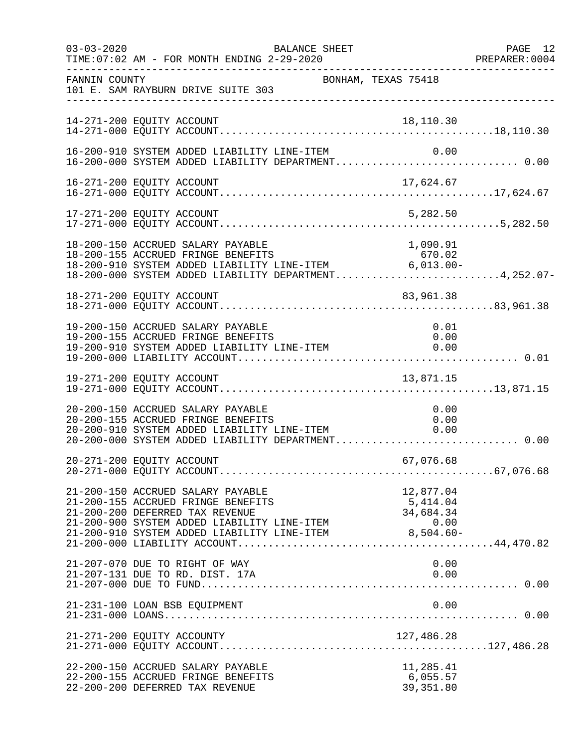FANNIN COUNTY BONHAM, TEXAS 75418
101 E. SAM RAYBURN DRIVE SUITE 303

BALANCE SHEET
FOR MONTH ENDING 2-29-2020

| Account | Line Item | Department Total |
|---|---|---|
| 14-271-200 EQUITY ACCOUNT | 18,110.30 | |
| 14-271-000 EQUITY ACCOUNT | | 18,110.30 |
| 16-200-910 SYSTEM ADDED LIABILITY LINE-ITEM | 0.00 | |
| 16-200-000 SYSTEM ADDED LIABILITY DEPARTMENT | | 0.00 |
| 16-271-200 EQUITY ACCOUNT | 17,624.67 | |
| 16-271-000 EQUITY ACCOUNT | | 17,624.67 |
| 17-271-200 EQUITY ACCOUNT | 5,282.50 | |
| 17-271-000 EQUITY ACCOUNT | | 5,282.50 |
| 18-200-150 ACCRUED SALARY PAYABLE | 1,090.91 | |
| 18-200-155 ACCRUED FRINGE BENEFITS | 670.02 | |
| 18-200-910 SYSTEM ADDED LIABILITY LINE-ITEM | 6,013.00- | |
| 18-200-000 SYSTEM ADDED LIABILITY DEPARTMENT | | 4,252.07- |
| 18-271-200 EQUITY ACCOUNT | 83,961.38 | |
| 18-271-000 EQUITY ACCOUNT | | 83,961.38 |
| 19-200-150 ACCRUED SALARY PAYABLE | 0.01 | |
| 19-200-155 ACCRUED FRINGE BENEFITS | 0.00 | |
| 19-200-910 SYSTEM ADDED LIABILITY LINE-ITEM | 0.00 | |
| 19-200-000 LIABILITY ACCOUNT | | 0.01 |
| 19-271-200 EQUITY ACCOUNT | 13,871.15 | |
| 19-271-000 EQUITY ACCOUNT | | 13,871.15 |
| 20-200-150 ACCRUED SALARY PAYABLE | 0.00 | |
| 20-200-155 ACCRUED FRINGE BENEFITS | 0.00 | |
| 20-200-910 SYSTEM ADDED LIABILITY LINE-ITEM | 0.00 | |
| 20-200-000 SYSTEM ADDED LIABILITY DEPARTMENT | | 0.00 |
| 20-271-200 EQUITY ACCOUNT | 67,076.68 | |
| 20-271-000 EQUITY ACCOUNT | | 67,076.68 |
| 21-200-150 ACCRUED SALARY PAYABLE | 12,877.04 | |
| 21-200-155 ACCRUED FRINGE BENEFITS | 5,414.04 | |
| 21-200-200 DEFERRED TAX REVENUE | 34,684.34 | |
| 21-200-900 SYSTEM ADDED LIABILITY LINE-ITEM | 0.00 | |
| 21-200-910 SYSTEM ADDED LIABILITY LINE-ITEM | 8,504.60- | |
| 21-200-000 LIABILITY ACCOUNT | | 44,470.82 |
| 21-207-070 DUE TO RIGHT OF WAY | 0.00 | |
| 21-207-131 DUE TO RD. DIST. 17A | 0.00 | |
| 21-207-000 DUE TO FUND | | 0.00 |
| 21-231-100 LOAN BSB EQUIPMENT | 0.00 | |
| 21-231-000 LOANS | | 0.00 |
| 21-271-200 EQUITY ACCOUNTY | 127,486.28 | |
| 21-271-000 EQUITY ACCOUNT | | 127,486.28 |
| 22-200-150 ACCRUED SALARY PAYABLE | 11,285.41 | |
| 22-200-155 ACCRUED FRINGE BENEFITS | 6,055.57 | |
| 22-200-200 DEFERRED TAX REVENUE | 39,351.80 | |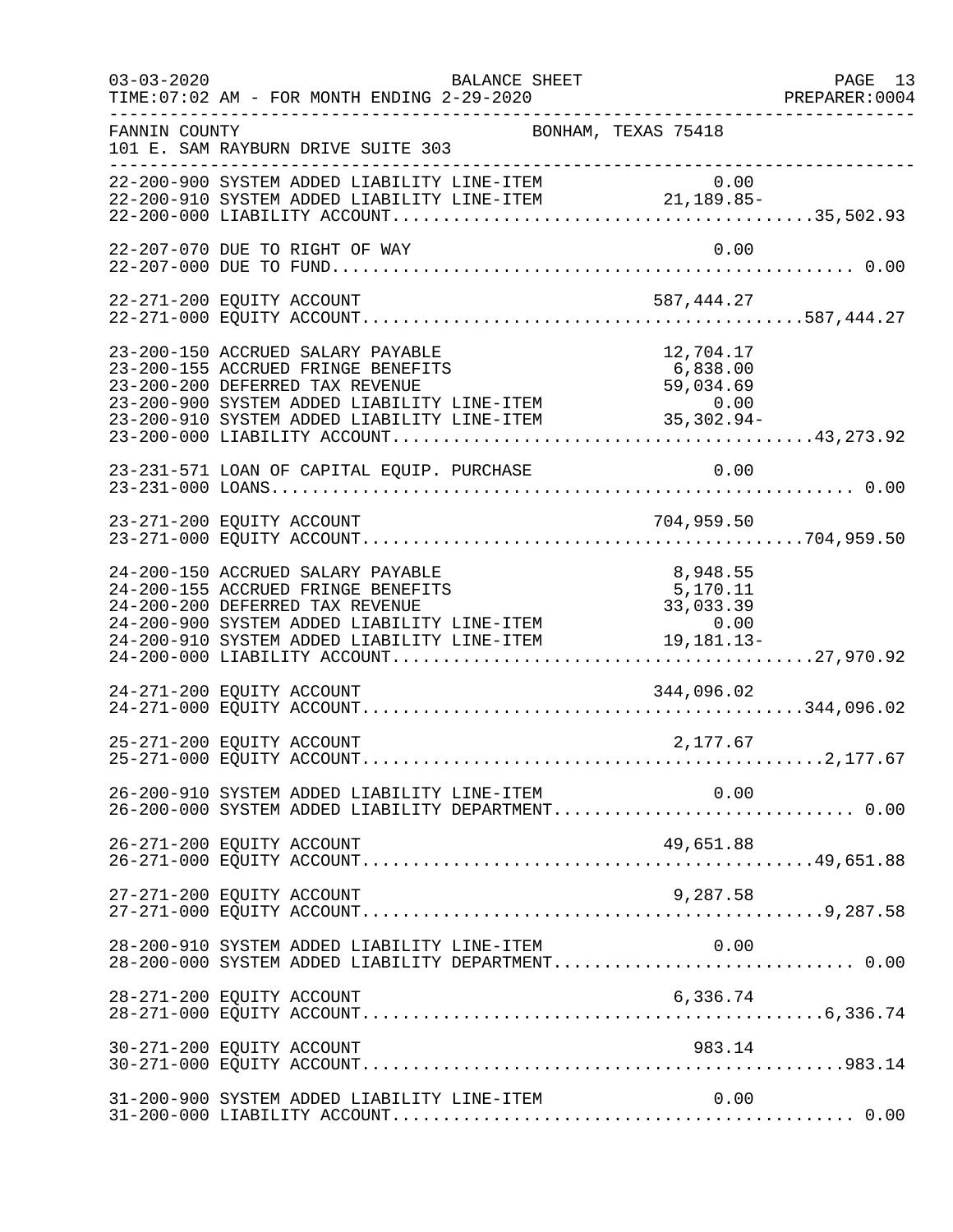FANNIN COUNTY — BONHAM, TEXAS 75418
101 E. SAM RAYBURN DRIVE SUITE 303

BALANCE SHEET
TIME:07:02 AM - FOR MONTH ENDING 2-29-2020

| Account | Description | Amount | Total |
|---|---|---|---|
| 22-200-900 | SYSTEM ADDED LIABILITY LINE-ITEM | 0.00 | |
| 22-200-910 | SYSTEM ADDED LIABILITY LINE-ITEM | 21,189.85- | |
| 22-200-000 | LIABILITY ACCOUNT | | 35,502.93 |
| 22-207-070 | DUE TO RIGHT OF WAY | 0.00 | |
| 22-207-000 | DUE TO FUND | | 0.00 |
| 22-271-200 | EQUITY ACCOUNT | 587,444.27 | |
| 22-271-000 | EQUITY ACCOUNT | | 587,444.27 |
| 23-200-150 | ACCRUED SALARY PAYABLE | 12,704.17 | |
| 23-200-155 | ACCRUED FRINGE BENEFITS | 6,838.00 | |
| 23-200-200 | DEFERRED TAX REVENUE | 59,034.69 | |
| 23-200-900 | SYSTEM ADDED LIABILITY LINE-ITEM | 0.00 | |
| 23-200-910 | SYSTEM ADDED LIABILITY LINE-ITEM | 35,302.94- | |
| 23-200-000 | LIABILITY ACCOUNT | | 43,273.92 |
| 23-231-571 | LOAN OF CAPITAL EQUIP. PURCHASE | 0.00 | |
| 23-231-000 | LOANS | | 0.00 |
| 23-271-200 | EQUITY ACCOUNT | 704,959.50 | |
| 23-271-000 | EQUITY ACCOUNT | | 704,959.50 |
| 24-200-150 | ACCRUED SALARY PAYABLE | 8,948.55 | |
| 24-200-155 | ACCRUED FRINGE BENEFITS | 5,170.11 | |
| 24-200-200 | DEFERRED TAX REVENUE | 33,033.39 | |
| 24-200-900 | SYSTEM ADDED LIABILITY LINE-ITEM | 0.00 | |
| 24-200-910 | SYSTEM ADDED LIABILITY LINE-ITEM | 19,181.13- | |
| 24-200-000 | LIABILITY ACCOUNT | | 27,970.92 |
| 24-271-200 | EQUITY ACCOUNT | 344,096.02 | |
| 24-271-000 | EQUITY ACCOUNT | | 344,096.02 |
| 25-271-200 | EQUITY ACCOUNT | 2,177.67 | |
| 25-271-000 | EQUITY ACCOUNT | | 2,177.67 |
| 26-200-910 | SYSTEM ADDED LIABILITY LINE-ITEM | 0.00 | |
| 26-200-000 | SYSTEM ADDED LIABILITY DEPARTMENT | | 0.00 |
| 26-271-200 | EQUITY ACCOUNT | 49,651.88 | |
| 26-271-000 | EQUITY ACCOUNT | | 49,651.88 |
| 27-271-200 | EQUITY ACCOUNT | 9,287.58 | |
| 27-271-000 | EQUITY ACCOUNT | | 9,287.58 |
| 28-200-910 | SYSTEM ADDED LIABILITY LINE-ITEM | 0.00 | |
| 28-200-000 | SYSTEM ADDED LIABILITY DEPARTMENT | | 0.00 |
| 28-271-200 | EQUITY ACCOUNT | 6,336.74 | |
| 28-271-000 | EQUITY ACCOUNT | | 6,336.74 |
| 30-271-200 | EQUITY ACCOUNT | 983.14 | |
| 30-271-000 | EQUITY ACCOUNT | | 983.14 |
| 31-200-900 | SYSTEM ADDED LIABILITY LINE-ITEM | 0.00 | |
| 31-200-000 | LIABILITY ACCOUNT | | 0.00 |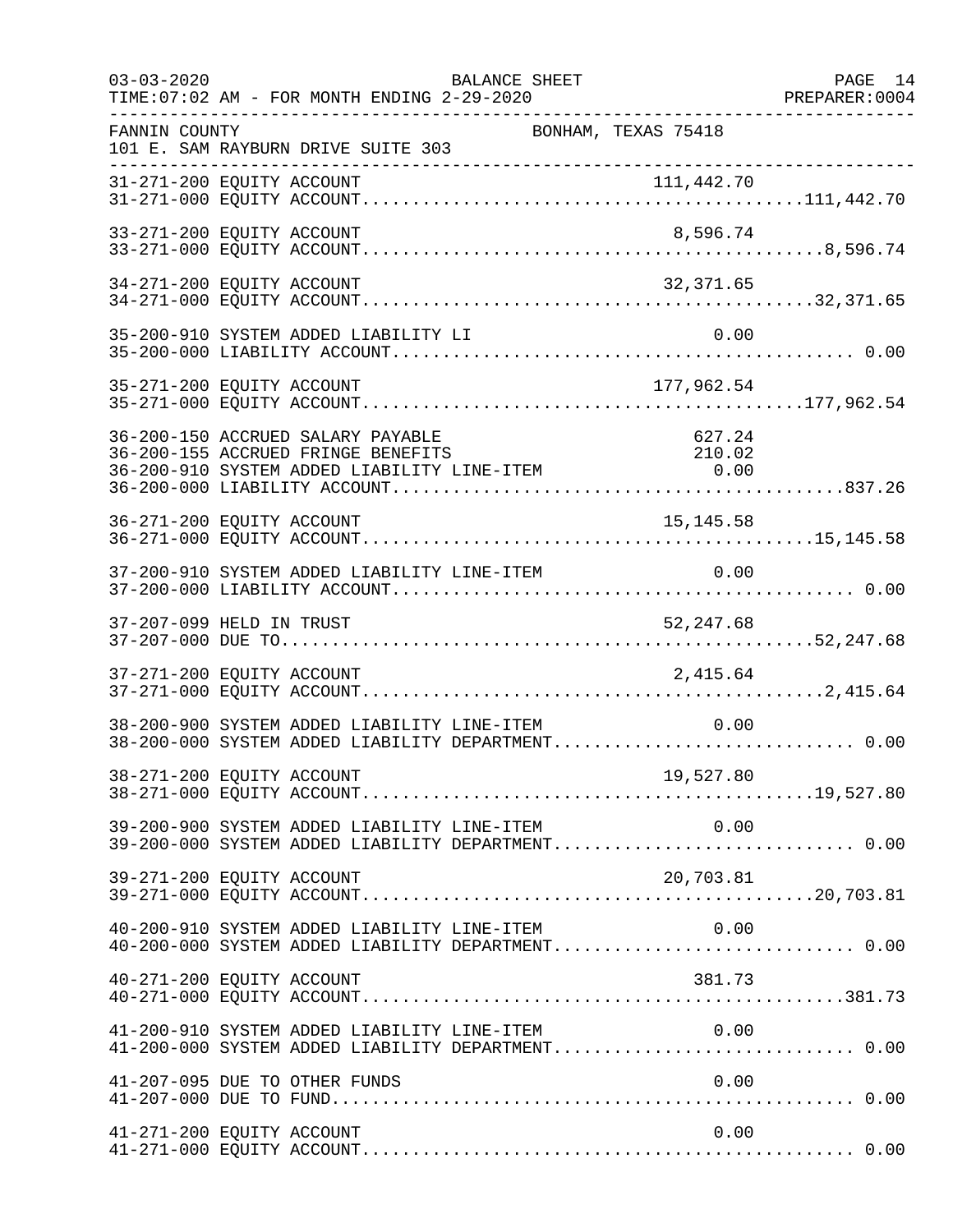FANNIN COUNTY — BONHAM, TEXAS 75418
101 E. SAM RAYBURN DRIVE SUITE 303

BALANCE SHEET

03-03-2020
TIME:07:02 AM - FOR MONTH ENDING 2-29-2020

| Account | Description | Amount | Total |
|---|---|---|---|
| 31-271-200 | EQUITY ACCOUNT | 111,442.70 | |
| 31-271-000 | EQUITY ACCOUNT | | 111,442.70 |
| 33-271-200 | EQUITY ACCOUNT | 8,596.74 | |
| 33-271-000 | EQUITY ACCOUNT | | 8,596.74 |
| 34-271-200 | EQUITY ACCOUNT | 32,371.65 | |
| 34-271-000 | EQUITY ACCOUNT | | 32,371.65 |
| 35-200-910 | SYSTEM ADDED LIABILITY LI | 0.00 | |
| 35-200-000 | LIABILITY ACCOUNT | | 0.00 |
| 35-271-200 | EQUITY ACCOUNT | 177,962.54 | |
| 35-271-000 | EQUITY ACCOUNT | | 177,962.54 |
| 36-200-150 | ACCRUED SALARY PAYABLE | 627.24 | |
| 36-200-155 | ACCRUED FRINGE BENEFITS | 210.02 | |
| 36-200-910 | SYSTEM ADDED LIABILITY LINE-ITEM | 0.00 | |
| 36-200-000 | LIABILITY ACCOUNT | | 837.26 |
| 36-271-200 | EQUITY ACCOUNT | 15,145.58 | |
| 36-271-000 | EQUITY ACCOUNT | | 15,145.58 |
| 37-200-910 | SYSTEM ADDED LIABILITY LINE-ITEM | 0.00 | |
| 37-200-000 | LIABILITY ACCOUNT | | 0.00 |
| 37-207-099 | HELD IN TRUST | 52,247.68 | |
| 37-207-000 | DUE TO | | 52,247.68 |
| 37-271-200 | EQUITY ACCOUNT | 2,415.64 | |
| 37-271-000 | EQUITY ACCOUNT | | 2,415.64 |
| 38-200-900 | SYSTEM ADDED LIABILITY LINE-ITEM | 0.00 | |
| 38-200-000 | SYSTEM ADDED LIABILITY DEPARTMENT | | 0.00 |
| 38-271-200 | EQUITY ACCOUNT | 19,527.80 | |
| 38-271-000 | EQUITY ACCOUNT | | 19,527.80 |
| 39-200-900 | SYSTEM ADDED LIABILITY LINE-ITEM | 0.00 | |
| 39-200-000 | SYSTEM ADDED LIABILITY DEPARTMENT | | 0.00 |
| 39-271-200 | EQUITY ACCOUNT | 20,703.81 | |
| 39-271-000 | EQUITY ACCOUNT | | 20,703.81 |
| 40-200-910 | SYSTEM ADDED LIABILITY LINE-ITEM | 0.00 | |
| 40-200-000 | SYSTEM ADDED LIABILITY DEPARTMENT | | 0.00 |
| 40-271-200 | EQUITY ACCOUNT | 381.73 | |
| 40-271-000 | EQUITY ACCOUNT | | 381.73 |
| 41-200-910 | SYSTEM ADDED LIABILITY LINE-ITEM | 0.00 | |
| 41-200-000 | SYSTEM ADDED LIABILITY DEPARTMENT | | 0.00 |
| 41-207-095 | DUE TO OTHER FUNDS | 0.00 | |
| 41-207-000 | DUE TO FUND | | 0.00 |
| 41-271-200 | EQUITY ACCOUNT | 0.00 | |
| 41-271-000 | EQUITY ACCOUNT | | 0.00 |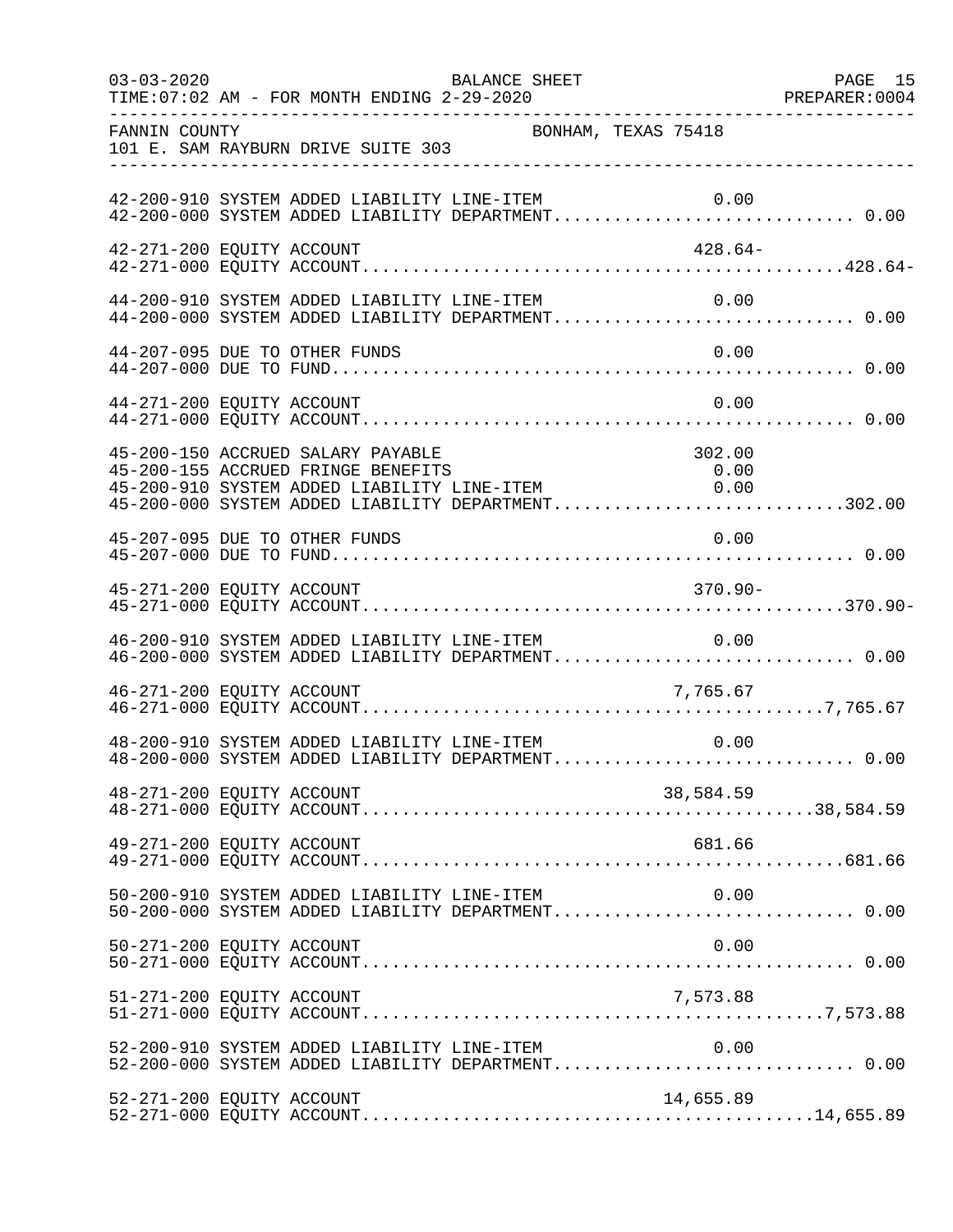FANNIN COUNTY BONHAM, TEXAS 75418
101 E. SAM RAYBURN DRIVE SUITE 303

```
42-200-910 SYSTEM ADDED LIABILITY LINE-ITEM                    0.00
42-200-000 SYSTEM ADDED LIABILITY DEPARTMENT............................. 0.00

42-271-200 EQUITY ACCOUNT                                    428.64-
42-271-000 EQUITY ACCOUNT.............................................428.64-

44-200-910 SYSTEM ADDED LIABILITY LINE-ITEM                    0.00
44-200-000 SYSTEM ADDED LIABILITY DEPARTMENT............................. 0.00

44-207-095 DUE TO OTHER FUNDS                                  0.00
44-207-000 DUE TO FUND................................................... 0.00

44-271-200 EQUITY ACCOUNT                                      0.00
44-271-000 EQUITY ACCOUNT................................................ 0.00

45-200-150 ACCRUED SALARY PAYABLE                            302.00
45-200-155 ACCRUED FRINGE BENEFITS                             0.00
45-200-910 SYSTEM ADDED LIABILITY LINE-ITEM                    0.00
45-200-000 SYSTEM ADDED LIABILITY DEPARTMENT............................302.00

45-207-095 DUE TO OTHER FUNDS                                  0.00
45-207-000 DUE TO FUND................................................... 0.00

45-271-200 EQUITY ACCOUNT                                    370.90-
45-271-000 EQUITY ACCOUNT.............................................370.90-

46-200-910 SYSTEM ADDED LIABILITY LINE-ITEM                    0.00
46-200-000 SYSTEM ADDED LIABILITY DEPARTMENT............................. 0.00

46-271-200 EQUITY ACCOUNT                                  7,765.67
46-271-000 EQUITY ACCOUNT.............................................7,765.67

48-200-910 SYSTEM ADDED LIABILITY LINE-ITEM                    0.00
48-200-000 SYSTEM ADDED LIABILITY DEPARTMENT............................. 0.00

48-271-200 EQUITY ACCOUNT                                 38,584.59
48-271-000 EQUITY ACCOUNT............................................38,584.59

49-271-200 EQUITY ACCOUNT                                    681.66
49-271-000 EQUITY ACCOUNT..............................................681.66

50-200-910 SYSTEM ADDED LIABILITY LINE-ITEM                    0.00
50-200-000 SYSTEM ADDED LIABILITY DEPARTMENT............................. 0.00

50-271-200 EQUITY ACCOUNT                                      0.00
50-271-000 EQUITY ACCOUNT................................................ 0.00

51-271-200 EQUITY ACCOUNT                                  7,573.88
51-271-000 EQUITY ACCOUNT.............................................7,573.88

52-200-910 SYSTEM ADDED LIABILITY LINE-ITEM                    0.00
52-200-000 SYSTEM ADDED LIABILITY DEPARTMENT............................. 0.00

52-271-200 EQUITY ACCOUNT                                 14,655.89
52-271-000 EQUITY ACCOUNT............................................14,655.89
```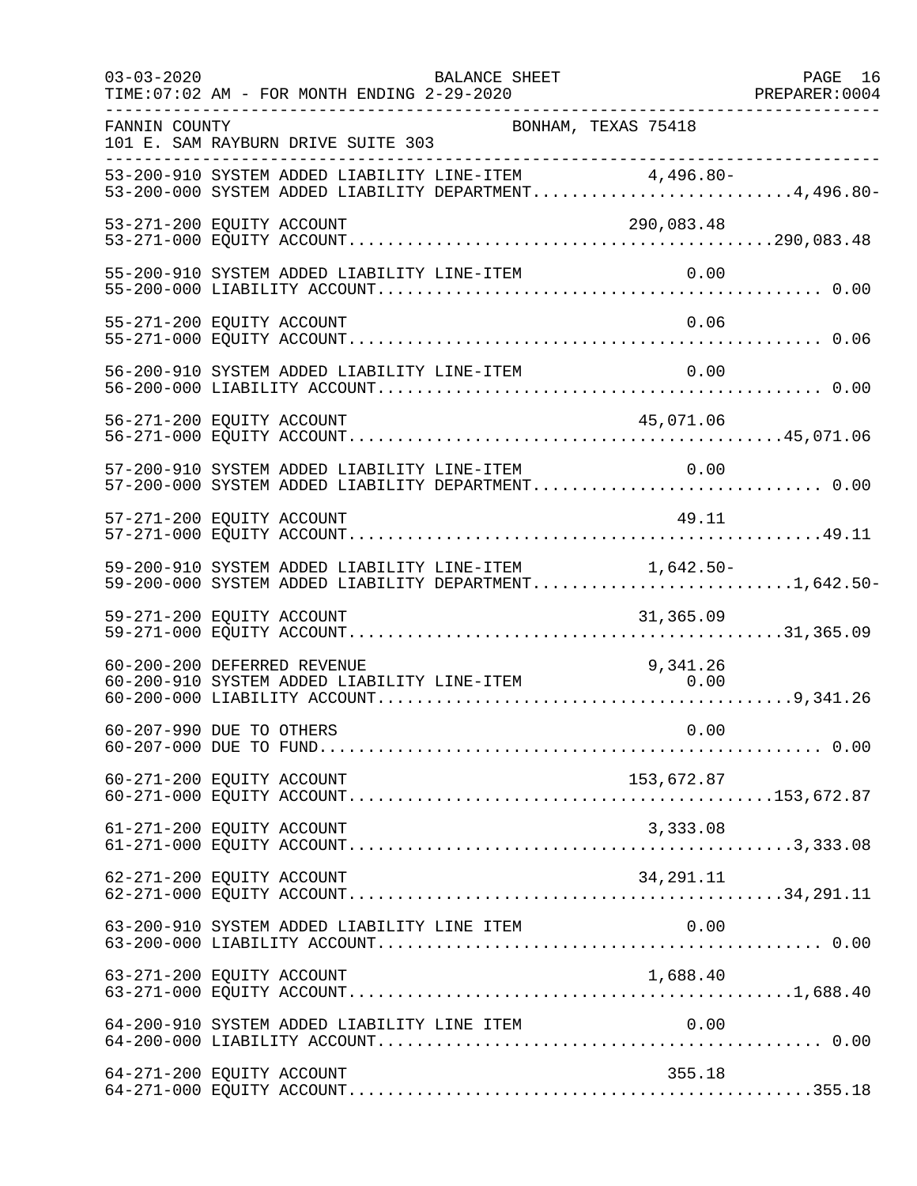BALANCE SHEET

TIME:07:02 AM - FOR MONTH ENDING 2-29-2020

FANNIN COUNTY — BONHAM, TEXAS 75418

101 E. SAM RAYBURN DRIVE SUITE 303

| Account | Description | Line Item | Total |
|---|---|---|---|
| 53-200-910 | SYSTEM ADDED LIABILITY LINE-ITEM | 4,496.80- | |
| 53-200-000 | SYSTEM ADDED LIABILITY DEPARTMENT | | 4,496.80- |
| 53-271-200 | EQUITY ACCOUNT | 290,083.48 | |
| 53-271-000 | EQUITY ACCOUNT | | 290,083.48 |
| 55-200-910 | SYSTEM ADDED LIABILITY LINE-ITEM | 0.00 | |
| 55-200-000 | LIABILITY ACCOUNT | | 0.00 |
| 55-271-200 | EQUITY ACCOUNT | 0.06 | |
| 55-271-000 | EQUITY ACCOUNT | | 0.06 |
| 56-200-910 | SYSTEM ADDED LIABILITY LINE-ITEM | 0.00 | |
| 56-200-000 | LIABILITY ACCOUNT | | 0.00 |
| 56-271-200 | EQUITY ACCOUNT | 45,071.06 | |
| 56-271-000 | EQUITY ACCOUNT | | 45,071.06 |
| 57-200-910 | SYSTEM ADDED LIABILITY LINE-ITEM | 0.00 | |
| 57-200-000 | SYSTEM ADDED LIABILITY DEPARTMENT | | 0.00 |
| 57-271-200 | EQUITY ACCOUNT | 49.11 | |
| 57-271-000 | EQUITY ACCOUNT | | 49.11 |
| 59-200-910 | SYSTEM ADDED LIABILITY LINE-ITEM | 1,642.50- | |
| 59-200-000 | SYSTEM ADDED LIABILITY DEPARTMENT | | 1,642.50- |
| 59-271-200 | EQUITY ACCOUNT | 31,365.09 | |
| 59-271-000 | EQUITY ACCOUNT | | 31,365.09 |
| 60-200-200 | DEFERRED REVENUE | 9,341.26 | |
| 60-200-910 | SYSTEM ADDED LIABILITY LINE-ITEM | 0.00 | |
| 60-200-000 | LIABILITY ACCOUNT | | 9,341.26 |
| 60-207-990 | DUE TO OTHERS | 0.00 | |
| 60-207-000 | DUE TO FUND | | 0.00 |
| 60-271-200 | EQUITY ACCOUNT | 153,672.87 | |
| 60-271-000 | EQUITY ACCOUNT | | 153,672.87 |
| 61-271-200 | EQUITY ACCOUNT | 3,333.08 | |
| 61-271-000 | EQUITY ACCOUNT | | 3,333.08 |
| 62-271-200 | EQUITY ACCOUNT | 34,291.11 | |
| 62-271-000 | EQUITY ACCOUNT | | 34,291.11 |
| 63-200-910 | SYSTEM ADDED LIABILITY LINE ITEM | 0.00 | |
| 63-200-000 | LIABILITY ACCOUNT | | 0.00 |
| 63-271-200 | EQUITY ACCOUNT | 1,688.40 | |
| 63-271-000 | EQUITY ACCOUNT | | 1,688.40 |
| 64-200-910 | SYSTEM ADDED LIABILITY LINE ITEM | 0.00 | |
| 64-200-000 | LIABILITY ACCOUNT | | 0.00 |
| 64-271-200 | EQUITY ACCOUNT | 355.18 | |
| 64-271-000 | EQUITY ACCOUNT | | 355.18 |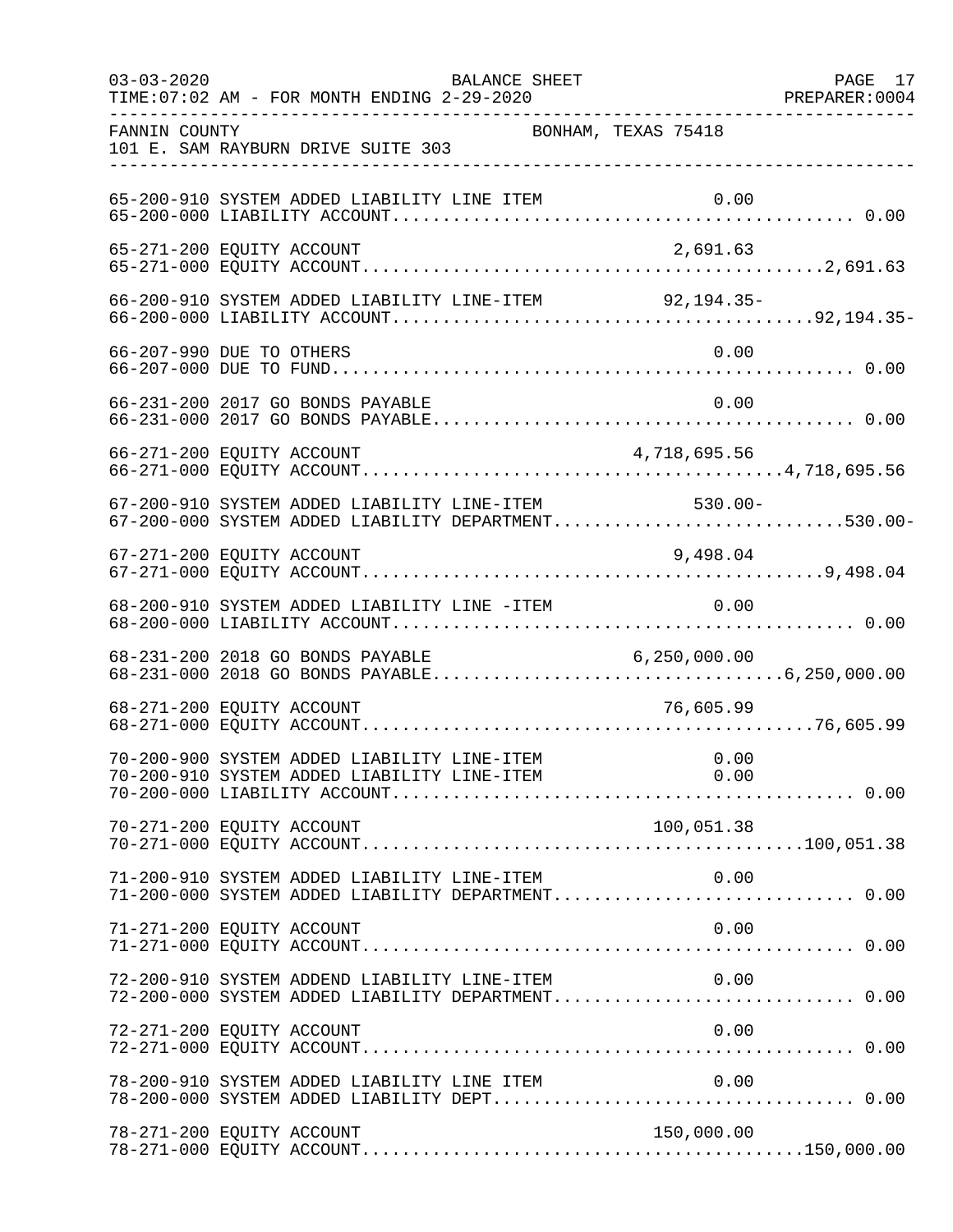FANNIN COUNTY — BONHAM, TEXAS 75418
101 E. SAM RAYBURN DRIVE SUITE 303

BALANCE SHEET — FOR MONTH ENDING 2-29-2020

| Account | Description | Line Item | Total |
|---|---|---|---|
| 65-200-910 | SYSTEM ADDED LIABILITY LINE ITEM | 0.00 | |
| 65-200-000 | LIABILITY ACCOUNT | | 0.00 |
| 65-271-200 | EQUITY ACCOUNT | 2,691.63 | |
| 65-271-000 | EQUITY ACCOUNT | | 2,691.63 |
| 66-200-910 | SYSTEM ADDED LIABILITY LINE-ITEM | 92,194.35- | |
| 66-200-000 | LIABILITY ACCOUNT | | 92,194.35- |
| 66-207-990 | DUE TO OTHERS | 0.00 | |
| 66-207-000 | DUE TO FUND | | 0.00 |
| 66-231-200 | 2017 GO BONDS PAYABLE | 0.00 | |
| 66-231-000 | 2017 GO BONDS PAYABLE | | 0.00 |
| 66-271-200 | EQUITY ACCOUNT | 4,718,695.56 | |
| 66-271-000 | EQUITY ACCOUNT | | 4,718,695.56 |
| 67-200-910 | SYSTEM ADDED LIABILITY LINE-ITEM | 530.00- | |
| 67-200-000 | SYSTEM ADDED LIABILITY DEPARTMENT | | 530.00- |
| 67-271-200 | EQUITY ACCOUNT | 9,498.04 | |
| 67-271-000 | EQUITY ACCOUNT | | 9,498.04 |
| 68-200-910 | SYSTEM ADDED LIABILITY LINE -ITEM | 0.00 | |
| 68-200-000 | LIABILITY ACCOUNT | | 0.00 |
| 68-231-200 | 2018 GO BONDS PAYABLE | 6,250,000.00 | |
| 68-231-000 | 2018 GO BONDS PAYABLE | | 6,250,000.00 |
| 68-271-200 | EQUITY ACCOUNT | 76,605.99 | |
| 68-271-000 | EQUITY ACCOUNT | | 76,605.99 |
| 70-200-900 | SYSTEM ADDED LIABILITY LINE-ITEM | 0.00 | |
| 70-200-910 | SYSTEM ADDED LIABILITY LINE-ITEM | 0.00 | |
| 70-200-000 | LIABILITY ACCOUNT | | 0.00 |
| 70-271-200 | EQUITY ACCOUNT | 100,051.38 | |
| 70-271-000 | EQUITY ACCOUNT | | 100,051.38 |
| 71-200-910 | SYSTEM ADDED LIABILITY LINE-ITEM | 0.00 | |
| 71-200-000 | SYSTEM ADDED LIABILITY DEPARTMENT | | 0.00 |
| 71-271-200 | EQUITY ACCOUNT | 0.00 | |
| 71-271-000 | EQUITY ACCOUNT | | 0.00 |
| 72-200-910 | SYSTEM ADDEND LIABILITY LINE-ITEM | 0.00 | |
| 72-200-000 | SYSTEM ADDED LIABILITY DEPARTMENT | | 0.00 |
| 72-271-200 | EQUITY ACCOUNT | 0.00 | |
| 72-271-000 | EQUITY ACCOUNT | | 0.00 |
| 78-200-910 | SYSTEM ADDED LIABILITY LINE ITEM | 0.00 | |
| 78-200-000 | SYSTEM ADDED LIABILITY DEPT | | 0.00 |
| 78-271-200 | EQUITY ACCOUNT | 150,000.00 | |
| 78-271-000 | EQUITY ACCOUNT | | 150,000.00 |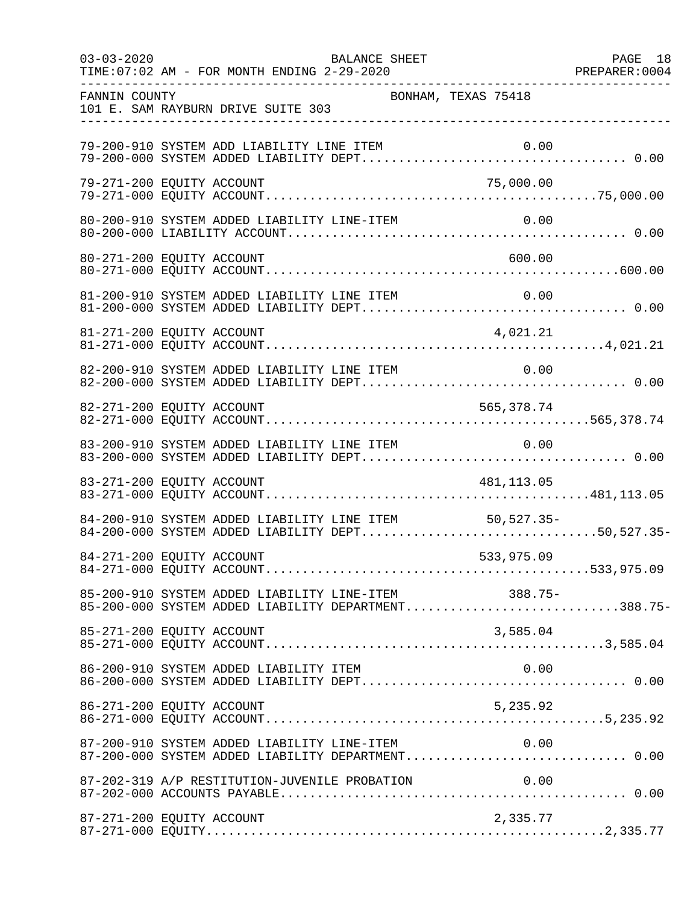FANNIN COUNTY BONHAM, TEXAS 75418
101 E. SAM RAYBURN DRIVE SUITE 303

```
79-200-910 SYSTEM ADD LIABILITY LINE ITEM                    0.00
79-200-000 SYSTEM ADDED LIABILITY DEPT................................... 0.00

79-271-200 EQUITY ACCOUNT                               75,000.00
79-271-000 EQUITY ACCOUNT.............................................75,000.00

80-200-910 SYSTEM ADDED LIABILITY LINE-ITEM                  0.00
80-200-000 LIABILITY ACCOUNT............................................. 0.00

80-271-200 EQUITY ACCOUNT                                  600.00
80-271-000 EQUITY ACCOUNT................................................600.00

81-200-910 SYSTEM ADDED LIABILITY LINE ITEM                  0.00
81-200-000 SYSTEM ADDED LIABILITY DEPT................................... 0.00

81-271-200 EQUITY ACCOUNT                                4,021.21
81-271-000 EQUITY ACCOUNT..............................................4,021.21

82-200-910 SYSTEM ADDED LIABILITY LINE ITEM                  0.00
82-200-000 SYSTEM ADDED LIABILITY DEPT................................... 0.00

82-271-200 EQUITY ACCOUNT                              565,378.74
82-271-000 EQUITY ACCOUNT............................................565,378.74

83-200-910 SYSTEM ADDED LIABILITY LINE ITEM                  0.00
83-200-000 SYSTEM ADDED LIABILITY DEPT................................... 0.00

83-271-200 EQUITY ACCOUNT                              481,113.05
83-271-000 EQUITY ACCOUNT............................................481,113.05

84-200-910 SYSTEM ADDED LIABILITY LINE ITEM            50,527.35-
84-200-000 SYSTEM ADDED LIABILITY DEPT..............................50,527.35-

84-271-200 EQUITY ACCOUNT                              533,975.09
84-271-000 EQUITY ACCOUNT............................................533,975.09

85-200-910 SYSTEM ADDED LIABILITY LINE-ITEM               388.75-
85-200-000 SYSTEM ADDED LIABILITY DEPARTMENT............................388.75-

85-271-200 EQUITY ACCOUNT                                3,585.04
85-271-000 EQUITY ACCOUNT..............................................3,585.04

86-200-910 SYSTEM ADDED LIABILITY ITEM                       0.00
86-200-000 SYSTEM ADDED LIABILITY DEPT................................... 0.00

86-271-200 EQUITY ACCOUNT                                5,235.92
86-271-000 EQUITY ACCOUNT..............................................5,235.92

87-200-910 SYSTEM ADDED LIABILITY LINE-ITEM                  0.00
87-200-000 SYSTEM ADDED LIABILITY DEPARTMENT............................. 0.00

87-202-319 A/P RESTITUTION-JUVENILE PROBATION                0.00
87-202-000 ACCOUNTS PAYABLE.............................................. 0.00

87-271-200 EQUITY ACCOUNT                                2,335.77
87-271-000 EQUITY......................................................2,335.77
```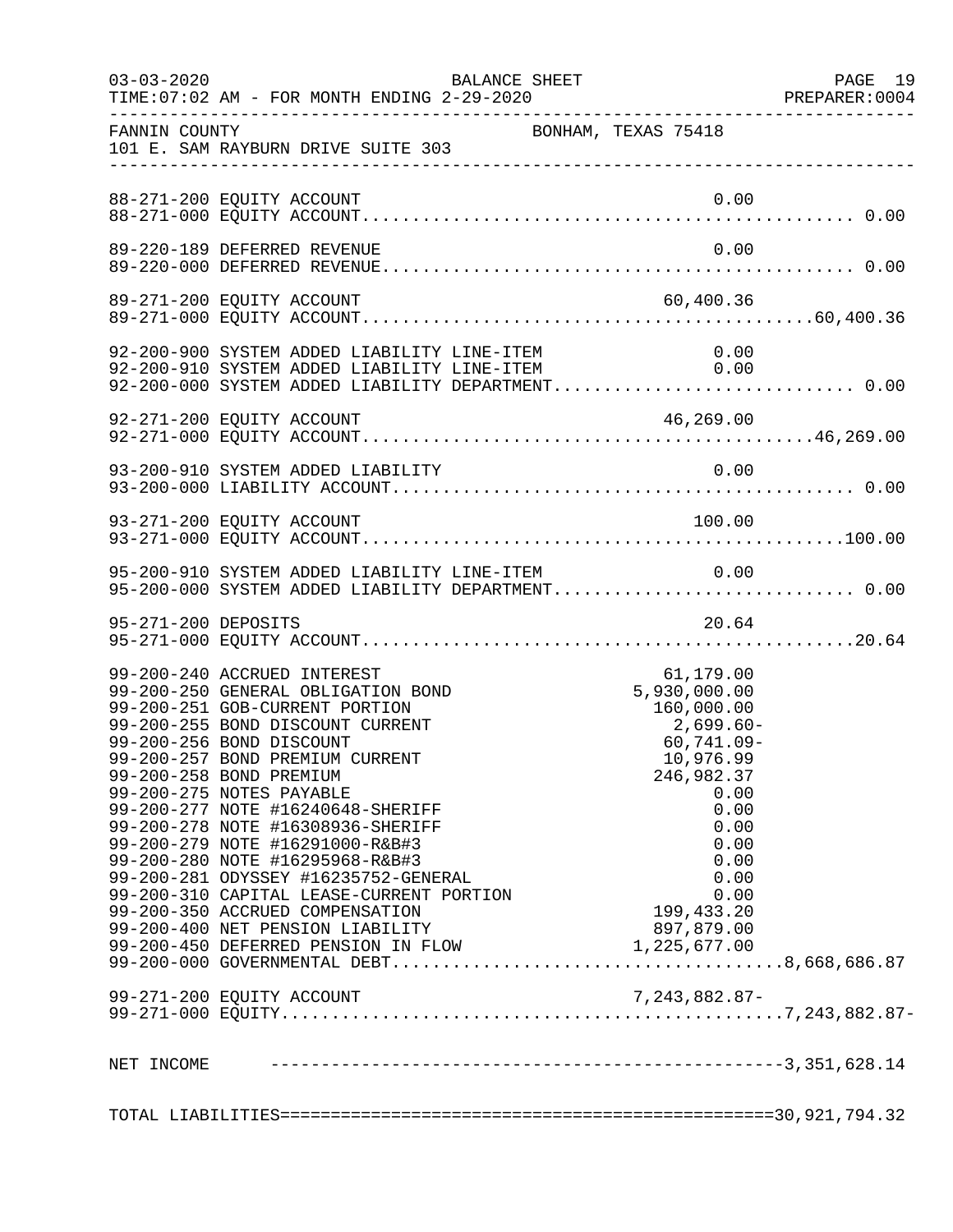03-03-2020 BALANCE SHEET
TIME:07:02 AM - FOR MONTH ENDING 2-29-2020

FANNIN COUNTY BONHAM, TEXAS 75418
101 E. SAM RAYBURN DRIVE SUITE 303

| | | | |
|---|---|---|---|
| 88-271-200 | EQUITY ACCOUNT | 0.00 | |
| 88-271-000 | EQUITY ACCOUNT | | 0.00 |
| 89-220-189 | DEFERRED REVENUE | 0.00 | |
| 89-220-000 | DEFERRED REVENUE | | 0.00 |
| 89-271-200 | EQUITY ACCOUNT | 60,400.36 | |
| 89-271-000 | EQUITY ACCOUNT | | 60,400.36 |
| 92-200-900 | SYSTEM ADDED LIABILITY LINE-ITEM | 0.00 | |
| 92-200-910 | SYSTEM ADDED LIABILITY LINE-ITEM | 0.00 | |
| 92-200-000 | SYSTEM ADDED LIABILITY DEPARTMENT | | 0.00 |
| 92-271-200 | EQUITY ACCOUNT | 46,269.00 | |
| 92-271-000 | EQUITY ACCOUNT | | 46,269.00 |
| 93-200-910 | SYSTEM ADDED LIABILITY | 0.00 | |
| 93-200-000 | LIABILITY ACCOUNT | | 0.00 |
| 93-271-200 | EQUITY ACCOUNT | 100.00 | |
| 93-271-000 | EQUITY ACCOUNT | | 100.00 |
| 95-200-910 | SYSTEM ADDED LIABILITY LINE-ITEM | 0.00 | |
| 95-200-000 | SYSTEM ADDED LIABILITY DEPARTMENT | | 0.00 |
| 95-271-200 | DEPOSITS | 20.64 | |
| 95-271-000 | EQUITY ACCOUNT | | 20.64 |
| 99-200-240 | ACCRUED INTEREST | 61,179.00 | |
| 99-200-250 | GENERAL OBLIGATION BOND | 5,930,000.00 | |
| 99-200-251 | GOB-CURRENT PORTION | 160,000.00 | |
| 99-200-255 | BOND DISCOUNT CURRENT | 2,699.60- | |
| 99-200-256 | BOND DISCOUNT | 60,741.09- | |
| 99-200-257 | BOND PREMIUM CURRENT | 10,976.99 | |
| 99-200-258 | BOND PREMIUM | 246,982.37 | |
| 99-200-275 | NOTES PAYABLE | 0.00 | |
| 99-200-277 | NOTE #16240648-SHERIFF | 0.00 | |
| 99-200-278 | NOTE #16308936-SHERIFF | 0.00 | |
| 99-200-279 | NOTE #16291000-R&B#3 | 0.00 | |
| 99-200-280 | NOTE #16295968-R&B#3 | 0.00 | |
| 99-200-281 | ODYSSEY #16235752-GENERAL | 0.00 | |
| 99-200-310 | CAPITAL LEASE-CURRENT PORTION | 0.00 | |
| 99-200-350 | ACCRUED COMPENSATION | 199,433.20 | |
| 99-200-400 | NET PENSION LIABILITY | 897,879.00 | |
| 99-200-450 | DEFERRED PENSION IN FLOW | 1,225,677.00 | |
| 99-200-000 | GOVERNMENTAL DEBT | | 8,668,686.87 |
| 99-271-200 | EQUITY ACCOUNT | 7,243,882.87- | |
| 99-271-000 | EQUITY | | 7,243,882.87- |

NET INCOME ---------------------------------------------------3,351,628.14

TOTAL LIABILITIES=================================================30,921,794.32